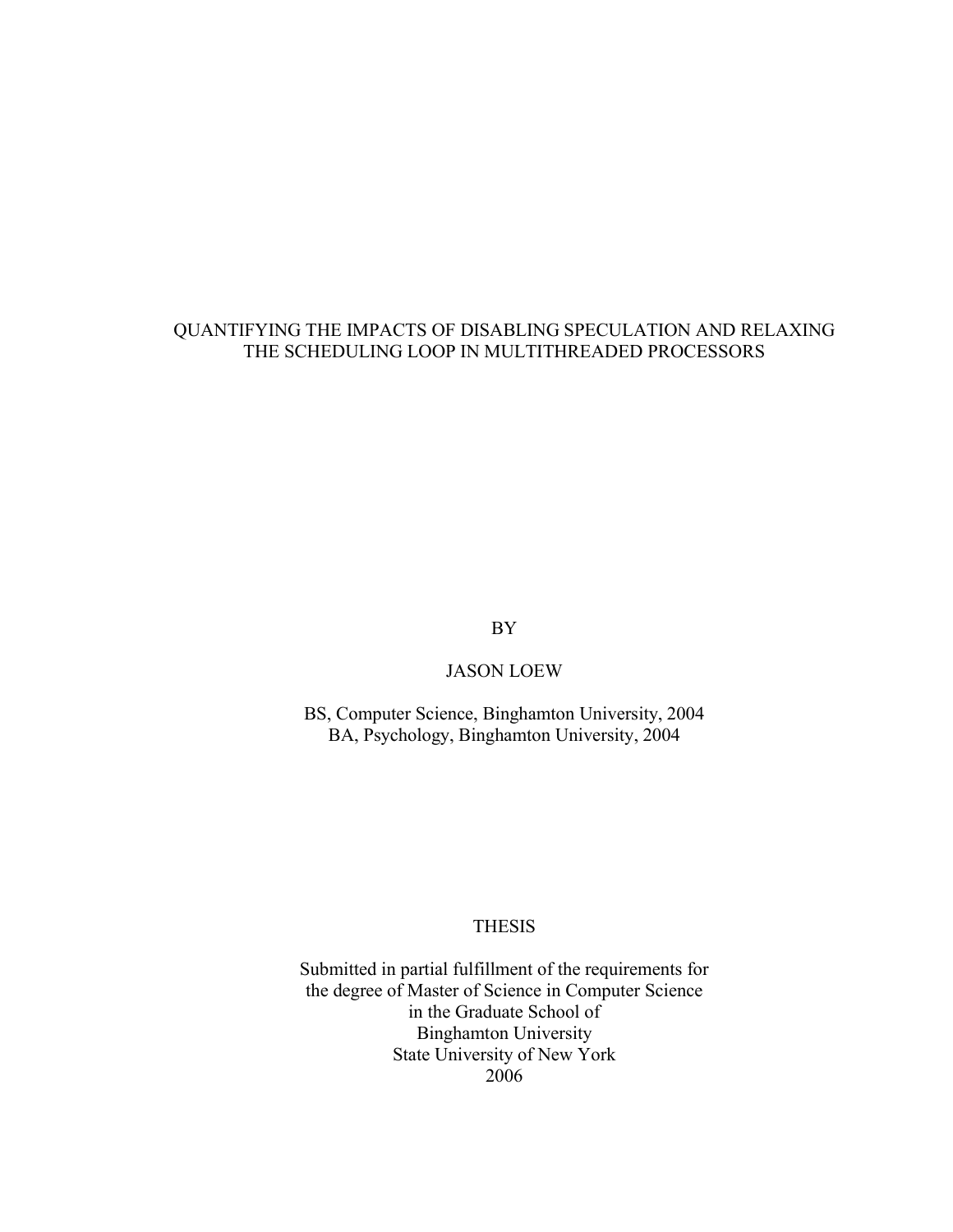# QUANTIFYING THE IMPACTS OF DISABLING SPECULATION AND RELAXING THE SCHEDULING LOOP IN MULTITHREADED PROCESSORS

BY

JASON LOEW

BS, Computer Science, Binghamton University, 2004
BA, Psychology, Binghamton University, 2004

THESIS

Submitted in partial fulfillment of the requirements for
the degree of Master of Science in Computer Science
in the Graduate School of
Binghamton University
State University of New York
2006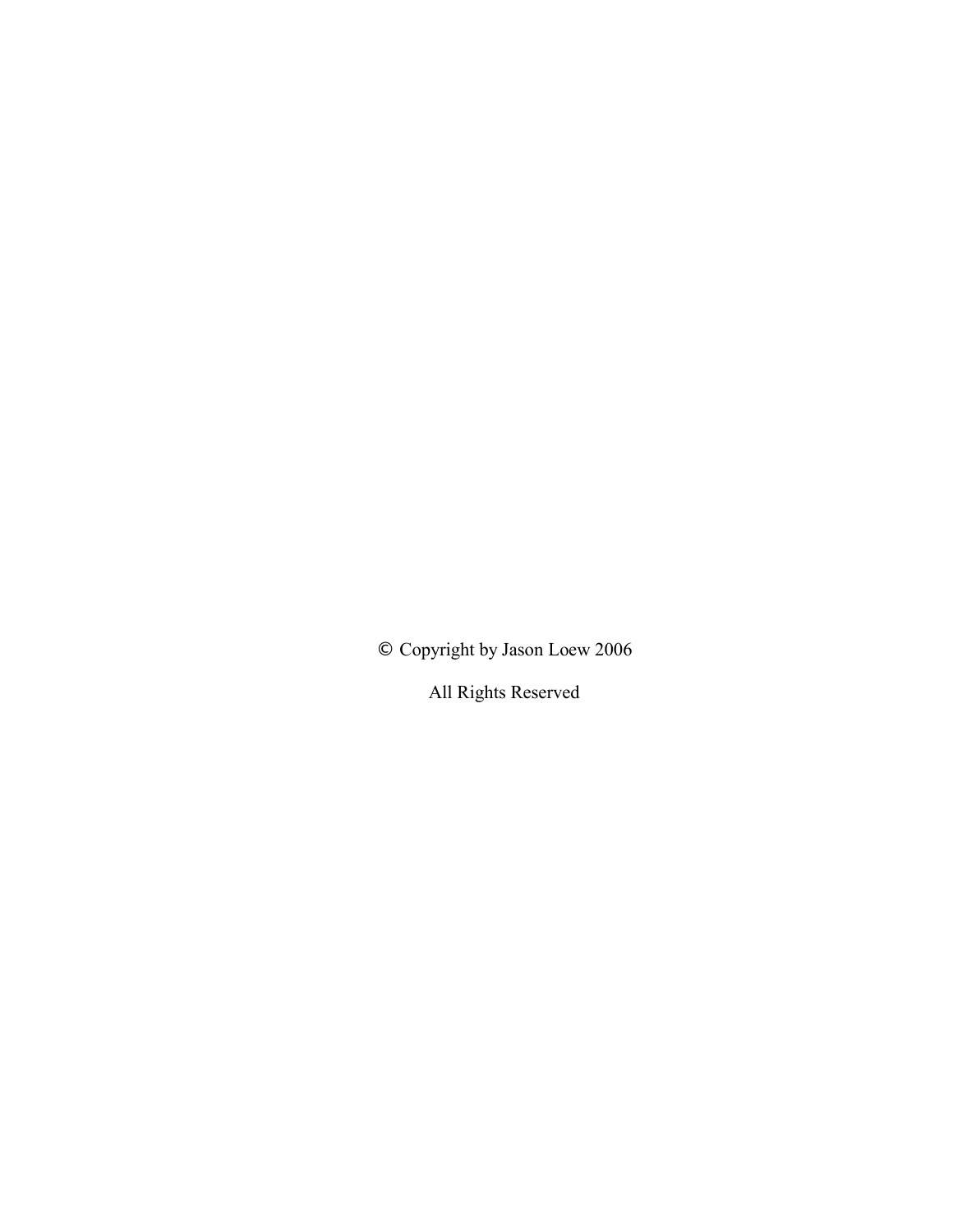© Copyright by Jason Loew 2006

All Rights Reserved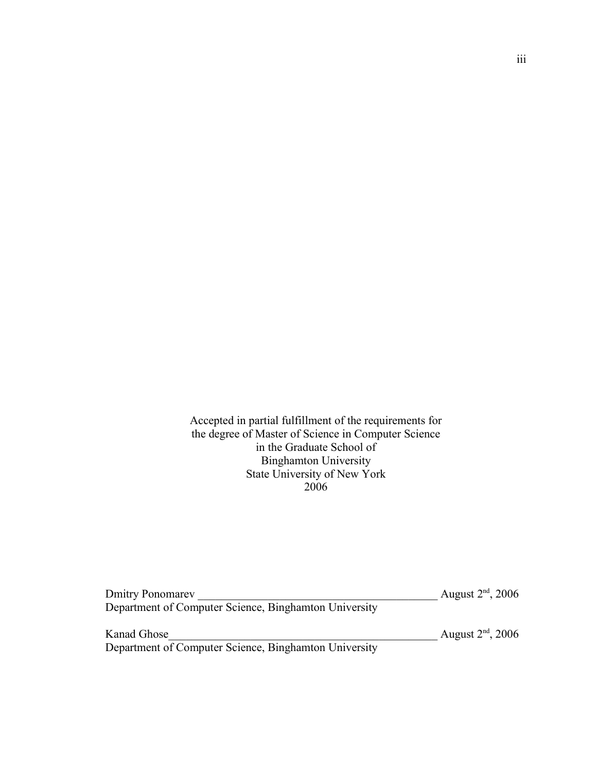Accepted in partial fulfillment of the requirements for
the degree of Master of Science in Computer Science
in the Graduate School of
Binghamton University
State University of New York
2006

Dmitry Ponomarev \_\_\_\_\_\_\_\_\_\_\_\_\_\_\_\_\_\_\_\_\_\_\_\_\_\_\_\_\_\_\_\_\_\_\_\_\_\_\_\_\_ August 2nd, 2006
Department of Computer Science, Binghamton University

Kanad Ghose\_\_\_\_\_\_\_\_\_\_\_\_\_\_\_\_\_\_\_\_\_\_\_\_\_\_\_\_\_\_\_\_\_\_\_\_\_\_\_\_\_\_\_\_\_\_ August 2nd, 2006
Department of Computer Science, Binghamton University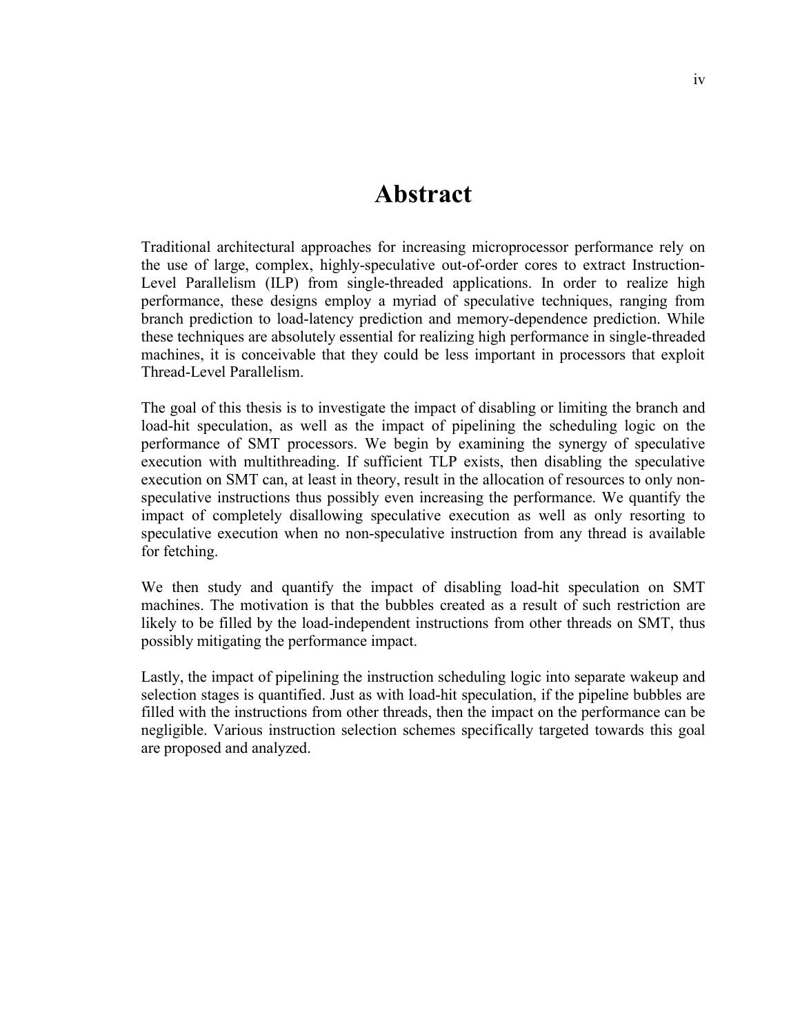# Abstract

Traditional architectural approaches for increasing microprocessor performance rely on the use of large, complex, highly-speculative out-of-order cores to extract Instruction-Level Parallelism (ILP) from single-threaded applications. In order to realize high performance, these designs employ a myriad of speculative techniques, ranging from branch prediction to load-latency prediction and memory-dependence prediction. While these techniques are absolutely essential for realizing high performance in single-threaded machines, it is conceivable that they could be less important in processors that exploit Thread-Level Parallelism.

The goal of this thesis is to investigate the impact of disabling or limiting the branch and load-hit speculation, as well as the impact of pipelining the scheduling logic on the performance of SMT processors. We begin by examining the synergy of speculative execution with multithreading. If sufficient TLP exists, then disabling the speculative execution on SMT can, at least in theory, result in the allocation of resources to only non-speculative instructions thus possibly even increasing the performance. We quantify the impact of completely disallowing speculative execution as well as only resorting to speculative execution when no non-speculative instruction from any thread is available for fetching.

We then study and quantify the impact of disabling load-hit speculation on SMT machines. The motivation is that the bubbles created as a result of such restriction are likely to be filled by the load-independent instructions from other threads on SMT, thus possibly mitigating the performance impact.

Lastly, the impact of pipelining the instruction scheduling logic into separate wakeup and selection stages is quantified. Just as with load-hit speculation, if the pipeline bubbles are filled with the instructions from other threads, then the impact on the performance can be negligible. Various instruction selection schemes specifically targeted towards this goal are proposed and analyzed.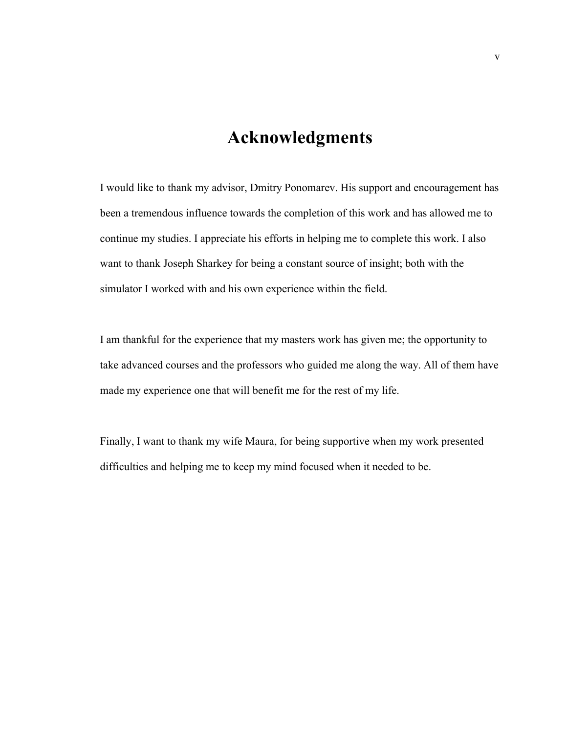# Acknowledgments

I would like to thank my advisor, Dmitry Ponomarev. His support and encouragement has been a tremendous influence towards the completion of this work and has allowed me to continue my studies. I appreciate his efforts in helping me to complete this work. I also want to thank Joseph Sharkey for being a constant source of insight; both with the simulator I worked with and his own experience within the field.

I am thankful for the experience that my masters work has given me; the opportunity to take advanced courses and the professors who guided me along the way. All of them have made my experience one that will benefit me for the rest of my life.

Finally, I want to thank my wife Maura, for being supportive when my work presented difficulties and helping me to keep my mind focused when it needed to be.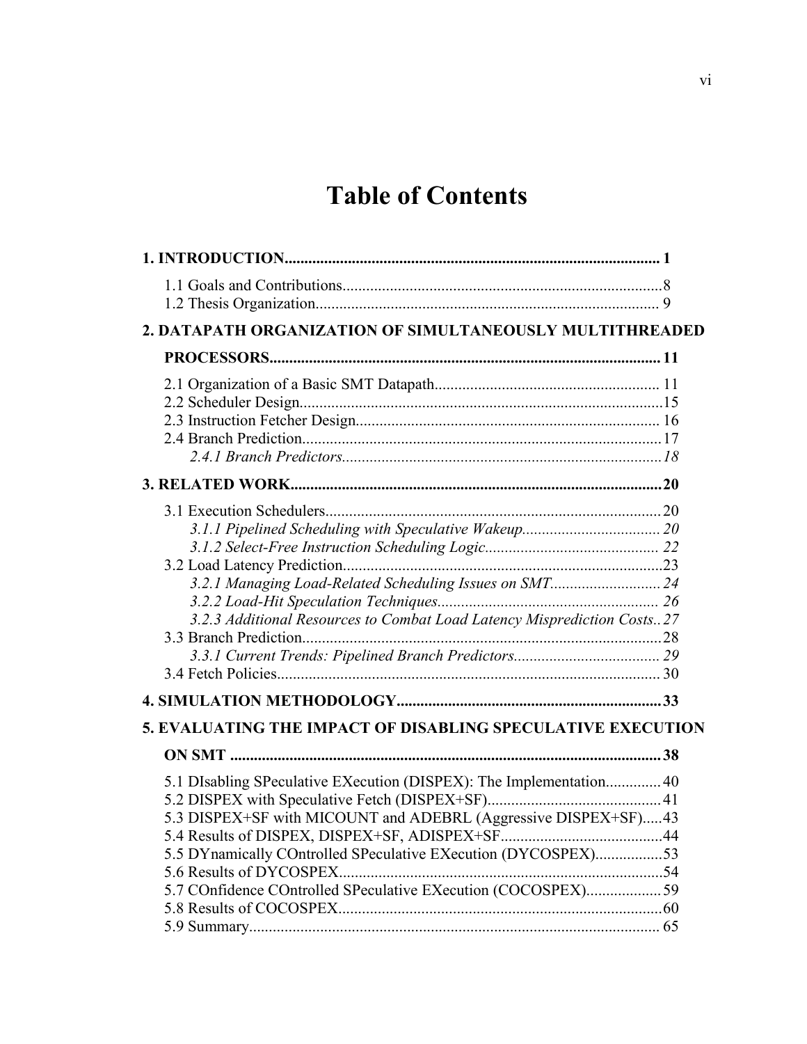# Table of Contents

**1. INTRODUCTION.............................................................................................. 1**

1.1 Goals and Contributions.................................................................................8
1.2 Thesis Organization...................................................................................... 9

**2. DATAPATH ORGANIZATION OF SIMULTANEOUSLY MULTITHREADED PROCESSORS.................................................................................................. 11**

2.1 Organization of a Basic SMT Datapath......................................................... 11
2.2 Scheduler Design............................................................................................15
2.3 Instruction Fetcher Design............................................................................ 16
2.4 Branch Prediction...........................................................................................17
*2.4.1 Branch Predictors.................................................................................18*

**3. RELATED WORK.............................................................................................20**

3.1 Execution Schedulers.....................................................................................20
*3.1.1 Pipelined Scheduling with Speculative Wakeup................................... 20*
*3.1.2 Select-Free Instruction Scheduling Logic............................................ 22*
3.2 Load Latency Prediction................................................................................23
*3.2.1 Managing Load-Related Scheduling Issues on SMT............................ 24*
*3.2.2 Load-Hit Speculation Techniques........................................................ 26*
*3.2.3 Additional Resources to Combat Load Latency Misprediction Costs.. 27*
3.3 Branch Prediction...........................................................................................28
*3.3.1 Current Trends: Pipelined Branch Predictors..................................... 29*
3.4 Fetch Policies................................................................................................. 30

**4. SIMULATION METHODOLOGY..................................................................33**

**5. EVALUATING THE IMPACT OF DISABLING SPECULATIVE EXECUTION ON SMT ............................................................................................................. 38**

5.1 DIsabling SPeculative EXecution (DISPEX): The Implementation.............. 40
5.2 DISPEX with Speculative Fetch (DISPEX+SF)............................................ 41
5.3 DISPEX+SF with MICOUNT and ADEBRL (Aggressive DISPEX+SF).....43
5.4 Results of DISPEX, DISPEX+SF, ADISPEX+SF.........................................44
5.5 DYnamically COntrolled SPeculative EXecution (DYCOSPEX).................53
5.6 Results of DYCOSPEX..................................................................................54
5.7 COnfidence COntrolled SPeculative EXecution (COCOSPEX)...................59
5.8 Results of COCOSPEX..................................................................................60
5.9 Summary........................................................................................................ 65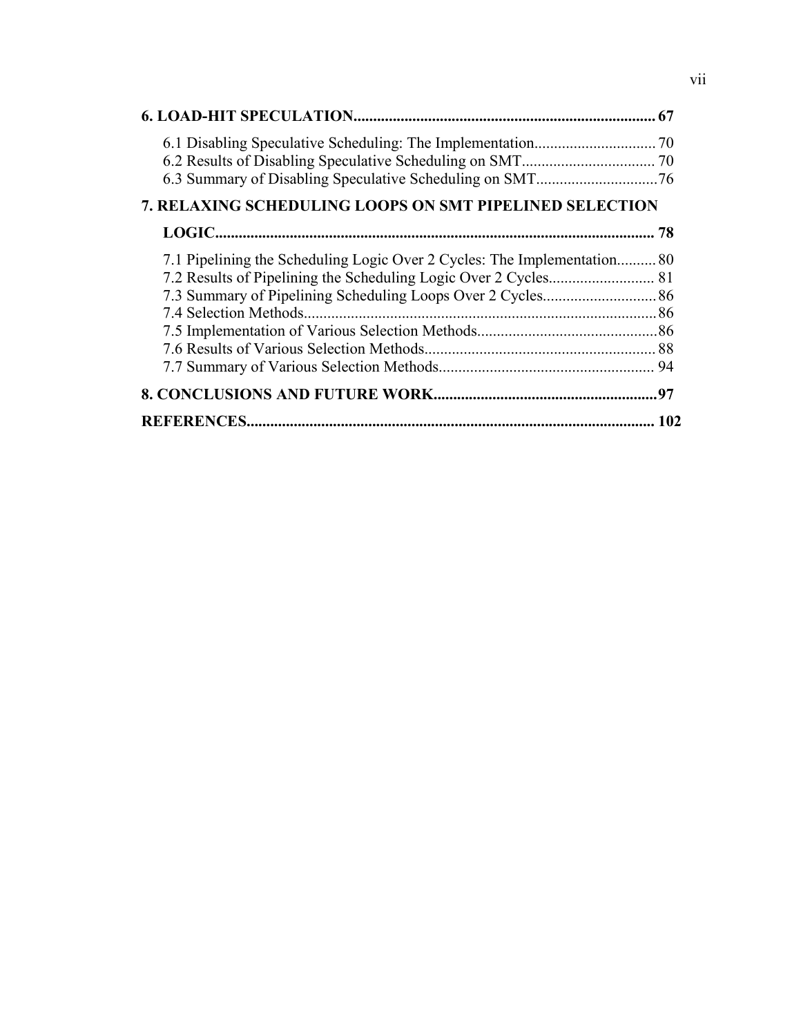**6. LOAD-HIT SPECULATION............................................................................ 67**

- 6.1 Disabling Speculative Scheduling: The Implementation............................... 70
- 6.2 Results of Disabling Speculative Scheduling on SMT.................................. 70
- 6.3 Summary of Disabling Speculative Scheduling on SMT...............................76

**7. RELAXING SCHEDULING LOOPS ON SMT PIPELINED SELECTION LOGIC............................................................................................................... 78**

- 7.1 Pipelining the Scheduling Logic Over 2 Cycles: The Implementation.......... 80
- 7.2 Results of Pipelining the Scheduling Logic Over 2 Cycles........................... 81
- 7.3 Summary of Pipelining Scheduling Loops Over 2 Cycles.............................86
- 7.4 Selection Methods...........................................................................................86
- 7.5 Implementation of Various Selection Methods..............................................86
- 7.6 Results of Various Selection Methods........................................................... 88
- 7.7 Summary of Various Selection Methods....................................................... 94

**8. CONCLUSIONS AND FUTURE WORK.........................................................97**

**REFERENCES....................................................................................................... 102**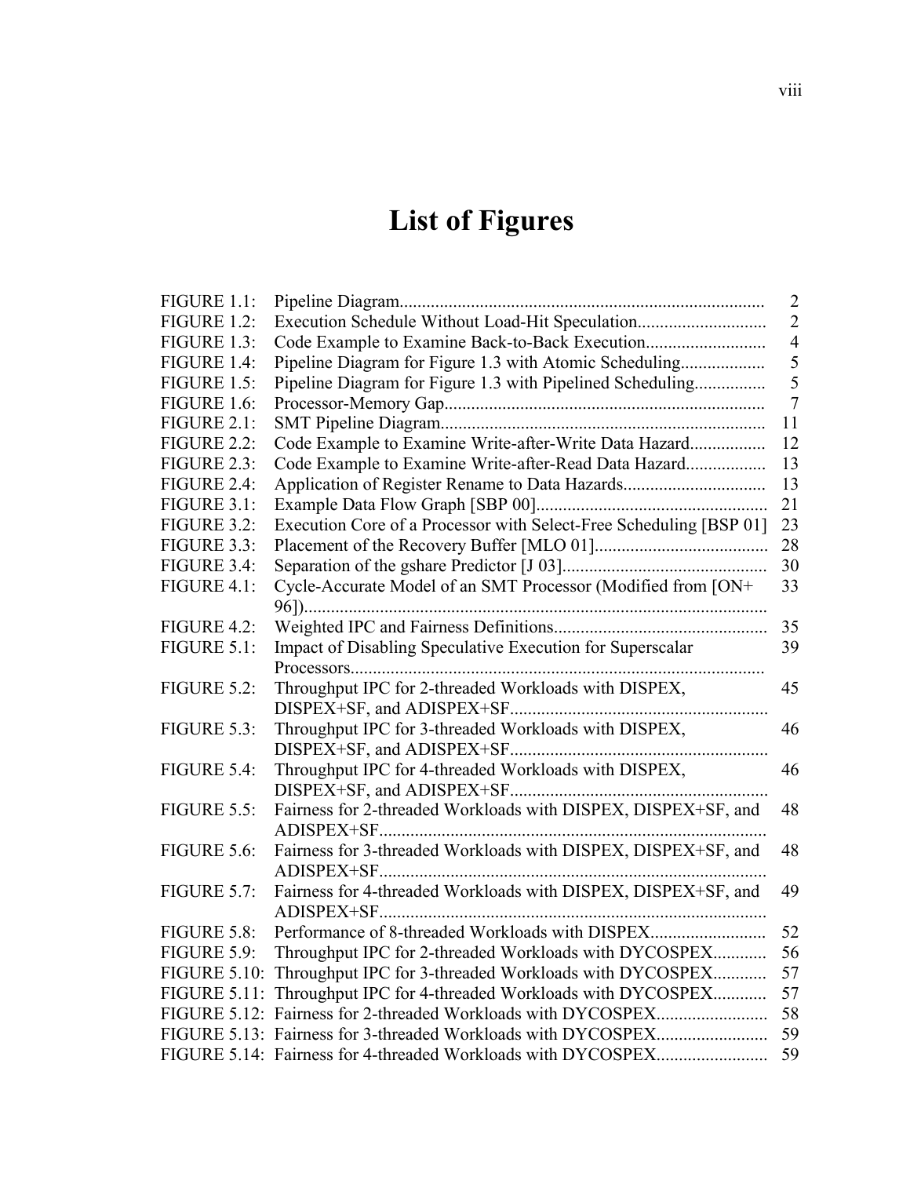# List of Figures

| | | |
|---|---|---|
| FIGURE 1.1: | Pipeline Diagram | 2 |
| FIGURE 1.2: | Execution Schedule Without Load-Hit Speculation | 2 |
| FIGURE 1.3: | Code Example to Examine Back-to-Back Execution | 4 |
| FIGURE 1.4: | Pipeline Diagram for Figure 1.3 with Atomic Scheduling | 5 |
| FIGURE 1.5: | Pipeline Diagram for Figure 1.3 with Pipelined Scheduling | 5 |
| FIGURE 1.6: | Processor-Memory Gap | 7 |
| FIGURE 2.1: | SMT Pipeline Diagram | 11 |
| FIGURE 2.2: | Code Example to Examine Write-after-Write Data Hazard | 12 |
| FIGURE 2.3: | Code Example to Examine Write-after-Read Data Hazard | 13 |
| FIGURE 2.4: | Application of Register Rename to Data Hazards | 13 |
| FIGURE 3.1: | Example Data Flow Graph [SBP 00] | 21 |
| FIGURE 3.2: | Execution Core of a Processor with Select-Free Scheduling [BSP 01] | 23 |
| FIGURE 3.3: | Placement of the Recovery Buffer [MLO 01] | 28 |
| FIGURE 3.4: | Separation of the gshare Predictor [J 03] | 30 |
| FIGURE 4.1: | Cycle-Accurate Model of an SMT Processor (Modified from [ON+ 96]) | 33 |
| FIGURE 4.2: | Weighted IPC and Fairness Definitions | 35 |
| FIGURE 5.1: | Impact of Disabling Speculative Execution for Superscalar Processors | 39 |
| FIGURE 5.2: | Throughput IPC for 2-threaded Workloads with DISPEX, DISPEX+SF, and ADISPEX+SF | 45 |
| FIGURE 5.3: | Throughput IPC for 3-threaded Workloads with DISPEX, DISPEX+SF, and ADISPEX+SF | 46 |
| FIGURE 5.4: | Throughput IPC for 4-threaded Workloads with DISPEX, DISPEX+SF, and ADISPEX+SF | 46 |
| FIGURE 5.5: | Fairness for 2-threaded Workloads with DISPEX, DISPEX+SF, and ADISPEX+SF | 48 |
| FIGURE 5.6: | Fairness for 3-threaded Workloads with DISPEX, DISPEX+SF, and ADISPEX+SF | 48 |
| FIGURE 5.7: | Fairness for 4-threaded Workloads with DISPEX, DISPEX+SF, and ADISPEX+SF | 49 |
| FIGURE 5.8: | Performance of 8-threaded Workloads with DISPEX | 52 |
| FIGURE 5.9: | Throughput IPC for 2-threaded Workloads with DYCOSPEX | 56 |
| FIGURE 5.10: | Throughput IPC for 3-threaded Workloads with DYCOSPEX | 57 |
| FIGURE 5.11: | Throughput IPC for 4-threaded Workloads with DYCOSPEX | 57 |
| FIGURE 5.12: | Fairness for 2-threaded Workloads with DYCOSPEX | 58 |
| FIGURE 5.13: | Fairness for 3-threaded Workloads with DYCOSPEX | 59 |
| FIGURE 5.14: | Fairness for 4-threaded Workloads with DYCOSPEX | 59 |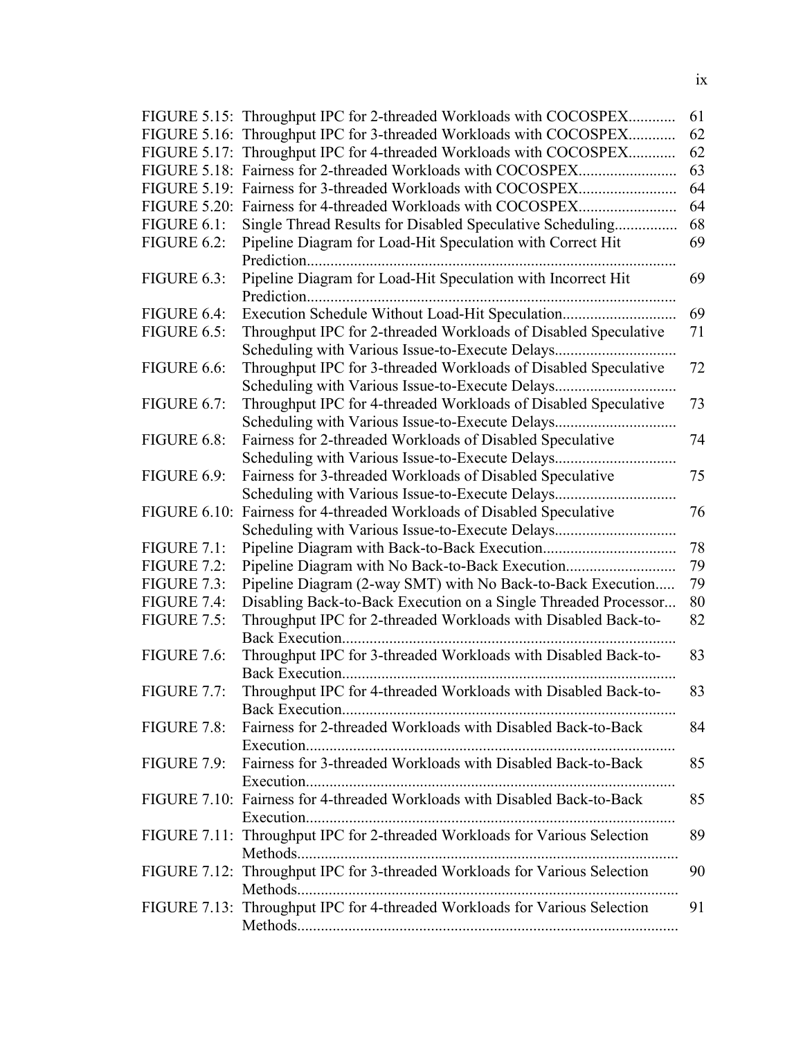| | | |
|---|---|---|
| FIGURE 5.15: | Throughput IPC for 2-threaded Workloads with COCOSPEX | 61 |
| FIGURE 5.16: | Throughput IPC for 3-threaded Workloads with COCOSPEX | 62 |
| FIGURE 5.17: | Throughput IPC for 4-threaded Workloads with COCOSPEX | 62 |
| FIGURE 5.18: | Fairness for 2-threaded Workloads with COCOSPEX | 63 |
| FIGURE 5.19: | Fairness for 3-threaded Workloads with COCOSPEX | 64 |
| FIGURE 5.20: | Fairness for 4-threaded Workloads with COCOSPEX | 64 |
| FIGURE 6.1: | Single Thread Results for Disabled Speculative Scheduling | 68 |
| FIGURE 6.2: | Pipeline Diagram for Load-Hit Speculation with Correct Hit Prediction | 69 |
| FIGURE 6.3: | Pipeline Diagram for Load-Hit Speculation with Incorrect Hit Prediction | 69 |
| FIGURE 6.4: | Execution Schedule Without Load-Hit Speculation | 69 |
| FIGURE 6.5: | Throughput IPC for 2-threaded Workloads of Disabled Speculative Scheduling with Various Issue-to-Execute Delays | 71 |
| FIGURE 6.6: | Throughput IPC for 3-threaded Workloads of Disabled Speculative Scheduling with Various Issue-to-Execute Delays | 72 |
| FIGURE 6.7: | Throughput IPC for 4-threaded Workloads of Disabled Speculative Scheduling with Various Issue-to-Execute Delays | 73 |
| FIGURE 6.8: | Fairness for 2-threaded Workloads of Disabled Speculative Scheduling with Various Issue-to-Execute Delays | 74 |
| FIGURE 6.9: | Fairness for 3-threaded Workloads of Disabled Speculative Scheduling with Various Issue-to-Execute Delays | 75 |
| FIGURE 6.10: | Fairness for 4-threaded Workloads of Disabled Speculative Scheduling with Various Issue-to-Execute Delays | 76 |
| FIGURE 7.1: | Pipeline Diagram with Back-to-Back Execution | 78 |
| FIGURE 7.2: | Pipeline Diagram with No Back-to-Back Execution | 79 |
| FIGURE 7.3: | Pipeline Diagram (2-way SMT) with No Back-to-Back Execution | 79 |
| FIGURE 7.4: | Disabling Back-to-Back Execution on a Single Threaded Processor | 80 |
| FIGURE 7.5: | Throughput IPC for 2-threaded Workloads with Disabled Back-to-Back Execution | 82 |
| FIGURE 7.6: | Throughput IPC for 3-threaded Workloads with Disabled Back-to-Back Execution | 83 |
| FIGURE 7.7: | Throughput IPC for 4-threaded Workloads with Disabled Back-to-Back Execution | 83 |
| FIGURE 7.8: | Fairness for 2-threaded Workloads with Disabled Back-to-Back Execution | 84 |
| FIGURE 7.9: | Fairness for 3-threaded Workloads with Disabled Back-to-Back Execution | 85 |
| FIGURE 7.10: | Fairness for 4-threaded Workloads with Disabled Back-to-Back Execution | 85 |
| FIGURE 7.11: | Throughput IPC for 2-threaded Workloads for Various Selection Methods | 89 |
| FIGURE 7.12: | Throughput IPC for 3-threaded Workloads for Various Selection Methods | 90 |
| FIGURE 7.13: | Throughput IPC for 4-threaded Workloads for Various Selection Methods | 91 |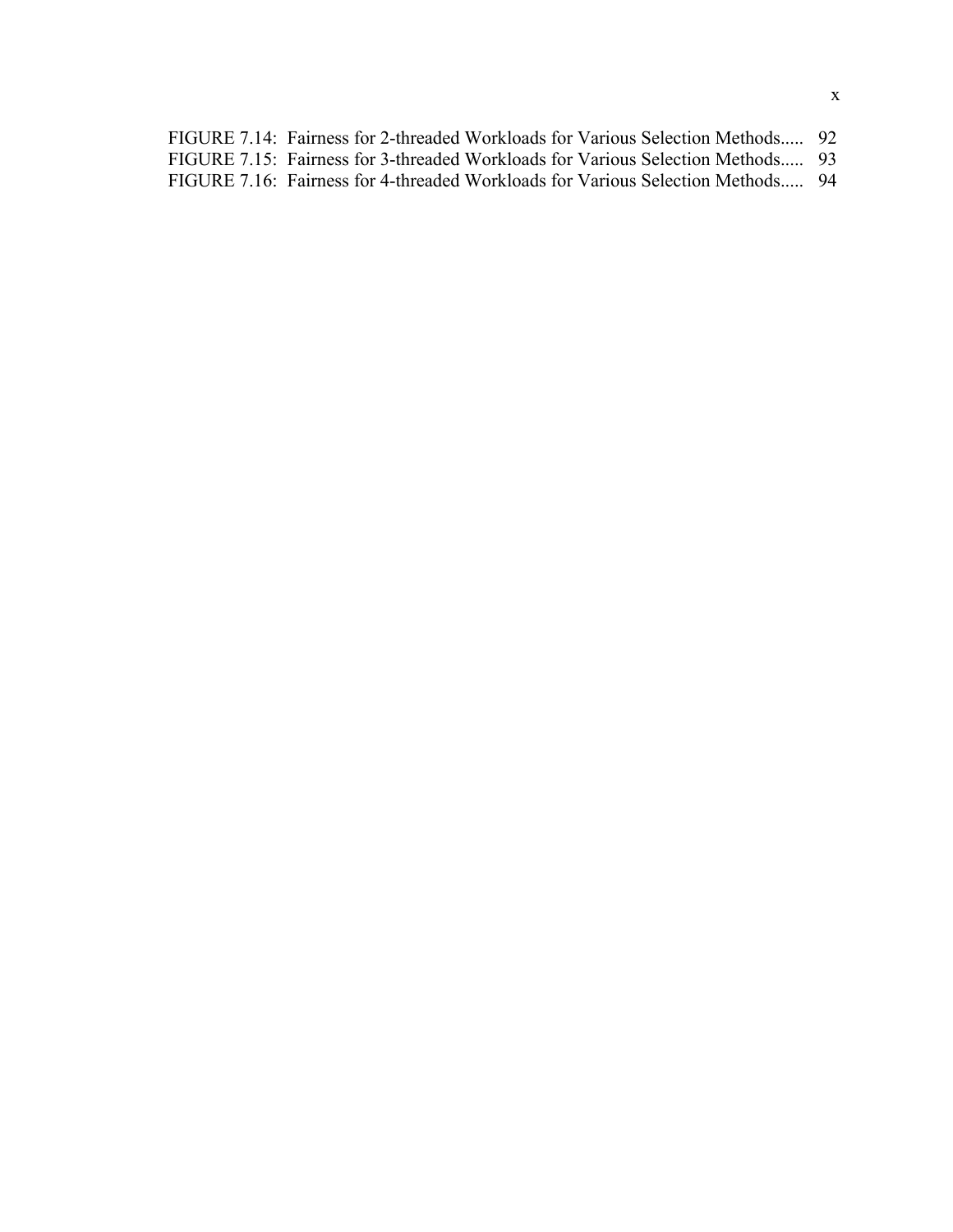FIGURE 7.14: Fairness for 2-threaded Workloads for Various Selection Methods..... 92
FIGURE 7.15: Fairness for 3-threaded Workloads for Various Selection Methods..... 93
FIGURE 7.16: Fairness for 4-threaded Workloads for Various Selection Methods..... 94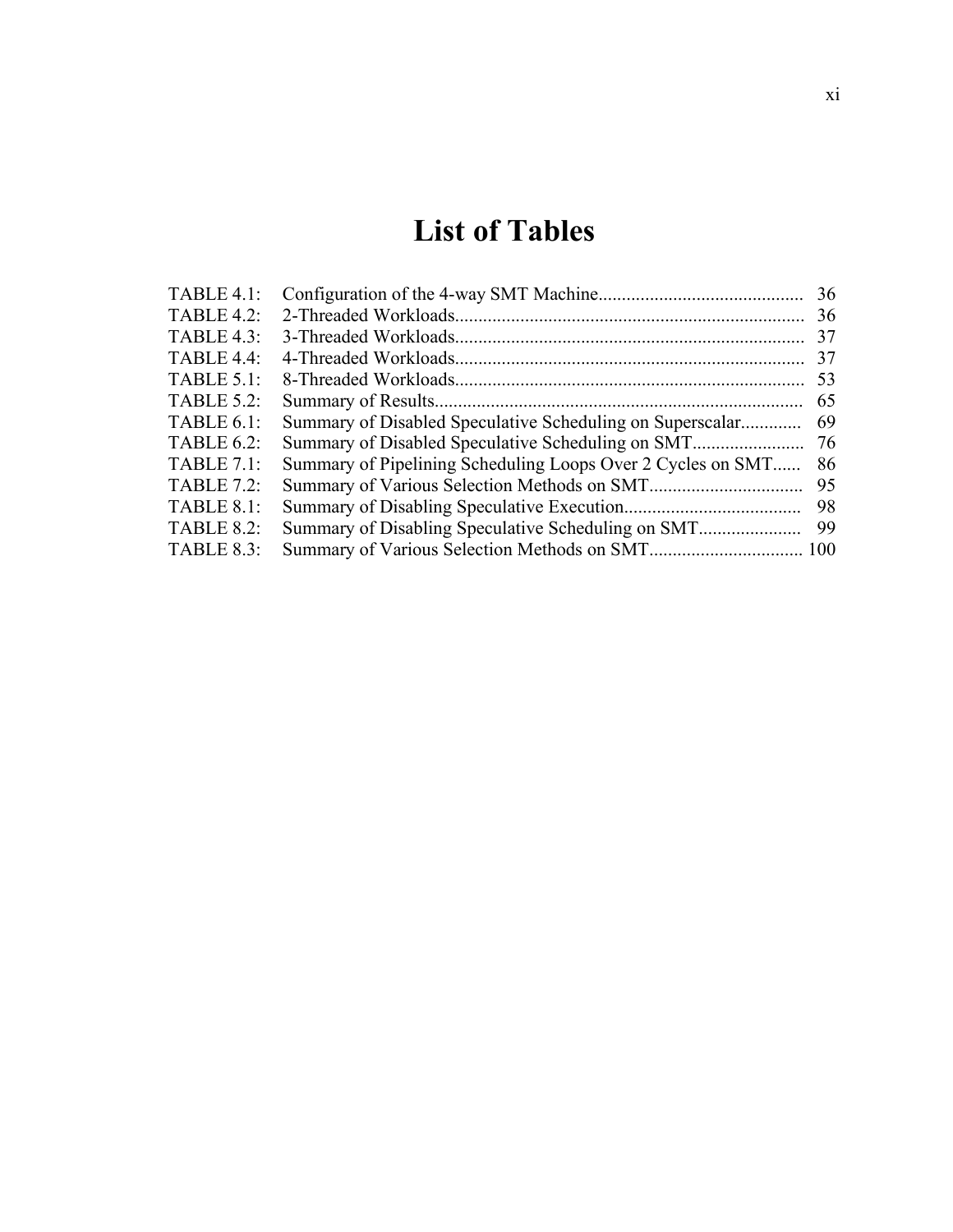# List of Tables

| | | |
|---|---|---|
| TABLE 4.1: | Configuration of the 4-way SMT Machine | 36 |
| TABLE 4.2: | 2-Threaded Workloads | 36 |
| TABLE 4.3: | 3-Threaded Workloads | 37 |
| TABLE 4.4: | 4-Threaded Workloads | 37 |
| TABLE 5.1: | 8-Threaded Workloads | 53 |
| TABLE 5.2: | Summary of Results | 65 |
| TABLE 6.1: | Summary of Disabled Speculative Scheduling on Superscalar | 69 |
| TABLE 6.2: | Summary of Disabled Speculative Scheduling on SMT | 76 |
| TABLE 7.1: | Summary of Pipelining Scheduling Loops Over 2 Cycles on SMT | 86 |
| TABLE 7.2: | Summary of Various Selection Methods on SMT | 95 |
| TABLE 8.1: | Summary of Disabling Speculative Execution | 98 |
| TABLE 8.2: | Summary of Disabling Speculative Scheduling on SMT | 99 |
| TABLE 8.3: | Summary of Various Selection Methods on SMT | 100 |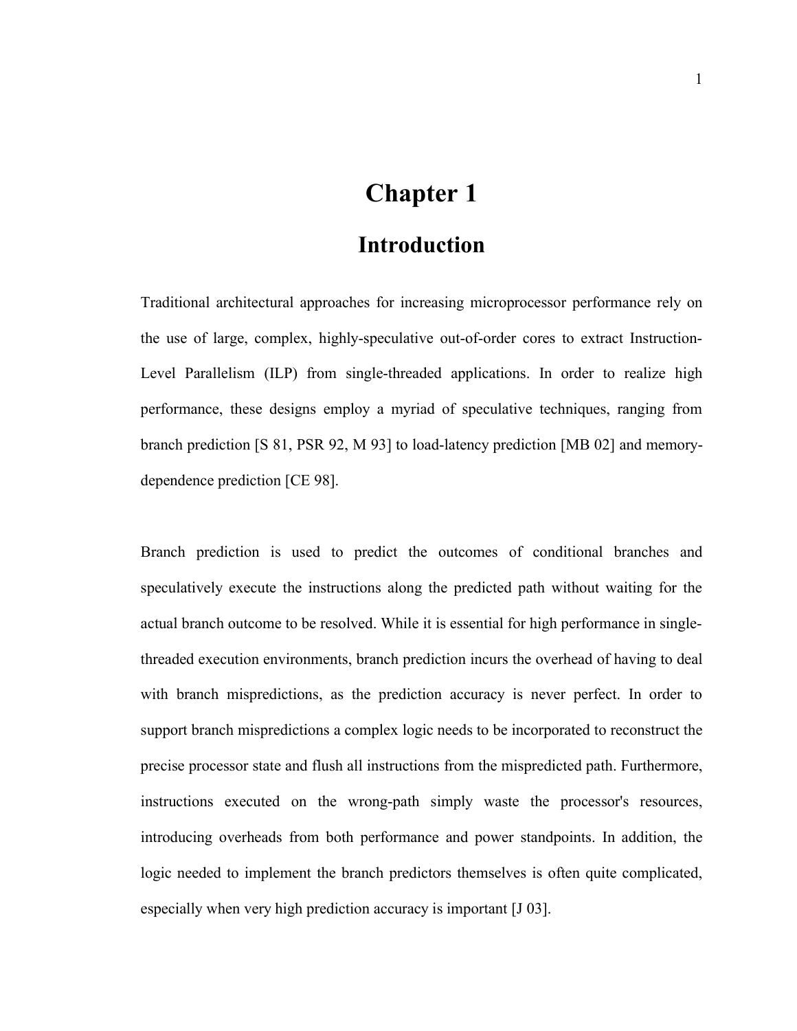# Chapter 1

## Introduction

Traditional architectural approaches for increasing microprocessor performance rely on the use of large, complex, highly-speculative out-of-order cores to extract Instruction-Level Parallelism (ILP) from single-threaded applications. In order to realize high performance, these designs employ a myriad of speculative techniques, ranging from branch prediction [S 81, PSR 92, M 93] to load-latency prediction [MB 02] and memory-dependence prediction [CE 98].

Branch prediction is used to predict the outcomes of conditional branches and speculatively execute the instructions along the predicted path without waiting for the actual branch outcome to be resolved. While it is essential for high performance in single-threaded execution environments, branch prediction incurs the overhead of having to deal with branch mispredictions, as the prediction accuracy is never perfect. In order to support branch mispredictions a complex logic needs to be incorporated to reconstruct the precise processor state and flush all instructions from the mispredicted path. Furthermore, instructions executed on the wrong-path simply waste the processor's resources, introducing overheads from both performance and power standpoints. In addition, the logic needed to implement the branch predictors themselves is often quite complicated, especially when very high prediction accuracy is important [J 03].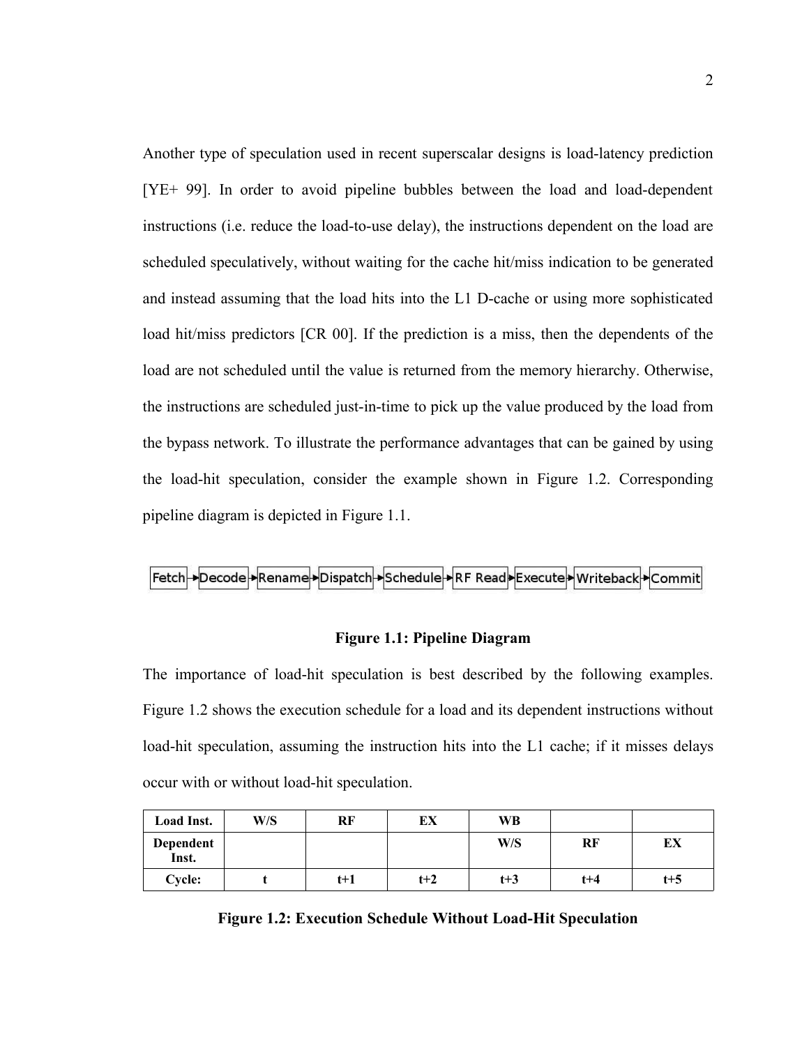Another type of speculation used in recent superscalar designs is load-latency prediction [YE+ 99]. In order to avoid pipeline bubbles between the load and load-dependent instructions (i.e. reduce the load-to-use delay), the instructions dependent on the load are scheduled speculatively, without waiting for the cache hit/miss indication to be generated and instead assuming that the load hits into the L1 D-cache or using more sophisticated load hit/miss predictors [CR 00]. If the prediction is a miss, then the dependents of the load are not scheduled until the value is returned from the memory hierarchy. Otherwise, the instructions are scheduled just-in-time to pick up the value produced by the load from the bypass network. To illustrate the performance advantages that can be gained by using the load-hit speculation, consider the example shown in Figure 1.2. Corresponding pipeline diagram is depicted in Figure 1.1.

Fetch → Decode → Rename → Dispatch → Schedule → RF Read → Execute → Writeback → Commit

**Figure 1.1: Pipeline Diagram**

The importance of load-hit speculation is best described by the following examples. Figure 1.2 shows the execution schedule for a load and its dependent instructions without load-hit speculation, assuming the instruction hits into the L1 cache; if it misses delays occur with or without load-hit speculation.

| **Load Inst.** | **W/S** | **RF** | **EX** | **WB** | | |
|---|---|---|---|---|---|---|
| **Dependent Inst.** | | | | **W/S** | **RF** | **EX** |
| **Cycle:** | **t** | **t+1** | **t+2** | **t+3** | **t+4** | **t+5** |

**Figure 1.2: Execution Schedule Without Load-Hit Speculation**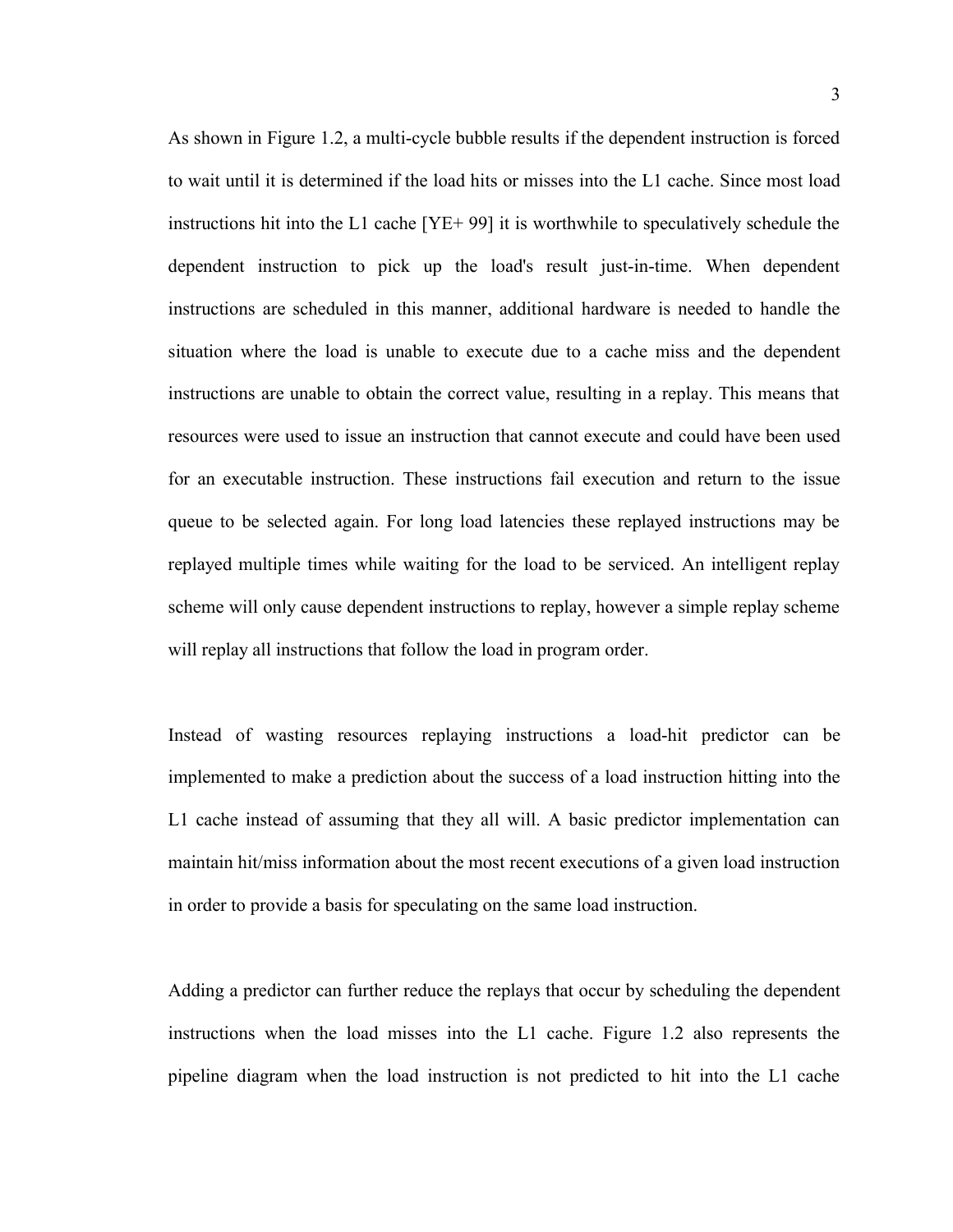As shown in Figure 1.2, a multi-cycle bubble results if the dependent instruction is forced to wait until it is determined if the load hits or misses into the L1 cache. Since most load instructions hit into the L1 cache [YE+ 99] it is worthwhile to speculatively schedule the dependent instruction to pick up the load's result just-in-time. When dependent instructions are scheduled in this manner, additional hardware is needed to handle the situation where the load is unable to execute due to a cache miss and the dependent instructions are unable to obtain the correct value, resulting in a replay. This means that resources were used to issue an instruction that cannot execute and could have been used for an executable instruction. These instructions fail execution and return to the issue queue to be selected again. For long load latencies these replayed instructions may be replayed multiple times while waiting for the load to be serviced. An intelligent replay scheme will only cause dependent instructions to replay, however a simple replay scheme will replay all instructions that follow the load in program order.

Instead of wasting resources replaying instructions a load-hit predictor can be implemented to make a prediction about the success of a load instruction hitting into the L1 cache instead of assuming that they all will. A basic predictor implementation can maintain hit/miss information about the most recent executions of a given load instruction in order to provide a basis for speculating on the same load instruction.

Adding a predictor can further reduce the replays that occur by scheduling the dependent instructions when the load misses into the L1 cache. Figure 1.2 also represents the pipeline diagram when the load instruction is not predicted to hit into the L1 cache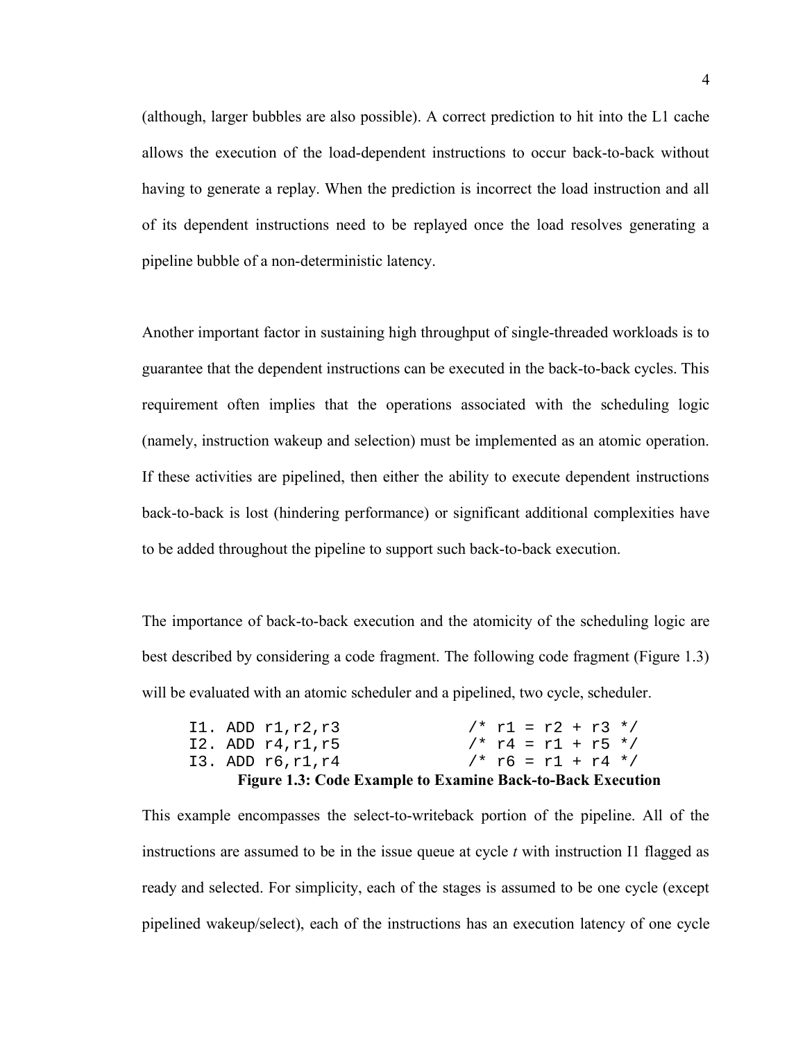(although, larger bubbles are also possible). A correct prediction to hit into the L1 cache allows the execution of the load-dependent instructions to occur back-to-back without having to generate a replay. When the prediction is incorrect the load instruction and all of its dependent instructions need to be replayed once the load resolves generating a pipeline bubble of a non-deterministic latency.

Another important factor in sustaining high throughput of single-threaded workloads is to guarantee that the dependent instructions can be executed in the back-to-back cycles. This requirement often implies that the operations associated with the scheduling logic (namely, instruction wakeup and selection) must be implemented as an atomic operation. If these activities are pipelined, then either the ability to execute dependent instructions back-to-back is lost (hindering performance) or significant additional complexities have to be added throughout the pipeline to support such back-to-back execution.

The importance of back-to-back execution and the atomicity of the scheduling logic are best described by considering a code fragment. The following code fragment (Figure 1.3) will be evaluated with an atomic scheduler and a pipelined, two cycle, scheduler.

```
I1. ADD r1,r2,r3            /* r1 = r2 + r3 */
I2. ADD r4,r1,r5            /* r4 = r1 + r5 */
I3. ADD r6,r1,r4            /* r6 = r1 + r4 */
```

**Figure 1.3: Code Example to Examine Back-to-Back Execution**

This example encompasses the select-to-writeback portion of the pipeline. All of the instructions are assumed to be in the issue queue at cycle *t* with instruction I1 flagged as ready and selected. For simplicity, each of the stages is assumed to be one cycle (except pipelined wakeup/select), each of the instructions has an execution latency of one cycle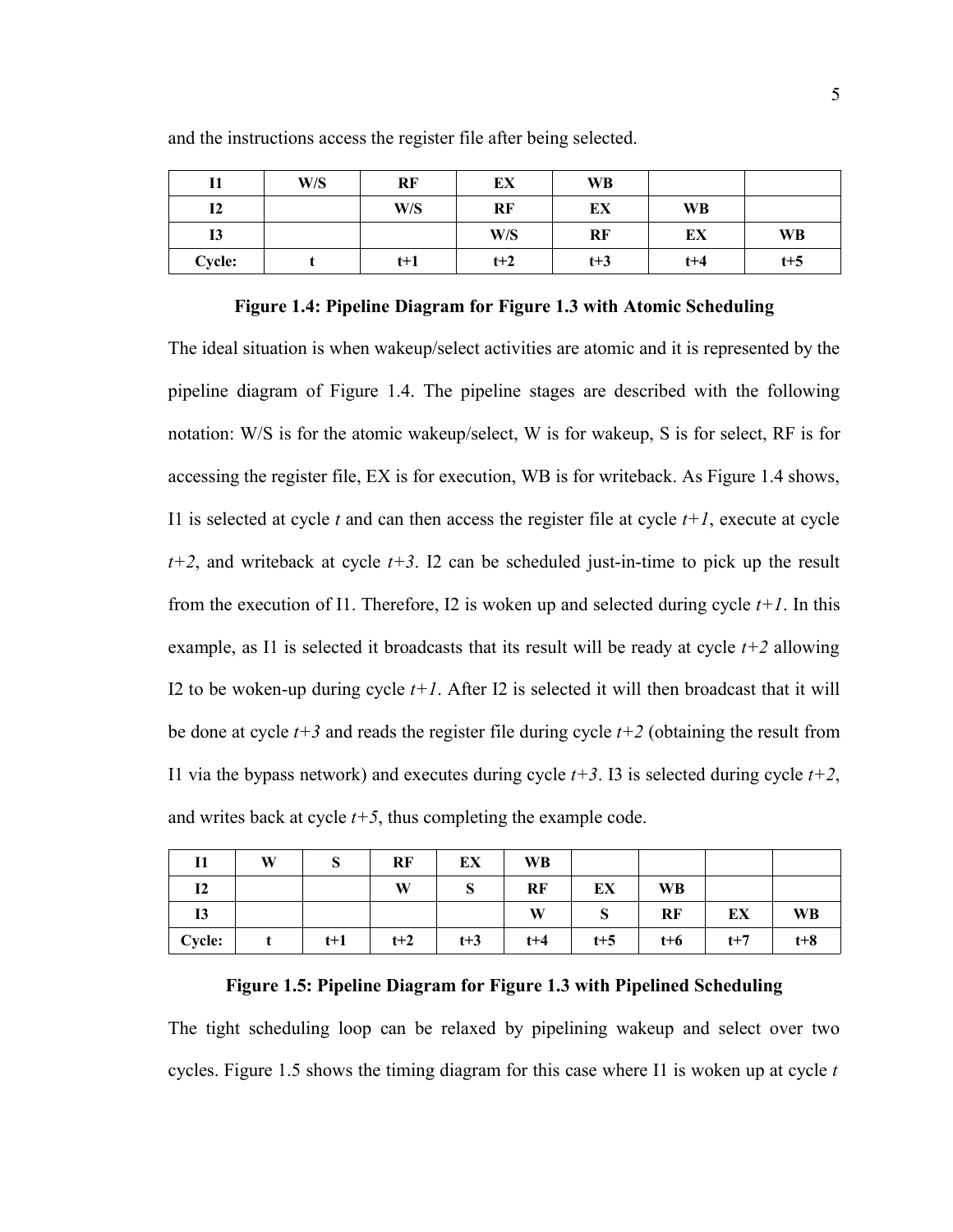and the instructions access the register file after being selected.

| I1 | W/S | RF | EX | WB | | |
|---|---|---|---|---|---|---|
| I2 | | W/S | RF | EX | WB | |
| I3 | | | W/S | RF | EX | WB |
| Cycle: | t | t+1 | t+2 | t+3 | t+4 | t+5 |

**Figure 1.4: Pipeline Diagram for Figure 1.3 with Atomic Scheduling**

The ideal situation is when wakeup/select activities are atomic and it is represented by the pipeline diagram of Figure 1.4. The pipeline stages are described with the following notation: W/S is for the atomic wakeup/select, W is for wakeup, S is for select, RF is for accessing the register file, EX is for execution, WB is for writeback. As Figure 1.4 shows, I1 is selected at cycle *t* and can then access the register file at cycle *t+1*, execute at cycle *t+2*, and writeback at cycle *t+3*. I2 can be scheduled just-in-time to pick up the result from the execution of I1. Therefore, I2 is woken up and selected during cycle *t+1*. In this example, as I1 is selected it broadcasts that its result will be ready at cycle *t+2* allowing I2 to be woken-up during cycle *t+1*. After I2 is selected it will then broadcast that it will be done at cycle *t+3* and reads the register file during cycle *t+2* (obtaining the result from I1 via the bypass network) and executes during cycle *t+3*. I3 is selected during cycle *t+2*, and writes back at cycle *t+5*, thus completing the example code.

| I1 | W | S | RF | EX | WB | | | | |
|---|---|---|---|---|---|---|---|---|---|
| I2 | | | W | S | RF | EX | WB | | |
| I3 | | | | | W | S | RF | EX | WB |
| Cycle: | t | t+1 | t+2 | t+3 | t+4 | t+5 | t+6 | t+7 | t+8 |

**Figure 1.5: Pipeline Diagram for Figure 1.3 with Pipelined Scheduling**

The tight scheduling loop can be relaxed by pipelining wakeup and select over two cycles. Figure 1.5 shows the timing diagram for this case where I1 is woken up at cycle *t*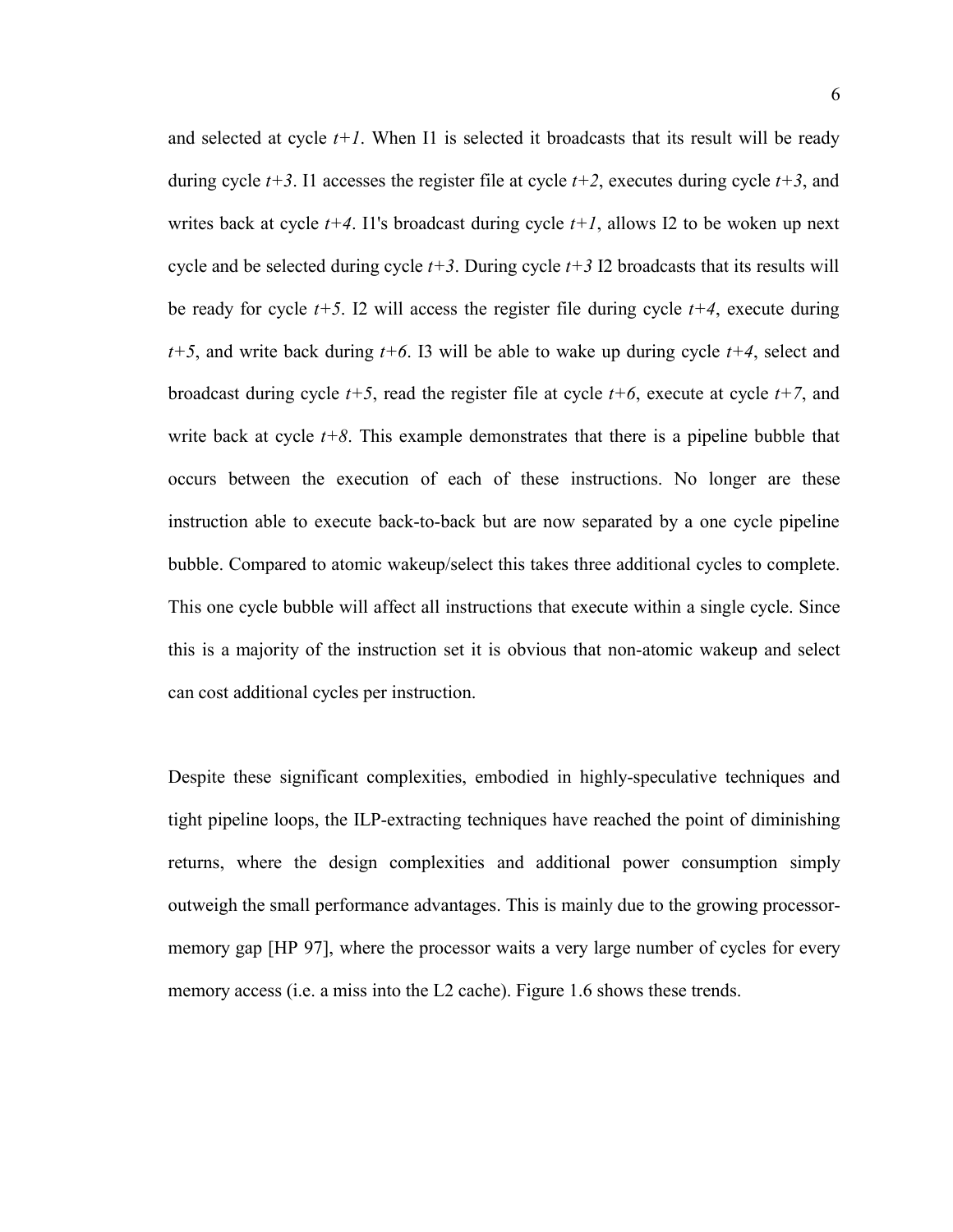and selected at cycle $t+1$. When I1 is selected it broadcasts that its result will be ready during cycle $t+3$. I1 accesses the register file at cycle $t+2$, executes during cycle $t+3$, and writes back at cycle $t+4$. I1's broadcast during cycle $t+1$, allows I2 to be woken up next cycle and be selected during cycle $t+3$. During cycle $t+3$ I2 broadcasts that its results will be ready for cycle $t+5$. I2 will access the register file during cycle $t+4$, execute during $t+5$, and write back during $t+6$. I3 will be able to wake up during cycle $t+4$, select and broadcast during cycle $t+5$, read the register file at cycle $t+6$, execute at cycle $t+7$, and write back at cycle $t+8$. This example demonstrates that there is a pipeline bubble that occurs between the execution of each of these instructions. No longer are these instruction able to execute back-to-back but are now separated by a one cycle pipeline bubble. Compared to atomic wakeup/select this takes three additional cycles to complete. This one cycle bubble will affect all instructions that execute within a single cycle. Since this is a majority of the instruction set it is obvious that non-atomic wakeup and select can cost additional cycles per instruction.

Despite these significant complexities, embodied in highly-speculative techniques and tight pipeline loops, the ILP-extracting techniques have reached the point of diminishing returns, where the design complexities and additional power consumption simply outweigh the small performance advantages. This is mainly due to the growing processor-memory gap [HP 97], where the processor waits a very large number of cycles for every memory access (i.e. a miss into the L2 cache). Figure 1.6 shows these trends.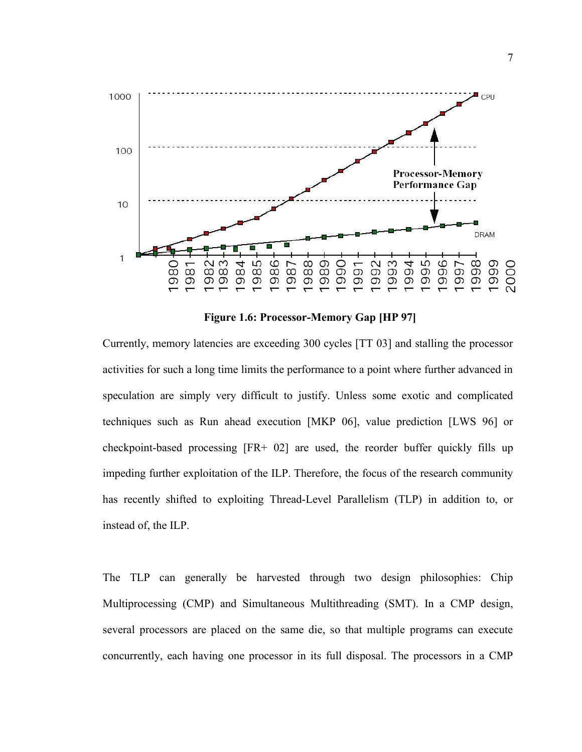**Figure 1.6: Processor-Memory Gap [HP 97]**

Currently, memory latencies are exceeding 300 cycles [TT 03] and stalling the processor activities for such a long time limits the performance to a point where further advanced in speculation are simply very difficult to justify. Unless some exotic and complicated techniques such as Run ahead execution [MKP 06], value prediction [LWS 96] or checkpoint-based processing [FR+ 02] are used, the reorder buffer quickly fills up impeding further exploitation of the ILP. Therefore, the focus of the research community has recently shifted to exploiting Thread-Level Parallelism (TLP) in addition to, or instead of, the ILP.

The TLP can generally be harvested through two design philosophies: Chip Multiprocessing (CMP) and Simultaneous Multithreading (SMT). In a CMP design, several processors are placed on the same die, so that multiple programs can execute concurrently, each having one processor in its full disposal. The processors in a CMP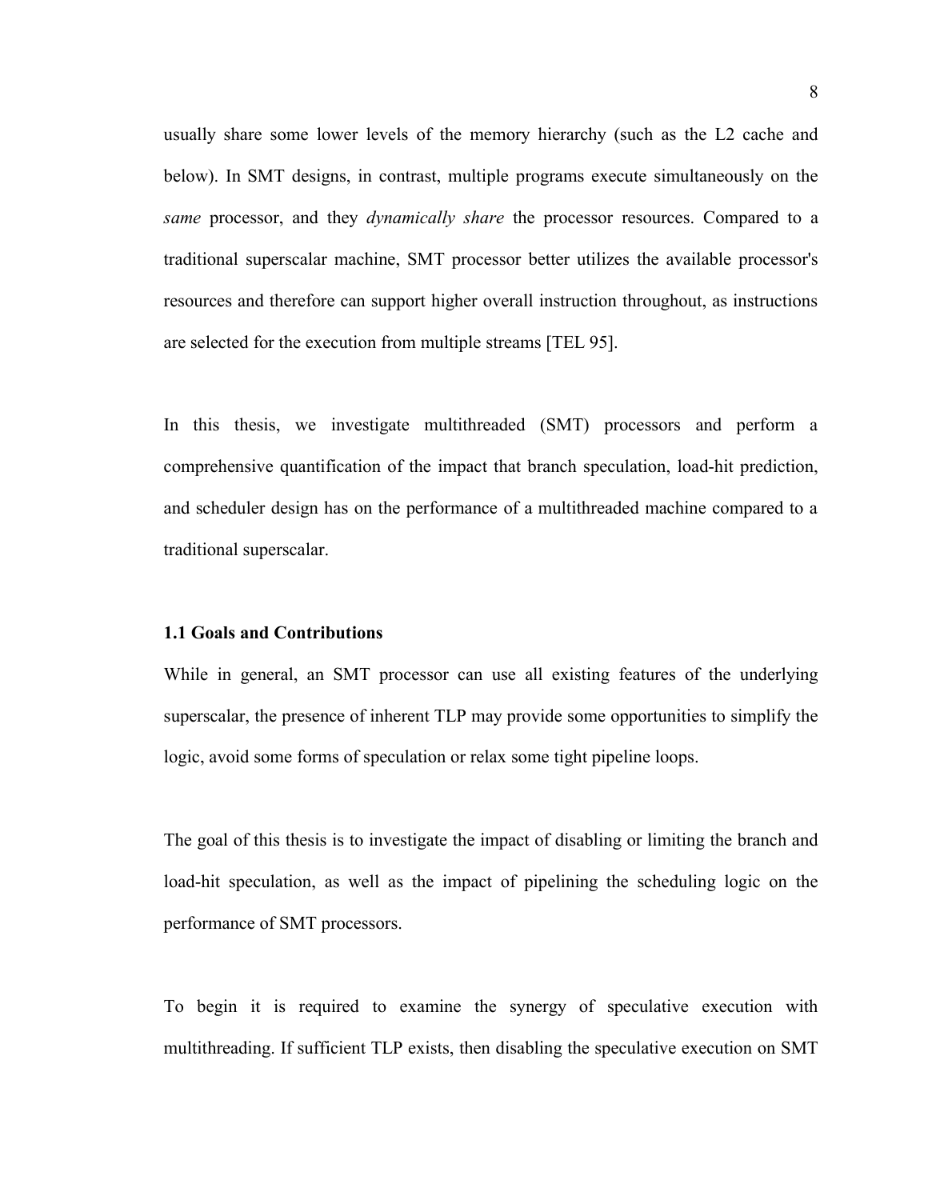usually share some lower levels of the memory hierarchy (such as the L2 cache and below). In SMT designs, in contrast, multiple programs execute simultaneously on the *same* processor, and they *dynamically share* the processor resources. Compared to a traditional superscalar machine, SMT processor better utilizes the available processor's resources and therefore can support higher overall instruction throughout, as instructions are selected for the execution from multiple streams [TEL 95].

In this thesis, we investigate multithreaded (SMT) processors and perform a comprehensive quantification of the impact that branch speculation, load-hit prediction, and scheduler design has on the performance of a multithreaded machine compared to a traditional superscalar.

### 1.1 Goals and Contributions

While in general, an SMT processor can use all existing features of the underlying superscalar, the presence of inherent TLP may provide some opportunities to simplify the logic, avoid some forms of speculation or relax some tight pipeline loops.

The goal of this thesis is to investigate the impact of disabling or limiting the branch and load-hit speculation, as well as the impact of pipelining the scheduling logic on the performance of SMT processors.

To begin it is required to examine the synergy of speculative execution with multithreading. If sufficient TLP exists, then disabling the speculative execution on SMT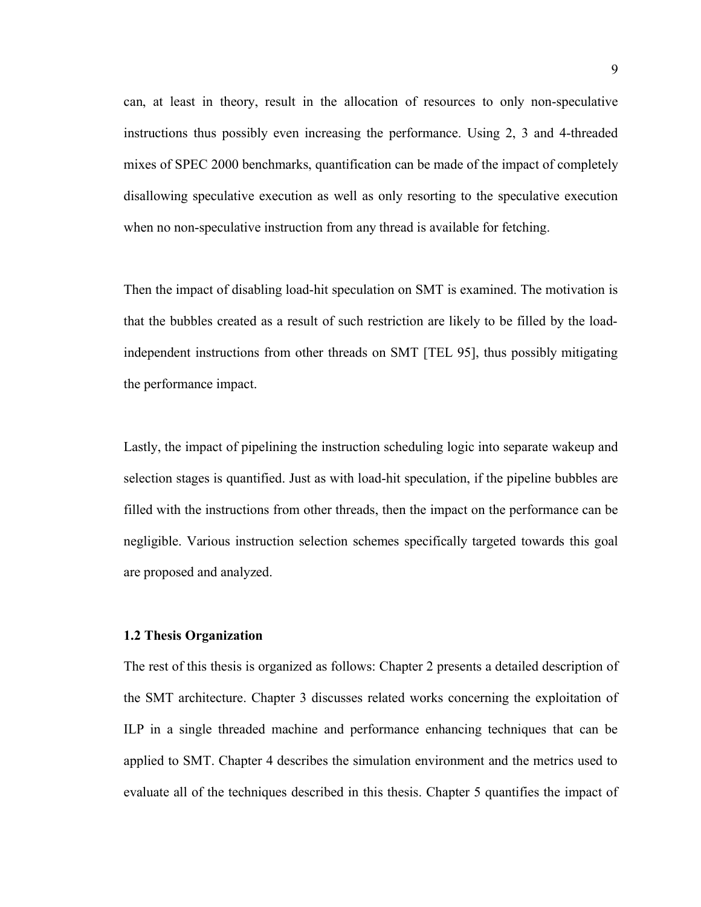can, at least in theory, result in the allocation of resources to only non-speculative instructions thus possibly even increasing the performance. Using 2, 3 and 4-threaded mixes of SPEC 2000 benchmarks, quantification can be made of the impact of completely disallowing speculative execution as well as only resorting to the speculative execution when no non-speculative instruction from any thread is available for fetching.

Then the impact of disabling load-hit speculation on SMT is examined. The motivation is that the bubbles created as a result of such restriction are likely to be filled by the load-independent instructions from other threads on SMT [TEL 95], thus possibly mitigating the performance impact.

Lastly, the impact of pipelining the instruction scheduling logic into separate wakeup and selection stages is quantified. Just as with load-hit speculation, if the pipeline bubbles are filled with the instructions from other threads, then the impact on the performance can be negligible. Various instruction selection schemes specifically targeted towards this goal are proposed and analyzed.

### 1.2 Thesis Organization

The rest of this thesis is organized as follows: Chapter 2 presents a detailed description of the SMT architecture. Chapter 3 discusses related works concerning the exploitation of ILP in a single threaded machine and performance enhancing techniques that can be applied to SMT. Chapter 4 describes the simulation environment and the metrics used to evaluate all of the techniques described in this thesis. Chapter 5 quantifies the impact of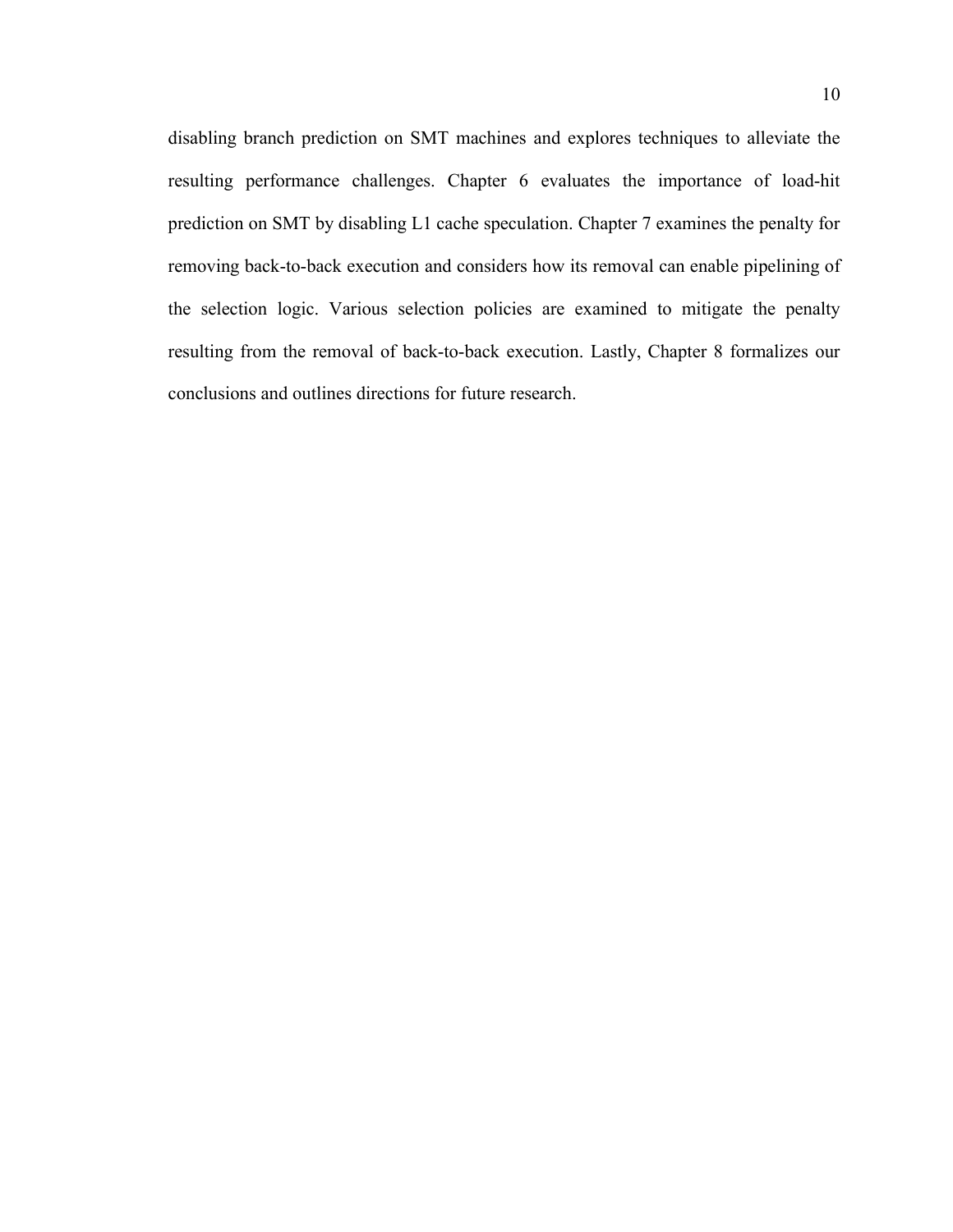disabling branch prediction on SMT machines and explores techniques to alleviate the resulting performance challenges. Chapter 6 evaluates the importance of load-hit prediction on SMT by disabling L1 cache speculation. Chapter 7 examines the penalty for removing back-to-back execution and considers how its removal can enable pipelining of the selection logic. Various selection policies are examined to mitigate the penalty resulting from the removal of back-to-back execution. Lastly, Chapter 8 formalizes our conclusions and outlines directions for future research.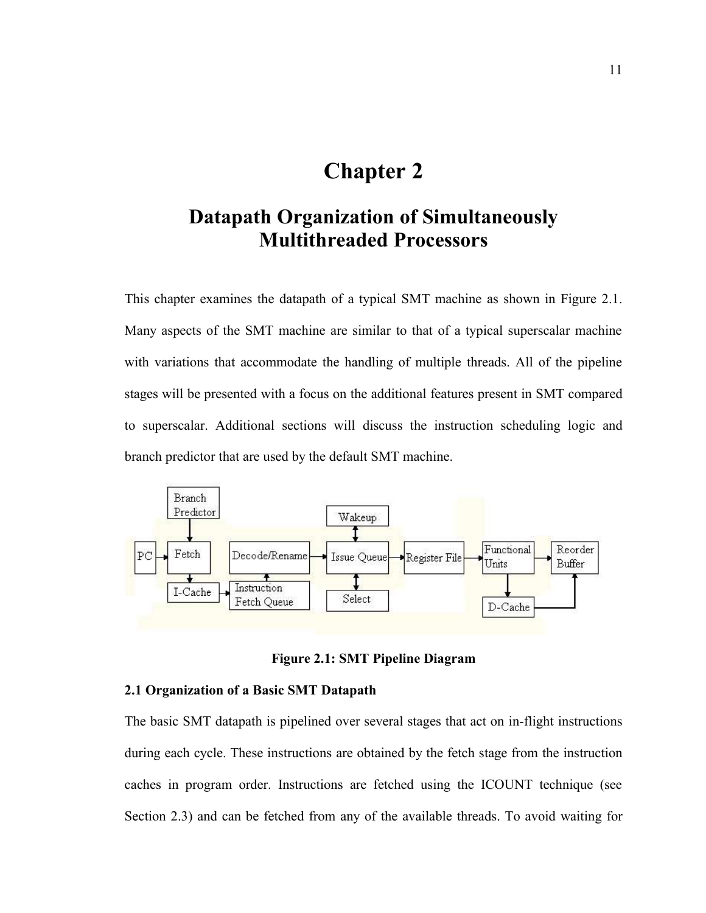# Chapter 2

## Datapath Organization of Simultaneously Multithreaded Processors

This chapter examines the datapath of a typical SMT machine as shown in Figure 2.1. Many aspects of the SMT machine are similar to that of a typical superscalar machine with variations that accommodate the handling of multiple threads. All of the pipeline stages will be presented with a focus on the additional features present in SMT compared to superscalar. Additional sections will discuss the instruction scheduling logic and branch predictor that are used by the default SMT machine.

**Figure 2.1: SMT Pipeline Diagram**

### 2.1 Organization of a Basic SMT Datapath

The basic SMT datapath is pipelined over several stages that act on in-flight instructions during each cycle. These instructions are obtained by the fetch stage from the instruction caches in program order. Instructions are fetched using the ICOUNT technique (see Section 2.3) and can be fetched from any of the available threads. To avoid waiting for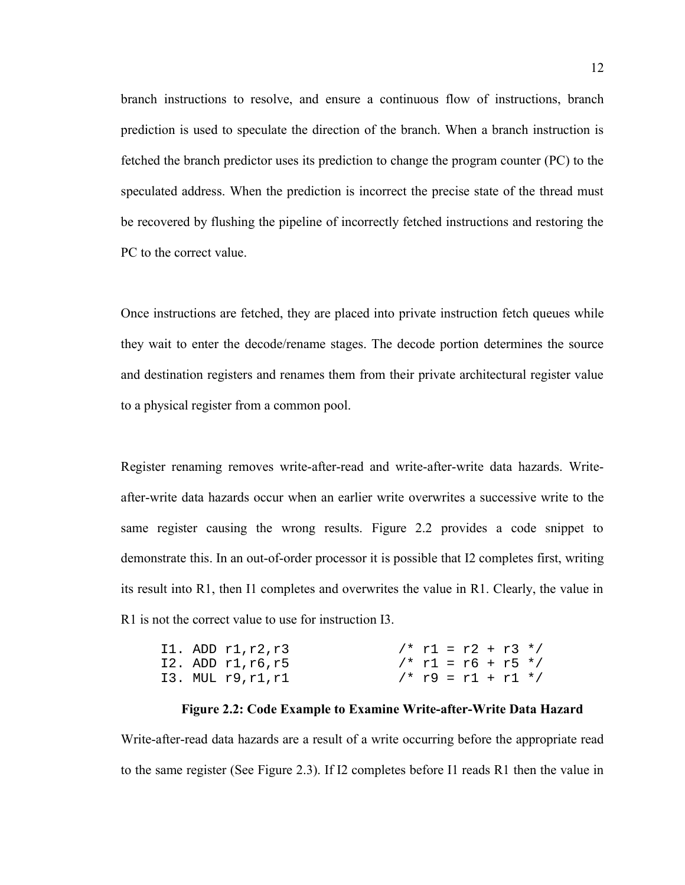branch instructions to resolve, and ensure a continuous flow of instructions, branch prediction is used to speculate the direction of the branch. When a branch instruction is fetched the branch predictor uses its prediction to change the program counter (PC) to the speculated address. When the prediction is incorrect the precise state of the thread must be recovered by flushing the pipeline of incorrectly fetched instructions and restoring the PC to the correct value.

Once instructions are fetched, they are placed into private instruction fetch queues while they wait to enter the decode/rename stages. The decode portion determines the source and destination registers and renames them from their private architectural register value to a physical register from a common pool.

Register renaming removes write-after-read and write-after-write data hazards. Write-after-write data hazards occur when an earlier write overwrites a successive write to the same register causing the wrong results. Figure 2.2 provides a code snippet to demonstrate this. In an out-of-order processor it is possible that I2 completes first, writing its result into R1, then I1 completes and overwrites the value in R1. Clearly, the value in R1 is not the correct value to use for instruction I3.

```
I1. ADD r1,r2,r3            /* r1 = r2 + r3 */
I2. ADD r1,r6,r5            /* r1 = r6 + r5 */
I3. MUL r9,r1,r1            /* r9 = r1 + r1 */
```

**Figure 2.2: Code Example to Examine Write-after-Write Data Hazard**

Write-after-read data hazards are a result of a write occurring before the appropriate read to the same register (See Figure 2.3). If I2 completes before I1 reads R1 then the value in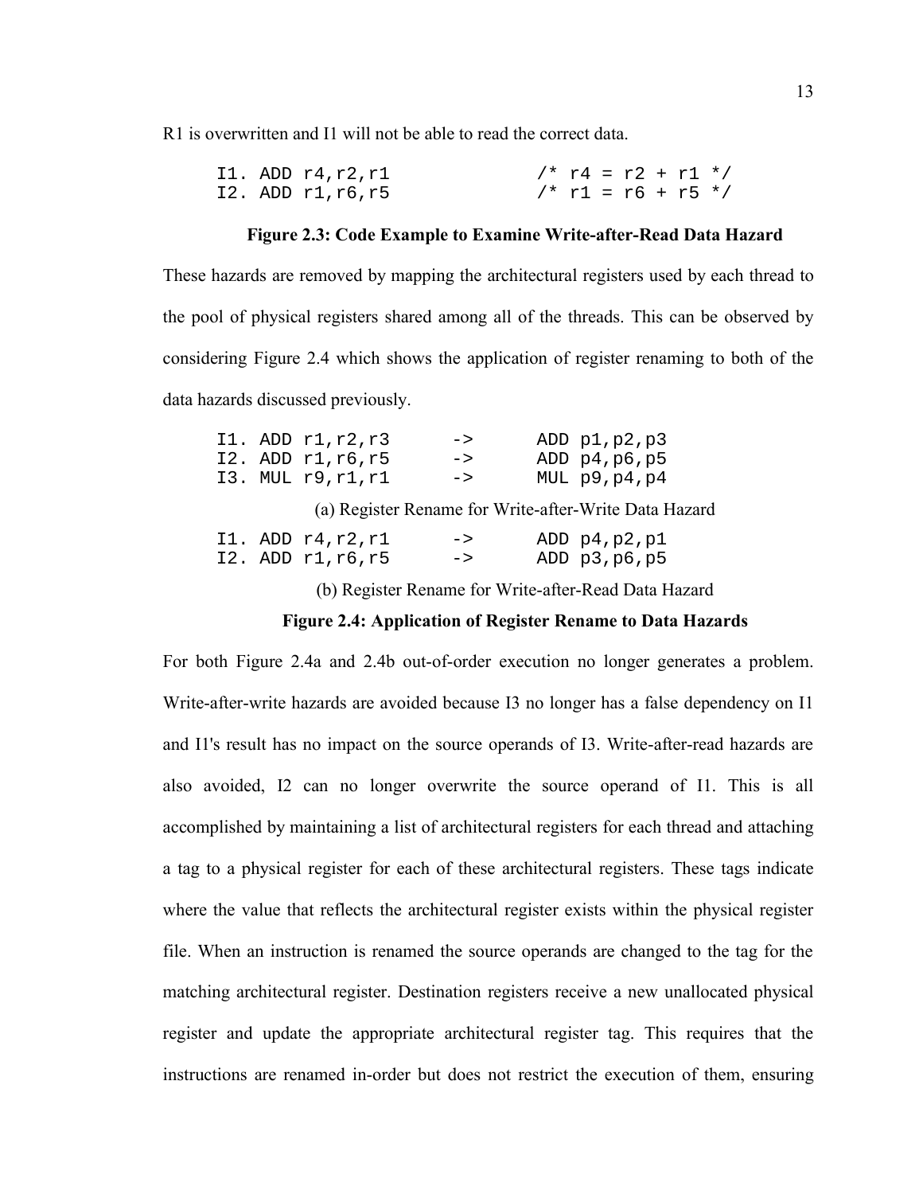R1 is overwritten and I1 will not be able to read the correct data.

```
I1. ADD r4,r2,r1              /* r4 = r2 + r1 */
I2. ADD r1,r6,r5              /* r1 = r6 + r5 */
```

**Figure 2.3: Code Example to Examine Write-after-Read Data Hazard**

These hazards are removed by mapping the architectural registers used by each thread to the pool of physical registers shared among all of the threads. This can be observed by considering Figure 2.4 which shows the application of register renaming to both of the data hazards discussed previously.

```
I1. ADD r1,r2,r3      ->      ADD p1,p2,p3
I2. ADD r1,r6,r5      ->      ADD p4,p6,p5
I3. MUL r9,r1,r1      ->      MUL p9,p4,p4
```

(a) Register Rename for Write-after-Write Data Hazard

```
I1. ADD r4,r2,r1      ->      ADD p4,p2,p1
I2. ADD r1,r6,r5      ->      ADD p3,p6,p5
```

(b) Register Rename for Write-after-Read Data Hazard

**Figure 2.4: Application of Register Rename to Data Hazards**

For both Figure 2.4a and 2.4b out-of-order execution no longer generates a problem. Write-after-write hazards are avoided because I3 no longer has a false dependency on I1 and I1's result has no impact on the source operands of I3. Write-after-read hazards are also avoided, I2 can no longer overwrite the source operand of I1. This is all accomplished by maintaining a list of architectural registers for each thread and attaching a tag to a physical register for each of these architectural registers. These tags indicate where the value that reflects the architectural register exists within the physical register file. When an instruction is renamed the source operands are changed to the tag for the matching architectural register. Destination registers receive a new unallocated physical register and update the appropriate architectural register tag. This requires that the instructions are renamed in-order but does not restrict the execution of them, ensuring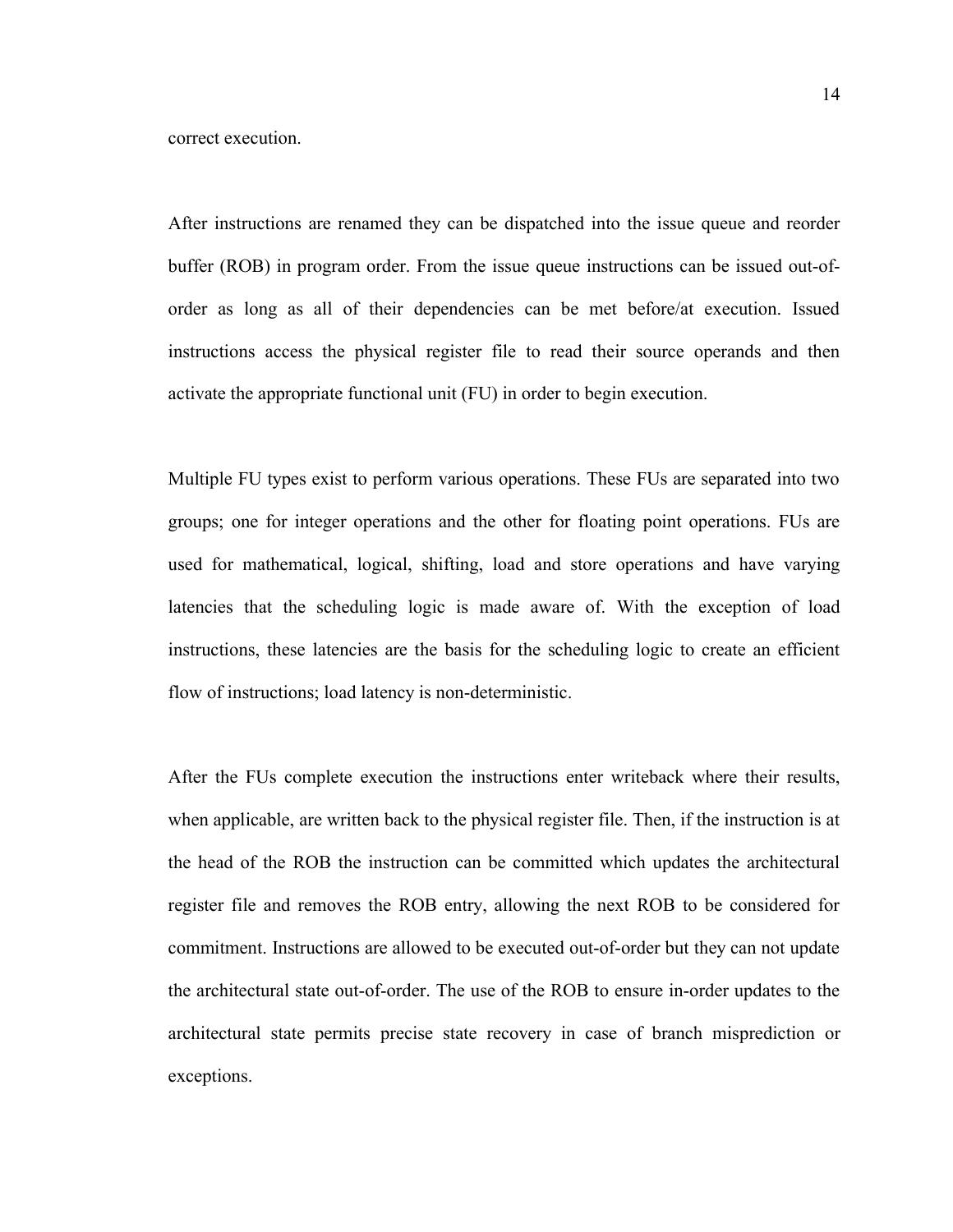correct execution.

After instructions are renamed they can be dispatched into the issue queue and reorder buffer (ROB) in program order. From the issue queue instructions can be issued out-of-order as long as all of their dependencies can be met before/at execution. Issued instructions access the physical register file to read their source operands and then activate the appropriate functional unit (FU) in order to begin execution.

Multiple FU types exist to perform various operations. These FUs are separated into two groups; one for integer operations and the other for floating point operations. FUs are used for mathematical, logical, shifting, load and store operations and have varying latencies that the scheduling logic is made aware of. With the exception of load instructions, these latencies are the basis for the scheduling logic to create an efficient flow of instructions; load latency is non-deterministic.

After the FUs complete execution the instructions enter writeback where their results, when applicable, are written back to the physical register file. Then, if the instruction is at the head of the ROB the instruction can be committed which updates the architectural register file and removes the ROB entry, allowing the next ROB to be considered for commitment. Instructions are allowed to be executed out-of-order but they can not update the architectural state out-of-order. The use of the ROB to ensure in-order updates to the architectural state permits precise state recovery in case of branch misprediction or exceptions.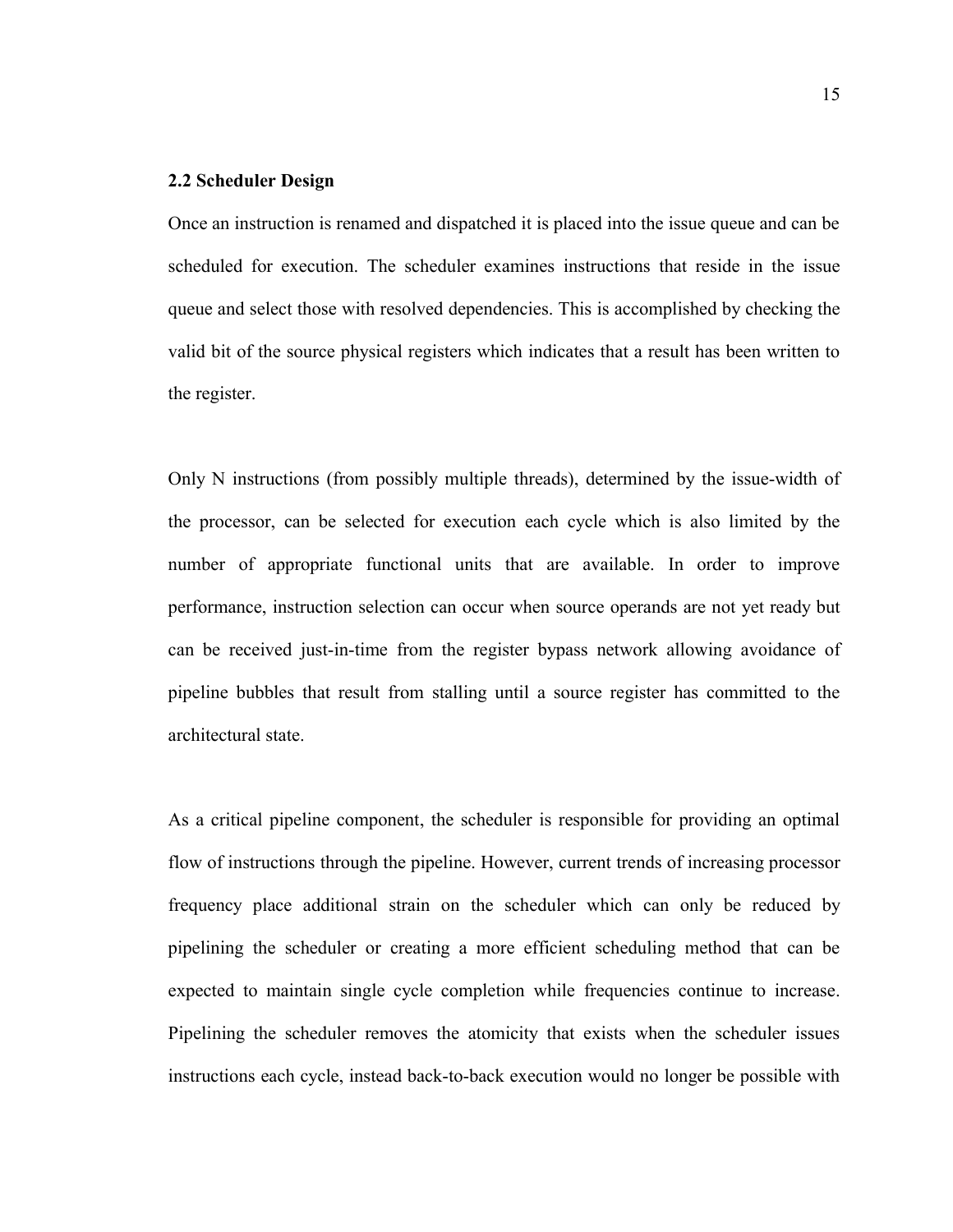## 2.2 Scheduler Design

Once an instruction is renamed and dispatched it is placed into the issue queue and can be scheduled for execution. The scheduler examines instructions that reside in the issue queue and select those with resolved dependencies. This is accomplished by checking the valid bit of the source physical registers which indicates that a result has been written to the register.

Only N instructions (from possibly multiple threads), determined by the issue-width of the processor, can be selected for execution each cycle which is also limited by the number of appropriate functional units that are available. In order to improve performance, instruction selection can occur when source operands are not yet ready but can be received just-in-time from the register bypass network allowing avoidance of pipeline bubbles that result from stalling until a source register has committed to the architectural state.

As a critical pipeline component, the scheduler is responsible for providing an optimal flow of instructions through the pipeline. However, current trends of increasing processor frequency place additional strain on the scheduler which can only be reduced by pipelining the scheduler or creating a more efficient scheduling method that can be expected to maintain single cycle completion while frequencies continue to increase. Pipelining the scheduler removes the atomicity that exists when the scheduler issues instructions each cycle, instead back-to-back execution would no longer be possible with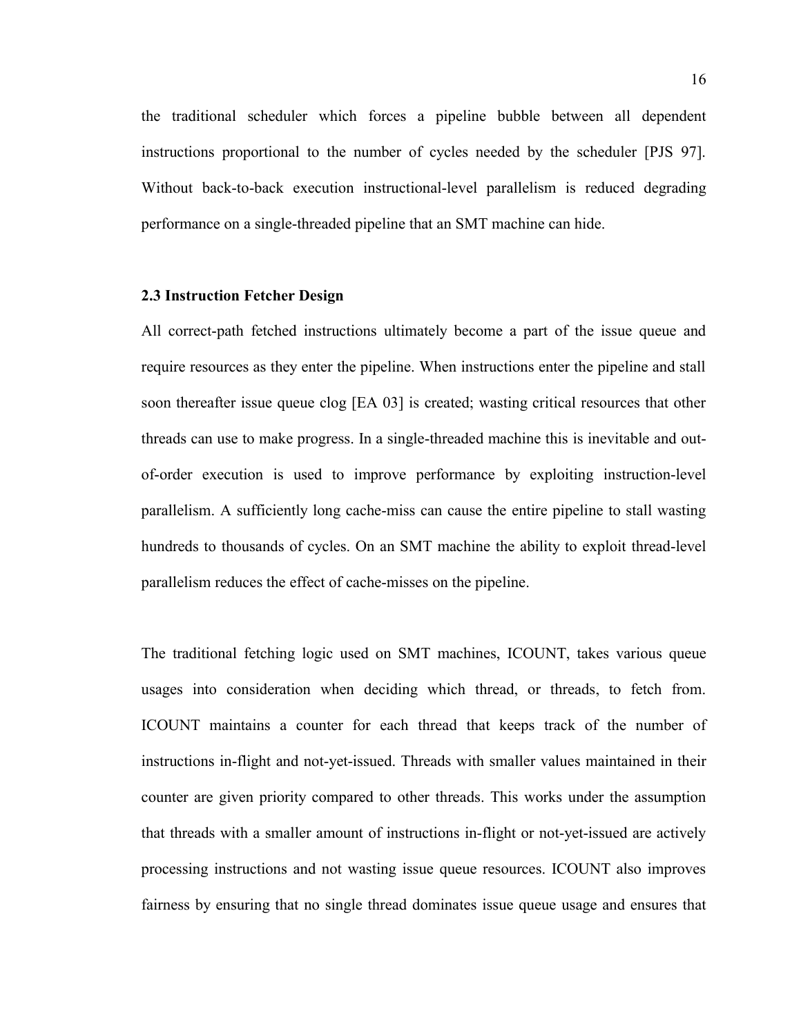the traditional scheduler which forces a pipeline bubble between all dependent instructions proportional to the number of cycles needed by the scheduler [PJS 97]. Without back-to-back execution instructional-level parallelism is reduced degrading performance on a single-threaded pipeline that an SMT machine can hide.

### 2.3 Instruction Fetcher Design

All correct-path fetched instructions ultimately become a part of the issue queue and require resources as they enter the pipeline. When instructions enter the pipeline and stall soon thereafter issue queue clog [EA 03] is created; wasting critical resources that other threads can use to make progress. In a single-threaded machine this is inevitable and out-of-order execution is used to improve performance by exploiting instruction-level parallelism. A sufficiently long cache-miss can cause the entire pipeline to stall wasting hundreds to thousands of cycles. On an SMT machine the ability to exploit thread-level parallelism reduces the effect of cache-misses on the pipeline.

The traditional fetching logic used on SMT machines, ICOUNT, takes various queue usages into consideration when deciding which thread, or threads, to fetch from. ICOUNT maintains a counter for each thread that keeps track of the number of instructions in-flight and not-yet-issued. Threads with smaller values maintained in their counter are given priority compared to other threads. This works under the assumption that threads with a smaller amount of instructions in-flight or not-yet-issued are actively processing instructions and not wasting issue queue resources. ICOUNT also improves fairness by ensuring that no single thread dominates issue queue usage and ensures that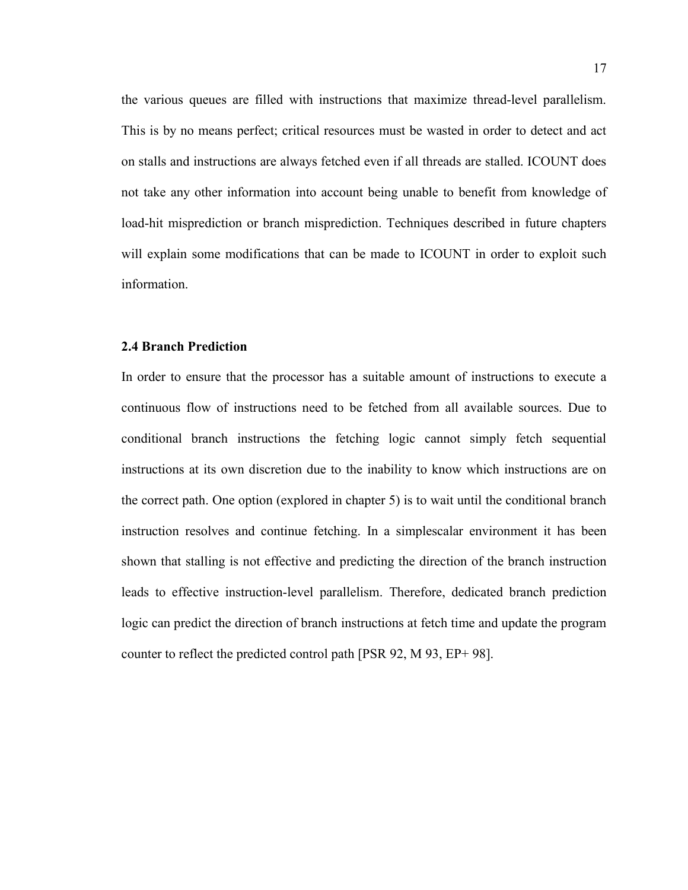the various queues are filled with instructions that maximize thread-level parallelism. This is by no means perfect; critical resources must be wasted in order to detect and act on stalls and instructions are always fetched even if all threads are stalled. ICOUNT does not take any other information into account being unable to benefit from knowledge of load-hit misprediction or branch misprediction. Techniques described in future chapters will explain some modifications that can be made to ICOUNT in order to exploit such information.

### 2.4 Branch Prediction

In order to ensure that the processor has a suitable amount of instructions to execute a continuous flow of instructions need to be fetched from all available sources. Due to conditional branch instructions the fetching logic cannot simply fetch sequential instructions at its own discretion due to the inability to know which instructions are on the correct path. One option (explored in chapter 5) is to wait until the conditional branch instruction resolves and continue fetching. In a simplescalar environment it has been shown that stalling is not effective and predicting the direction of the branch instruction leads to effective instruction-level parallelism. Therefore, dedicated branch prediction logic can predict the direction of branch instructions at fetch time and update the program counter to reflect the predicted control path [PSR 92, M 93, EP+ 98].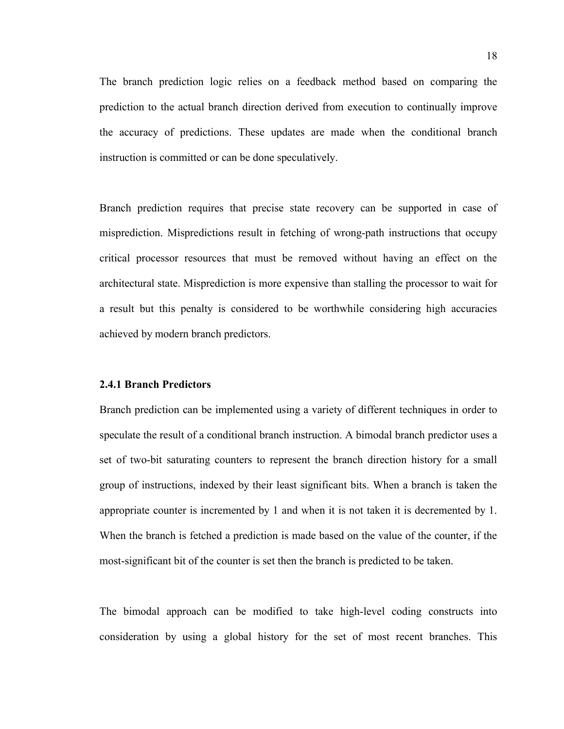The branch prediction logic relies on a feedback method based on comparing the prediction to the actual branch direction derived from execution to continually improve the accuracy of predictions. These updates are made when the conditional branch instruction is committed or can be done speculatively.

Branch prediction requires that precise state recovery can be supported in case of misprediction. Mispredictions result in fetching of wrong-path instructions that occupy critical processor resources that must be removed without having an effect on the architectural state. Misprediction is more expensive than stalling the processor to wait for a result but this penalty is considered to be worthwhile considering high accuracies achieved by modern branch predictors.

### 2.4.1 Branch Predictors

Branch prediction can be implemented using a variety of different techniques in order to speculate the result of a conditional branch instruction. A bimodal branch predictor uses a set of two-bit saturating counters to represent the branch direction history for a small group of instructions, indexed by their least significant bits. When a branch is taken the appropriate counter is incremented by 1 and when it is not taken it is decremented by 1. When the branch is fetched a prediction is made based on the value of the counter, if the most-significant bit of the counter is set then the branch is predicted to be taken.

The bimodal approach can be modified to take high-level coding constructs into consideration by using a global history for the set of most recent branches. This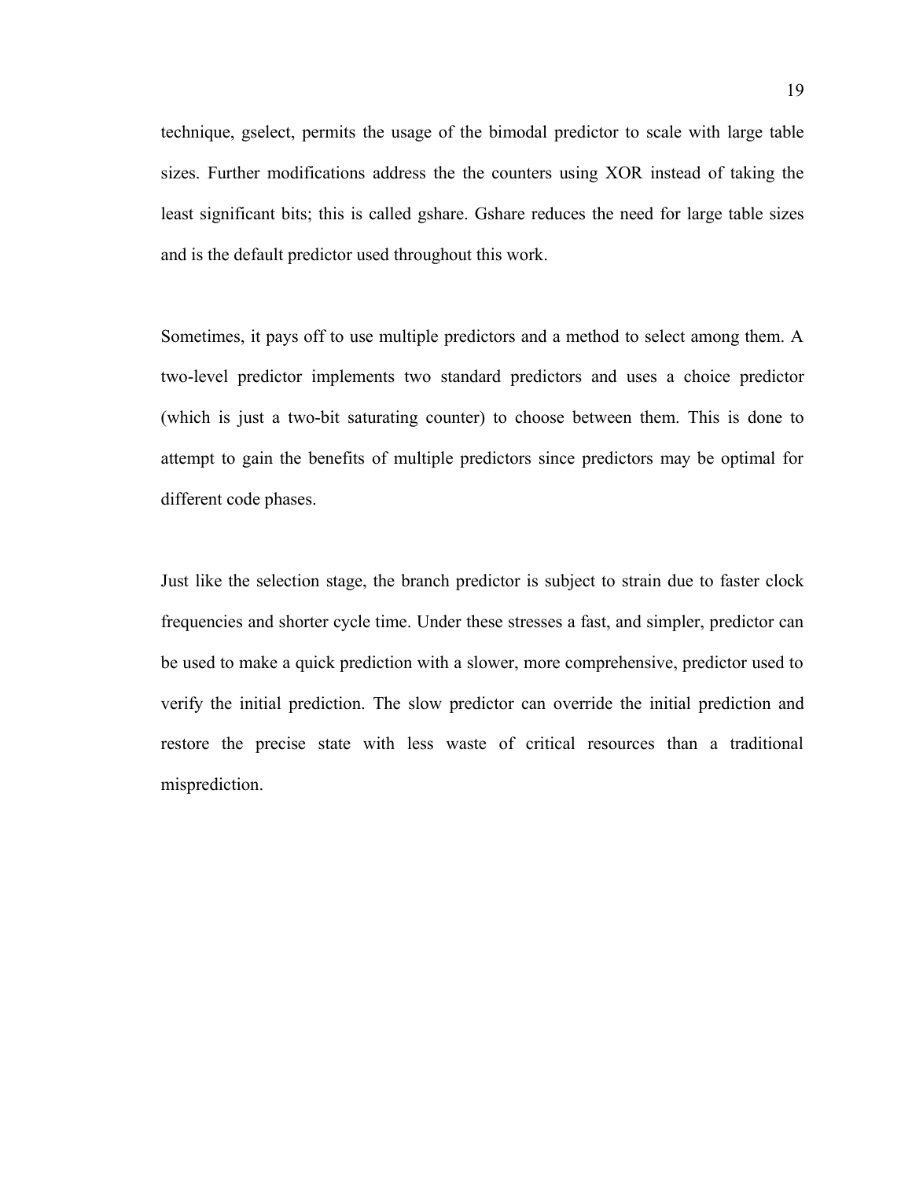technique, gselect, permits the usage of the bimodal predictor to scale with large table sizes. Further modifications address the the counters using XOR instead of taking the least significant bits; this is called gshare. Gshare reduces the need for large table sizes and is the default predictor used throughout this work.

Sometimes, it pays off to use multiple predictors and a method to select among them. A two-level predictor implements two standard predictors and uses a choice predictor (which is just a two-bit saturating counter) to choose between them. This is done to attempt to gain the benefits of multiple predictors since predictors may be optimal for different code phases.

Just like the selection stage, the branch predictor is subject to strain due to faster clock frequencies and shorter cycle time. Under these stresses a fast, and simpler, predictor can be used to make a quick prediction with a slower, more comprehensive, predictor used to verify the initial prediction. The slow predictor can override the initial prediction and restore the precise state with less waste of critical resources than a traditional misprediction.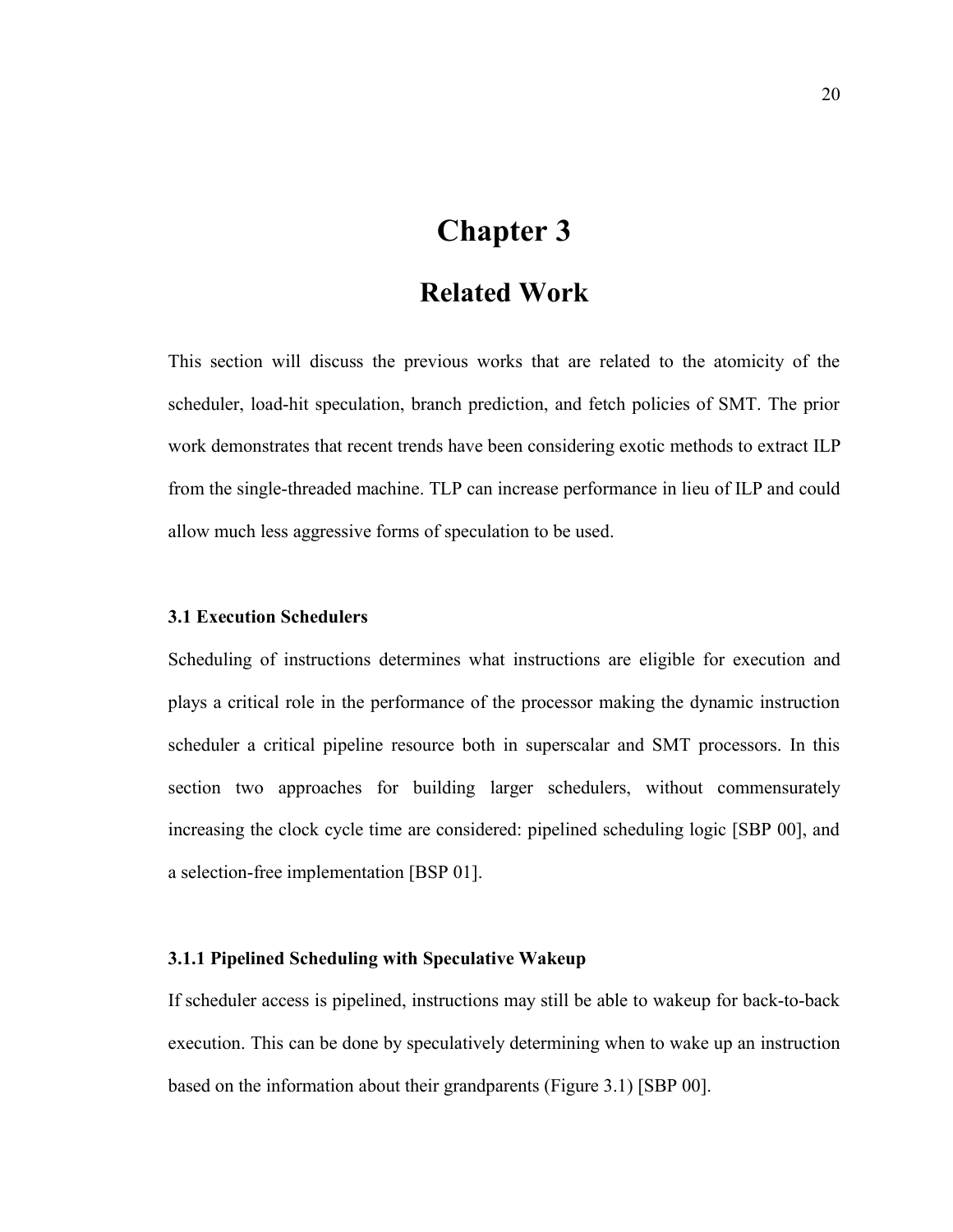# Chapter 3

# Related Work

This section will discuss the previous works that are related to the atomicity of the scheduler, load-hit speculation, branch prediction, and fetch policies of SMT. The prior work demonstrates that recent trends have been considering exotic methods to extract ILP from the single-threaded machine. TLP can increase performance in lieu of ILP and could allow much less aggressive forms of speculation to be used.

### 3.1 Execution Schedulers

Scheduling of instructions determines what instructions are eligible for execution and plays a critical role in the performance of the processor making the dynamic instruction scheduler a critical pipeline resource both in superscalar and SMT processors. In this section two approaches for building larger schedulers, without commensurately increasing the clock cycle time are considered: pipelined scheduling logic [SBP 00], and a selection-free implementation [BSP 01].

#### 3.1.1 Pipelined Scheduling with Speculative Wakeup

If scheduler access is pipelined, instructions may still be able to wakeup for back-to-back execution. This can be done by speculatively determining when to wake up an instruction based on the information about their grandparents (Figure 3.1) [SBP 00].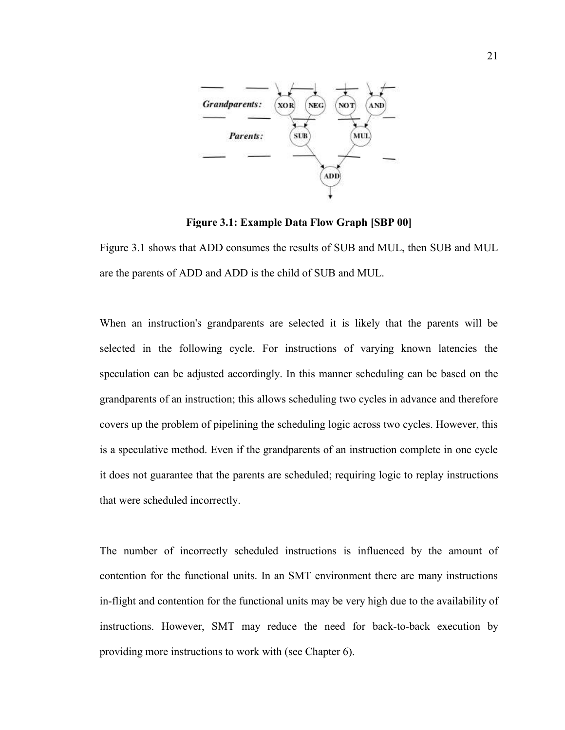**Figure 3.1: Example Data Flow Graph [SBP 00]**

Figure 3.1 shows that ADD consumes the results of SUB and MUL, then SUB and MUL are the parents of ADD and ADD is the child of SUB and MUL.

When an instruction's grandparents are selected it is likely that the parents will be selected in the following cycle. For instructions of varying known latencies the speculation can be adjusted accordingly. In this manner scheduling can be based on the grandparents of an instruction; this allows scheduling two cycles in advance and therefore covers up the problem of pipelining the scheduling logic across two cycles. However, this is a speculative method. Even if the grandparents of an instruction complete in one cycle it does not guarantee that the parents are scheduled; requiring logic to replay instructions that were scheduled incorrectly.

The number of incorrectly scheduled instructions is influenced by the amount of contention for the functional units. In an SMT environment there are many instructions in-flight and contention for the functional units may be very high due to the availability of instructions. However, SMT may reduce the need for back-to-back execution by providing more instructions to work with (see Chapter 6).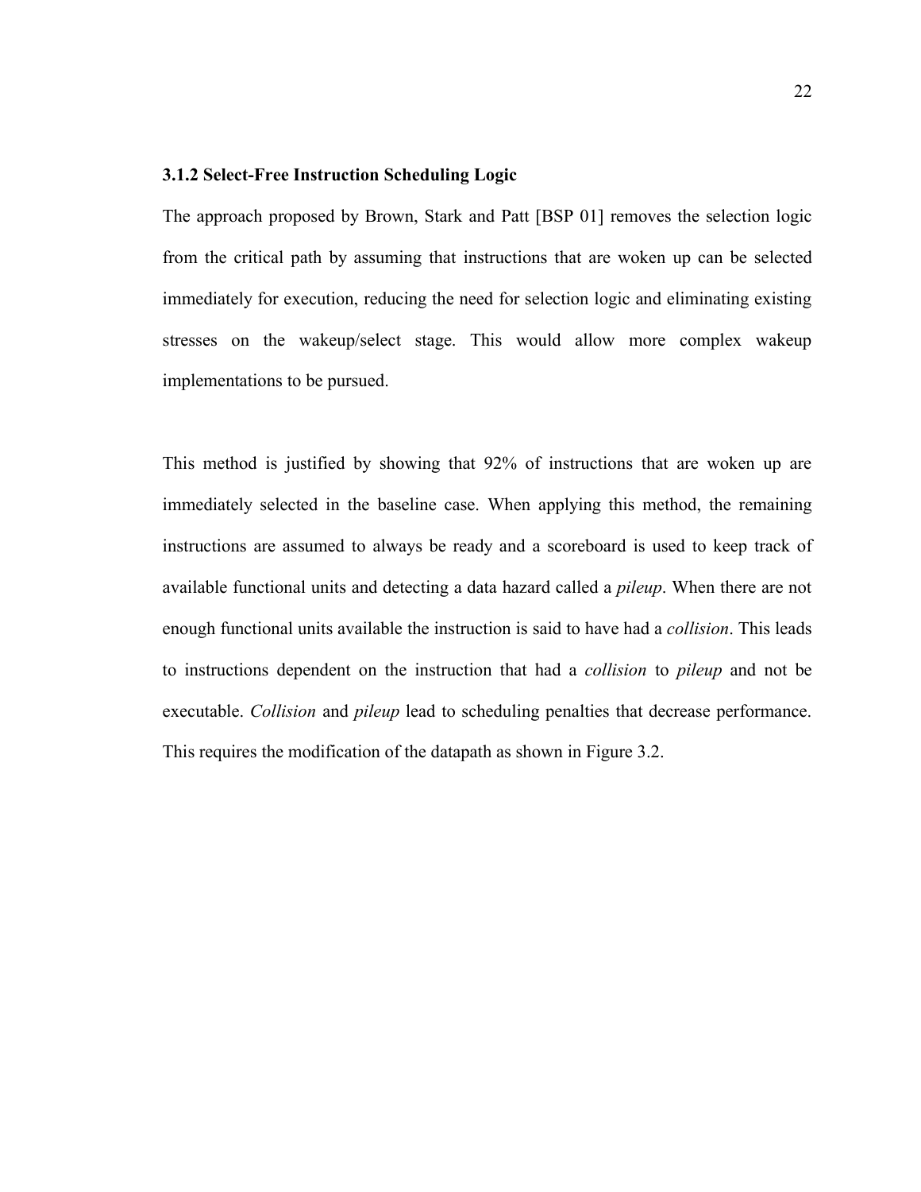### 3.1.2 Select-Free Instruction Scheduling Logic

The approach proposed by Brown, Stark and Patt [BSP 01] removes the selection logic from the critical path by assuming that instructions that are woken up can be selected immediately for execution, reducing the need for selection logic and eliminating existing stresses on the wakeup/select stage. This would allow more complex wakeup implementations to be pursued.

This method is justified by showing that 92% of instructions that are woken up are immediately selected in the baseline case. When applying this method, the remaining instructions are assumed to always be ready and a scoreboard is used to keep track of available functional units and detecting a data hazard called a *pileup*. When there are not enough functional units available the instruction is said to have had a *collision*. This leads to instructions dependent on the instruction that had a *collision* to *pileup* and not be executable. *Collision* and *pileup* lead to scheduling penalties that decrease performance. This requires the modification of the datapath as shown in Figure 3.2.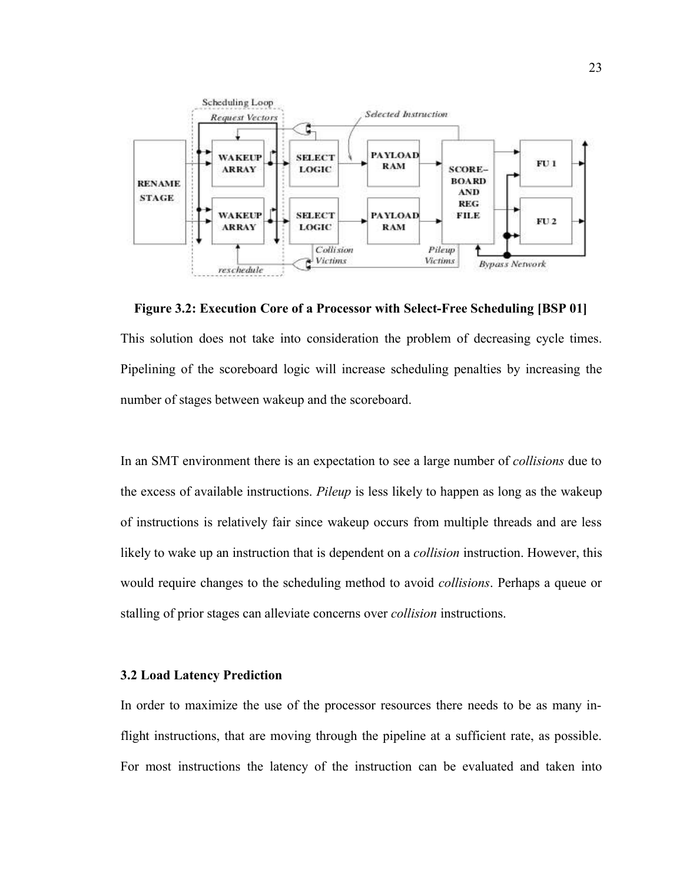**Figure 3.2: Execution Core of a Processor with Select-Free Scheduling [BSP 01]**

This solution does not take into consideration the problem of decreasing cycle times. Pipelining of the scoreboard logic will increase scheduling penalties by increasing the number of stages between wakeup and the scoreboard.

In an SMT environment there is an expectation to see a large number of *collisions* due to the excess of available instructions. *Pileup* is less likely to happen as long as the wakeup of instructions is relatively fair since wakeup occurs from multiple threads and are less likely to wake up an instruction that is dependent on a *collision* instruction. However, this would require changes to the scheduling method to avoid *collisions*. Perhaps a queue or stalling of prior stages can alleviate concerns over *collision* instructions.

### 3.2 Load Latency Prediction

In order to maximize the use of the processor resources there needs to be as many in-flight instructions, that are moving through the pipeline at a sufficient rate, as possible. For most instructions the latency of the instruction can be evaluated and taken into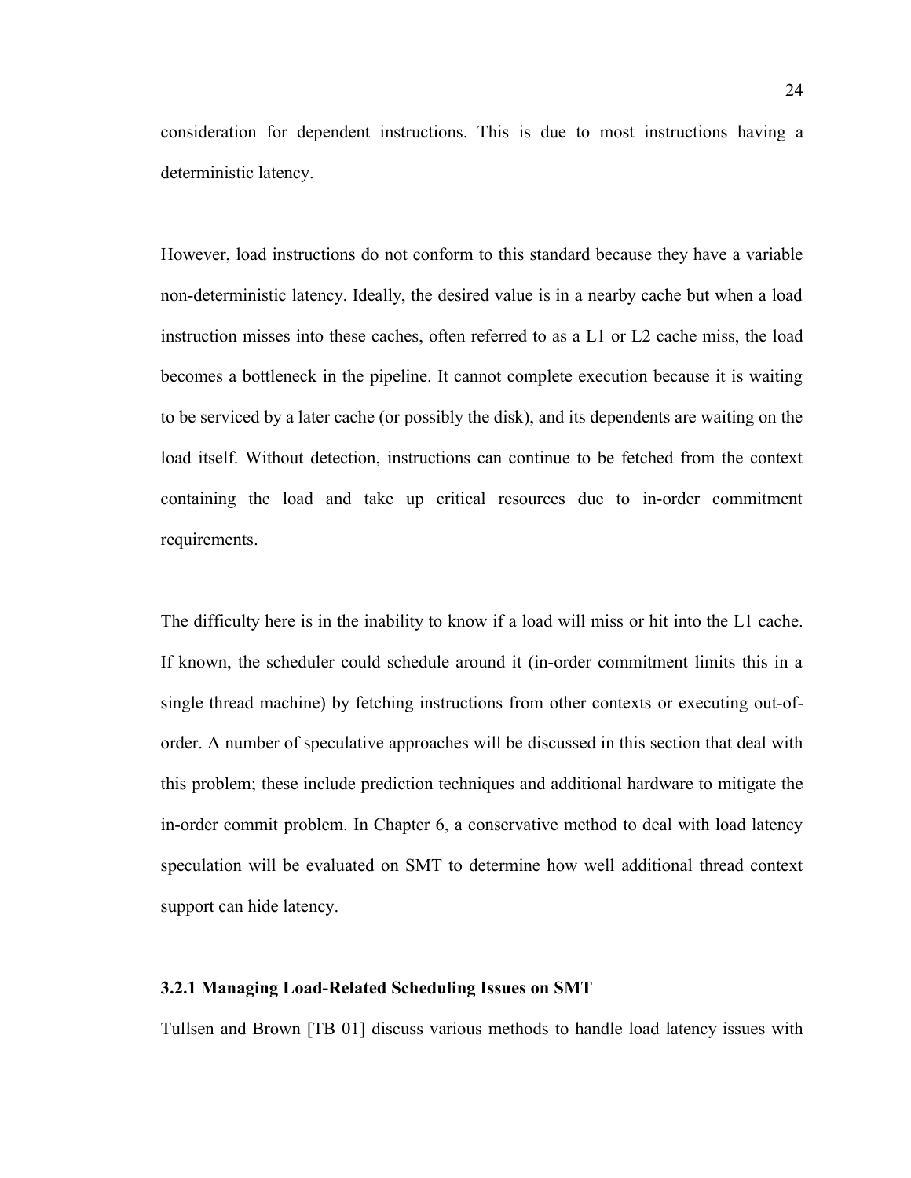consideration for dependent instructions. This is due to most instructions having a deterministic latency.

However, load instructions do not conform to this standard because they have a variable non-deterministic latency. Ideally, the desired value is in a nearby cache but when a load instruction misses into these caches, often referred to as a L1 or L2 cache miss, the load becomes a bottleneck in the pipeline. It cannot complete execution because it is waiting to be serviced by a later cache (or possibly the disk), and its dependents are waiting on the load itself. Without detection, instructions can continue to be fetched from the context containing the load and take up critical resources due to in-order commitment requirements.

The difficulty here is in the inability to know if a load will miss or hit into the L1 cache. If known, the scheduler could schedule around it (in-order commitment limits this in a single thread machine) by fetching instructions from other contexts or executing out-of-order. A number of speculative approaches will be discussed in this section that deal with this problem; these include prediction techniques and additional hardware to mitigate the in-order commit problem. In Chapter 6, a conservative method to deal with load latency speculation will be evaluated on SMT to determine how well additional thread context support can hide latency.

### 3.2.1 Managing Load-Related Scheduling Issues on SMT

Tullsen and Brown [TB 01] discuss various methods to handle load latency issues with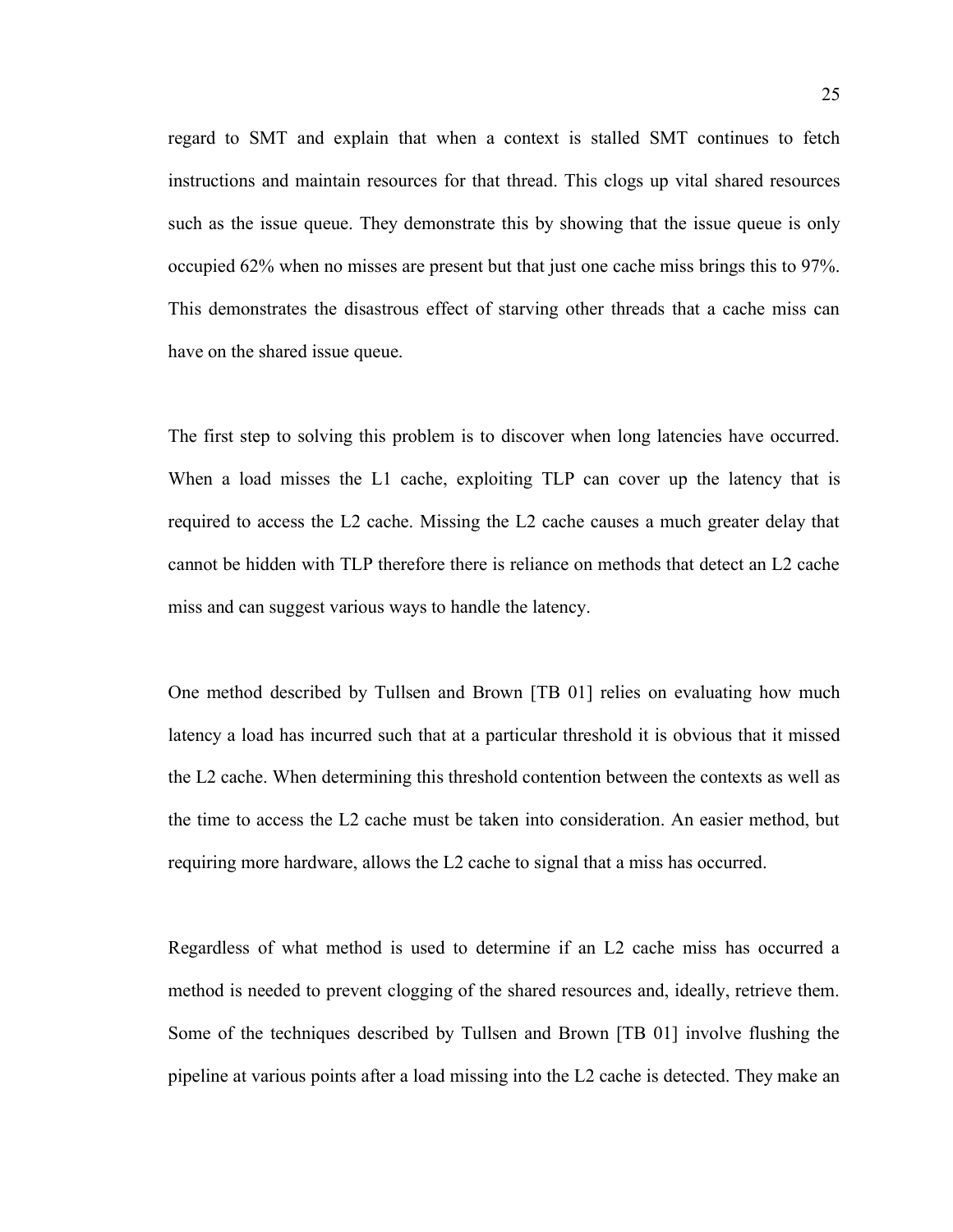regard to SMT and explain that when a context is stalled SMT continues to fetch instructions and maintain resources for that thread. This clogs up vital shared resources such as the issue queue. They demonstrate this by showing that the issue queue is only occupied 62% when no misses are present but that just one cache miss brings this to 97%. This demonstrates the disastrous effect of starving other threads that a cache miss can have on the shared issue queue.

The first step to solving this problem is to discover when long latencies have occurred. When a load misses the L1 cache, exploiting TLP can cover up the latency that is required to access the L2 cache. Missing the L2 cache causes a much greater delay that cannot be hidden with TLP therefore there is reliance on methods that detect an L2 cache miss and can suggest various ways to handle the latency.

One method described by Tullsen and Brown [TB 01] relies on evaluating how much latency a load has incurred such that at a particular threshold it is obvious that it missed the L2 cache. When determining this threshold contention between the contexts as well as the time to access the L2 cache must be taken into consideration. An easier method, but requiring more hardware, allows the L2 cache to signal that a miss has occurred.

Regardless of what method is used to determine if an L2 cache miss has occurred a method is needed to prevent clogging of the shared resources and, ideally, retrieve them. Some of the techniques described by Tullsen and Brown [TB 01] involve flushing the pipeline at various points after a load missing into the L2 cache is detected. They make an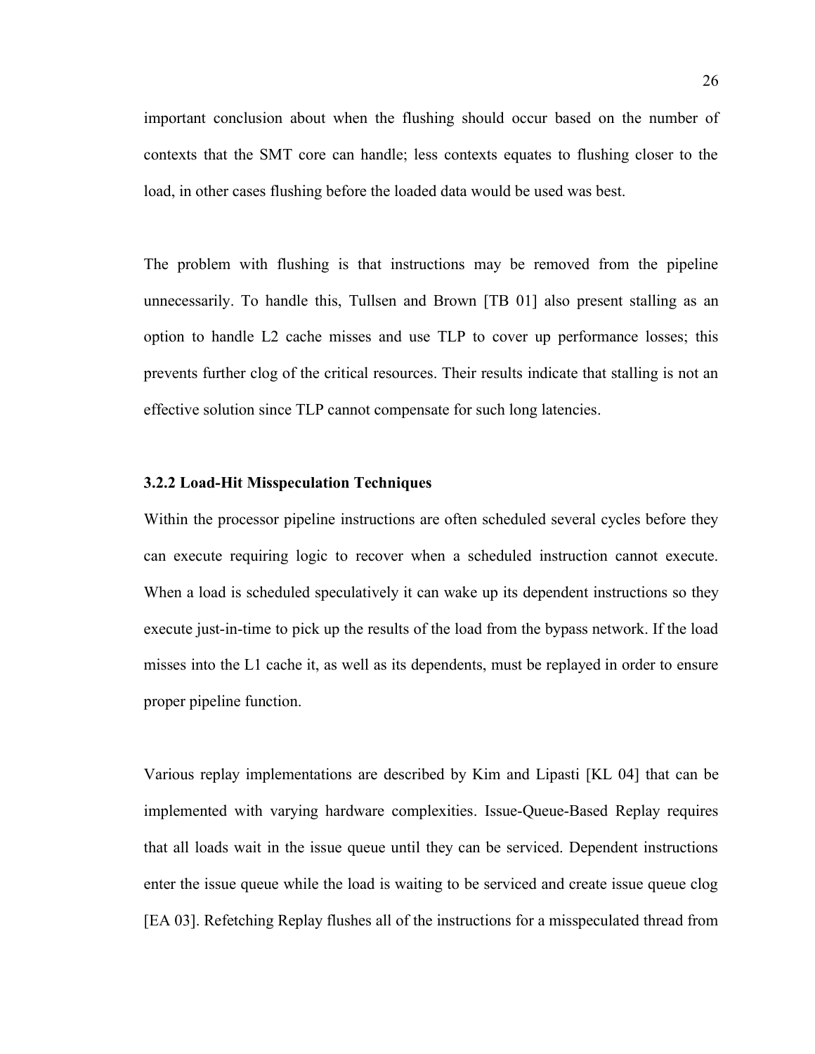important conclusion about when the flushing should occur based on the number of contexts that the SMT core can handle; less contexts equates to flushing closer to the load, in other cases flushing before the loaded data would be used was best.

The problem with flushing is that instructions may be removed from the pipeline unnecessarily. To handle this, Tullsen and Brown [TB 01] also present stalling as an option to handle L2 cache misses and use TLP to cover up performance losses; this prevents further clog of the critical resources. Their results indicate that stalling is not an effective solution since TLP cannot compensate for such long latencies.

### 3.2.2 Load-Hit Misspeculation Techniques

Within the processor pipeline instructions are often scheduled several cycles before they can execute requiring logic to recover when a scheduled instruction cannot execute. When a load is scheduled speculatively it can wake up its dependent instructions so they execute just-in-time to pick up the results of the load from the bypass network. If the load misses into the L1 cache it, as well as its dependents, must be replayed in order to ensure proper pipeline function.

Various replay implementations are described by Kim and Lipasti [KL 04] that can be implemented with varying hardware complexities. Issue-Queue-Based Replay requires that all loads wait in the issue queue until they can be serviced. Dependent instructions enter the issue queue while the load is waiting to be serviced and create issue queue clog [EA 03]. Refetching Replay flushes all of the instructions for a misspeculated thread from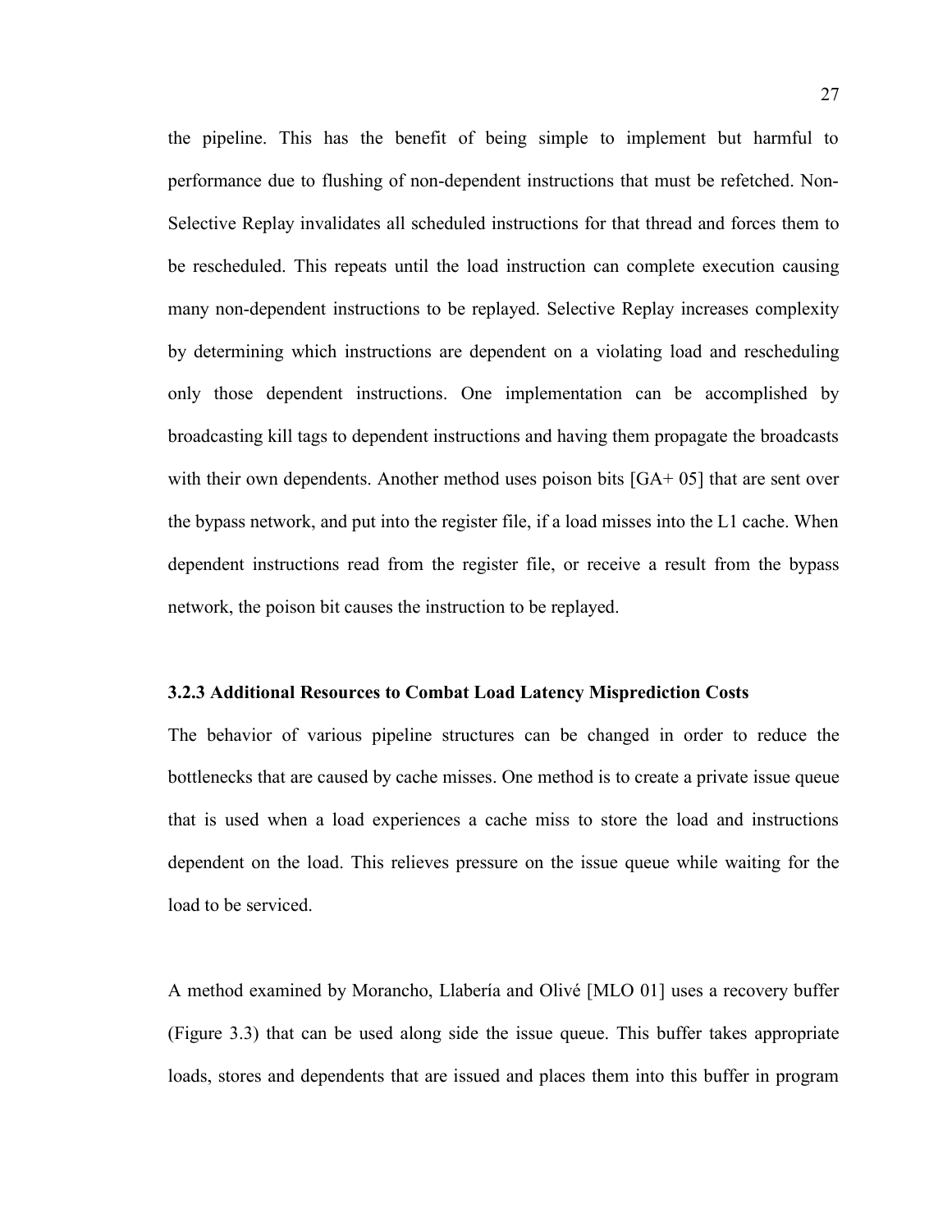the pipeline. This has the benefit of being simple to implement but harmful to performance due to flushing of non-dependent instructions that must be refetched. Non-Selective Replay invalidates all scheduled instructions for that thread and forces them to be rescheduled. This repeats until the load instruction can complete execution causing many non-dependent instructions to be replayed. Selective Replay increases complexity by determining which instructions are dependent on a violating load and rescheduling only those dependent instructions. One implementation can be accomplished by broadcasting kill tags to dependent instructions and having them propagate the broadcasts with their own dependents. Another method uses poison bits [GA+ 05] that are sent over the bypass network, and put into the register file, if a load misses into the L1 cache. When dependent instructions read from the register file, or receive a result from the bypass network, the poison bit causes the instruction to be replayed.

### 3.2.3 Additional Resources to Combat Load Latency Misprediction Costs

The behavior of various pipeline structures can be changed in order to reduce the bottlenecks that are caused by cache misses. One method is to create a private issue queue that is used when a load experiences a cache miss to store the load and instructions dependent on the load. This relieves pressure on the issue queue while waiting for the load to be serviced.

A method examined by Morancho, Llabería and Olivé [MLO 01] uses a recovery buffer (Figure 3.3) that can be used along side the issue queue. This buffer takes appropriate loads, stores and dependents that are issued and places them into this buffer in program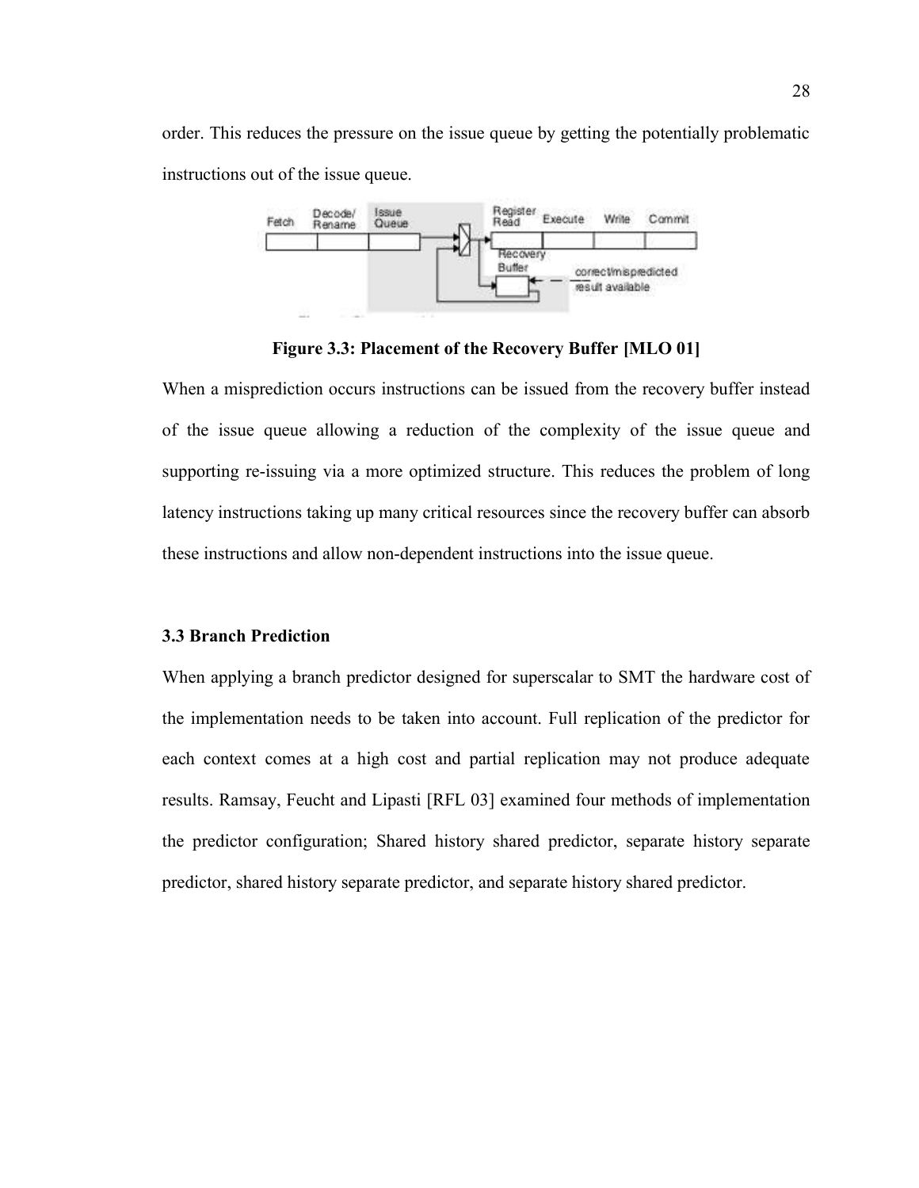order. This reduces the pressure on the issue queue by getting the potentially problematic instructions out of the issue queue.

**Figure 3.3: Placement of the Recovery Buffer [MLO 01]**

When a misprediction occurs instructions can be issued from the recovery buffer instead of the issue queue allowing a reduction of the complexity of the issue queue and supporting re-issuing via a more optimized structure. This reduces the problem of long latency instructions taking up many critical resources since the recovery buffer can absorb these instructions and allow non-dependent instructions into the issue queue.

### 3.3 Branch Prediction

When applying a branch predictor designed for superscalar to SMT the hardware cost of the implementation needs to be taken into account. Full replication of the predictor for each context comes at a high cost and partial replication may not produce adequate results. Ramsay, Feucht and Lipasti [RFL 03] examined four methods of implementation the predictor configuration; Shared history shared predictor, separate history separate predictor, shared history separate predictor, and separate history shared predictor.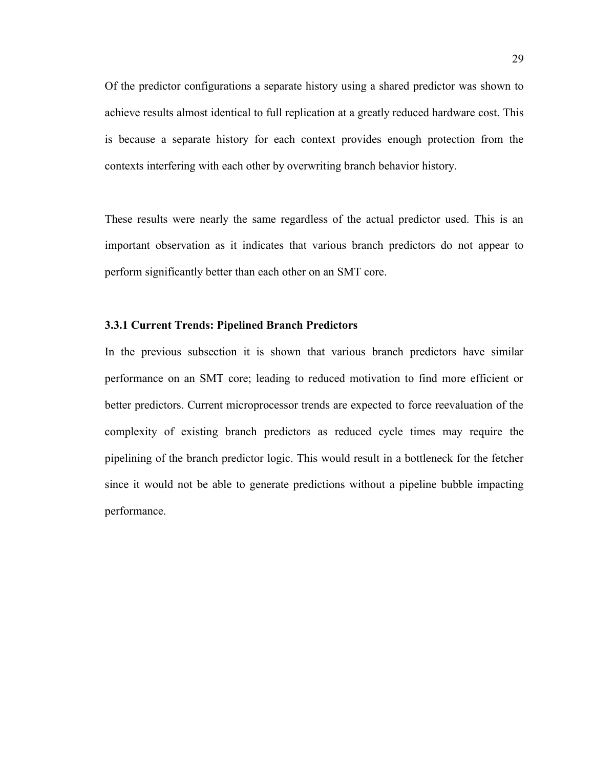Of the predictor configurations a separate history using a shared predictor was shown to achieve results almost identical to full replication at a greatly reduced hardware cost. This is because a separate history for each context provides enough protection from the contexts interfering with each other by overwriting branch behavior history.

These results were nearly the same regardless of the actual predictor used. This is an important observation as it indicates that various branch predictors do not appear to perform significantly better than each other on an SMT core.

### 3.3.1 Current Trends: Pipelined Branch Predictors

In the previous subsection it is shown that various branch predictors have similar performance on an SMT core; leading to reduced motivation to find more efficient or better predictors. Current microprocessor trends are expected to force reevaluation of the complexity of existing branch predictors as reduced cycle times may require the pipelining of the branch predictor logic. This would result in a bottleneck for the fetcher since it would not be able to generate predictions without a pipeline bubble impacting performance.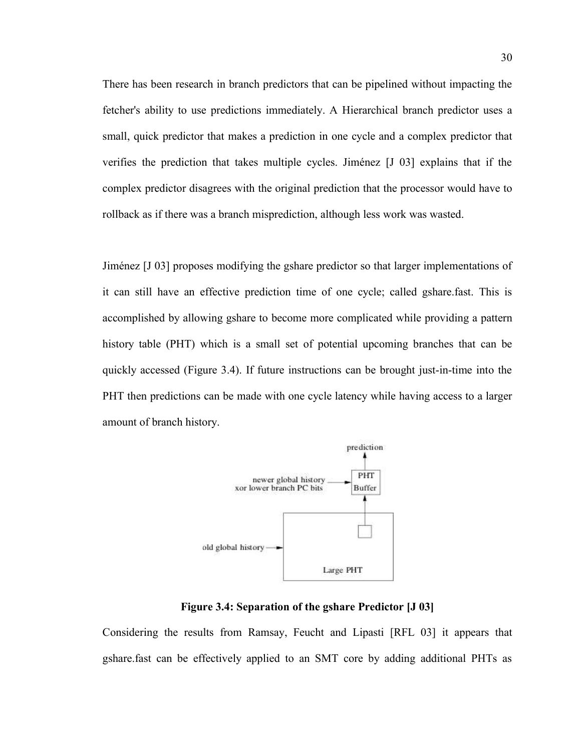There has been research in branch predictors that can be pipelined without impacting the fetcher's ability to use predictions immediately. A Hierarchical branch predictor uses a small, quick predictor that makes a prediction in one cycle and a complex predictor that verifies the prediction that takes multiple cycles. Jiménez [J 03] explains that if the complex predictor disagrees with the original prediction that the processor would have to rollback as if there was a branch misprediction, although less work was wasted.

Jiménez [J 03] proposes modifying the gshare predictor so that larger implementations of it can still have an effective prediction time of one cycle; called gshare.fast. This is accomplished by allowing gshare to become more complicated while providing a pattern history table (PHT) which is a small set of potential upcoming branches that can be quickly accessed (Figure 3.4). If future instructions can be brought just-in-time into the PHT then predictions can be made with one cycle latency while having access to a larger amount of branch history.

**Figure 3.4: Separation of the gshare Predictor [J 03]**

Considering the results from Ramsay, Feucht and Lipasti [RFL 03] it appears that gshare.fast can be effectively applied to an SMT core by adding additional PHTs as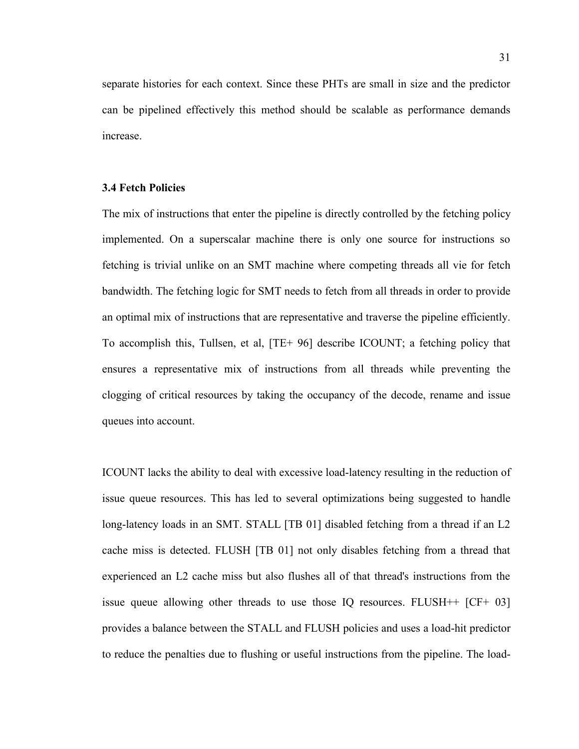separate histories for each context. Since these PHTs are small in size and the predictor can be pipelined effectively this method should be scalable as performance demands increase.

### 3.4 Fetch Policies

The mix of instructions that enter the pipeline is directly controlled by the fetching policy implemented. On a superscalar machine there is only one source for instructions so fetching is trivial unlike on an SMT machine where competing threads all vie for fetch bandwidth. The fetching logic for SMT needs to fetch from all threads in order to provide an optimal mix of instructions that are representative and traverse the pipeline efficiently. To accomplish this, Tullsen, et al, [TE+ 96] describe ICOUNT; a fetching policy that ensures a representative mix of instructions from all threads while preventing the clogging of critical resources by taking the occupancy of the decode, rename and issue queues into account.

ICOUNT lacks the ability to deal with excessive load-latency resulting in the reduction of issue queue resources. This has led to several optimizations being suggested to handle long-latency loads in an SMT. STALL [TB 01] disabled fetching from a thread if an L2 cache miss is detected. FLUSH [TB 01] not only disables fetching from a thread that experienced an L2 cache miss but also flushes all of that thread's instructions from the issue queue allowing other threads to use those IQ resources. FLUSH++ [CF+ 03] provides a balance between the STALL and FLUSH policies and uses a load-hit predictor to reduce the penalties due to flushing or useful instructions from the pipeline. The load-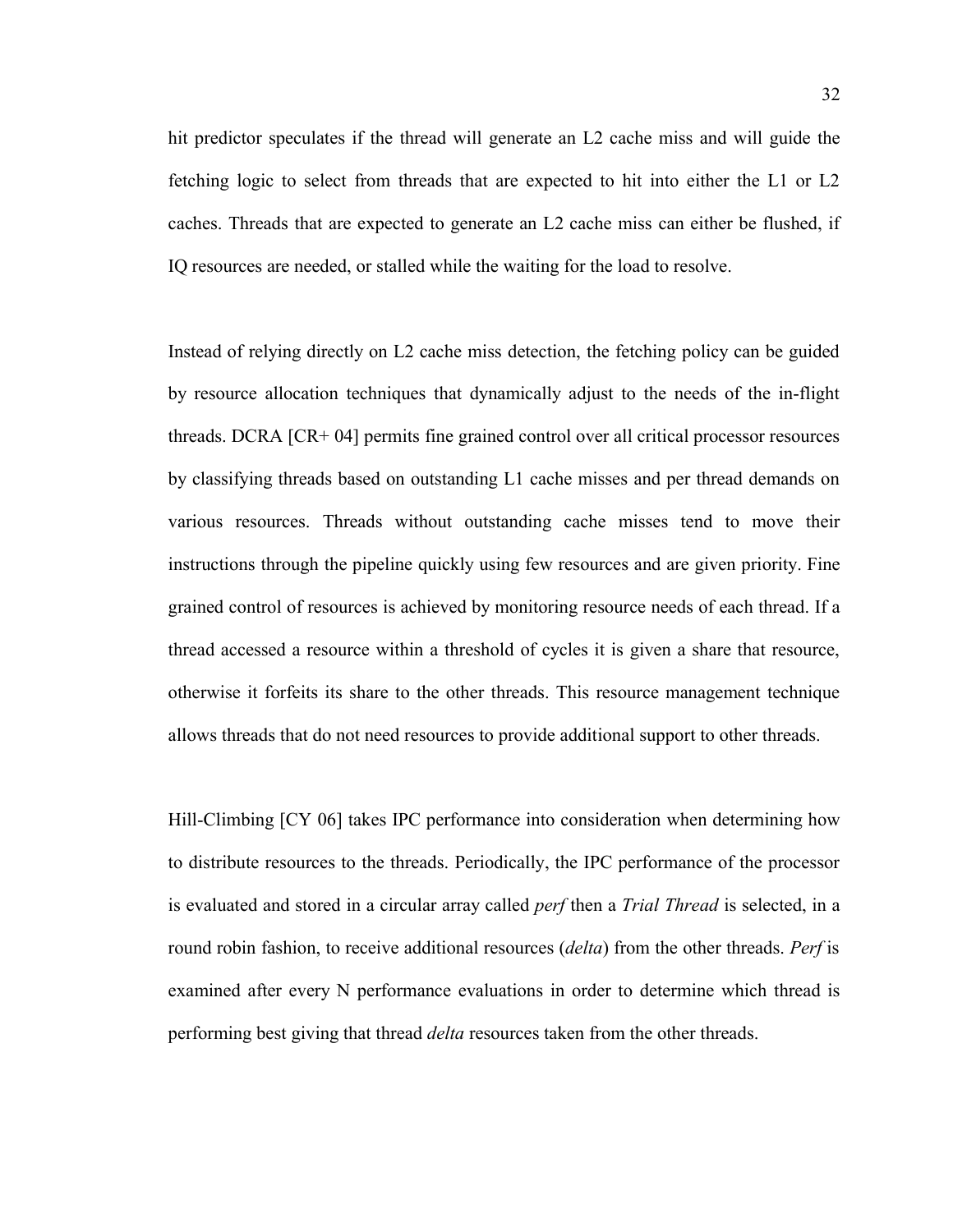hit predictor speculates if the thread will generate an L2 cache miss and will guide the fetching logic to select from threads that are expected to hit into either the L1 or L2 caches. Threads that are expected to generate an L2 cache miss can either be flushed, if IQ resources are needed, or stalled while the waiting for the load to resolve.

Instead of relying directly on L2 cache miss detection, the fetching policy can be guided by resource allocation techniques that dynamically adjust to the needs of the in-flight threads. DCRA [CR+ 04] permits fine grained control over all critical processor resources by classifying threads based on outstanding L1 cache misses and per thread demands on various resources. Threads without outstanding cache misses tend to move their instructions through the pipeline quickly using few resources and are given priority. Fine grained control of resources is achieved by monitoring resource needs of each thread. If a thread accessed a resource within a threshold of cycles it is given a share that resource, otherwise it forfeits its share to the other threads. This resource management technique allows threads that do not need resources to provide additional support to other threads.

Hill-Climbing [CY 06] takes IPC performance into consideration when determining how to distribute resources to the threads. Periodically, the IPC performance of the processor is evaluated and stored in a circular array called *perf* then a *Trial Thread* is selected, in a round robin fashion, to receive additional resources (*delta*) from the other threads. *Perf* is examined after every N performance evaluations in order to determine which thread is performing best giving that thread *delta* resources taken from the other threads.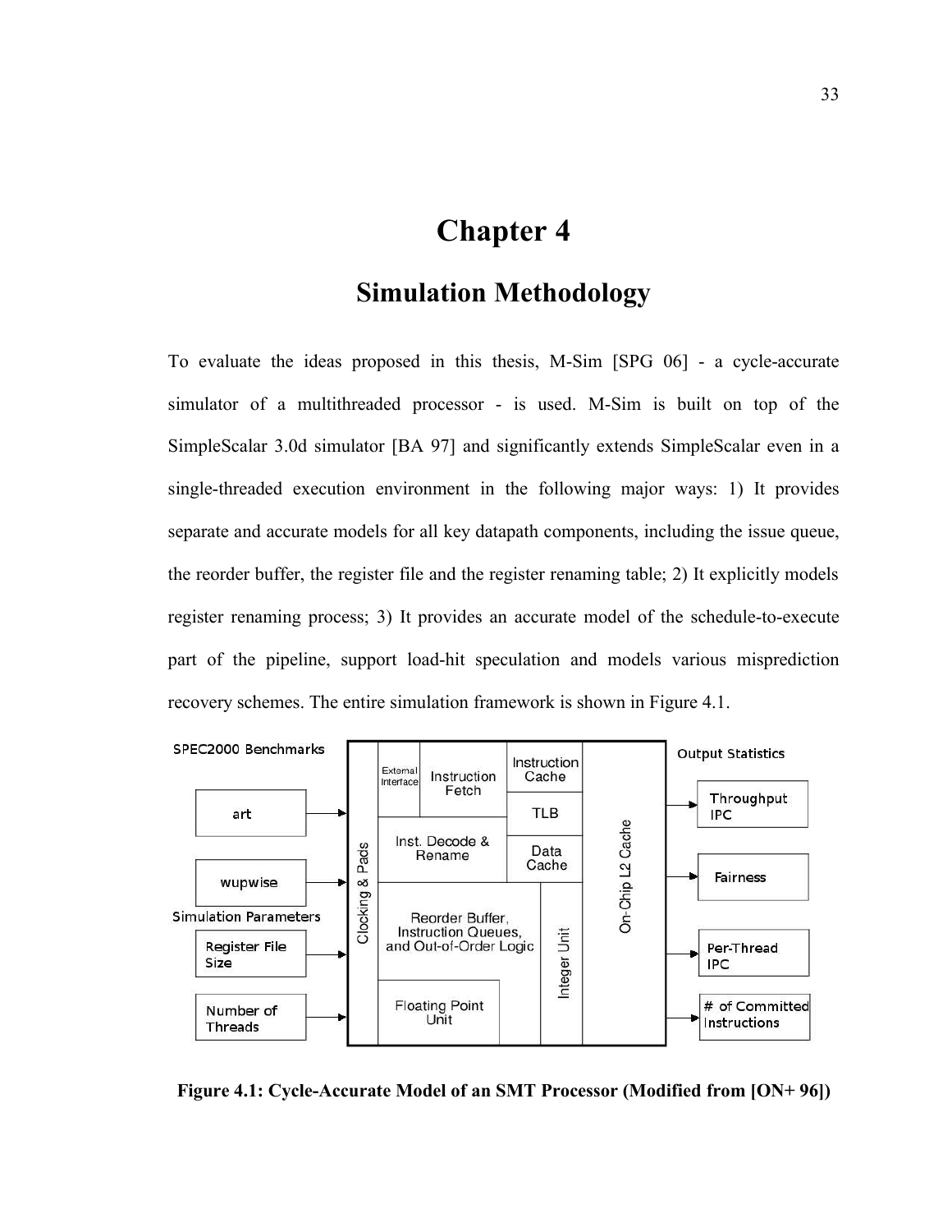# Chapter 4

## Simulation Methodology

To evaluate the ideas proposed in this thesis, M-Sim [SPG 06] - a cycle-accurate simulator of a multithreaded processor - is used. M-Sim is built on top of the SimpleScalar 3.0d simulator [BA 97] and significantly extends SimpleScalar even in a single-threaded execution environment in the following major ways: 1) It provides separate and accurate models for all key datapath components, including the issue queue, the reorder buffer, the register file and the register renaming table; 2) It explicitly models register renaming process; 3) It provides an accurate model of the schedule-to-execute part of the pipeline, support load-hit speculation and models various misprediction recovery schemes. The entire simulation framework is shown in Figure 4.1.

**Figure 4.1: Cycle-Accurate Model of an SMT Processor (Modified from [ON+ 96])**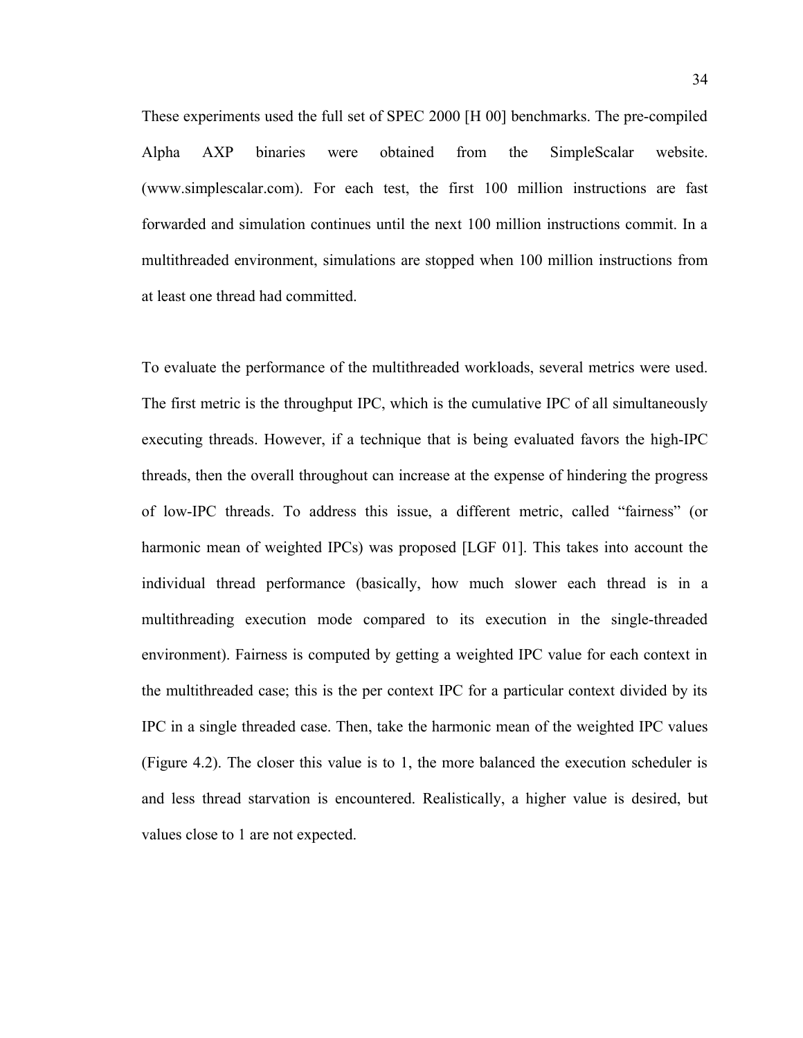These experiments used the full set of SPEC 2000 [H 00] benchmarks. The pre-compiled Alpha AXP binaries were obtained from the SimpleScalar website. (www.simplescalar.com). For each test, the first 100 million instructions are fast forwarded and simulation continues until the next 100 million instructions commit. In a multithreaded environment, simulations are stopped when 100 million instructions from at least one thread had committed.

To evaluate the performance of the multithreaded workloads, several metrics were used. The first metric is the throughput IPC, which is the cumulative IPC of all simultaneously executing threads. However, if a technique that is being evaluated favors the high-IPC threads, then the overall throughout can increase at the expense of hindering the progress of low-IPC threads. To address this issue, a different metric, called "fairness" (or harmonic mean of weighted IPCs) was proposed [LGF 01]. This takes into account the individual thread performance (basically, how much slower each thread is in a multithreading execution mode compared to its execution in the single-threaded environment). Fairness is computed by getting a weighted IPC value for each context in the multithreaded case; this is the per context IPC for a particular context divided by its IPC in a single threaded case. Then, take the harmonic mean of the weighted IPC values (Figure 4.2). The closer this value is to 1, the more balanced the execution scheduler is and less thread starvation is encountered. Realistically, a higher value is desired, but values close to 1 are not expected.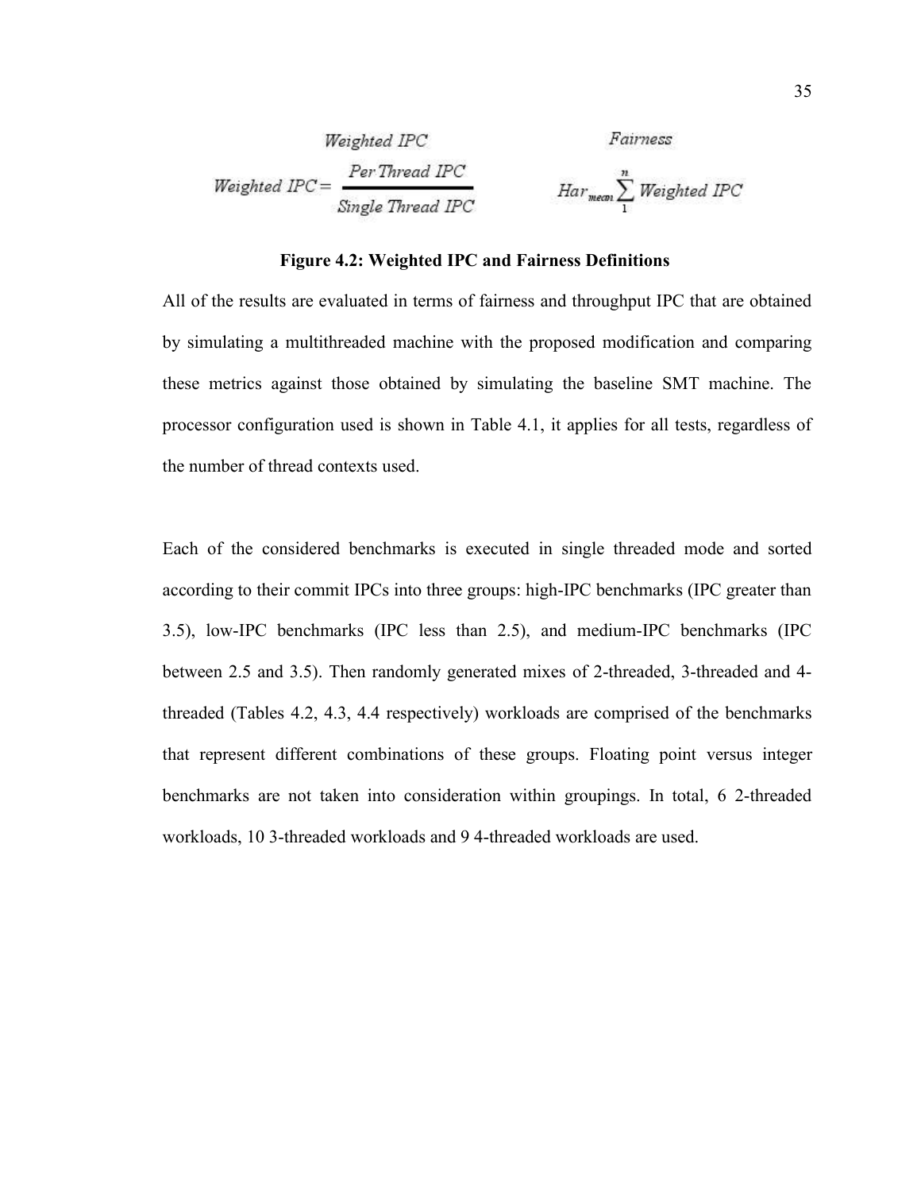Weighted IPC

$$\text{Weighted IPC} = \frac{\text{Per Thread IPC}}{\text{Single Thread IPC}}$$

Fairness

$$Har_{mean} \sum_{1}^{n} \text{Weighted IPC}$$

**Figure 4.2: Weighted IPC and Fairness Definitions**

All of the results are evaluated in terms of fairness and throughput IPC that are obtained by simulating a multithreaded machine with the proposed modification and comparing these metrics against those obtained by simulating the baseline SMT machine. The processor configuration used is shown in Table 4.1, it applies for all tests, regardless of the number of thread contexts used.

Each of the considered benchmarks is executed in single threaded mode and sorted according to their commit IPCs into three groups: high-IPC benchmarks (IPC greater than 3.5), low-IPC benchmarks (IPC less than 2.5), and medium-IPC benchmarks (IPC between 2.5 and 3.5). Then randomly generated mixes of 2-threaded, 3-threaded and 4-threaded (Tables 4.2, 4.3, 4.4 respectively) workloads are comprised of the benchmarks that represent different combinations of these groups. Floating point versus integer benchmarks are not taken into consideration within groupings. In total, 6 2-threaded workloads, 10 3-threaded workloads and 9 4-threaded workloads are used.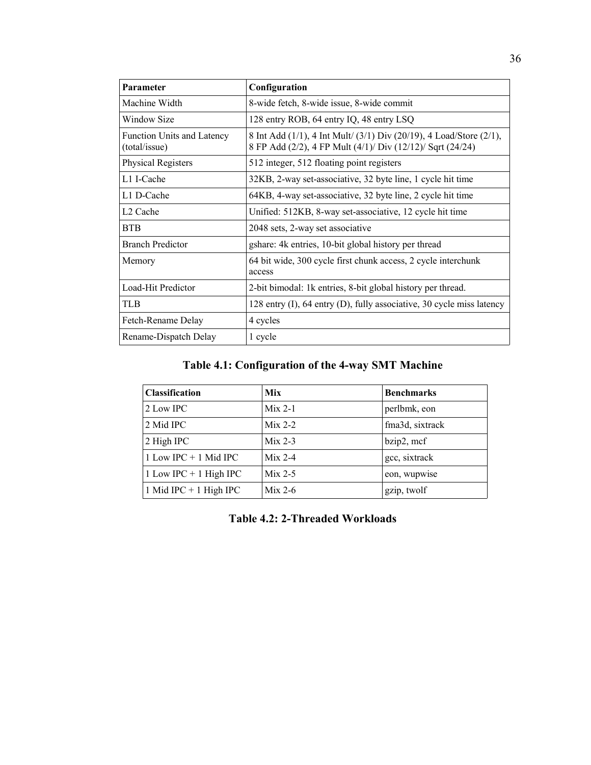| Parameter | Configuration |
|---|---|
| Machine Width | 8-wide fetch, 8-wide issue, 8-wide commit |
| Window Size | 128 entry ROB, 64 entry IQ, 48 entry LSQ |
| Function Units and Latency (total/issue) | 8 Int Add (1/1), 4 Int Mult/ (3/1) Div (20/19), 4 Load/Store (2/1), 8 FP Add (2/2), 4 FP Mult (4/1)/ Div (12/12)/ Sqrt (24/24) |
| Physical Registers | 512 integer, 512 floating point registers |
| L1 I-Cache | 32KB, 2-way set-associative, 32 byte line, 1 cycle hit time |
| L1 D-Cache | 64KB, 4-way set-associative, 32 byte line, 2 cycle hit time |
| L2 Cache | Unified: 512KB, 8-way set-associative, 12 cycle hit time |
| BTB | 2048 sets, 2-way set associative |
| Branch Predictor | gshare: 4k entries, 10-bit global history per thread |
| Memory | 64 bit wide, 300 cycle first chunk access, 2 cycle interchunk access |
| Load-Hit Predictor | 2-bit bimodal: 1k entries, 8-bit global history per thread. |
| TLB | 128 entry (I), 64 entry (D), fully associative, 30 cycle miss latency |
| Fetch-Rename Delay | 4 cycles |
| Rename-Dispatch Delay | 1 cycle |

**Table 4.1: Configuration of the 4-way SMT Machine**

| Classification | Mix | Benchmarks |
|---|---|---|
| 2 Low IPC | Mix 2-1 | perlbmk, eon |
| 2 Mid IPC | Mix 2-2 | fma3d, sixtrack |
| 2 High IPC | Mix 2-3 | bzip2, mcf |
| 1 Low IPC + 1 Mid IPC | Mix 2-4 | gcc, sixtrack |
| 1 Low IPC + 1 High IPC | Mix 2-5 | eon, wupwise |
| 1 Mid IPC + 1 High IPC | Mix 2-6 | gzip, twolf |

**Table 4.2: 2-Threaded Workloads**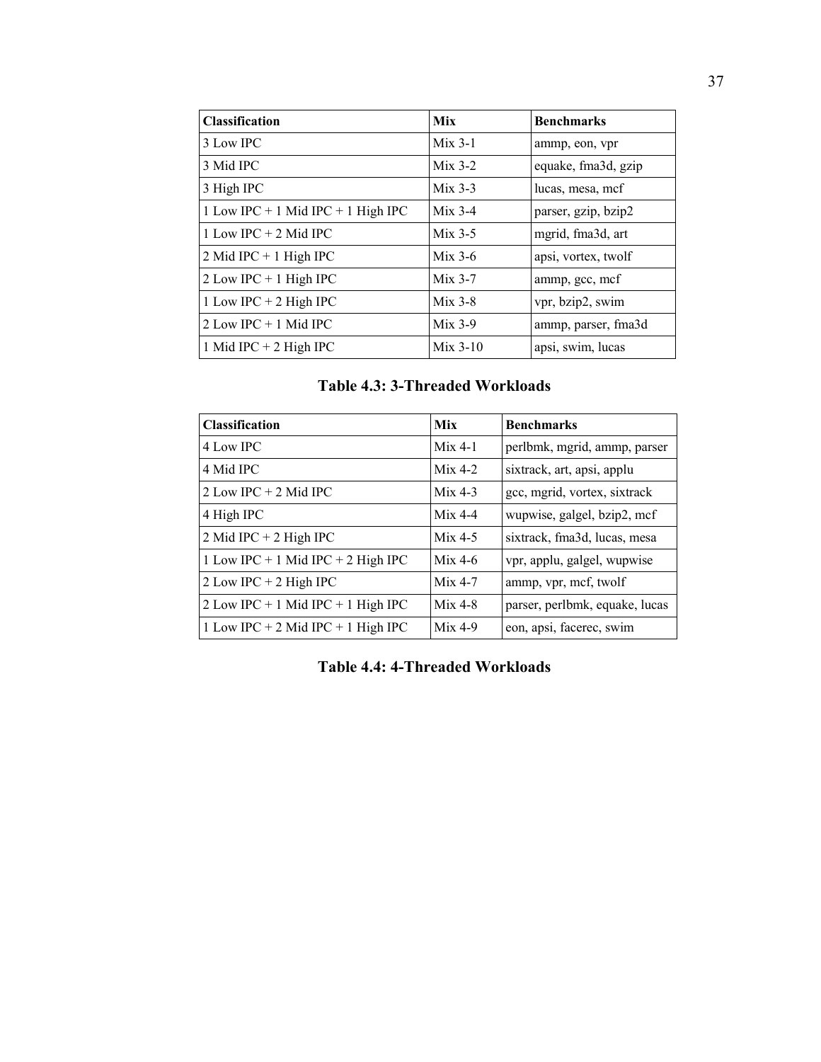| Classification | Mix | Benchmarks |
|---|---|---|
| 3 Low IPC | Mix 3-1 | ammp, eon, vpr |
| 3 Mid IPC | Mix 3-2 | equake, fma3d, gzip |
| 3 High IPC | Mix 3-3 | lucas, mesa, mcf |
| 1 Low IPC + 1 Mid IPC + 1 High IPC | Mix 3-4 | parser, gzip, bzip2 |
| 1 Low IPC + 2 Mid IPC | Mix 3-5 | mgrid, fma3d, art |
| 2 Mid IPC + 1 High IPC | Mix 3-6 | apsi, vortex, twolf |
| 2 Low IPC + 1 High IPC | Mix 3-7 | ammp, gcc, mcf |
| 1 Low IPC + 2 High IPC | Mix 3-8 | vpr, bzip2, swim |
| 2 Low IPC + 1 Mid IPC | Mix 3-9 | ammp, parser, fma3d |
| 1 Mid IPC + 2 High IPC | Mix 3-10 | apsi, swim, lucas |

**Table 4.3: 3-Threaded Workloads**

| Classification | Mix | Benchmarks |
|---|---|---|
| 4 Low IPC | Mix 4-1 | perlbmk, mgrid, ammp, parser |
| 4 Mid IPC | Mix 4-2 | sixtrack, art, apsi, applu |
| 2 Low IPC + 2 Mid IPC | Mix 4-3 | gcc, mgrid, vortex, sixtrack |
| 4 High IPC | Mix 4-4 | wupwise, galgel, bzip2, mcf |
| 2 Mid IPC + 2 High IPC | Mix 4-5 | sixtrack, fma3d, lucas, mesa |
| 1 Low IPC + 1 Mid IPC + 2 High IPC | Mix 4-6 | vpr, applu, galgel, wupwise |
| 2 Low IPC + 2 High IPC | Mix 4-7 | ammp, vpr, mcf, twolf |
| 2 Low IPC + 1 Mid IPC + 1 High IPC | Mix 4-8 | parser, perlbmk, equake, lucas |
| 1 Low IPC + 2 Mid IPC + 1 High IPC | Mix 4-9 | eon, apsi, facerec, swim |

**Table 4.4: 4-Threaded Workloads**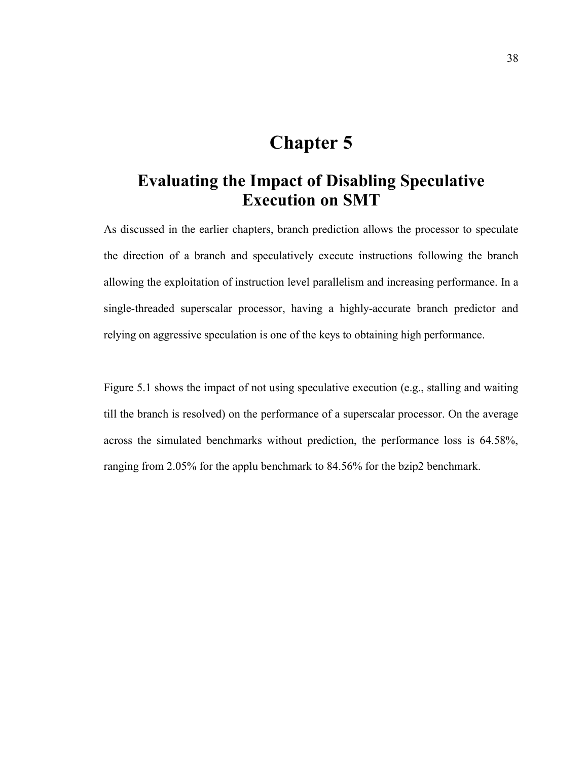# Chapter 5

## Evaluating the Impact of Disabling Speculative Execution on SMT

As discussed in the earlier chapters, branch prediction allows the processor to speculate the direction of a branch and speculatively execute instructions following the branch allowing the exploitation of instruction level parallelism and increasing performance. In a single-threaded superscalar processor, having a highly-accurate branch predictor and relying on aggressive speculation is one of the keys to obtaining high performance.

Figure 5.1 shows the impact of not using speculative execution (e.g., stalling and waiting till the branch is resolved) on the performance of a superscalar processor. On the average across the simulated benchmarks without prediction, the performance loss is 64.58%, ranging from 2.05% for the applu benchmark to 84.56% for the bzip2 benchmark.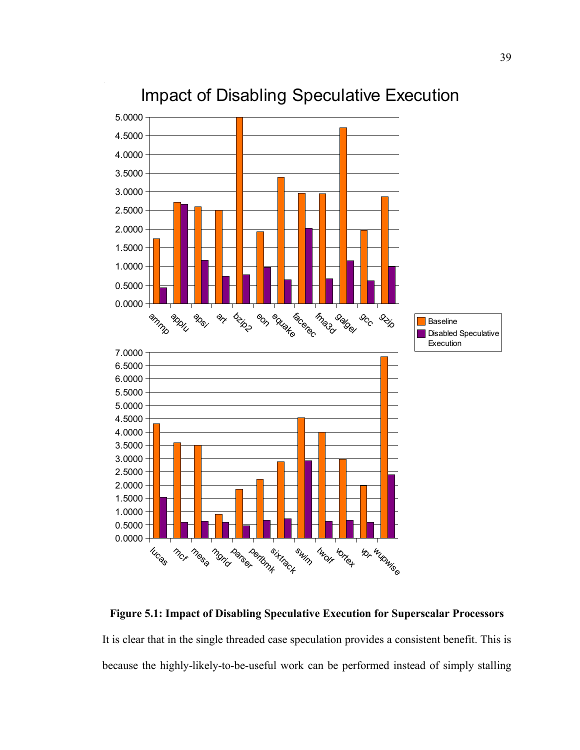**Figure 5.1: Impact of Disabling Speculative Execution for Superscalar Processors**

It is clear that in the single threaded case speculation provides a consistent benefit. This is because the highly-likely-to-be-useful work can be performed instead of simply stalling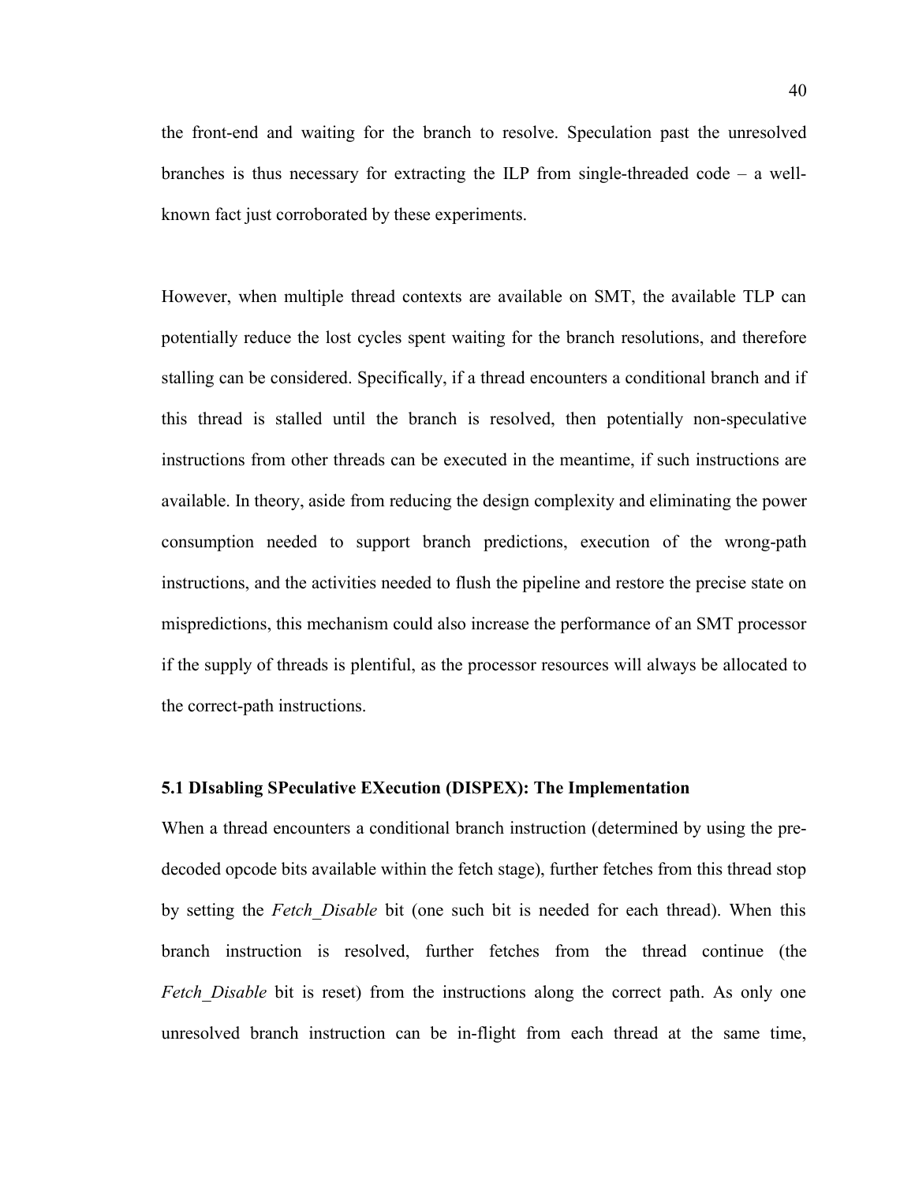the front-end and waiting for the branch to resolve. Speculation past the unresolved branches is thus necessary for extracting the ILP from single-threaded code – a well-known fact just corroborated by these experiments.

However, when multiple thread contexts are available on SMT, the available TLP can potentially reduce the lost cycles spent waiting for the branch resolutions, and therefore stalling can be considered. Specifically, if a thread encounters a conditional branch and if this thread is stalled until the branch is resolved, then potentially non-speculative instructions from other threads can be executed in the meantime, if such instructions are available. In theory, aside from reducing the design complexity and eliminating the power consumption needed to support branch predictions, execution of the wrong-path instructions, and the activities needed to flush the pipeline and restore the precise state on mispredictions, this mechanism could also increase the performance of an SMT processor if the supply of threads is plentiful, as the processor resources will always be allocated to the correct-path instructions.

### 5.1 DIsabling SPeculative EXecution (DISPEX): The Implementation

When a thread encounters a conditional branch instruction (determined by using the pre-decoded opcode bits available within the fetch stage), further fetches from this thread stop by setting the *Fetch_Disable* bit (one such bit is needed for each thread). When this branch instruction is resolved, further fetches from the thread continue (the *Fetch_Disable* bit is reset) from the instructions along the correct path. As only one unresolved branch instruction can be in-flight from each thread at the same time,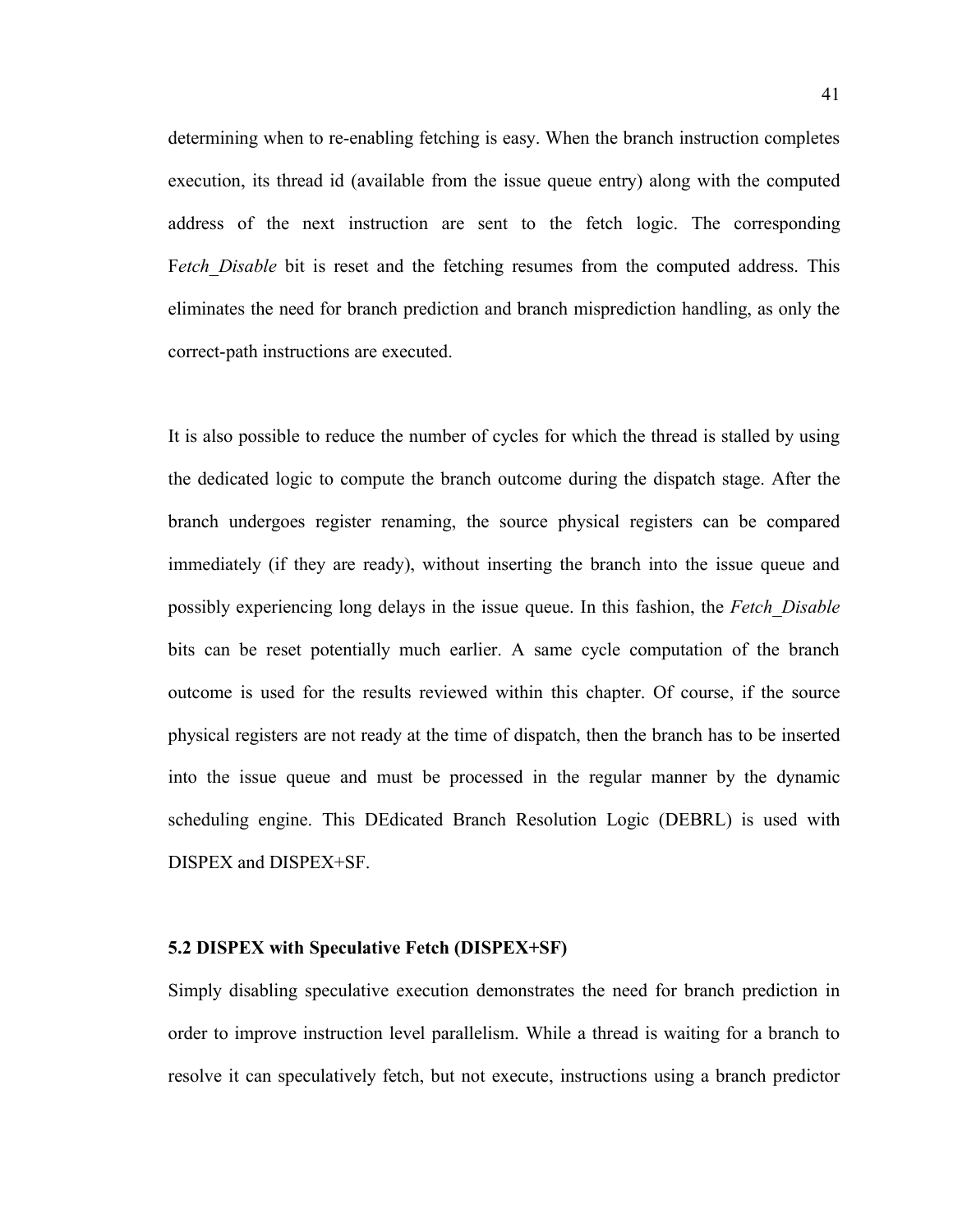determining when to re-enabling fetching is easy. When the branch instruction completes execution, its thread id (available from the issue queue entry) along with the computed address of the next instruction are sent to the fetch logic. The corresponding F*etch_Disable* bit is reset and the fetching resumes from the computed address. This eliminates the need for branch prediction and branch misprediction handling, as only the correct-path instructions are executed.

It is also possible to reduce the number of cycles for which the thread is stalled by using the dedicated logic to compute the branch outcome during the dispatch stage. After the branch undergoes register renaming, the source physical registers can be compared immediately (if they are ready), without inserting the branch into the issue queue and possibly experiencing long delays in the issue queue. In this fashion, the *Fetch_Disable* bits can be reset potentially much earlier. A same cycle computation of the branch outcome is used for the results reviewed within this chapter. Of course, if the source physical registers are not ready at the time of dispatch, then the branch has to be inserted into the issue queue and must be processed in the regular manner by the dynamic scheduling engine. This DEdicated Branch Resolution Logic (DEBRL) is used with DISPEX and DISPEX+SF.

### 5.2 DISPEX with Speculative Fetch (DISPEX+SF)

Simply disabling speculative execution demonstrates the need for branch prediction in order to improve instruction level parallelism. While a thread is waiting for a branch to resolve it can speculatively fetch, but not execute, instructions using a branch predictor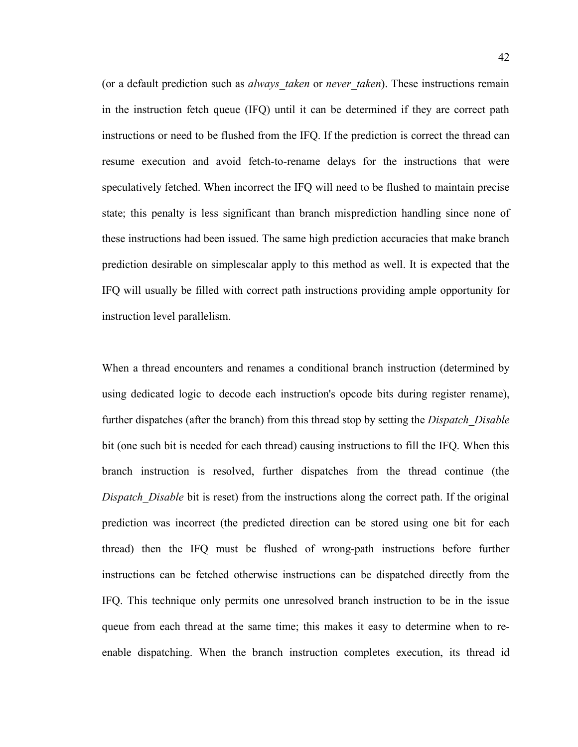(or a default prediction such as *always_taken* or *never_taken*). These instructions remain in the instruction fetch queue (IFQ) until it can be determined if they are correct path instructions or need to be flushed from the IFQ. If the prediction is correct the thread can resume execution and avoid fetch-to-rename delays for the instructions that were speculatively fetched. When incorrect the IFQ will need to be flushed to maintain precise state; this penalty is less significant than branch misprediction handling since none of these instructions had been issued. The same high prediction accuracies that make branch prediction desirable on simplescalar apply to this method as well. It is expected that the IFQ will usually be filled with correct path instructions providing ample opportunity for instruction level parallelism.

When a thread encounters and renames a conditional branch instruction (determined by using dedicated logic to decode each instruction's opcode bits during register rename), further dispatches (after the branch) from this thread stop by setting the *Dispatch_Disable* bit (one such bit is needed for each thread) causing instructions to fill the IFQ. When this branch instruction is resolved, further dispatches from the thread continue (the *Dispatch_Disable* bit is reset) from the instructions along the correct path. If the original prediction was incorrect (the predicted direction can be stored using one bit for each thread) then the IFQ must be flushed of wrong-path instructions before further instructions can be fetched otherwise instructions can be dispatched directly from the IFQ. This technique only permits one unresolved branch instruction to be in the issue queue from each thread at the same time; this makes it easy to determine when to re-enable dispatching. When the branch instruction completes execution, its thread id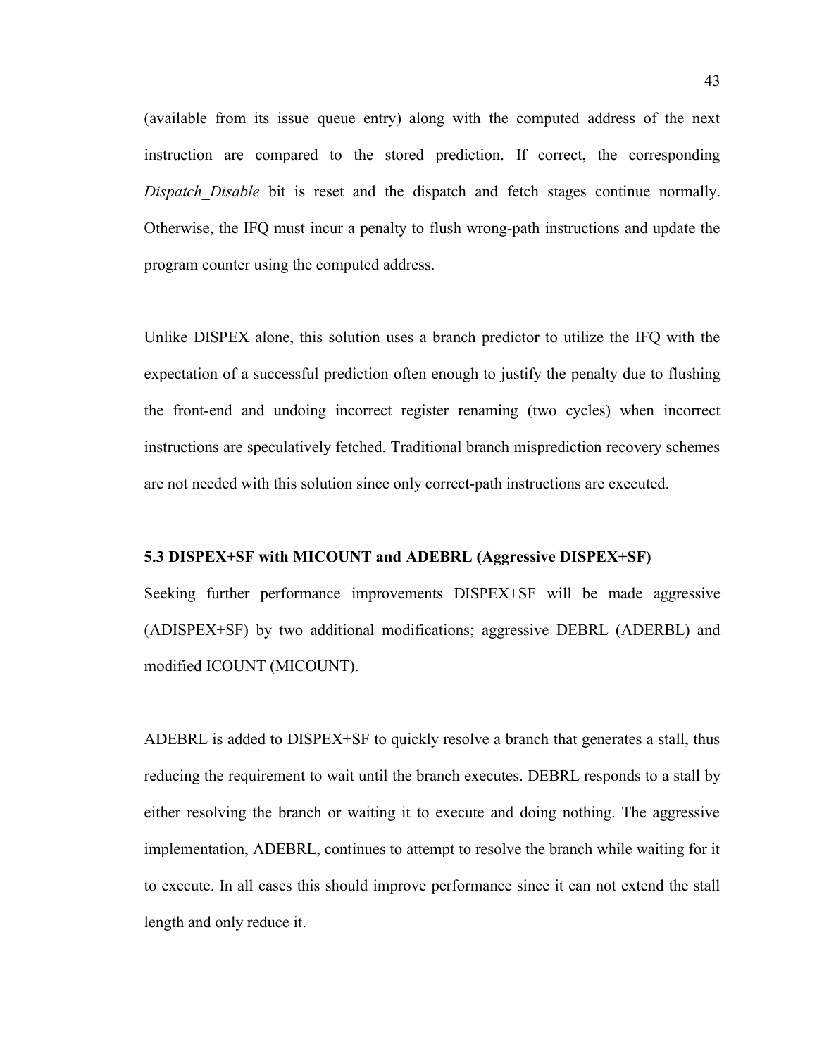(available from its issue queue entry) along with the computed address of the next instruction are compared to the stored prediction. If correct, the corresponding *Dispatch_Disable* bit is reset and the dispatch and fetch stages continue normally. Otherwise, the IFQ must incur a penalty to flush wrong-path instructions and update the program counter using the computed address.

Unlike DISPEX alone, this solution uses a branch predictor to utilize the IFQ with the expectation of a successful prediction often enough to justify the penalty due to flushing the front-end and undoing incorrect register renaming (two cycles) when incorrect instructions are speculatively fetched. Traditional branch misprediction recovery schemes are not needed with this solution since only correct-path instructions are executed.

### 5.3 DISPEX+SF with MICOUNT and ADEBRL (Aggressive DISPEX+SF)

Seeking further performance improvements DISPEX+SF will be made aggressive (ADISPEX+SF) by two additional modifications; aggressive DEBRL (ADERBL) and modified ICOUNT (MICOUNT).

ADEBRL is added to DISPEX+SF to quickly resolve a branch that generates a stall, thus reducing the requirement to wait until the branch executes. DEBRL responds to a stall by either resolving the branch or waiting it to execute and doing nothing. The aggressive implementation, ADEBRL, continues to attempt to resolve the branch while waiting for it to execute. In all cases this should improve performance since it can not extend the stall length and only reduce it.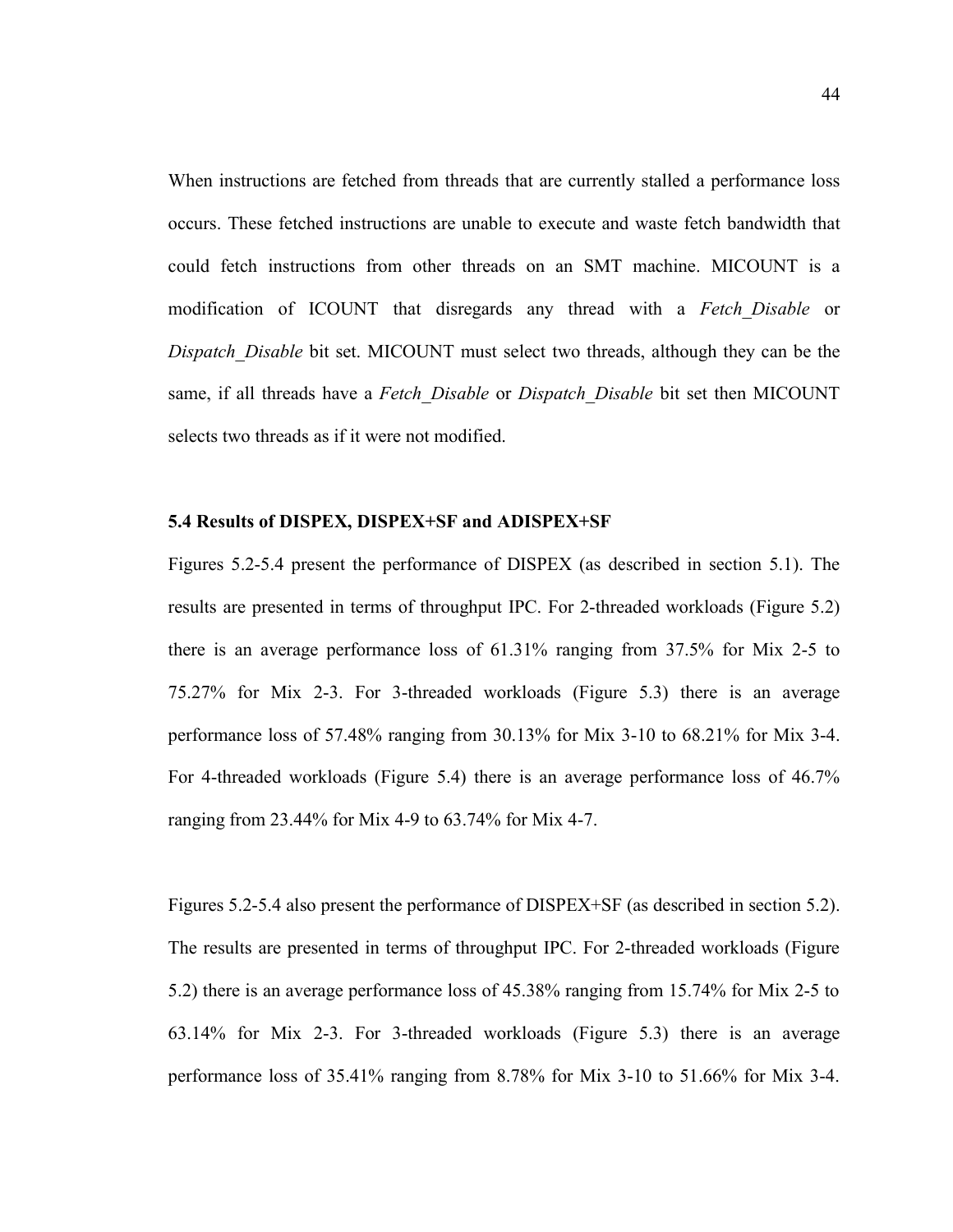When instructions are fetched from threads that are currently stalled a performance loss occurs. These fetched instructions are unable to execute and waste fetch bandwidth that could fetch instructions from other threads on an SMT machine. MICOUNT is a modification of ICOUNT that disregards any thread with a *Fetch_Disable* or *Dispatch_Disable* bit set. MICOUNT must select two threads, although they can be the same, if all threads have a *Fetch_Disable* or *Dispatch_Disable* bit set then MICOUNT selects two threads as if it were not modified.

### 5.4 Results of DISPEX, DISPEX+SF and ADISPEX+SF

Figures 5.2-5.4 present the performance of DISPEX (as described in section 5.1). The results are presented in terms of throughput IPC. For 2-threaded workloads (Figure 5.2) there is an average performance loss of 61.31% ranging from 37.5% for Mix 2-5 to 75.27% for Mix 2-3. For 3-threaded workloads (Figure 5.3) there is an average performance loss of 57.48% ranging from 30.13% for Mix 3-10 to 68.21% for Mix 3-4. For 4-threaded workloads (Figure 5.4) there is an average performance loss of 46.7% ranging from 23.44% for Mix 4-9 to 63.74% for Mix 4-7.

Figures 5.2-5.4 also present the performance of DISPEX+SF (as described in section 5.2). The results are presented in terms of throughput IPC. For 2-threaded workloads (Figure 5.2) there is an average performance loss of 45.38% ranging from 15.74% for Mix 2-5 to 63.14% for Mix 2-3. For 3-threaded workloads (Figure 5.3) there is an average performance loss of 35.41% ranging from 8.78% for Mix 3-10 to 51.66% for Mix 3-4.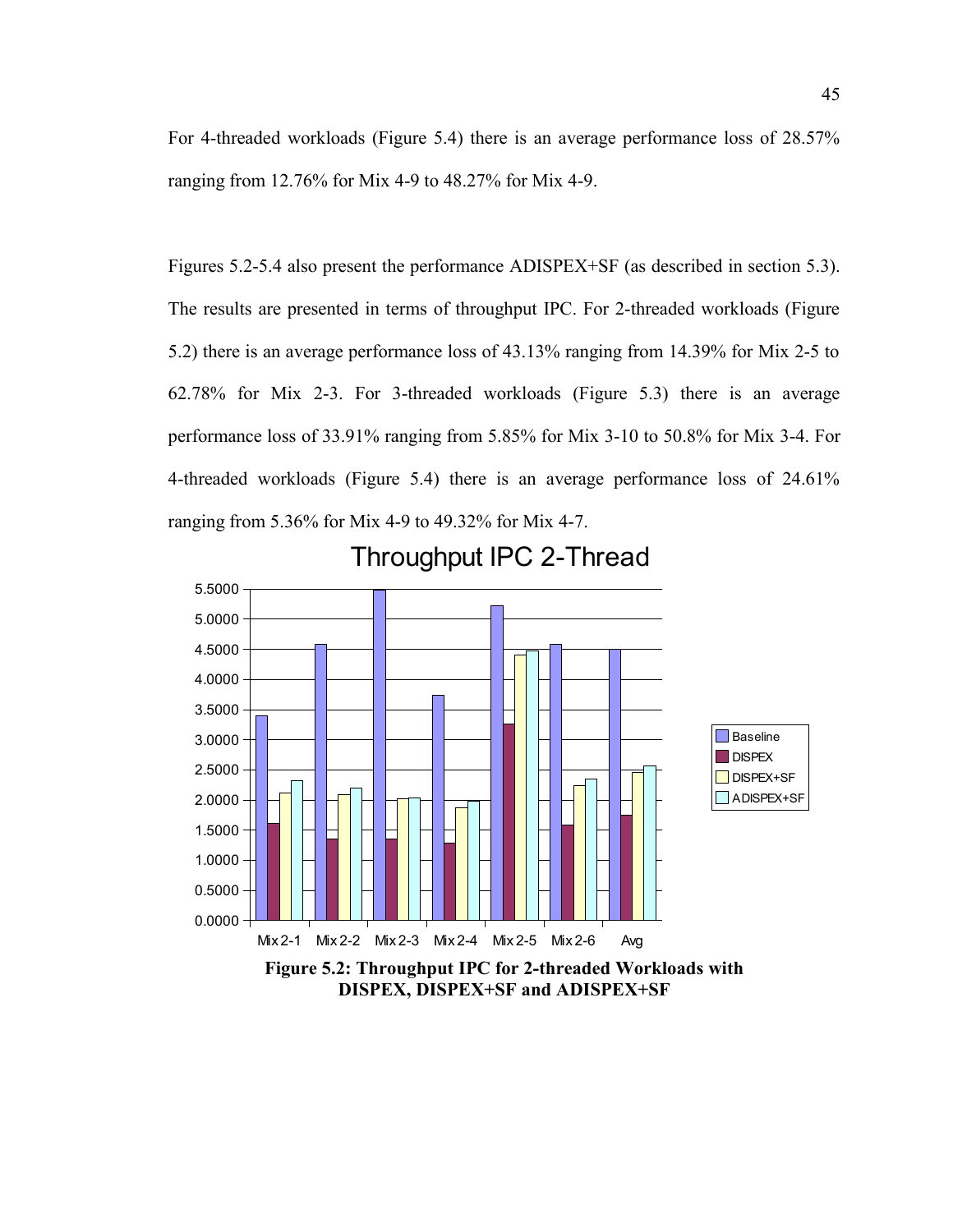For 4-threaded workloads (Figure 5.4) there is an average performance loss of 28.57% ranging from 12.76% for Mix 4-9 to 48.27% for Mix 4-9.

Figures 5.2-5.4 also present the performance ADISPEX+SF (as described in section 5.3). The results are presented in terms of throughput IPC. For 2-threaded workloads (Figure 5.2) there is an average performance loss of 43.13% ranging from 14.39% for Mix 2-5 to 62.78% for Mix 2-3. For 3-threaded workloads (Figure 5.3) there is an average performance loss of 33.91% ranging from 5.85% for Mix 3-10 to 50.8% for Mix 3-4. For 4-threaded workloads (Figure 5.4) there is an average performance loss of 24.61% ranging from 5.36% for Mix 4-9 to 49.32% for Mix 4-7.

**Figure 5.2: Throughput IPC for 2-threaded Workloads with DISPEX, DISPEX+SF and ADISPEX+SF**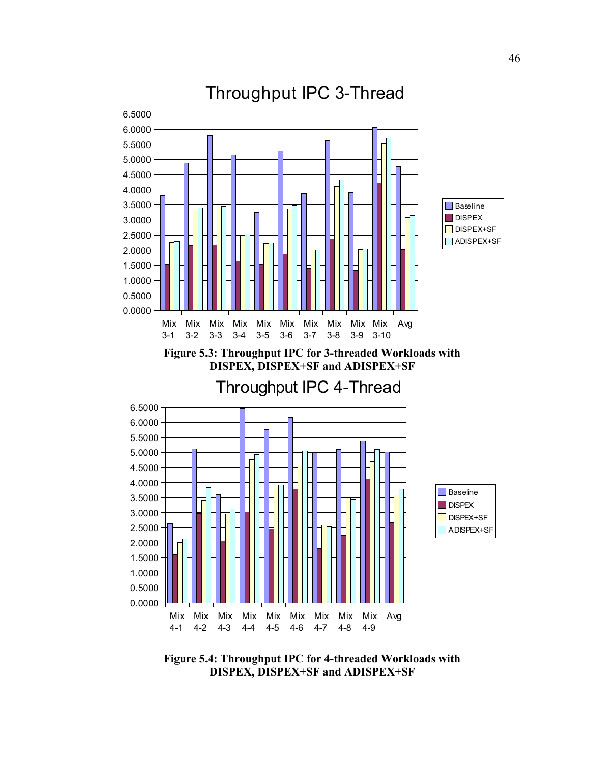Figure 5.3: Throughput IPC for 3-threaded Workloads with DISPEX, DISPEX+SF and ADISPEX+SF

Figure 5.4: Throughput IPC for 4-threaded Workloads with DISPEX, DISPEX+SF and ADISPEX+SF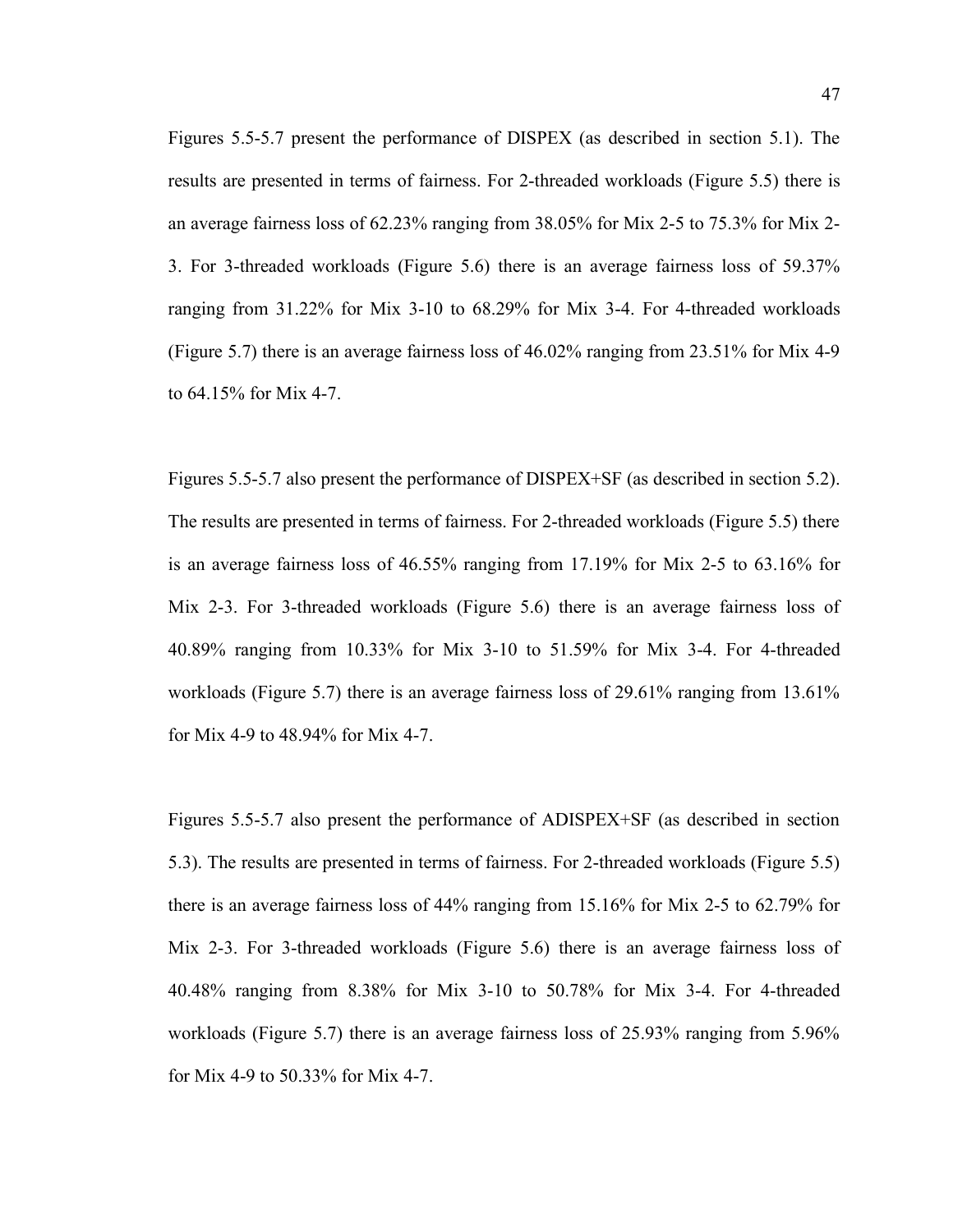Figures 5.5-5.7 present the performance of DISPEX (as described in section 5.1). The results are presented in terms of fairness. For 2-threaded workloads (Figure 5.5) there is an average fairness loss of 62.23% ranging from 38.05% for Mix 2-5 to 75.3% for Mix 2-3. For 3-threaded workloads (Figure 5.6) there is an average fairness loss of 59.37% ranging from 31.22% for Mix 3-10 to 68.29% for Mix 3-4. For 4-threaded workloads (Figure 5.7) there is an average fairness loss of 46.02% ranging from 23.51% for Mix 4-9 to 64.15% for Mix 4-7.

Figures 5.5-5.7 also present the performance of DISPEX+SF (as described in section 5.2). The results are presented in terms of fairness. For 2-threaded workloads (Figure 5.5) there is an average fairness loss of 46.55% ranging from 17.19% for Mix 2-5 to 63.16% for Mix 2-3. For 3-threaded workloads (Figure 5.6) there is an average fairness loss of 40.89% ranging from 10.33% for Mix 3-10 to 51.59% for Mix 3-4. For 4-threaded workloads (Figure 5.7) there is an average fairness loss of 29.61% ranging from 13.61% for Mix 4-9 to 48.94% for Mix 4-7.

Figures 5.5-5.7 also present the performance of ADISPEX+SF (as described in section 5.3). The results are presented in terms of fairness. For 2-threaded workloads (Figure 5.5) there is an average fairness loss of 44% ranging from 15.16% for Mix 2-5 to 62.79% for Mix 2-3. For 3-threaded workloads (Figure 5.6) there is an average fairness loss of 40.48% ranging from 8.38% for Mix 3-10 to 50.78% for Mix 3-4. For 4-threaded workloads (Figure 5.7) there is an average fairness loss of 25.93% ranging from 5.96% for Mix 4-9 to 50.33% for Mix 4-7.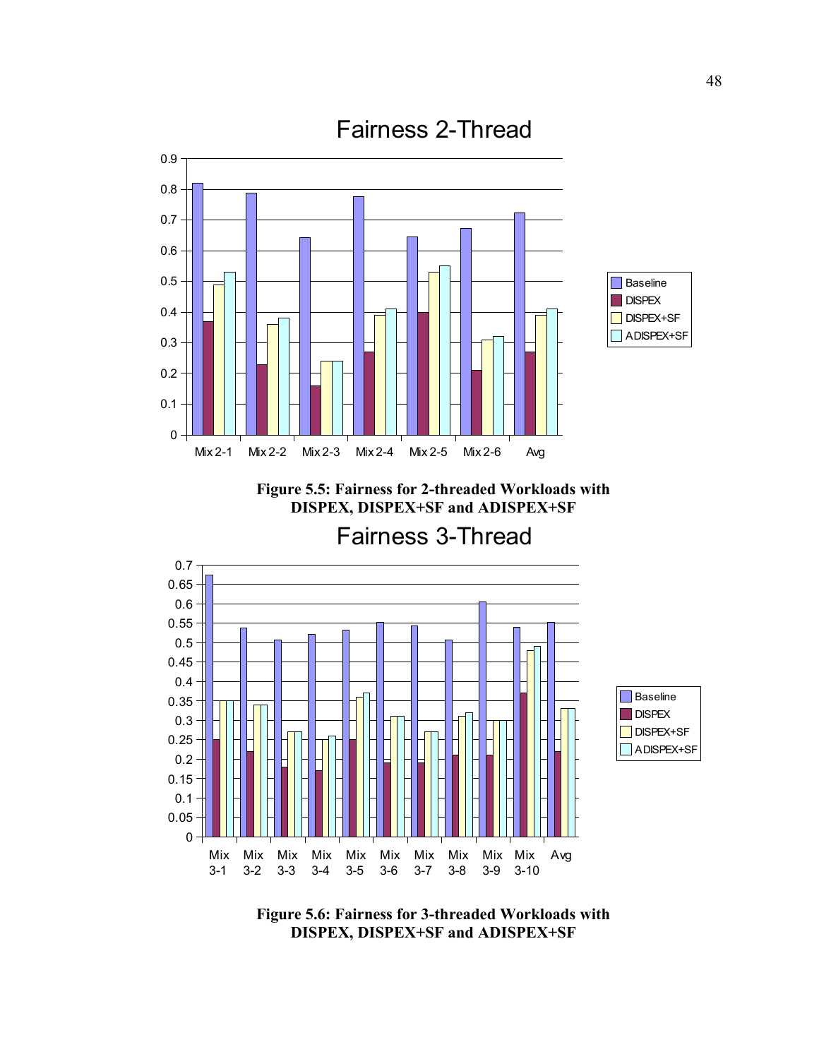Figure 5.5: Fairness for 2-threaded Workloads with DISPEX, DISPEX+SF and ADISPEX+SF

Figure 5.6: Fairness for 3-threaded Workloads with DISPEX, DISPEX+SF and ADISPEX+SF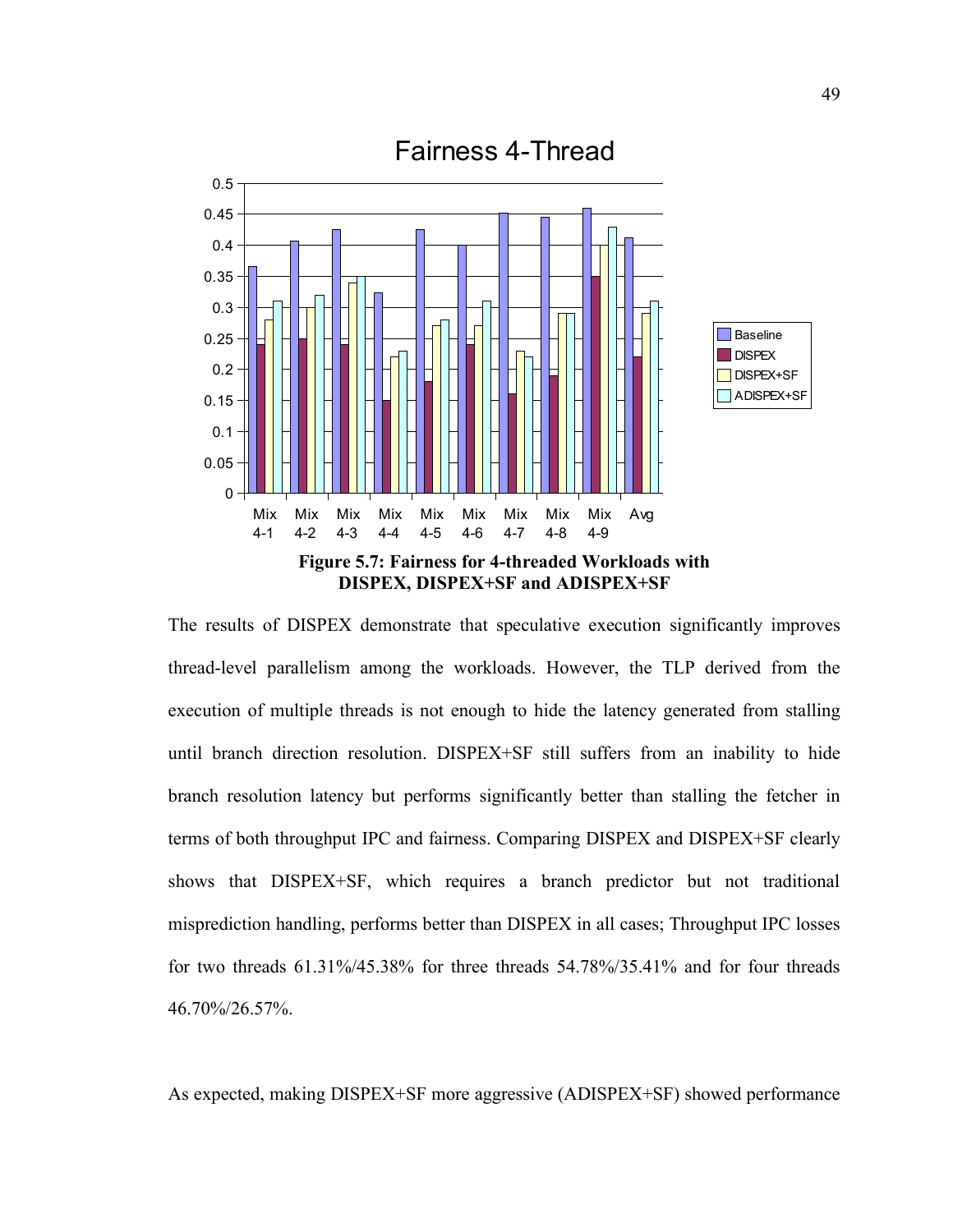**Figure 5.7: Fairness for 4-threaded Workloads with DISPEX, DISPEX+SF and ADISPEX+SF**

The results of DISPEX demonstrate that speculative execution significantly improves thread-level parallelism among the workloads. However, the TLP derived from the execution of multiple threads is not enough to hide the latency generated from stalling until branch direction resolution. DISPEX+SF still suffers from an inability to hide branch resolution latency but performs significantly better than stalling the fetcher in terms of both throughput IPC and fairness. Comparing DISPEX and DISPEX+SF clearly shows that DISPEX+SF, which requires a branch predictor but not traditional misprediction handling, performs better than DISPEX in all cases; Throughput IPC losses for two threads 61.31%/45.38% for three threads 54.78%/35.41% and for four threads 46.70%/26.57%.

As expected, making DISPEX+SF more aggressive (ADISPEX+SF) showed performance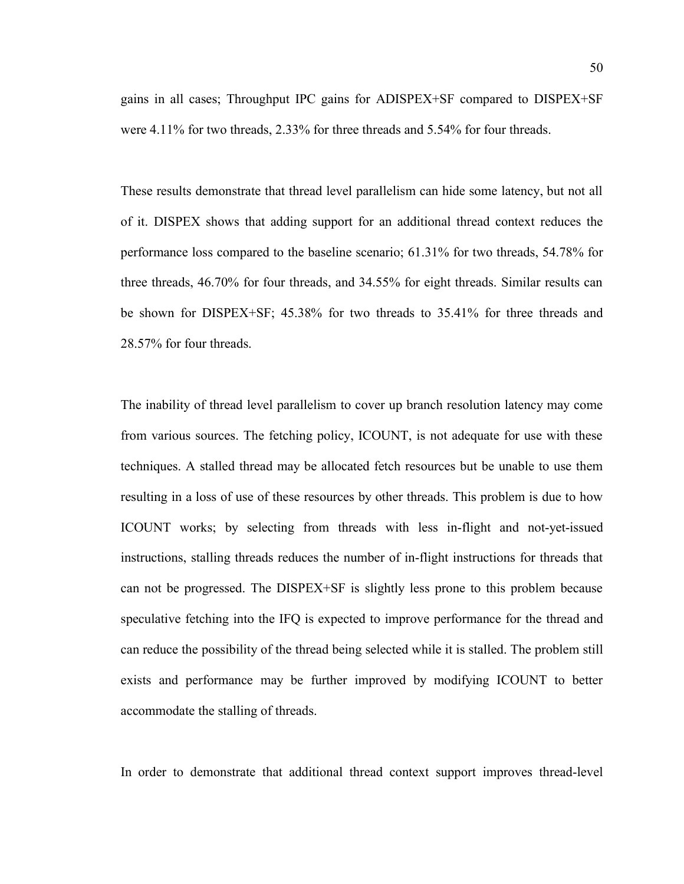gains in all cases; Throughput IPC gains for ADISPEX+SF compared to DISPEX+SF were 4.11% for two threads, 2.33% for three threads and 5.54% for four threads.

These results demonstrate that thread level parallelism can hide some latency, but not all of it. DISPEX shows that adding support for an additional thread context reduces the performance loss compared to the baseline scenario; 61.31% for two threads, 54.78% for three threads, 46.70% for four threads, and 34.55% for eight threads. Similar results can be shown for DISPEX+SF; 45.38% for two threads to 35.41% for three threads and 28.57% for four threads.

The inability of thread level parallelism to cover up branch resolution latency may come from various sources. The fetching policy, ICOUNT, is not adequate for use with these techniques. A stalled thread may be allocated fetch resources but be unable to use them resulting in a loss of use of these resources by other threads. This problem is due to how ICOUNT works; by selecting from threads with less in-flight and not-yet-issued instructions, stalling threads reduces the number of in-flight instructions for threads that can not be progressed. The DISPEX+SF is slightly less prone to this problem because speculative fetching into the IFQ is expected to improve performance for the thread and can reduce the possibility of the thread being selected while it is stalled. The problem still exists and performance may be further improved by modifying ICOUNT to better accommodate the stalling of threads.

In order to demonstrate that additional thread context support improves thread-level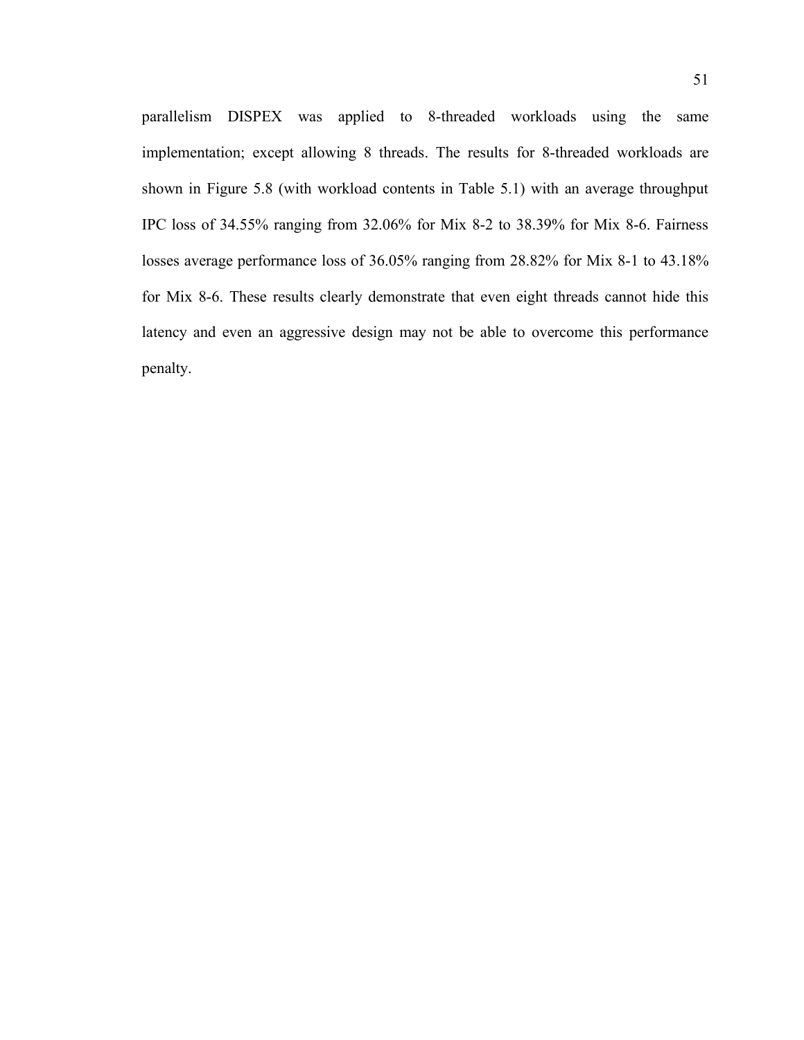parallelism DISPEX was applied to 8-threaded workloads using the same implementation; except allowing 8 threads. The results for 8-threaded workloads are shown in Figure 5.8 (with workload contents in Table 5.1) with an average throughput IPC loss of 34.55% ranging from 32.06% for Mix 8-2 to 38.39% for Mix 8-6. Fairness losses average performance loss of 36.05% ranging from 28.82% for Mix 8-1 to 43.18% for Mix 8-6. These results clearly demonstrate that even eight threads cannot hide this latency and even an aggressive design may not be able to overcome this performance penalty.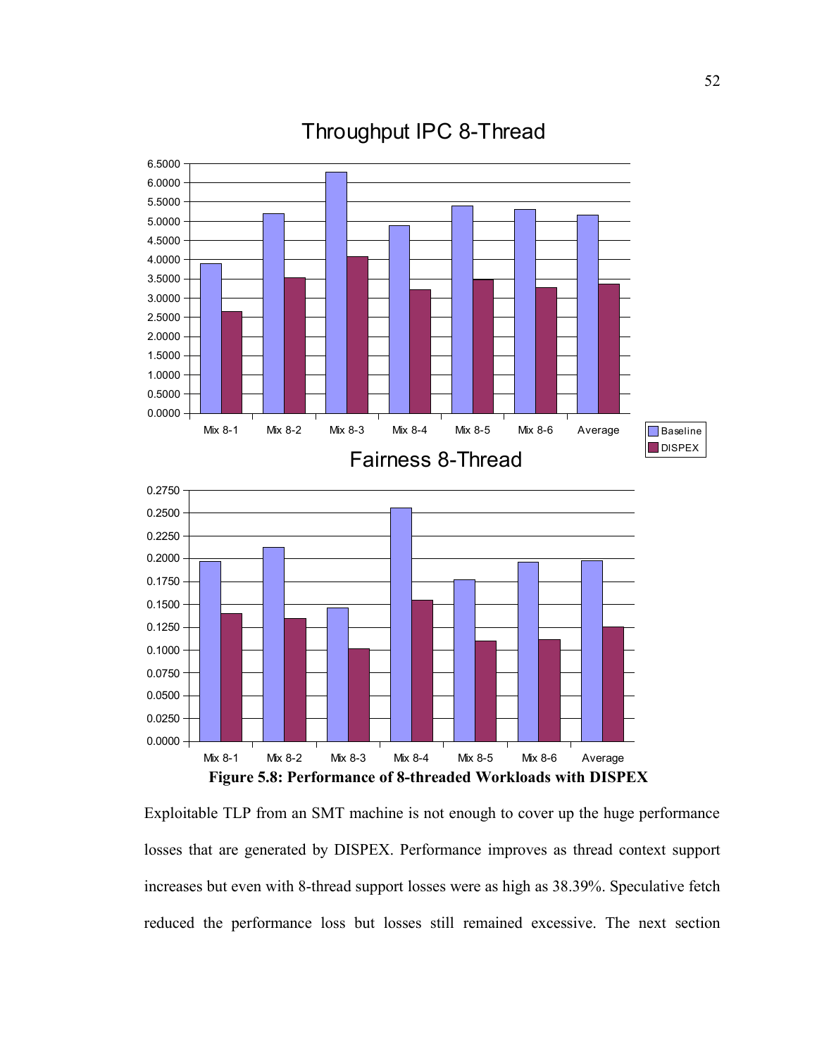**Figure 5.8: Performance of 8-threaded Workloads with DISPEX**

Exploitable TLP from an SMT machine is not enough to cover up the huge performance losses that are generated by DISPEX. Performance improves as thread context support increases but even with 8-thread support losses were as high as 38.39%. Speculative fetch reduced the performance loss but losses still remained excessive. The next section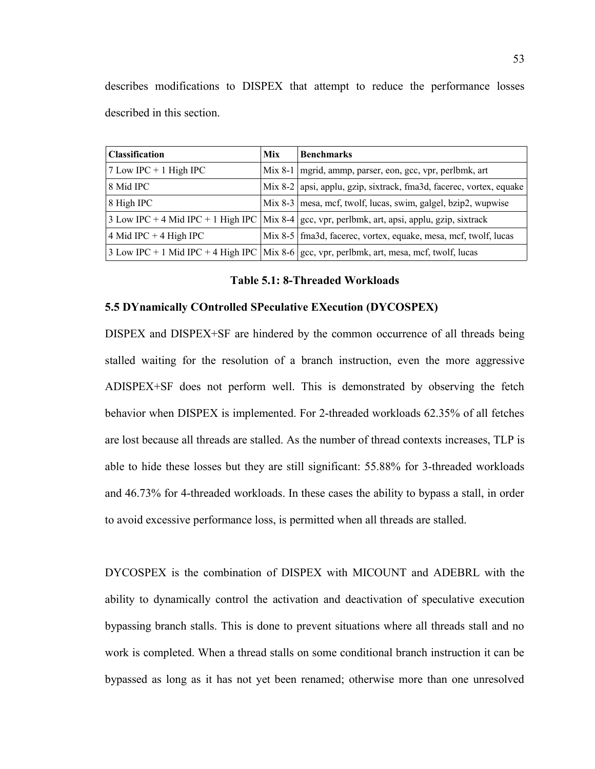describes modifications to DISPEX that attempt to reduce the performance losses described in this section.

| **Classification** | **Mix** | **Benchmarks** |
|---|---|---|
| 7 Low IPC + 1 High IPC | Mix 8-1 | mgrid, ammp, parser, eon, gcc, vpr, perlbmk, art |
| 8 Mid IPC | Mix 8-2 | apsi, applu, gzip, sixtrack, fma3d, facerec, vortex, equake |
| 8 High IPC | Mix 8-3 | mesa, mcf, twolf, lucas, swim, galgel, bzip2, wupwise |
| 3 Low IPC + 4 Mid IPC + 1 High IPC | Mix 8-4 | gcc, vpr, perlbmk, art, apsi, applu, gzip, sixtrack |
| 4 Mid IPC + 4 High IPC | Mix 8-5 | fma3d, facerec, vortex, equake, mesa, mcf, twolf, lucas |
| 3 Low IPC + 1 Mid IPC + 4 High IPC | Mix 8-6 | gcc, vpr, perlbmk, art, mesa, mcf, twolf, lucas |

**Table 5.1: 8-Threaded Workloads**

### 5.5 DYnamically COntrolled SPeculative EXecution (DYCOSPEX)

DISPEX and DISPEX+SF are hindered by the common occurrence of all threads being stalled waiting for the resolution of a branch instruction, even the more aggressive ADISPEX+SF does not perform well. This is demonstrated by observing the fetch behavior when DISPEX is implemented. For 2-threaded workloads 62.35% of all fetches are lost because all threads are stalled. As the number of thread contexts increases, TLP is able to hide these losses but they are still significant: 55.88% for 3-threaded workloads and 46.73% for 4-threaded workloads. In these cases the ability to bypass a stall, in order to avoid excessive performance loss, is permitted when all threads are stalled.

DYCOSPEX is the combination of DISPEX with MICOUNT and ADEBRL with the ability to dynamically control the activation and deactivation of speculative execution bypassing branch stalls. This is done to prevent situations where all threads stall and no work is completed. When a thread stalls on some conditional branch instruction it can be bypassed as long as it has not yet been renamed; otherwise more than one unresolved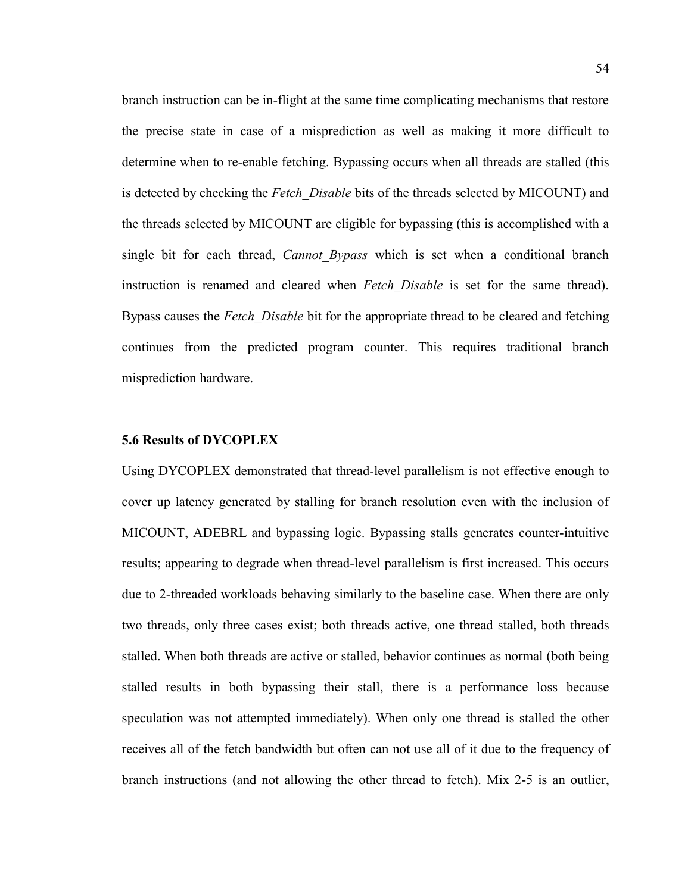branch instruction can be in-flight at the same time complicating mechanisms that restore the precise state in case of a misprediction as well as making it more difficult to determine when to re-enable fetching. Bypassing occurs when all threads are stalled (this is detected by checking the *Fetch_Disable* bits of the threads selected by MICOUNT) and the threads selected by MICOUNT are eligible for bypassing (this is accomplished with a single bit for each thread, *Cannot_Bypass* which is set when a conditional branch instruction is renamed and cleared when *Fetch_Disable* is set for the same thread). Bypass causes the *Fetch_Disable* bit for the appropriate thread to be cleared and fetching continues from the predicted program counter. This requires traditional branch misprediction hardware.

### 5.6 Results of DYCOPLEX

Using DYCOPLEX demonstrated that thread-level parallelism is not effective enough to cover up latency generated by stalling for branch resolution even with the inclusion of MICOUNT, ADEBRL and bypassing logic. Bypassing stalls generates counter-intuitive results; appearing to degrade when thread-level parallelism is first increased. This occurs due to 2-threaded workloads behaving similarly to the baseline case. When there are only two threads, only three cases exist; both threads active, one thread stalled, both threads stalled. When both threads are active or stalled, behavior continues as normal (both being stalled results in both bypassing their stall, there is a performance loss because speculation was not attempted immediately). When only one thread is stalled the other receives all of the fetch bandwidth but often can not use all of it due to the frequency of branch instructions (and not allowing the other thread to fetch). Mix 2-5 is an outlier,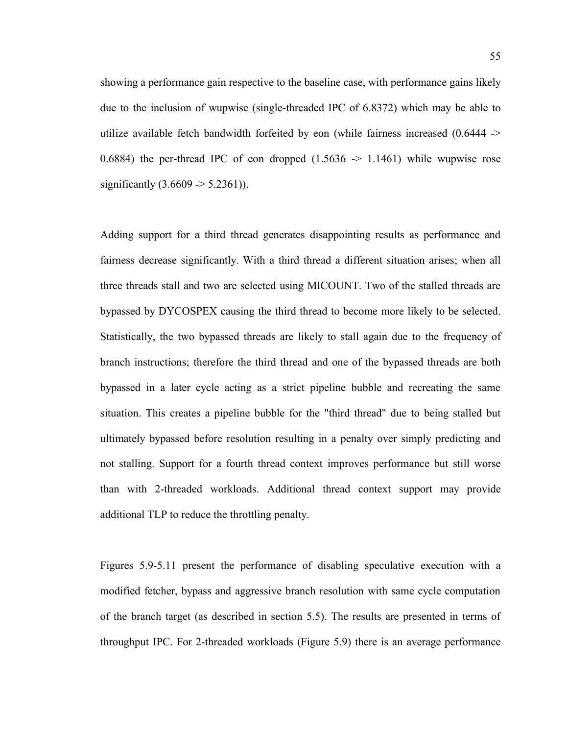showing a performance gain respective to the baseline case, with performance gains likely due to the inclusion of wupwise (single-threaded IPC of 6.8372) which may be able to utilize available fetch bandwidth forfeited by eon (while fairness increased (0.6444 -> 0.6884) the per-thread IPC of eon dropped (1.5636 -> 1.1461) while wupwise rose significantly (3.6609 -> 5.2361)).

Adding support for a third thread generates disappointing results as performance and fairness decrease significantly. With a third thread a different situation arises; when all three threads stall and two are selected using MICOUNT. Two of the stalled threads are bypassed by DYCOSPEX causing the third thread to become more likely to be selected. Statistically, the two bypassed threads are likely to stall again due to the frequency of branch instructions; therefore the third thread and one of the bypassed threads are both bypassed in a later cycle acting as a strict pipeline bubble and recreating the same situation. This creates a pipeline bubble for the "third thread" due to being stalled but ultimately bypassed before resolution resulting in a penalty over simply predicting and not stalling. Support for a fourth thread context improves performance but still worse than with 2-threaded workloads. Additional thread context support may provide additional TLP to reduce the throttling penalty.

Figures 5.9-5.11 present the performance of disabling speculative execution with a modified fetcher, bypass and aggressive branch resolution with same cycle computation of the branch target (as described in section 5.5). The results are presented in terms of throughput IPC. For 2-threaded workloads (Figure 5.9) there is an average performance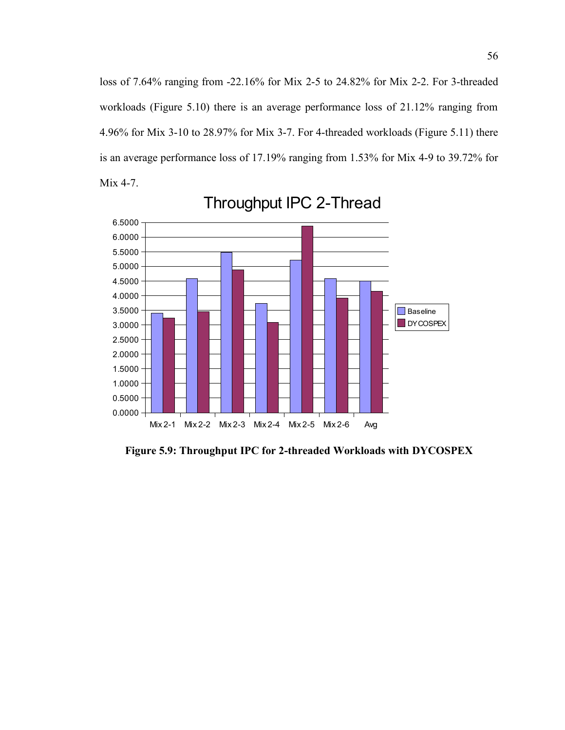loss of 7.64% ranging from -22.16% for Mix 2-5 to 24.82% for Mix 2-2. For 3-threaded workloads (Figure 5.10) there is an average performance loss of 21.12% ranging from 4.96% for Mix 3-10 to 28.97% for Mix 3-7. For 4-threaded workloads (Figure 5.11) there is an average performance loss of 17.19% ranging from 1.53% for Mix 4-9 to 39.72% for Mix 4-7.

**Figure 5.9: Throughput IPC for 2-threaded Workloads with DYCOSPEX**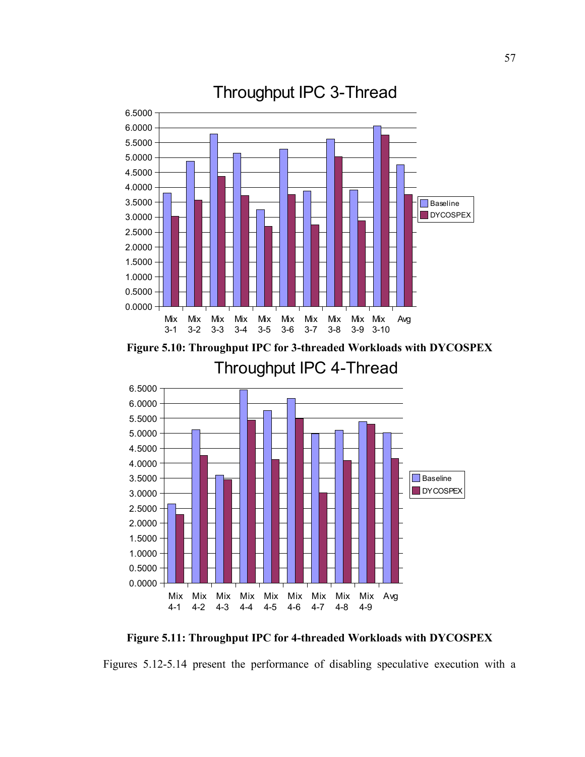Figure 5.10: Throughput IPC for 3-threaded Workloads with DYCOSPEX

Figure 5.11: Throughput IPC for 4-threaded Workloads with DYCOSPEX

Figures 5.12-5.14 present the performance of disabling speculative execution with a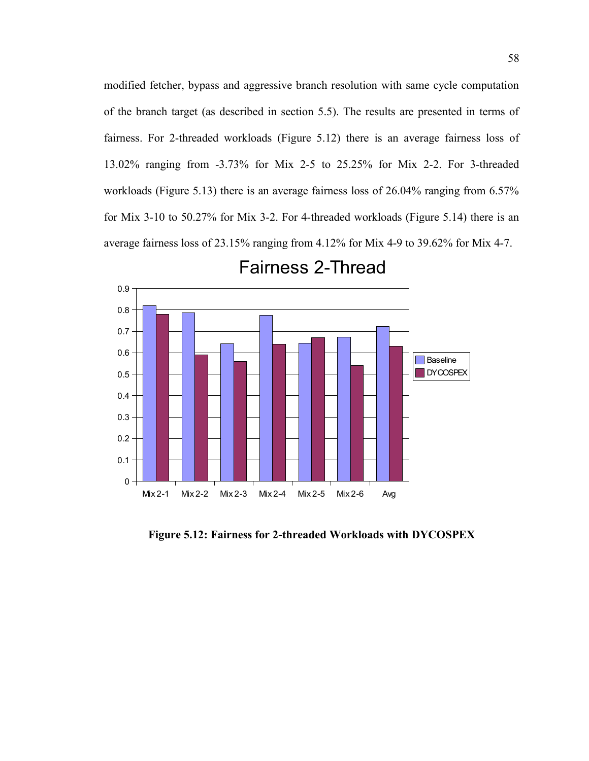modified fetcher, bypass and aggressive branch resolution with same cycle computation of the branch target (as described in section 5.5). The results are presented in terms of fairness. For 2-threaded workloads (Figure 5.12) there is an average fairness loss of 13.02% ranging from -3.73% for Mix 2-5 to 25.25% for Mix 2-2. For 3-threaded workloads (Figure 5.13) there is an average fairness loss of 26.04% ranging from 6.57% for Mix 3-10 to 50.27% for Mix 3-2. For 4-threaded workloads (Figure 5.14) there is an average fairness loss of 23.15% ranging from 4.12% for Mix 4-9 to 39.62% for Mix 4-7.

**Figure 5.12: Fairness for 2-threaded Workloads with DYCOSPEX**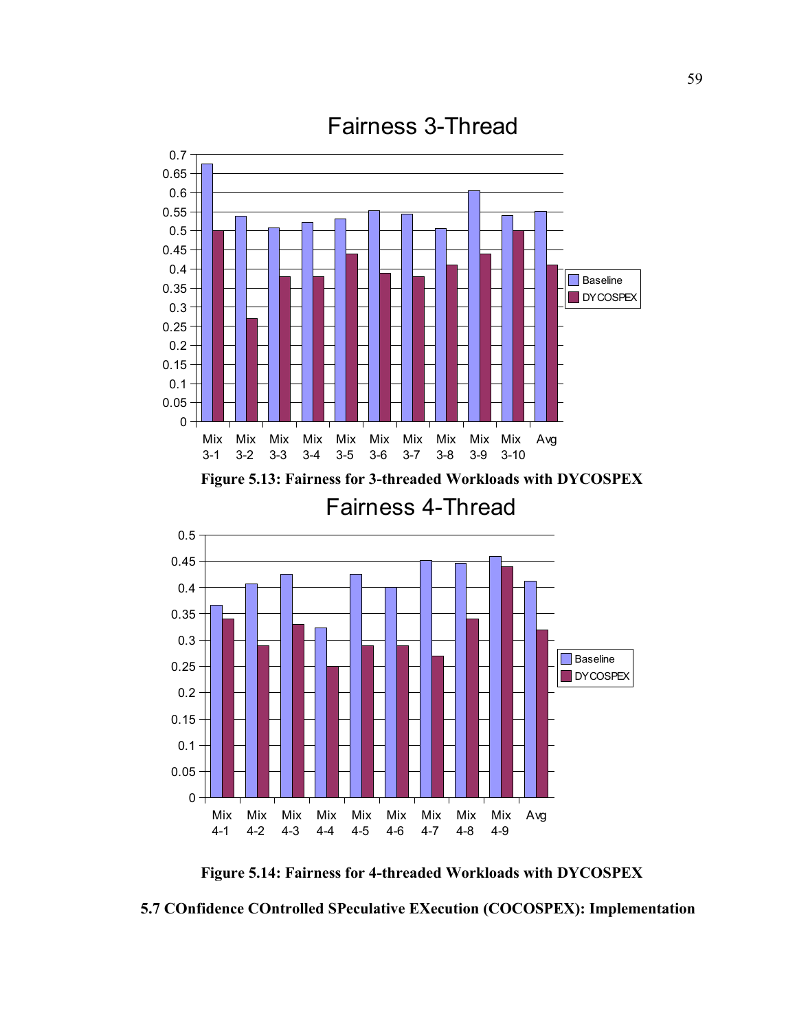Figure 5.13: Fairness for 3-threaded Workloads with DYCOSPEX

Figure 5.14: Fairness for 4-threaded Workloads with DYCOSPEX

### 5.7 COnfidence COntrolled SPeculative EXecution (COCOSPEX): Implementation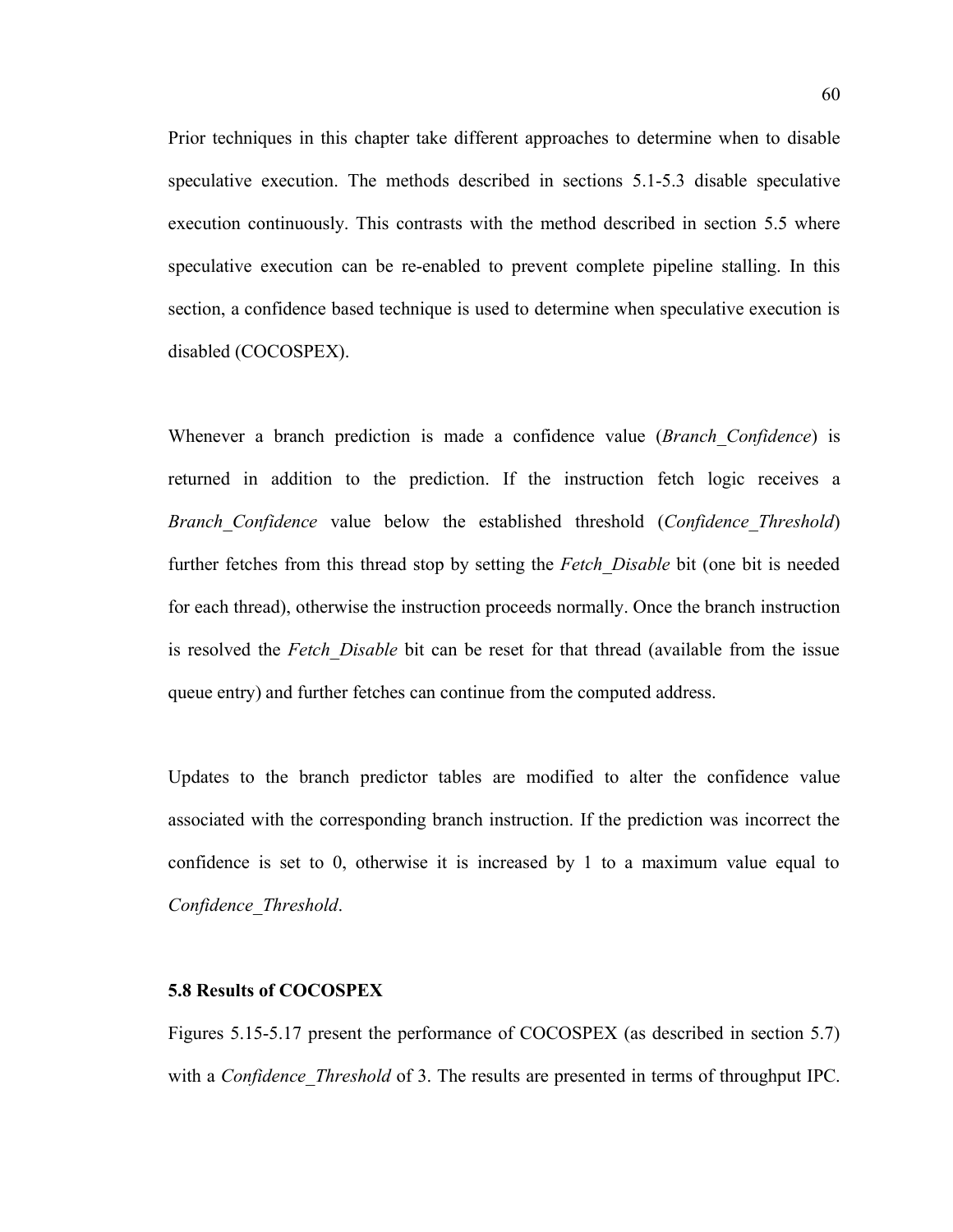Prior techniques in this chapter take different approaches to determine when to disable speculative execution. The methods described in sections 5.1-5.3 disable speculative execution continuously. This contrasts with the method described in section 5.5 where speculative execution can be re-enabled to prevent complete pipeline stalling. In this section, a confidence based technique is used to determine when speculative execution is disabled (COCOSPEX).

Whenever a branch prediction is made a confidence value (*Branch_Confidence*) is returned in addition to the prediction. If the instruction fetch logic receives a *Branch_Confidence* value below the established threshold (*Confidence_Threshold*) further fetches from this thread stop by setting the *Fetch_Disable* bit (one bit is needed for each thread), otherwise the instruction proceeds normally. Once the branch instruction is resolved the *Fetch_Disable* bit can be reset for that thread (available from the issue queue entry) and further fetches can continue from the computed address.

Updates to the branch predictor tables are modified to alter the confidence value associated with the corresponding branch instruction. If the prediction was incorrect the confidence is set to 0, otherwise it is increased by 1 to a maximum value equal to *Confidence_Threshold*.

### 5.8 Results of COCOSPEX

Figures 5.15-5.17 present the performance of COCOSPEX (as described in section 5.7) with a *Confidence_Threshold* of 3. The results are presented in terms of throughput IPC.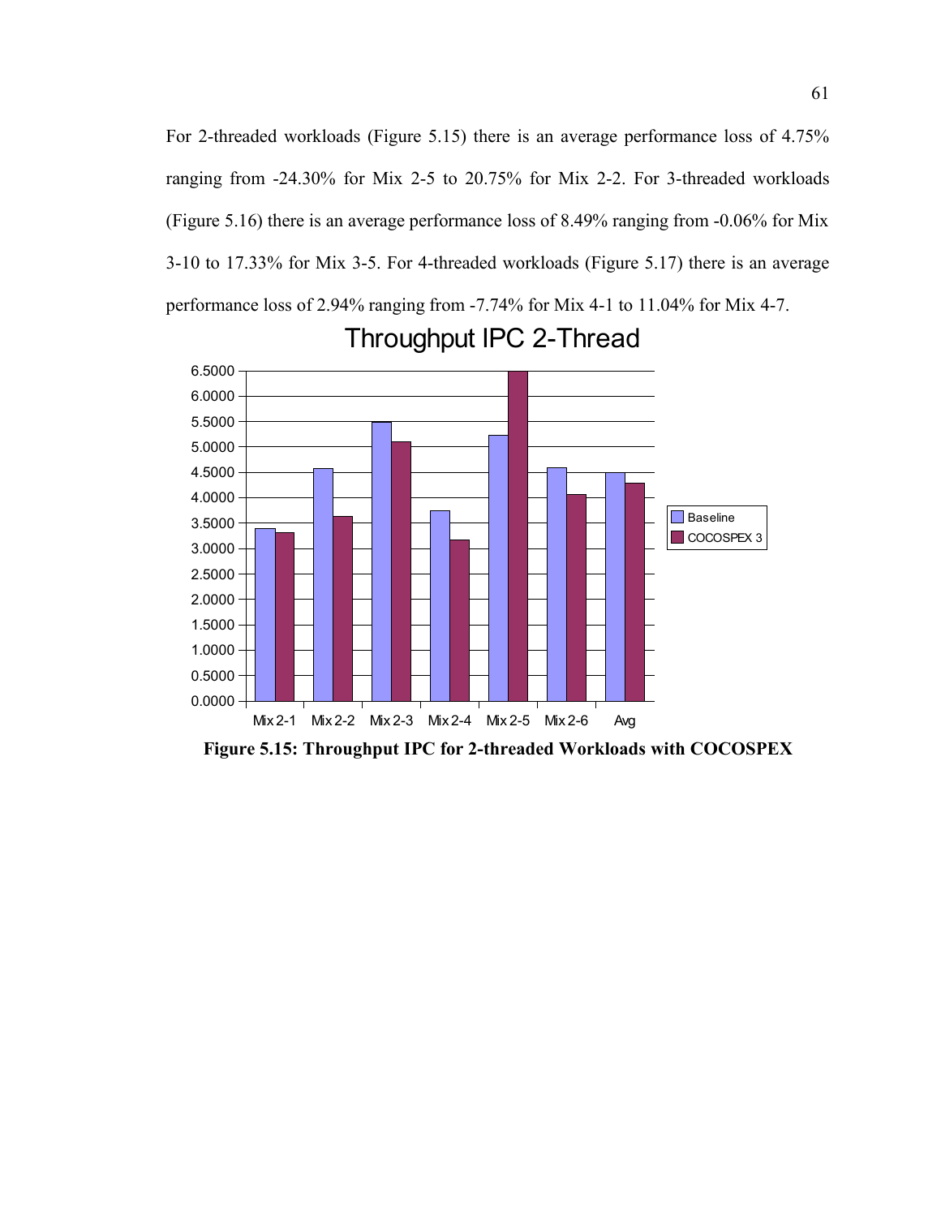For 2-threaded workloads (Figure 5.15) there is an average performance loss of 4.75% ranging from -24.30% for Mix 2-5 to 20.75% for Mix 2-2. For 3-threaded workloads (Figure 5.16) there is an average performance loss of 8.49% ranging from -0.06% for Mix 3-10 to 17.33% for Mix 3-5. For 4-threaded workloads (Figure 5.17) there is an average performance loss of 2.94% ranging from -7.74% for Mix 4-1 to 11.04% for Mix 4-7.

**Figure 5.15: Throughput IPC for 2-threaded Workloads with COCOSPEX**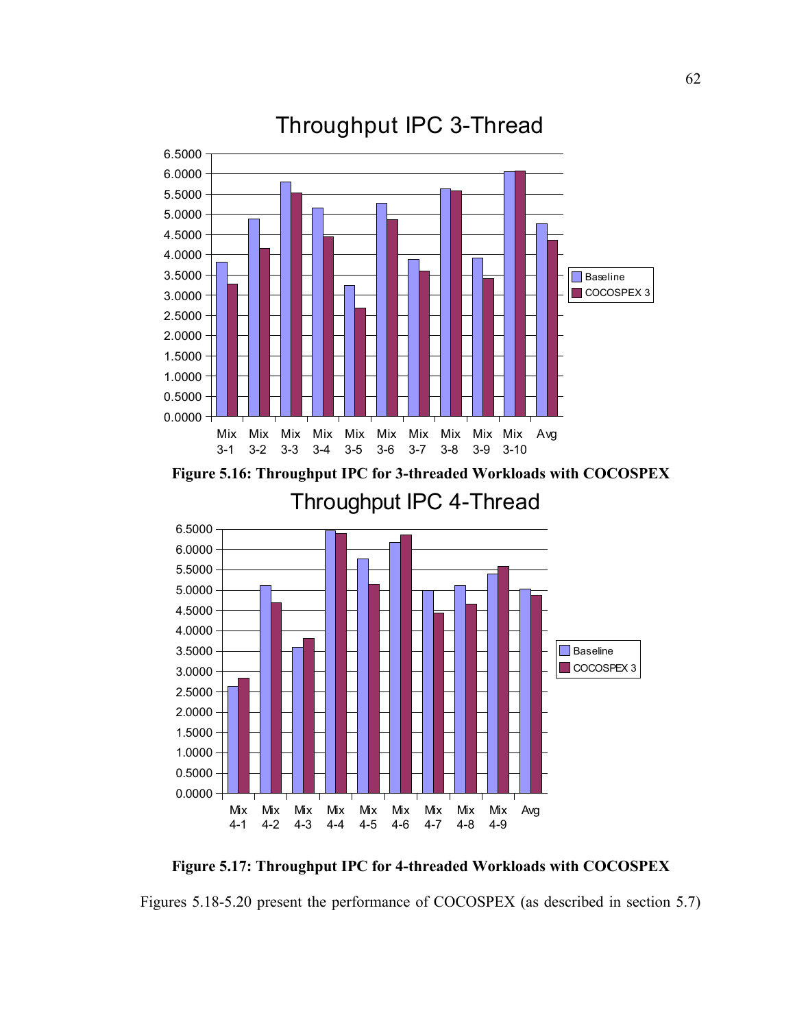Figure 5.16: Throughput IPC for 3-threaded Workloads with COCOSPEX

Figure 5.17: Throughput IPC for 4-threaded Workloads with COCOSPEX

Figures 5.18-5.20 present the performance of COCOSPEX (as described in section 5.7)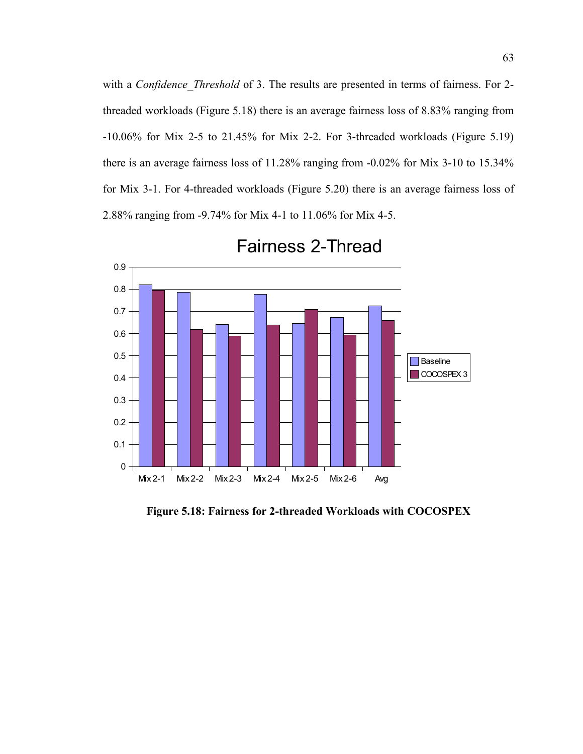with a *Confidence_Threshold* of 3. The results are presented in terms of fairness. For 2-threaded workloads (Figure 5.18) there is an average fairness loss of 8.83% ranging from -10.06% for Mix 2-5 to 21.45% for Mix 2-2. For 3-threaded workloads (Figure 5.19) there is an average fairness loss of 11.28% ranging from -0.02% for Mix 3-10 to 15.34% for Mix 3-1. For 4-threaded workloads (Figure 5.20) there is an average fairness loss of 2.88% ranging from -9.74% for Mix 4-1 to 11.06% for Mix 4-5.

**Figure 5.18: Fairness for 2-threaded Workloads with COCOSPEX**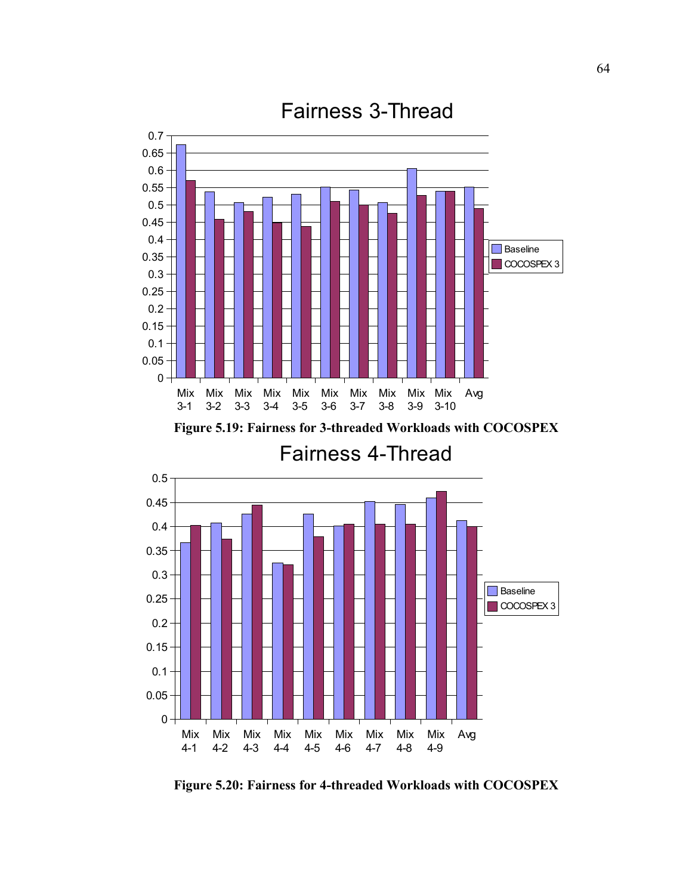Figure 5.19: Fairness for 3-threaded Workloads with COCOSPEX

Figure 5.20: Fairness for 4-threaded Workloads with COCOSPEX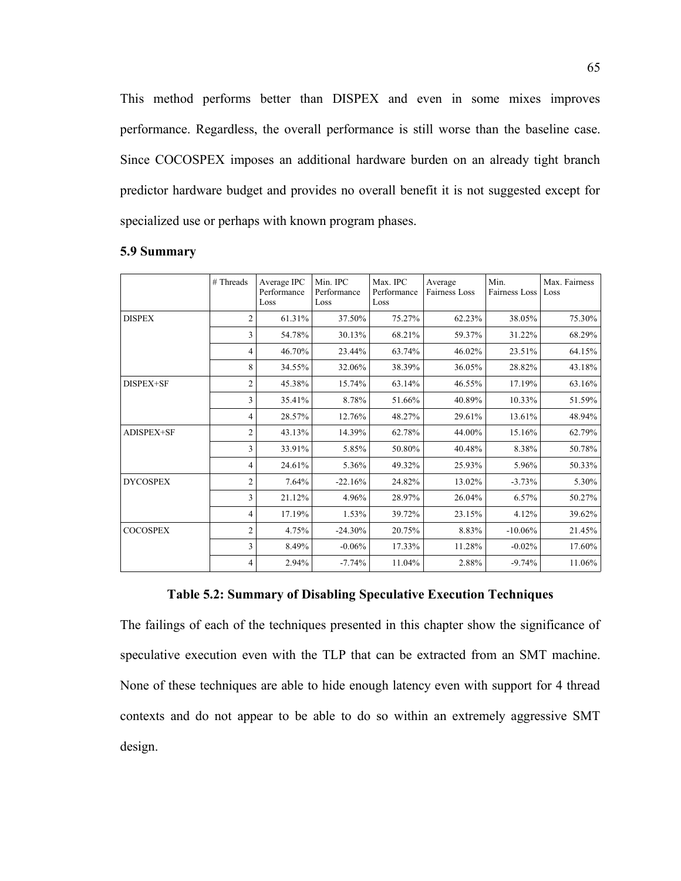This method performs better than DISPEX and even in some mixes improves performance. Regardless, the overall performance is still worse than the baseline case. Since COCOSPEX imposes an additional hardware burden on an already tight branch predictor hardware budget and provides no overall benefit it is not suggested except for specialized use or perhaps with known program phases.

### 5.9 Summary

| | # Threads | Average IPC Performance Loss | Min. IPC Performance Loss | Max. IPC Performance Loss | Average Fairness Loss | Min. Fairness Loss | Max. Fairness Loss |
|---|---|---|---|---|---|---|---|
| DISPEX | 2 | 61.31% | 37.50% | 75.27% | 62.23% | 38.05% | 75.30% |
| | 3 | 54.78% | 30.13% | 68.21% | 59.37% | 31.22% | 68.29% |
| | 4 | 46.70% | 23.44% | 63.74% | 46.02% | 23.51% | 64.15% |
| | 8 | 34.55% | 32.06% | 38.39% | 36.05% | 28.82% | 43.18% |
| DISPEX+SF | 2 | 45.38% | 15.74% | 63.14% | 46.55% | 17.19% | 63.16% |
| | 3 | 35.41% | 8.78% | 51.66% | 40.89% | 10.33% | 51.59% |
| | 4 | 28.57% | 12.76% | 48.27% | 29.61% | 13.61% | 48.94% |
| ADISPEX+SF | 2 | 43.13% | 14.39% | 62.78% | 44.00% | 15.16% | 62.79% |
| | 3 | 33.91% | 5.85% | 50.80% | 40.48% | 8.38% | 50.78% |
| | 4 | 24.61% | 5.36% | 49.32% | 25.93% | 5.96% | 50.33% |
| DYCOSPEX | 2 | 7.64% | -22.16% | 24.82% | 13.02% | -3.73% | 5.30% |
| | 3 | 21.12% | 4.96% | 28.97% | 26.04% | 6.57% | 50.27% |
| | 4 | 17.19% | 1.53% | 39.72% | 23.15% | 4.12% | 39.62% |
| COCOSPEX | 2 | 4.75% | -24.30% | 20.75% | 8.83% | -10.06% | 21.45% |
| | 3 | 8.49% | -0.06% | 17.33% | 11.28% | -0.02% | 17.60% |
| | 4 | 2.94% | -7.74% | 11.04% | 2.88% | -9.74% | 11.06% |

**Table 5.2: Summary of Disabling Speculative Execution Techniques**

The failings of each of the techniques presented in this chapter show the significance of speculative execution even with the TLP that can be extracted from an SMT machine. None of these techniques are able to hide enough latency even with support for 4 thread contexts and do not appear to be able to do so within an extremely aggressive SMT design.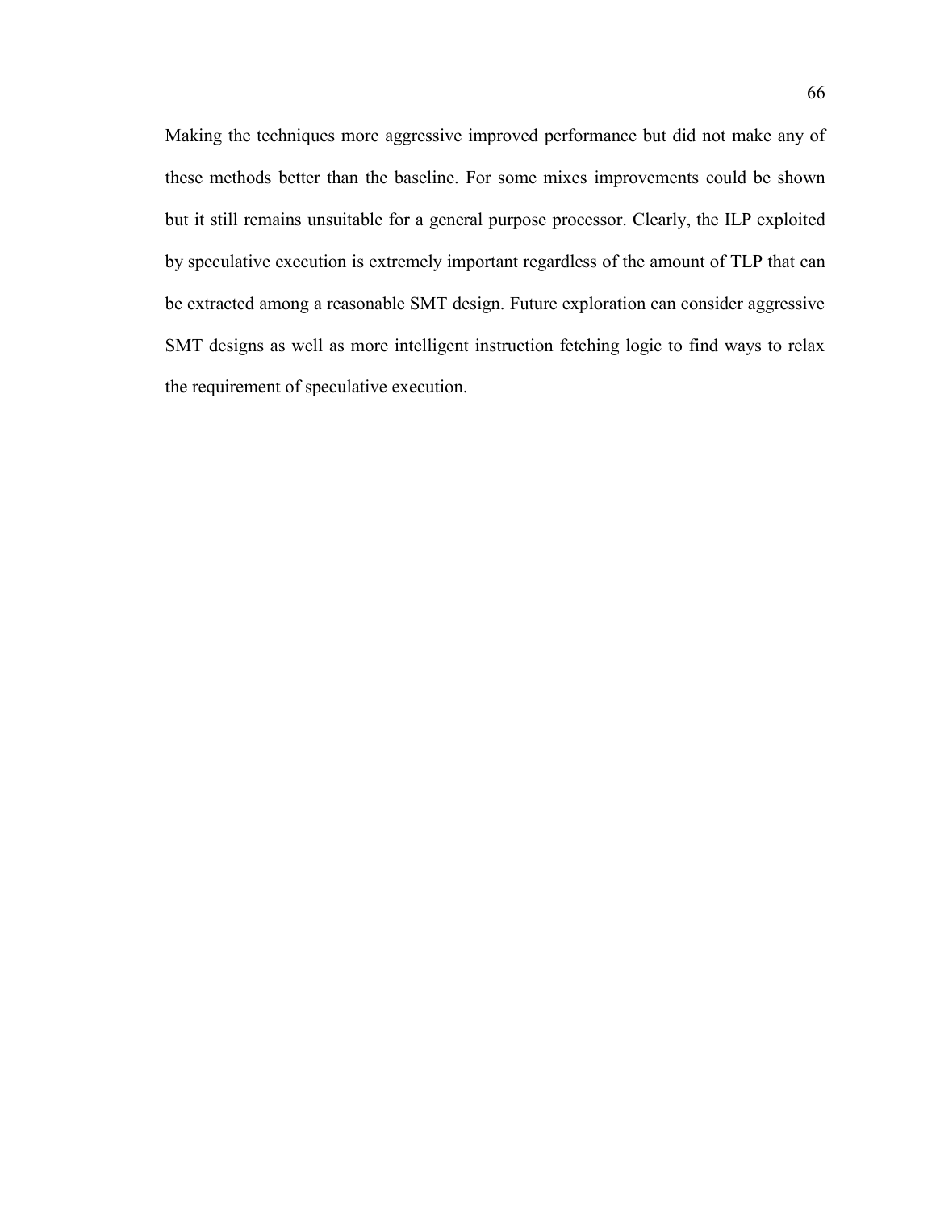Making the techniques more aggressive improved performance but did not make any of these methods better than the baseline. For some mixes improvements could be shown but it still remains unsuitable for a general purpose processor. Clearly, the ILP exploited by speculative execution is extremely important regardless of the amount of TLP that can be extracted among a reasonable SMT design. Future exploration can consider aggressive SMT designs as well as more intelligent instruction fetching logic to find ways to relax the requirement of speculative execution.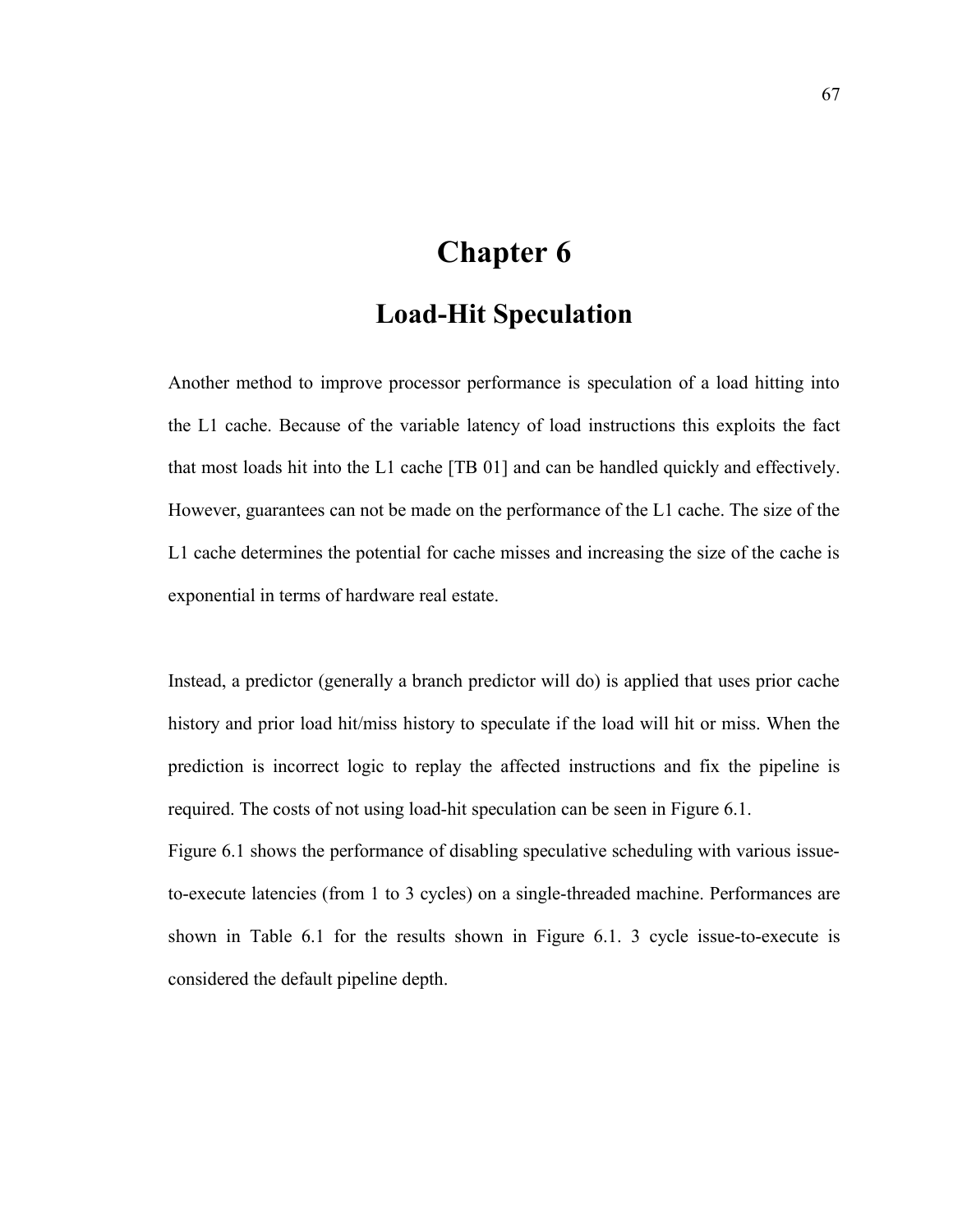# Chapter 6

## Load-Hit Speculation

Another method to improve processor performance is speculation of a load hitting into the L1 cache. Because of the variable latency of load instructions this exploits the fact that most loads hit into the L1 cache [TB 01] and can be handled quickly and effectively. However, guarantees can not be made on the performance of the L1 cache. The size of the L1 cache determines the potential for cache misses and increasing the size of the cache is exponential in terms of hardware real estate.

Instead, a predictor (generally a branch predictor will do) is applied that uses prior cache history and prior load hit/miss history to speculate if the load will hit or miss. When the prediction is incorrect logic to replay the affected instructions and fix the pipeline is required. The costs of not using load-hit speculation can be seen in Figure 6.1.

Figure 6.1 shows the performance of disabling speculative scheduling with various issue-to-execute latencies (from 1 to 3 cycles) on a single-threaded machine. Performances are shown in Table 6.1 for the results shown in Figure 6.1. 3 cycle issue-to-execute is considered the default pipeline depth.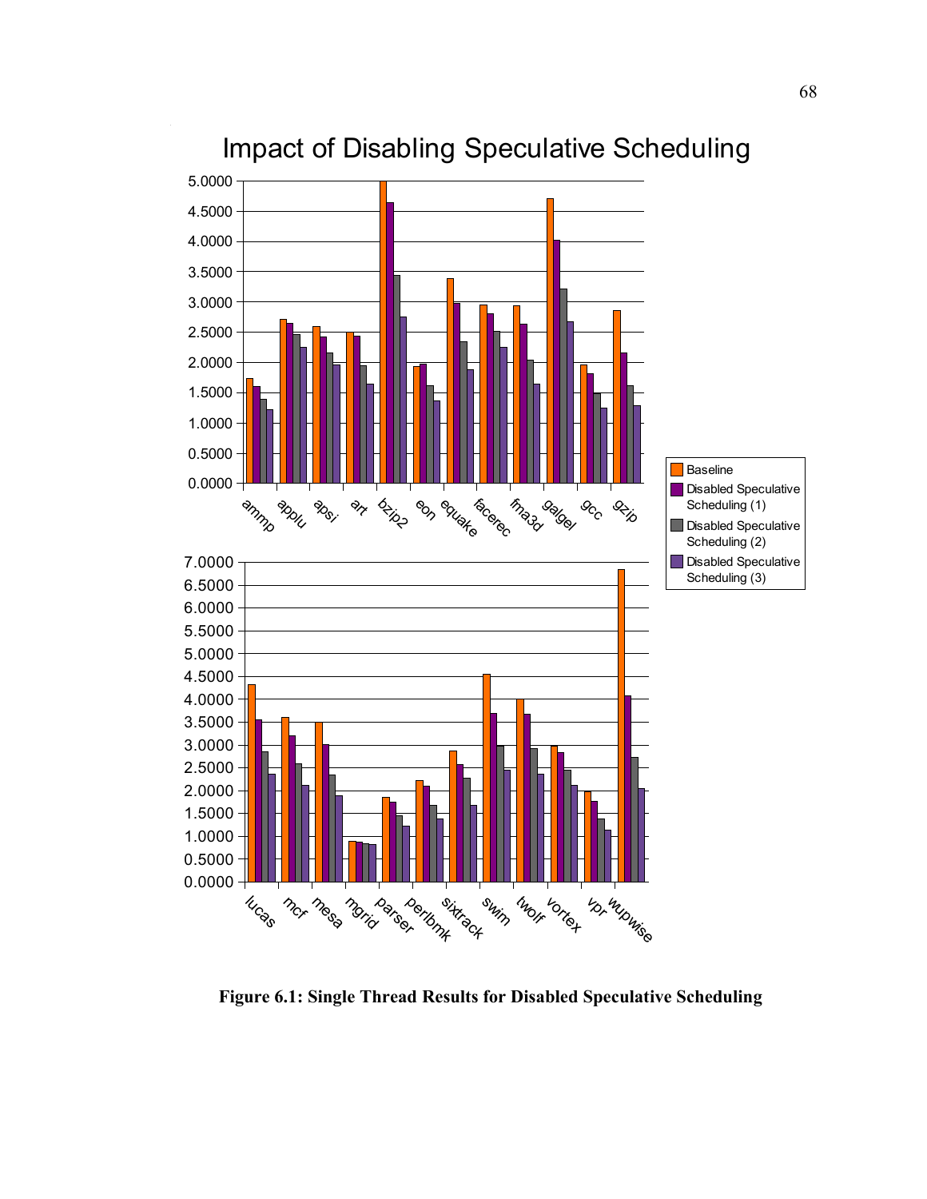Figure 6.1: Single Thread Results for Disabled Speculative Scheduling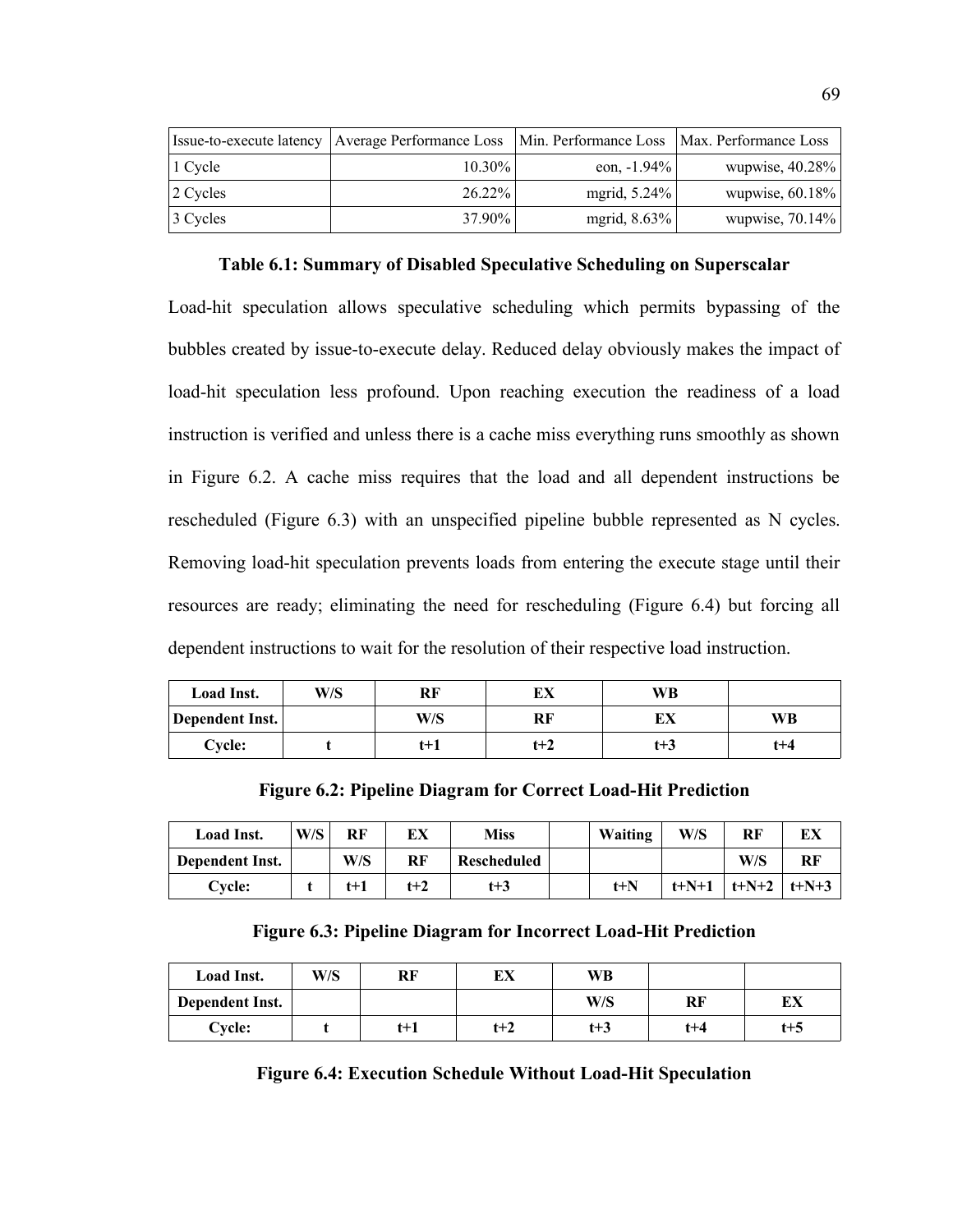| Issue-to-execute latency | Average Performance Loss | Min. Performance Loss | Max. Performance Loss |
|---|---|---|---|
| 1 Cycle | 10.30% | eon, -1.94% | wupwise, 40.28% |
| 2 Cycles | 26.22% | mgrid, 5.24% | wupwise, 60.18% |
| 3 Cycles | 37.90% | mgrid, 8.63% | wupwise, 70.14% |

**Table 6.1: Summary of Disabled Speculative Scheduling on Superscalar**

Load-hit speculation allows speculative scheduling which permits bypassing of the bubbles created by issue-to-execute delay. Reduced delay obviously makes the impact of load-hit speculation less profound. Upon reaching execution the readiness of a load instruction is verified and unless there is a cache miss everything runs smoothly as shown in Figure 6.2. A cache miss requires that the load and all dependent instructions be rescheduled (Figure 6.3) with an unspecified pipeline bubble represented as N cycles. Removing load-hit speculation prevents loads from entering the execute stage until their resources are ready; eliminating the need for rescheduling (Figure 6.4) but forcing all dependent instructions to wait for the resolution of their respective load instruction.

| **Load Inst.** | **W/S** | **RF** | **EX** | **WB** | |
|---|---|---|---|---|---|
| **Dependent Inst.** | | **W/S** | **RF** | **EX** | **WB** |
| **Cycle:** | **t** | **t+1** | **t+2** | **t+3** | **t+4** |

**Figure 6.2: Pipeline Diagram for Correct Load-Hit Prediction**

| **Load Inst.** | **W/S** | **RF** | **EX** | **Miss** | | **Waiting** | **W/S** | **RF** | **EX** |
|---|---|---|---|---|---|---|---|---|---|
| **Dependent Inst.** | | **W/S** | **RF** | **Rescheduled** | | | | **W/S** | **RF** |
| **Cycle:** | **t** | **t+1** | **t+2** | **t+3** | | **t+N** | **t+N+1** | **t+N+2** | **t+N+3** |

**Figure 6.3: Pipeline Diagram for Incorrect Load-Hit Prediction**

| **Load Inst.** | **W/S** | **RF** | **EX** | **WB** | | |
|---|---|---|---|---|---|---|
| **Dependent Inst.** | | | | **W/S** | **RF** | **EX** |
| **Cycle:** | **t** | **t+1** | **t+2** | **t+3** | **t+4** | **t+5** |

**Figure 6.4: Execution Schedule Without Load-Hit Speculation**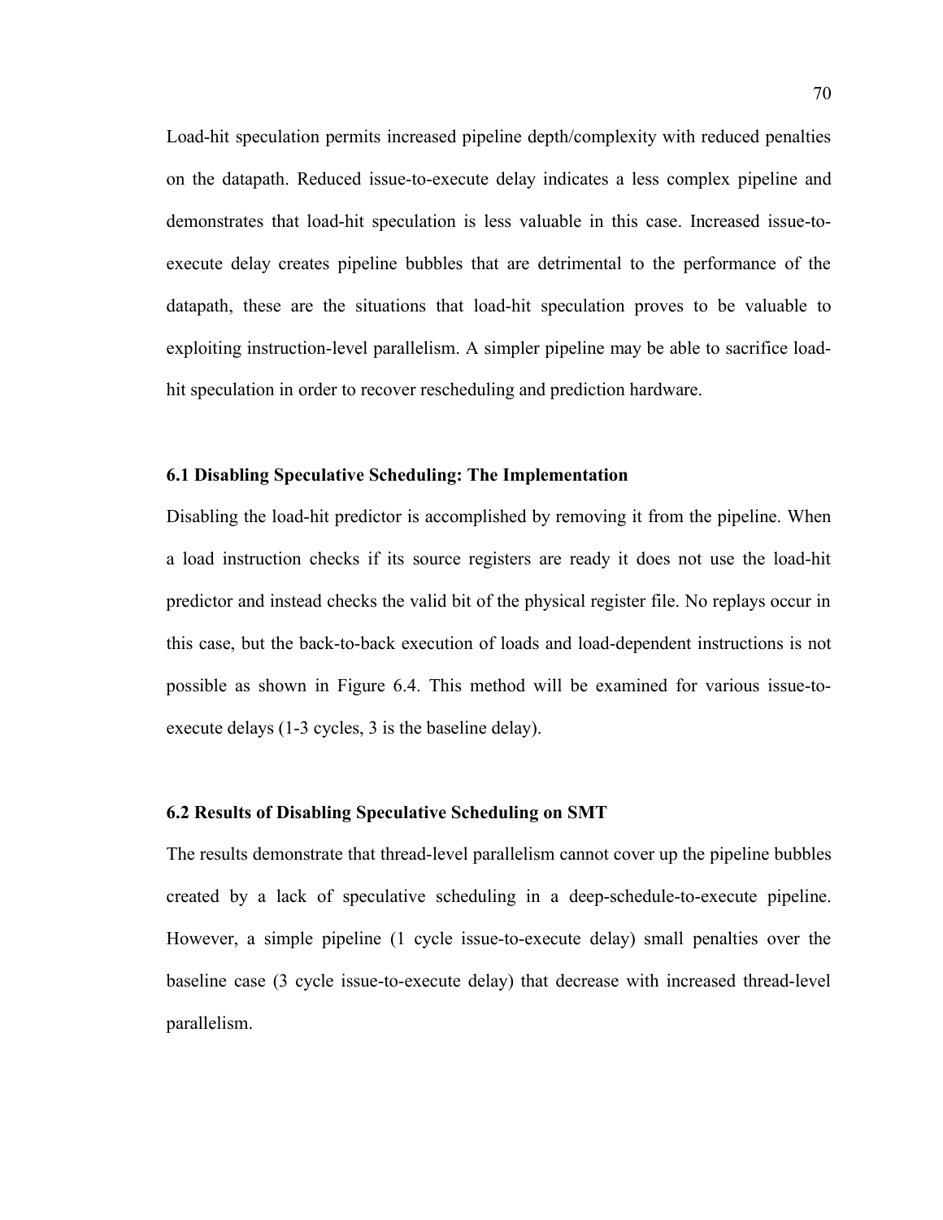Load-hit speculation permits increased pipeline depth/complexity with reduced penalties on the datapath. Reduced issue-to-execute delay indicates a less complex pipeline and demonstrates that load-hit speculation is less valuable in this case. Increased issue-to-execute delay creates pipeline bubbles that are detrimental to the performance of the datapath, these are the situations that load-hit speculation proves to be valuable to exploiting instruction-level parallelism. A simpler pipeline may be able to sacrifice load-hit speculation in order to recover rescheduling and prediction hardware.

### 6.1 Disabling Speculative Scheduling: The Implementation

Disabling the load-hit predictor is accomplished by removing it from the pipeline. When a load instruction checks if its source registers are ready it does not use the load-hit predictor and instead checks the valid bit of the physical register file. No replays occur in this case, but the back-to-back execution of loads and load-dependent instructions is not possible as shown in Figure 6.4. This method will be examined for various issue-to-execute delays (1-3 cycles, 3 is the baseline delay).

### 6.2 Results of Disabling Speculative Scheduling on SMT

The results demonstrate that thread-level parallelism cannot cover up the pipeline bubbles created by a lack of speculative scheduling in a deep-schedule-to-execute pipeline. However, a simple pipeline (1 cycle issue-to-execute delay) small penalties over the baseline case (3 cycle issue-to-execute delay) that decrease with increased thread-level parallelism.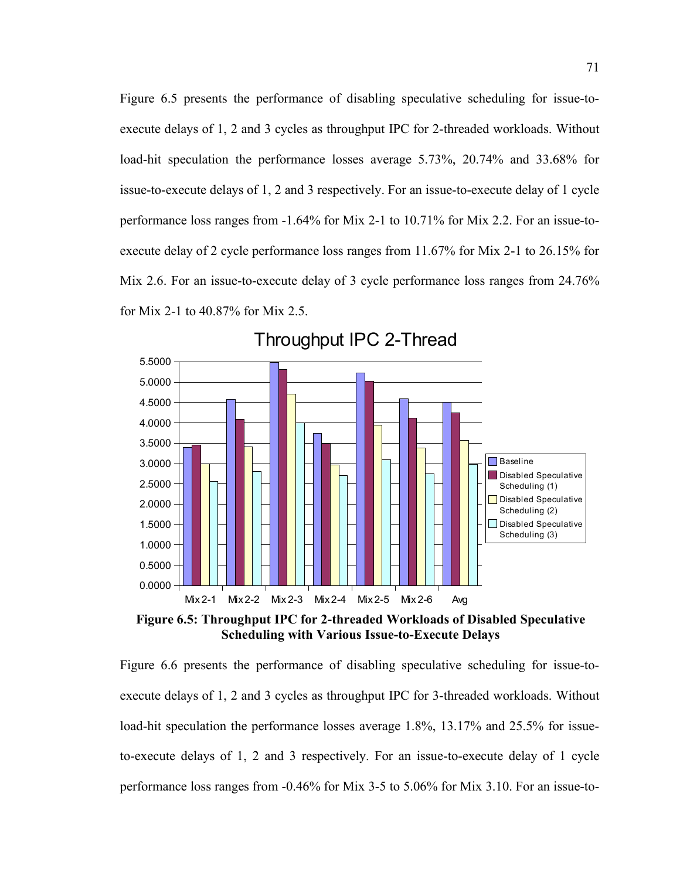Figure 6.5 presents the performance of disabling speculative scheduling for issue-to-execute delays of 1, 2 and 3 cycles as throughput IPC for 2-threaded workloads. Without load-hit speculation the performance losses average 5.73%, 20.74% and 33.68% for issue-to-execute delays of 1, 2 and 3 respectively. For an issue-to-execute delay of 1 cycle performance loss ranges from -1.64% for Mix 2-1 to 10.71% for Mix 2.2. For an issue-to-execute delay of 2 cycle performance loss ranges from 11.67% for Mix 2-1 to 26.15% for Mix 2.6. For an issue-to-execute delay of 3 cycle performance loss ranges from 24.76% for Mix 2-1 to 40.87% for Mix 2.5.

**Figure 6.5: Throughput IPC for 2-threaded Workloads of Disabled Speculative Scheduling with Various Issue-to-Execute Delays**

Figure 6.6 presents the performance of disabling speculative scheduling for issue-to-execute delays of 1, 2 and 3 cycles as throughput IPC for 3-threaded workloads. Without load-hit speculation the performance losses average 1.8%, 13.17% and 25.5% for issue-to-execute delays of 1, 2 and 3 respectively. For an issue-to-execute delay of 1 cycle performance loss ranges from -0.46% for Mix 3-5 to 5.06% for Mix 3.10. For an issue-to-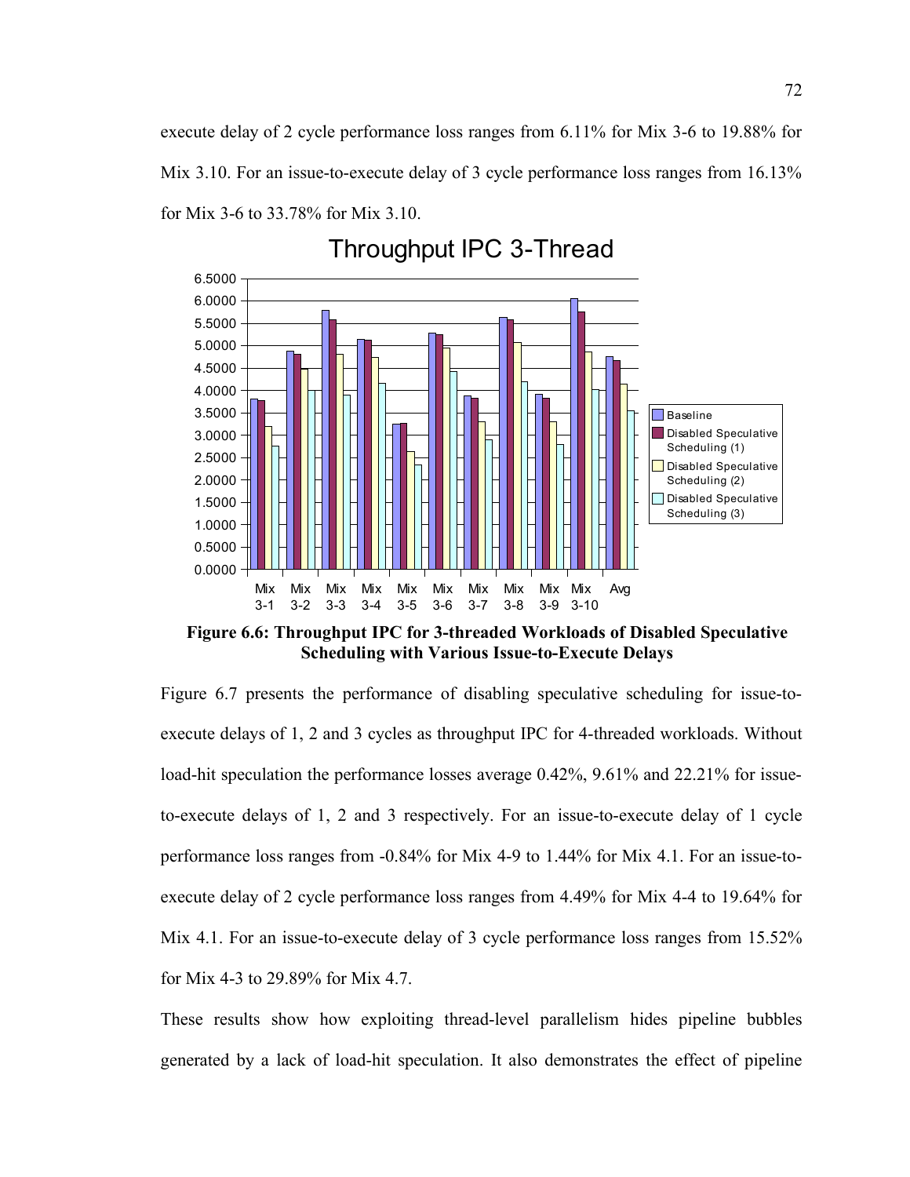execute delay of 2 cycle performance loss ranges from 6.11% for Mix 3-6 to 19.88% for Mix 3.10. For an issue-to-execute delay of 3 cycle performance loss ranges from 16.13% for Mix 3-6 to 33.78% for Mix 3.10.

**Figure 6.6: Throughput IPC for 3-threaded Workloads of Disabled Speculative Scheduling with Various Issue-to-Execute Delays**

Figure 6.7 presents the performance of disabling speculative scheduling for issue-to-execute delays of 1, 2 and 3 cycles as throughput IPC for 4-threaded workloads. Without load-hit speculation the performance losses average 0.42%, 9.61% and 22.21% for issue-to-execute delays of 1, 2 and 3 respectively. For an issue-to-execute delay of 1 cycle performance loss ranges from -0.84% for Mix 4-9 to 1.44% for Mix 4.1. For an issue-to-execute delay of 2 cycle performance loss ranges from 4.49% for Mix 4-4 to 19.64% for Mix 4.1. For an issue-to-execute delay of 3 cycle performance loss ranges from 15.52% for Mix 4-3 to 29.89% for Mix 4.7.

These results show how exploiting thread-level parallelism hides pipeline bubbles generated by a lack of load-hit speculation. It also demonstrates the effect of pipeline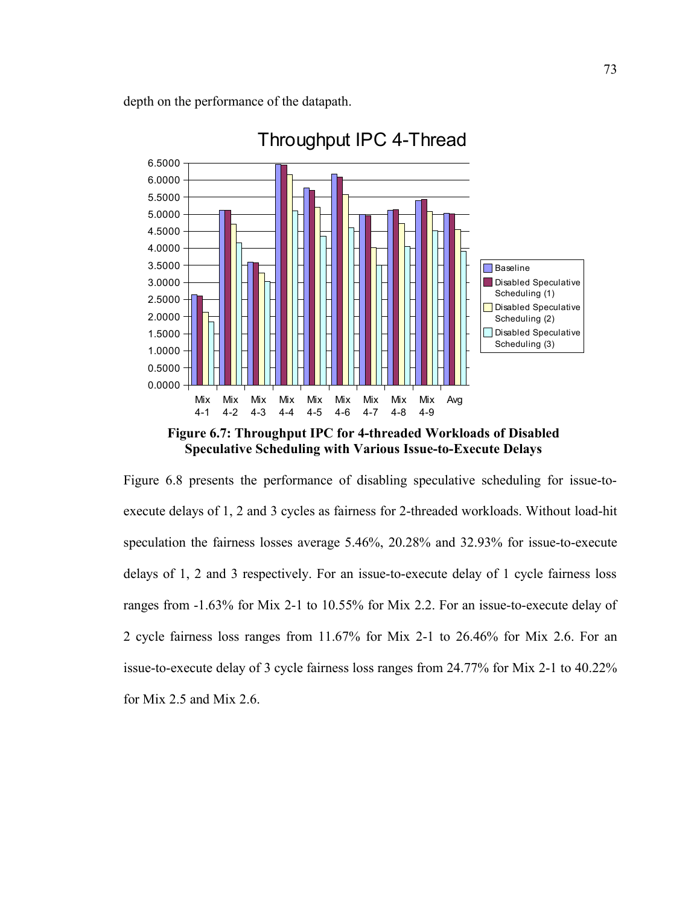depth on the performance of the datapath.

**Figure 6.7: Throughput IPC for 4-threaded Workloads of Disabled Speculative Scheduling with Various Issue-to-Execute Delays**

Figure 6.8 presents the performance of disabling speculative scheduling for issue-to-execute delays of 1, 2 and 3 cycles as fairness for 2-threaded workloads. Without load-hit speculation the fairness losses average 5.46%, 20.28% and 32.93% for issue-to-execute delays of 1, 2 and 3 respectively. For an issue-to-execute delay of 1 cycle fairness loss ranges from -1.63% for Mix 2-1 to 10.55% for Mix 2.2. For an issue-to-execute delay of 2 cycle fairness loss ranges from 11.67% for Mix 2-1 to 26.46% for Mix 2.6. For an issue-to-execute delay of 3 cycle fairness loss ranges from 24.77% for Mix 2-1 to 40.22% for Mix 2.5 and Mix 2.6.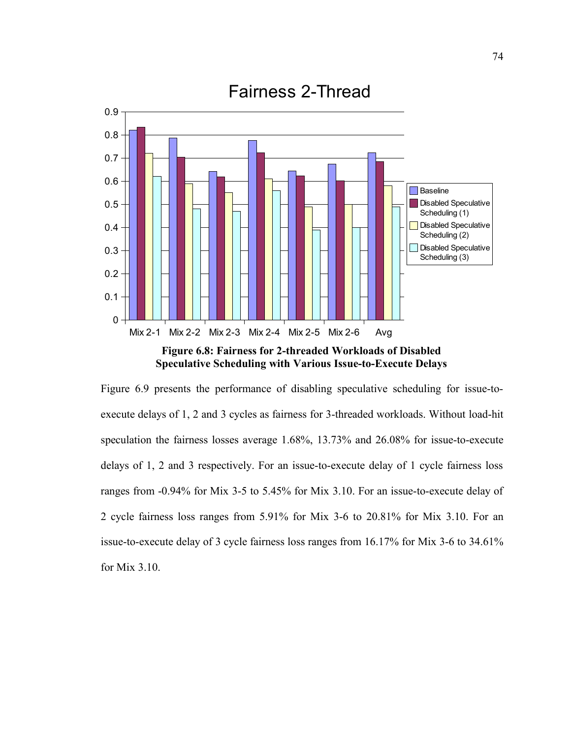**Figure 6.8: Fairness for 2-threaded Workloads of Disabled Speculative Scheduling with Various Issue-to-Execute Delays**

Figure 6.9 presents the performance of disabling speculative scheduling for issue-to-execute delays of 1, 2 and 3 cycles as fairness for 3-threaded workloads. Without load-hit speculation the fairness losses average 1.68%, 13.73% and 26.08% for issue-to-execute delays of 1, 2 and 3 respectively. For an issue-to-execute delay of 1 cycle fairness loss ranges from -0.94% for Mix 3-5 to 5.45% for Mix 3.10. For an issue-to-execute delay of 2 cycle fairness loss ranges from 5.91% for Mix 3-6 to 20.81% for Mix 3.10. For an issue-to-execute delay of 3 cycle fairness loss ranges from 16.17% for Mix 3-6 to 34.61% for Mix 3.10.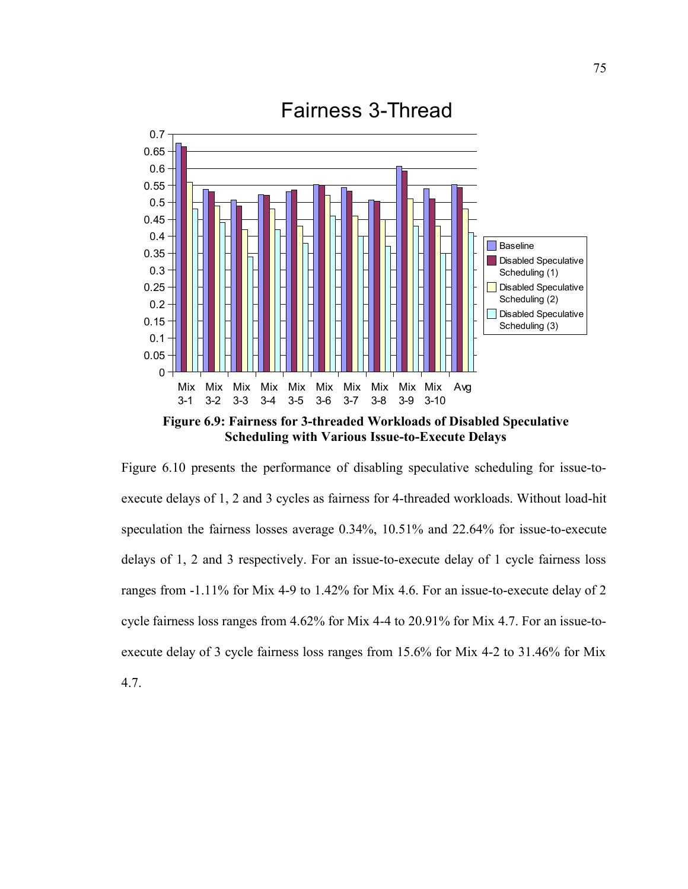Figure 6.9: Fairness for 3-threaded Workloads of Disabled Speculative Scheduling with Various Issue-to-Execute Delays

Figure 6.10 presents the performance of disabling speculative scheduling for issue-to-execute delays of 1, 2 and 3 cycles as fairness for 4-threaded workloads. Without load-hit speculation the fairness losses average 0.34%, 10.51% and 22.64% for issue-to-execute delays of 1, 2 and 3 respectively. For an issue-to-execute delay of 1 cycle fairness loss ranges from -1.11% for Mix 4-9 to 1.42% for Mix 4.6. For an issue-to-execute delay of 2 cycle fairness loss ranges from 4.62% for Mix 4-4 to 20.91% for Mix 4.7. For an issue-to-execute delay of 3 cycle fairness loss ranges from 15.6% for Mix 4-2 to 31.46% for Mix 4.7.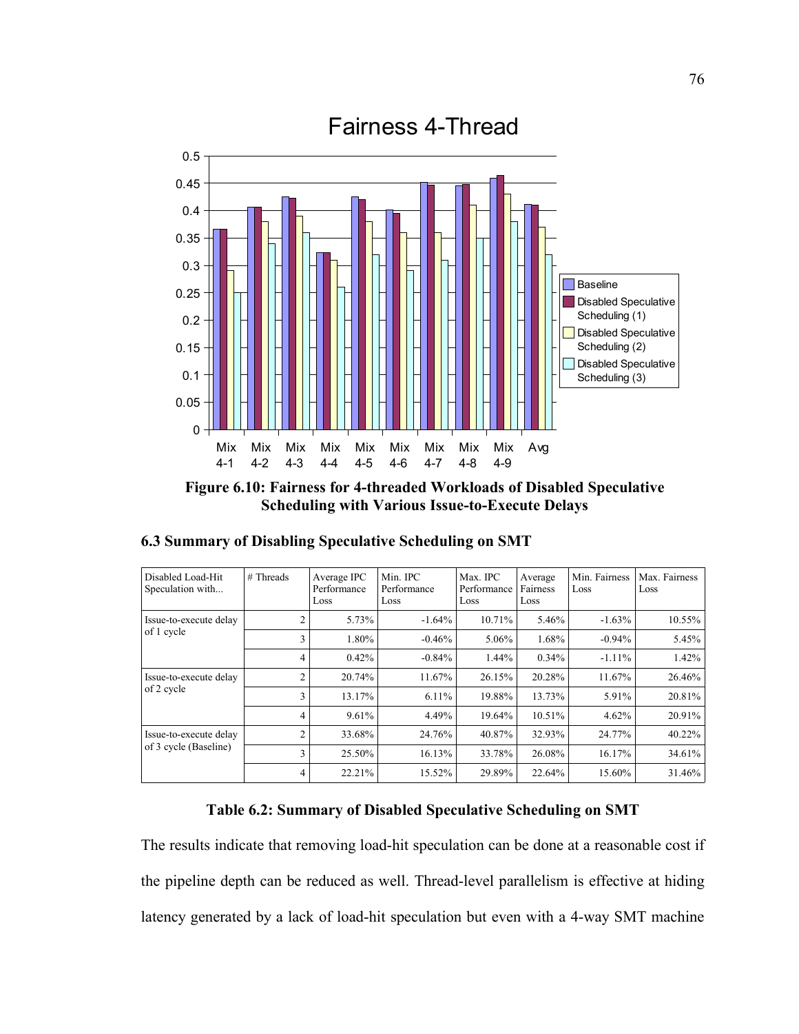**Figure 6.10: Fairness for 4-threaded Workloads of Disabled Speculative Scheduling with Various Issue-to-Execute Delays**

## 6.3 Summary of Disabling Speculative Scheduling on SMT

| Disabled Load-Hit Speculation with... | # Threads | Average IPC Performance Loss | Min. IPC Performance Loss | Max. IPC Performance Loss | Average Fairness Loss | Min. Fairness Loss | Max. Fairness Loss |
|---|---|---|---|---|---|---|---|
| Issue-to-execute delay of 1 cycle | 2 | 5.73% | -1.64% | 10.71% | 5.46% | -1.63% | 10.55% |
| | 3 | 1.80% | -0.46% | 5.06% | 1.68% | -0.94% | 5.45% |
| | 4 | 0.42% | -0.84% | 1.44% | 0.34% | -1.11% | 1.42% |
| Issue-to-execute delay of 2 cycle | 2 | 20.74% | 11.67% | 26.15% | 20.28% | 11.67% | 26.46% |
| | 3 | 13.17% | 6.11% | 19.88% | 13.73% | 5.91% | 20.81% |
| | 4 | 9.61% | 4.49% | 19.64% | 10.51% | 4.62% | 20.91% |
| Issue-to-execute delay of 3 cycle (Baseline) | 2 | 33.68% | 24.76% | 40.87% | 32.93% | 24.77% | 40.22% |
| | 3 | 25.50% | 16.13% | 33.78% | 26.08% | 16.17% | 34.61% |
| | 4 | 22.21% | 15.52% | 29.89% | 22.64% | 15.60% | 31.46% |

**Table 6.2: Summary of Disabled Speculative Scheduling on SMT**

The results indicate that removing load-hit speculation can be done at a reasonable cost if the pipeline depth can be reduced as well. Thread-level parallelism is effective at hiding latency generated by a lack of load-hit speculation but even with a 4-way SMT machine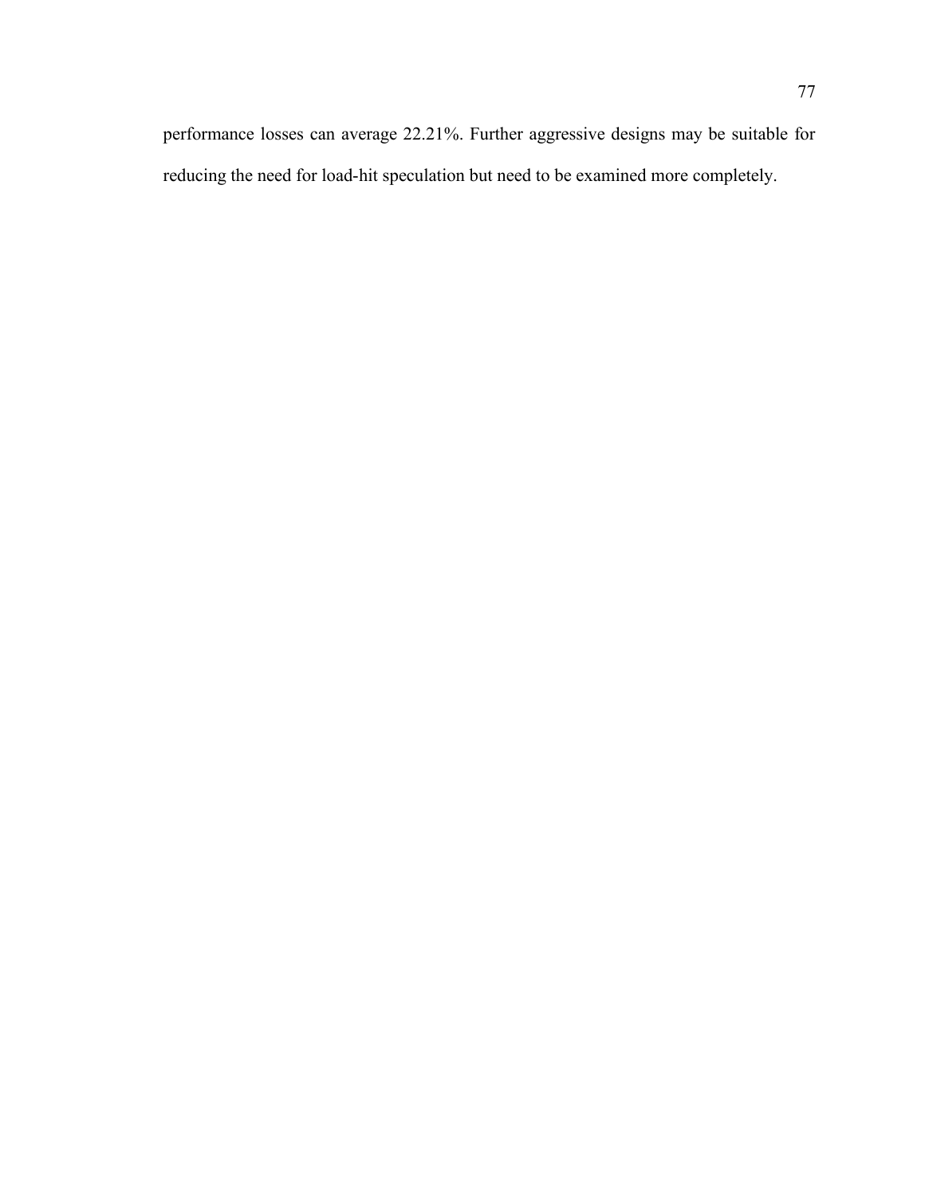performance losses can average 22.21%. Further aggressive designs may be suitable for reducing the need for load-hit speculation but need to be examined more completely.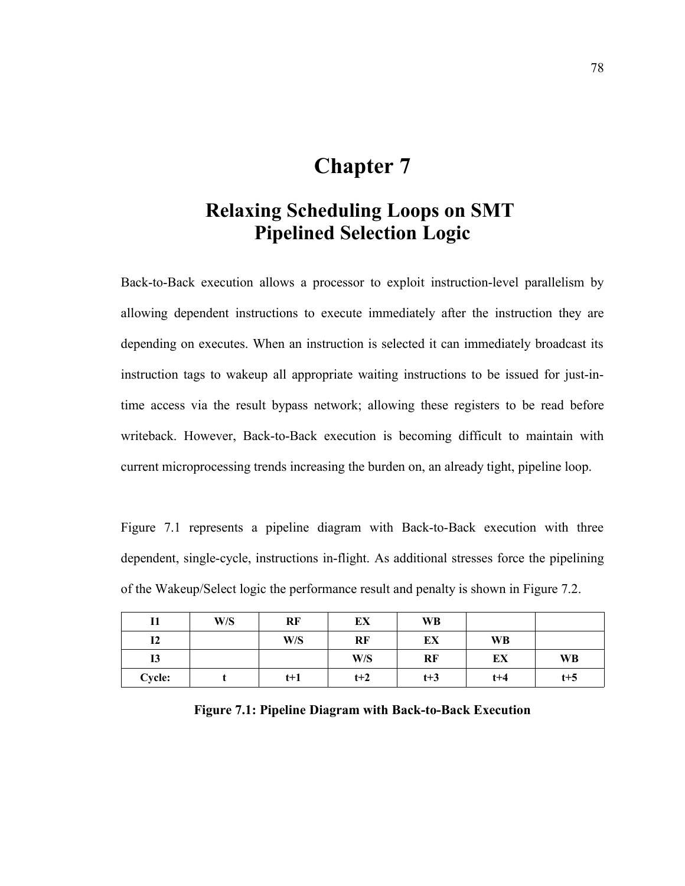# Chapter 7

## Relaxing Scheduling Loops on SMT
## Pipelined Selection Logic

Back-to-Back execution allows a processor to exploit instruction-level parallelism by allowing dependent instructions to execute immediately after the instruction they are depending on executes. When an instruction is selected it can immediately broadcast its instruction tags to wakeup all appropriate waiting instructions to be issued for just-in-time access via the result bypass network; allowing these registers to be read before writeback. However, Back-to-Back execution is becoming difficult to maintain with current microprocessing trends increasing the burden on, an already tight, pipeline loop.

Figure 7.1 represents a pipeline diagram with Back-to-Back execution with three dependent, single-cycle, instructions in-flight. As additional stresses force the pipelining of the Wakeup/Select logic the performance result and penalty is shown in Figure 7.2.

| **I1** | **W/S** | **RF** | **EX** | **WB** | | |
|---|---|---|---|---|---|---|
| **I2** | | **W/S** | **RF** | **EX** | **WB** | |
| **I3** | | | **W/S** | **RF** | **EX** | **WB** |
| **Cycle:** | **t** | **t+1** | **t+2** | **t+3** | **t+4** | **t+5** |

**Figure 7.1: Pipeline Diagram with Back-to-Back Execution**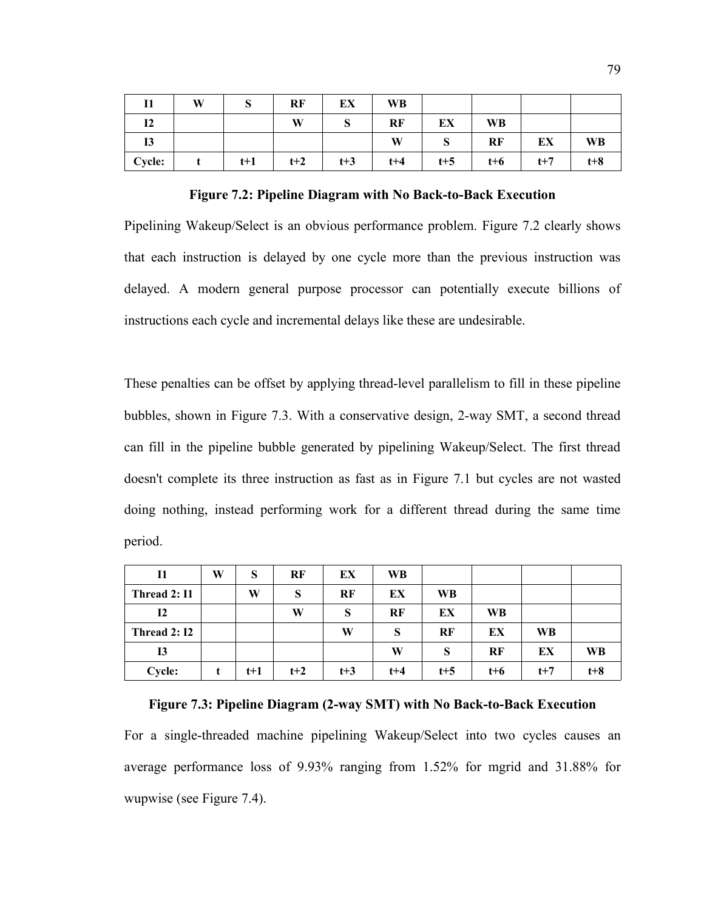| I1 | W | S | RF | EX | WB | | | | |
|---|---|---|---|---|---|---|---|---|---|
| I2 | | | W | S | RF | EX | WB | | |
| I3 | | | | | W | S | RF | EX | WB |
| Cycle: | t | t+1 | t+2 | t+3 | t+4 | t+5 | t+6 | t+7 | t+8 |

**Figure 7.2: Pipeline Diagram with No Back-to-Back Execution**

Pipelining Wakeup/Select is an obvious performance problem. Figure 7.2 clearly shows that each instruction is delayed by one cycle more than the previous instruction was delayed. A modern general purpose processor can potentially execute billions of instructions each cycle and incremental delays like these are undesirable.

These penalties can be offset by applying thread-level parallelism to fill in these pipeline bubbles, shown in Figure 7.3. With a conservative design, 2-way SMT, a second thread can fill in the pipeline bubble generated by pipelining Wakeup/Select. The first thread doesn't complete its three instruction as fast as in Figure 7.1 but cycles are not wasted doing nothing, instead performing work for a different thread during the same time period.

| I1 | W | S | RF | EX | WB | | | | |
|---|---|---|---|---|---|---|---|---|---|
| Thread 2: I1 | | W | S | RF | EX | WB | | | |
| I2 | | | W | S | RF | EX | WB | | |
| Thread 2: I2 | | | | W | S | RF | EX | WB | |
| I3 | | | | | W | S | RF | EX | WB |
| Cycle: | t | t+1 | t+2 | t+3 | t+4 | t+5 | t+6 | t+7 | t+8 |

**Figure 7.3: Pipeline Diagram (2-way SMT) with No Back-to-Back Execution**

For a single-threaded machine pipelining Wakeup/Select into two cycles causes an average performance loss of 9.93% ranging from 1.52% for mgrid and 31.88% for wupwise (see Figure 7.4).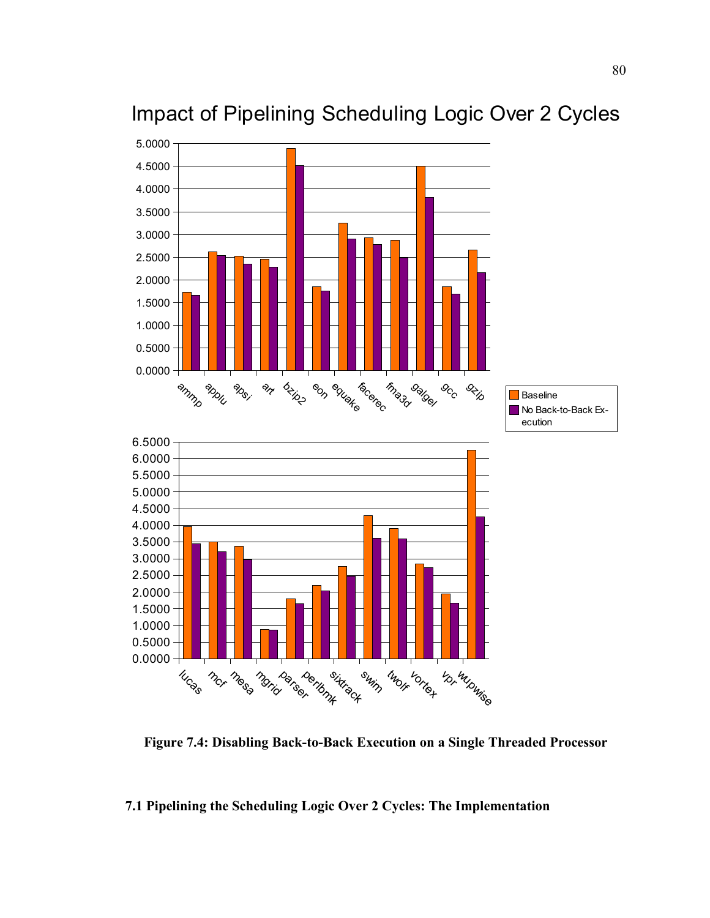Impact of Pipelining Scheduling Logic Over 2 Cycles

**Figure 7.4: Disabling Back-to-Back Execution on a Single Threaded Processor**

### 7.1 Pipelining the Scheduling Logic Over 2 Cycles: The Implementation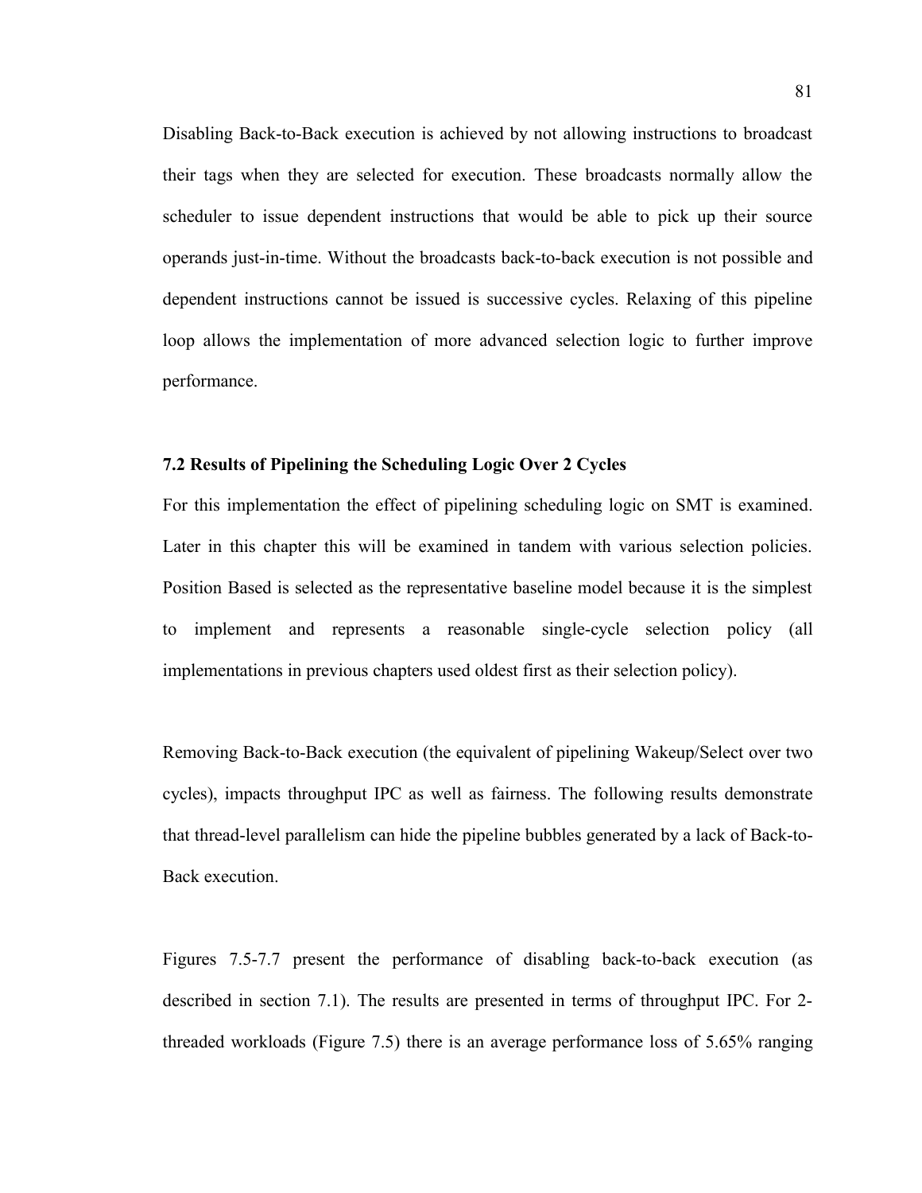Disabling Back-to-Back execution is achieved by not allowing instructions to broadcast their tags when they are selected for execution. These broadcasts normally allow the scheduler to issue dependent instructions that would be able to pick up their source operands just-in-time. Without the broadcasts back-to-back execution is not possible and dependent instructions cannot be issued is successive cycles. Relaxing of this pipeline loop allows the implementation of more advanced selection logic to further improve performance.

### 7.2 Results of Pipelining the Scheduling Logic Over 2 Cycles

For this implementation the effect of pipelining scheduling logic on SMT is examined. Later in this chapter this will be examined in tandem with various selection policies. Position Based is selected as the representative baseline model because it is the simplest to implement and represents a reasonable single-cycle selection policy (all implementations in previous chapters used oldest first as their selection policy).

Removing Back-to-Back execution (the equivalent of pipelining Wakeup/Select over two cycles), impacts throughput IPC as well as fairness. The following results demonstrate that thread-level parallelism can hide the pipeline bubbles generated by a lack of Back-to-Back execution.

Figures 7.5-7.7 present the performance of disabling back-to-back execution (as described in section 7.1). The results are presented in terms of throughput IPC. For 2-threaded workloads (Figure 7.5) there is an average performance loss of 5.65% ranging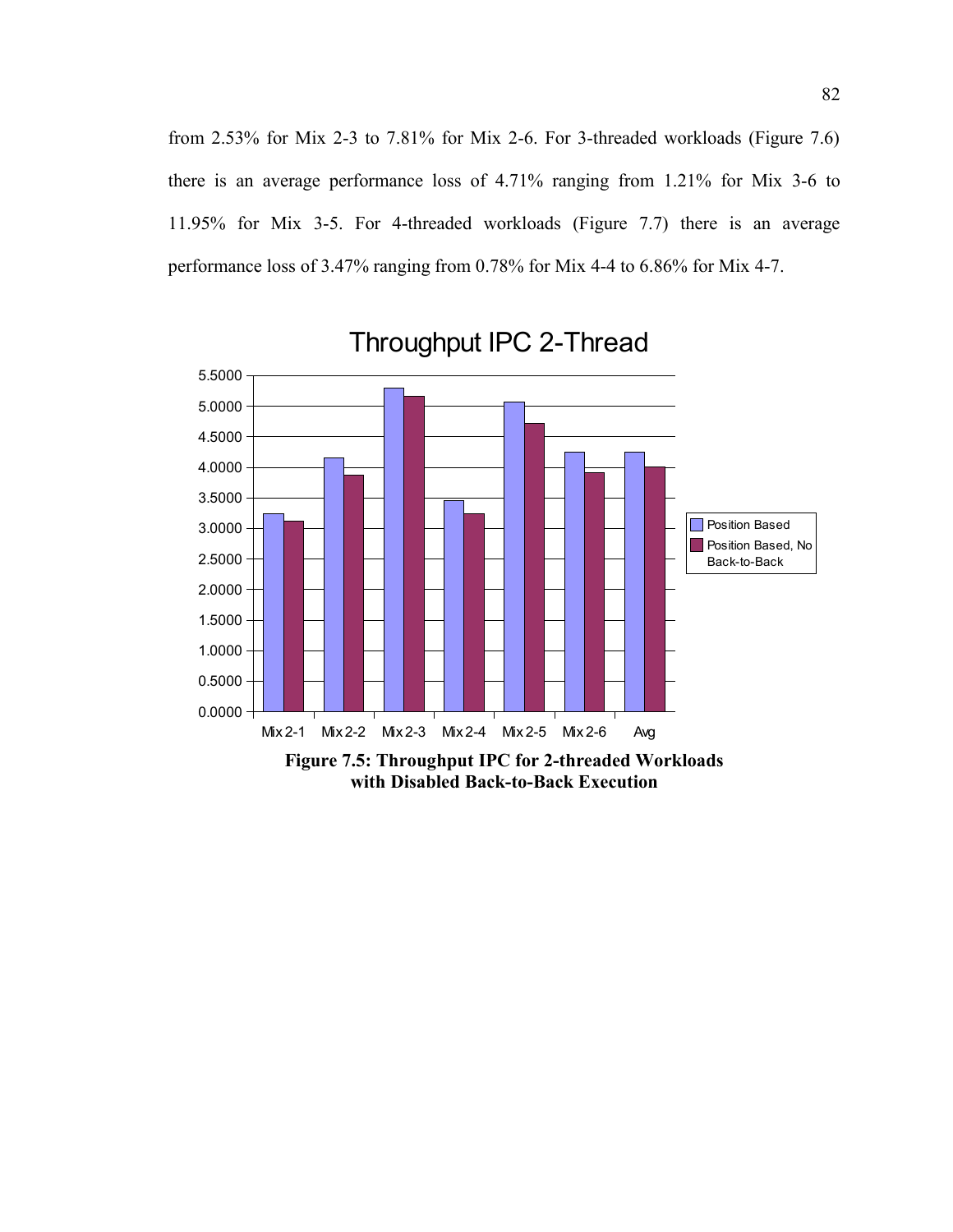from 2.53% for Mix 2-3 to 7.81% for Mix 2-6. For 3-threaded workloads (Figure 7.6) there is an average performance loss of 4.71% ranging from 1.21% for Mix 3-6 to 11.95% for Mix 3-5. For 4-threaded workloads (Figure 7.7) there is an average performance loss of 3.47% ranging from 0.78% for Mix 4-4 to 6.86% for Mix 4-7.

**Figure 7.5: Throughput IPC for 2-threaded Workloads with Disabled Back-to-Back Execution**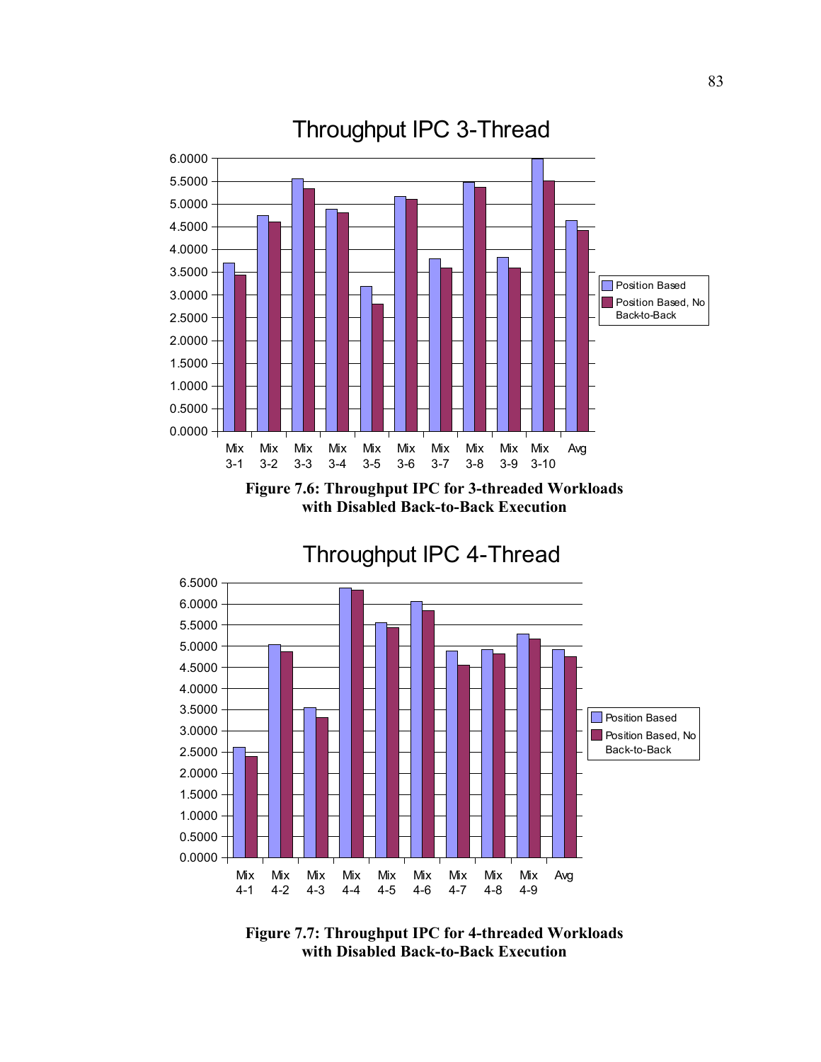Figure 7.6: Throughput IPC for 3-threaded Workloads with Disabled Back-to-Back Execution

Figure 7.7: Throughput IPC for 4-threaded Workloads with Disabled Back-to-Back Execution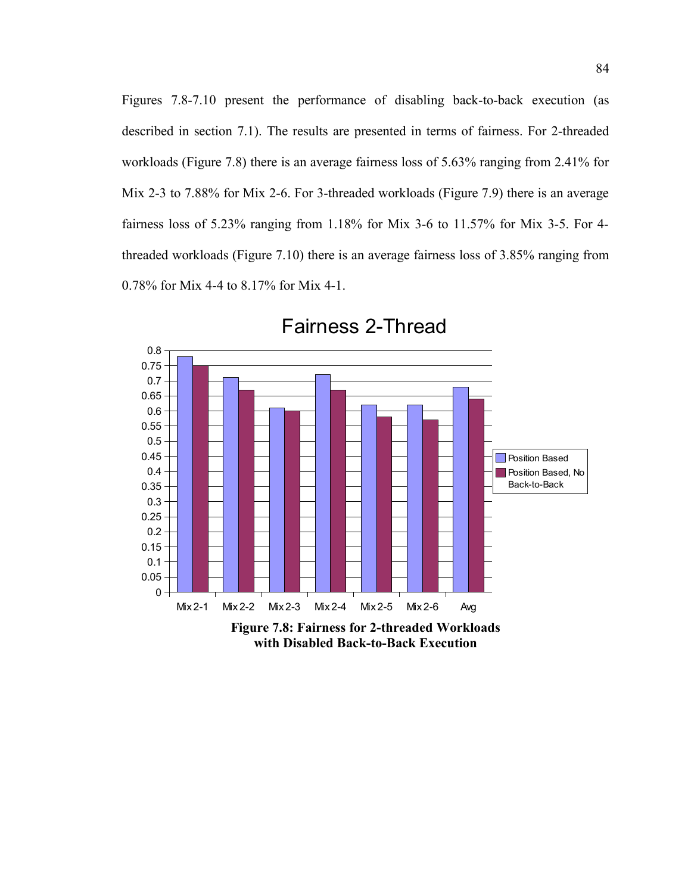Figures 7.8-7.10 present the performance of disabling back-to-back execution (as described in section 7.1). The results are presented in terms of fairness. For 2-threaded workloads (Figure 7.8) there is an average fairness loss of 5.63% ranging from 2.41% for Mix 2-3 to 7.88% for Mix 2-6. For 3-threaded workloads (Figure 7.9) there is an average fairness loss of 5.23% ranging from 1.18% for Mix 3-6 to 11.57% for Mix 3-5. For 4-threaded workloads (Figure 7.10) there is an average fairness loss of 3.85% ranging from 0.78% for Mix 4-4 to 8.17% for Mix 4-1.

**Figure 7.8: Fairness for 2-threaded Workloads with Disabled Back-to-Back Execution**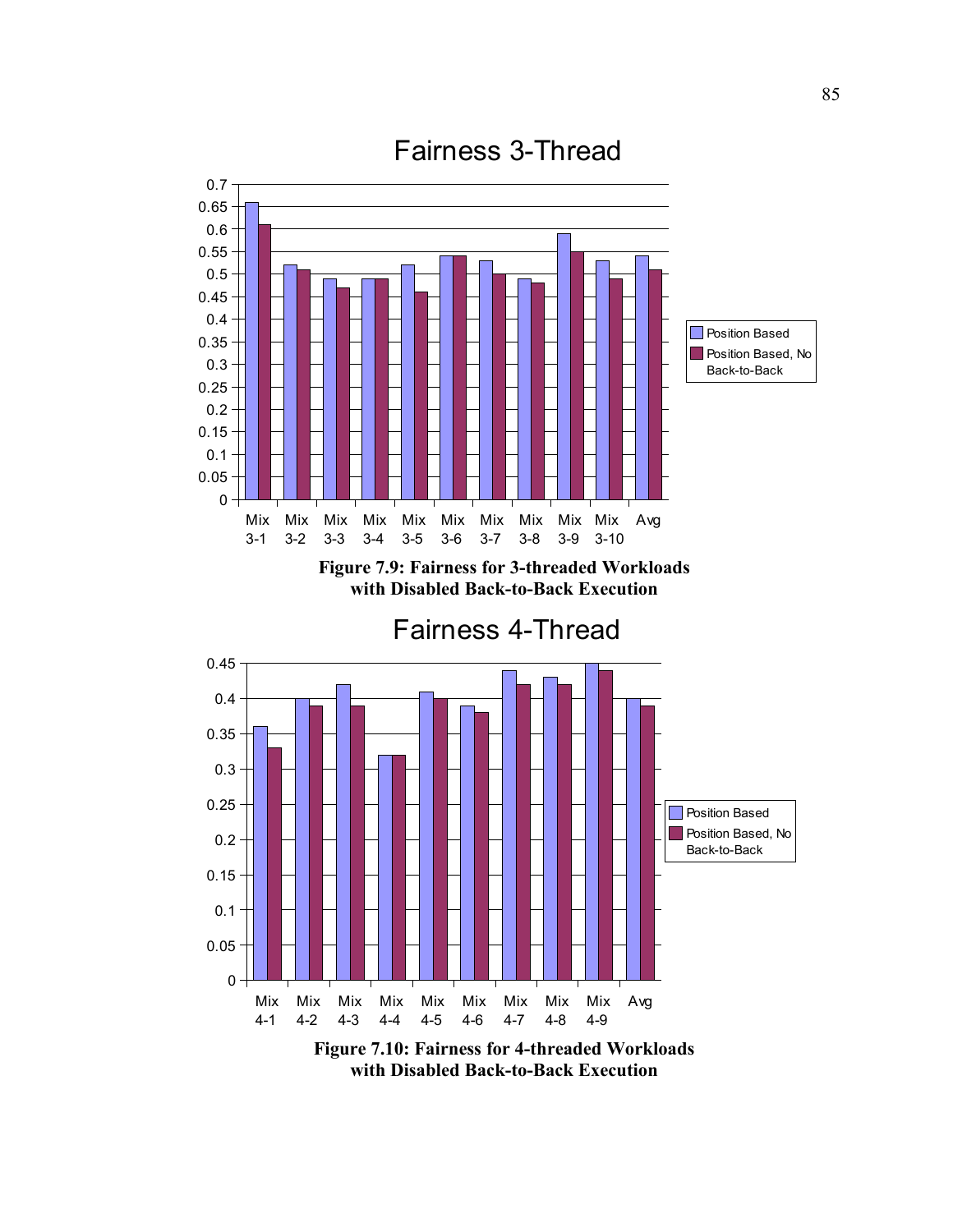Fairness 3-Thread

| | Position Based | Position Based, No Back-to-Back |
|---|---|---|
| Mix 3-1 | 0.66 | 0.61 |
| Mix 3-2 | 0.52 | 0.51 |
| Mix 3-3 | 0.49 | 0.47 |
| Mix 3-4 | 0.49 | 0.49 |
| Mix 3-5 | 0.52 | 0.46 |
| Mix 3-6 | 0.54 | 0.54 |
| Mix 3-7 | 0.53 | 0.50 |
| Mix 3-8 | 0.49 | 0.48 |
| Mix 3-9 | 0.59 | 0.55 |
| Mix 3-10 | 0.53 | 0.49 |
| Avg | 0.54 | 0.51 |

**Figure 7.9: Fairness for 3-threaded Workloads with Disabled Back-to-Back Execution**

Fairness 4-Thread

| | Position Based | Position Based, No Back-to-Back |
|---|---|---|
| Mix 4-1 | 0.36 | 0.33 |
| Mix 4-2 | 0.40 | 0.39 |
| Mix 4-3 | 0.42 | 0.39 |
| Mix 4-4 | 0.32 | 0.32 |
| Mix 4-5 | 0.41 | 0.40 |
| Mix 4-6 | 0.39 | 0.38 |
| Mix 4-7 | 0.44 | 0.42 |
| Mix 4-8 | 0.43 | 0.42 |
| Mix 4-9 | 0.45 | 0.44 |
| Avg | 0.40 | 0.39 |

**Figure 7.10: Fairness for 4-threaded Workloads with Disabled Back-to-Back Execution**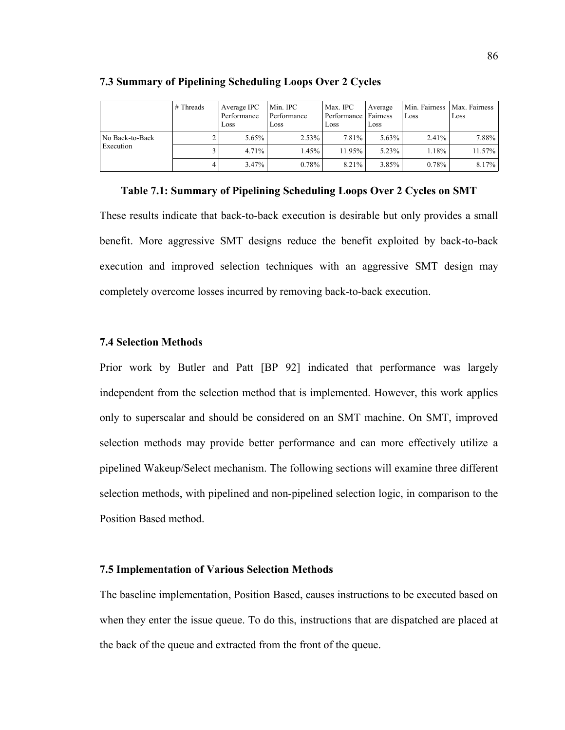### 7.3 Summary of Pipelining Scheduling Loops Over 2 Cycles

|  | # Threads | Average IPC Performance Loss | Min. IPC Performance Loss | Max. IPC Performance Loss | Average Fairness Loss | Min. Fairness Loss | Max. Fairness Loss |
|---|---|---|---|---|---|---|---|
| No Back-to-Back Execution | 2 | 5.65% | 2.53% | 7.81% | 5.63% | 2.41% | 7.88% |
|  | 3 | 4.71% | 1.45% | 11.95% | 5.23% | 1.18% | 11.57% |
|  | 4 | 3.47% | 0.78% | 8.21% | 3.85% | 0.78% | 8.17% |

**Table 7.1: Summary of Pipelining Scheduling Loops Over 2 Cycles on SMT**

These results indicate that back-to-back execution is desirable but only provides a small benefit. More aggressive SMT designs reduce the benefit exploited by back-to-back execution and improved selection techniques with an aggressive SMT design may completely overcome losses incurred by removing back-to-back execution.

### 7.4 Selection Methods

Prior work by Butler and Patt [BP 92] indicated that performance was largely independent from the selection method that is implemented. However, this work applies only to superscalar and should be considered on an SMT machine. On SMT, improved selection methods may provide better performance and can more effectively utilize a pipelined Wakeup/Select mechanism. The following sections will examine three different selection methods, with pipelined and non-pipelined selection logic, in comparison to the Position Based method.

### 7.5 Implementation of Various Selection Methods

The baseline implementation, Position Based, causes instructions to be executed based on when they enter the issue queue. To do this, instructions that are dispatched are placed at the back of the queue and extracted from the front of the queue.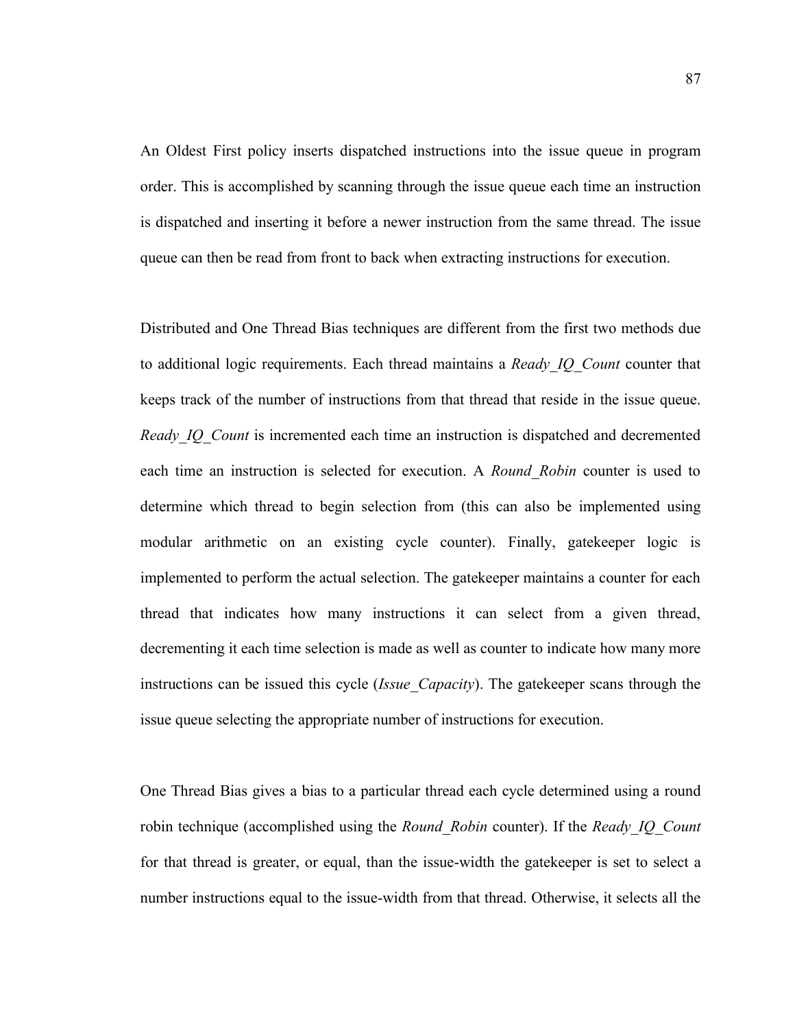An Oldest First policy inserts dispatched instructions into the issue queue in program order. This is accomplished by scanning through the issue queue each time an instruction is dispatched and inserting it before a newer instruction from the same thread. The issue queue can then be read from front to back when extracting instructions for execution.

Distributed and One Thread Bias techniques are different from the first two methods due to additional logic requirements. Each thread maintains a *Ready_IQ_Count* counter that keeps track of the number of instructions from that thread that reside in the issue queue. *Ready_IQ_Count* is incremented each time an instruction is dispatched and decremented each time an instruction is selected for execution. A *Round_Robin* counter is used to determine which thread to begin selection from (this can also be implemented using modular arithmetic on an existing cycle counter). Finally, gatekeeper logic is implemented to perform the actual selection. The gatekeeper maintains a counter for each thread that indicates how many instructions it can select from a given thread, decrementing it each time selection is made as well as counter to indicate how many more instructions can be issued this cycle (*Issue_Capacity*). The gatekeeper scans through the issue queue selecting the appropriate number of instructions for execution.

One Thread Bias gives a bias to a particular thread each cycle determined using a round robin technique (accomplished using the *Round_Robin* counter). If the *Ready_IQ_Count* for that thread is greater, or equal, than the issue-width the gatekeeper is set to select a number instructions equal to the issue-width from that thread. Otherwise, it selects all the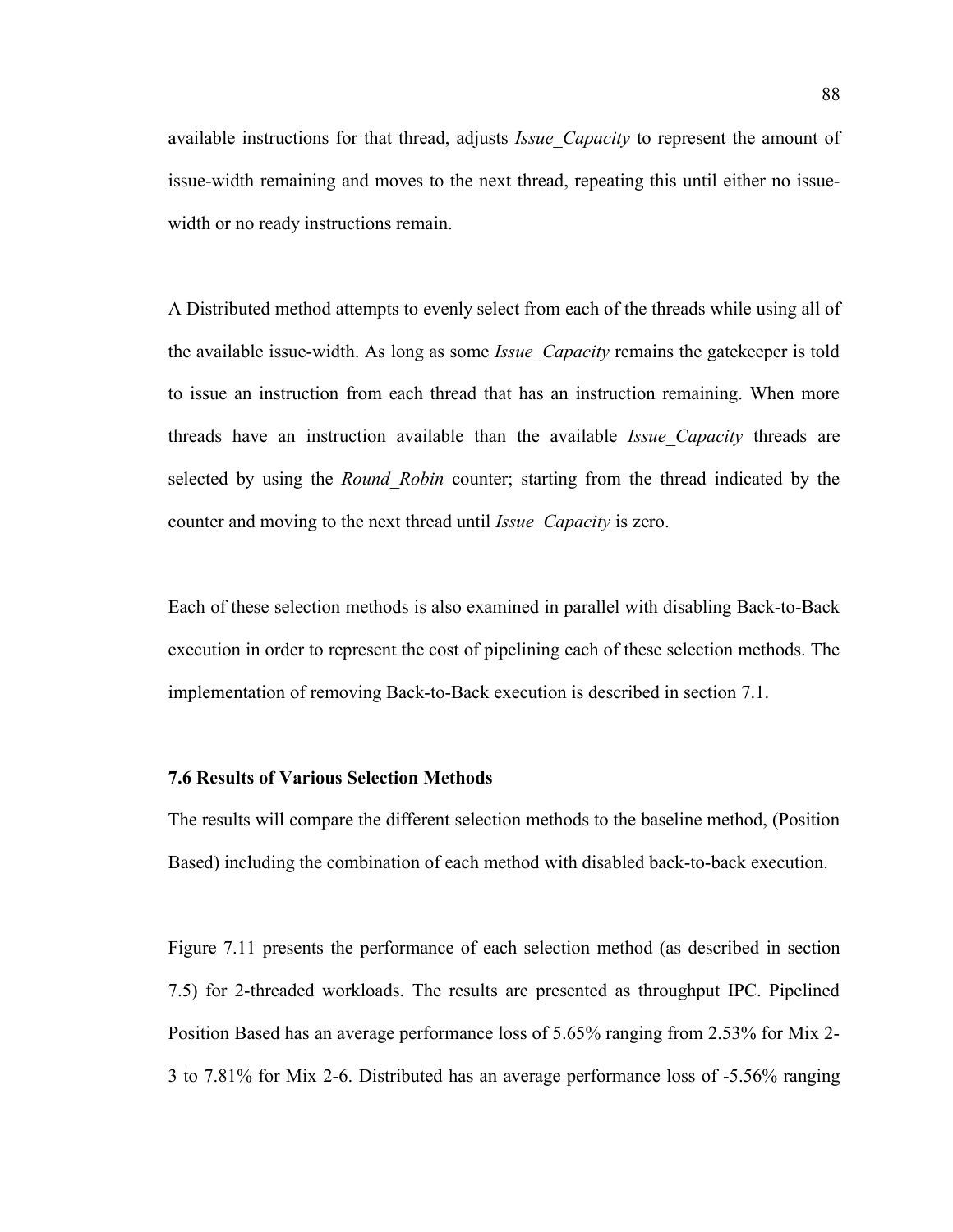available instructions for that thread, adjusts *Issue_Capacity* to represent the amount of issue-width remaining and moves to the next thread, repeating this until either no issue-width or no ready instructions remain.

A Distributed method attempts to evenly select from each of the threads while using all of the available issue-width. As long as some *Issue_Capacity* remains the gatekeeper is told to issue an instruction from each thread that has an instruction remaining. When more threads have an instruction available than the available *Issue_Capacity* threads are selected by using the *Round_Robin* counter; starting from the thread indicated by the counter and moving to the next thread until *Issue_Capacity* is zero.

Each of these selection methods is also examined in parallel with disabling Back-to-Back execution in order to represent the cost of pipelining each of these selection methods. The implementation of removing Back-to-Back execution is described in section 7.1.

### 7.6 Results of Various Selection Methods

The results will compare the different selection methods to the baseline method, (Position Based) including the combination of each method with disabled back-to-back execution.

Figure 7.11 presents the performance of each selection method (as described in section 7.5) for 2-threaded workloads. The results are presented as throughput IPC. Pipelined Position Based has an average performance loss of 5.65% ranging from 2.53% for Mix 2-3 to 7.81% for Mix 2-6. Distributed has an average performance loss of -5.56% ranging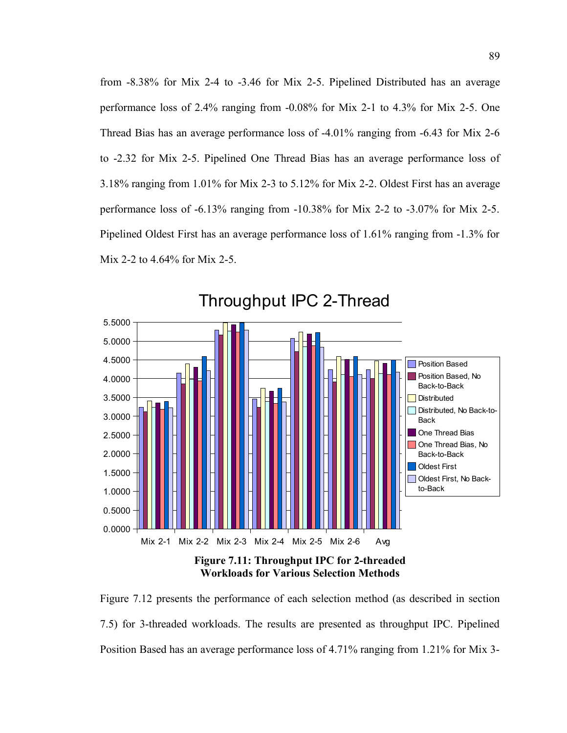from -8.38% for Mix 2-4 to -3.46 for Mix 2-5. Pipelined Distributed has an average performance loss of 2.4% ranging from -0.08% for Mix 2-1 to 4.3% for Mix 2-5. One Thread Bias has an average performance loss of -4.01% ranging from -6.43 for Mix 2-6 to -2.32 for Mix 2-5. Pipelined One Thread Bias has an average performance loss of 3.18% ranging from 1.01% for Mix 2-3 to 5.12% for Mix 2-2. Oldest First has an average performance loss of -6.13% ranging from -10.38% for Mix 2-2 to -3.07% for Mix 2-5. Pipelined Oldest First has an average performance loss of 1.61% ranging from -1.3% for Mix 2-2 to 4.64% for Mix 2-5.

Throughput IPC 2-Thread

**Figure 7.11: Throughput IPC for 2-threaded Workloads for Various Selection Methods**

Figure 7.12 presents the performance of each selection method (as described in section 7.5) for 3-threaded workloads. The results are presented as throughput IPC. Pipelined Position Based has an average performance loss of 4.71% ranging from 1.21% for Mix 3-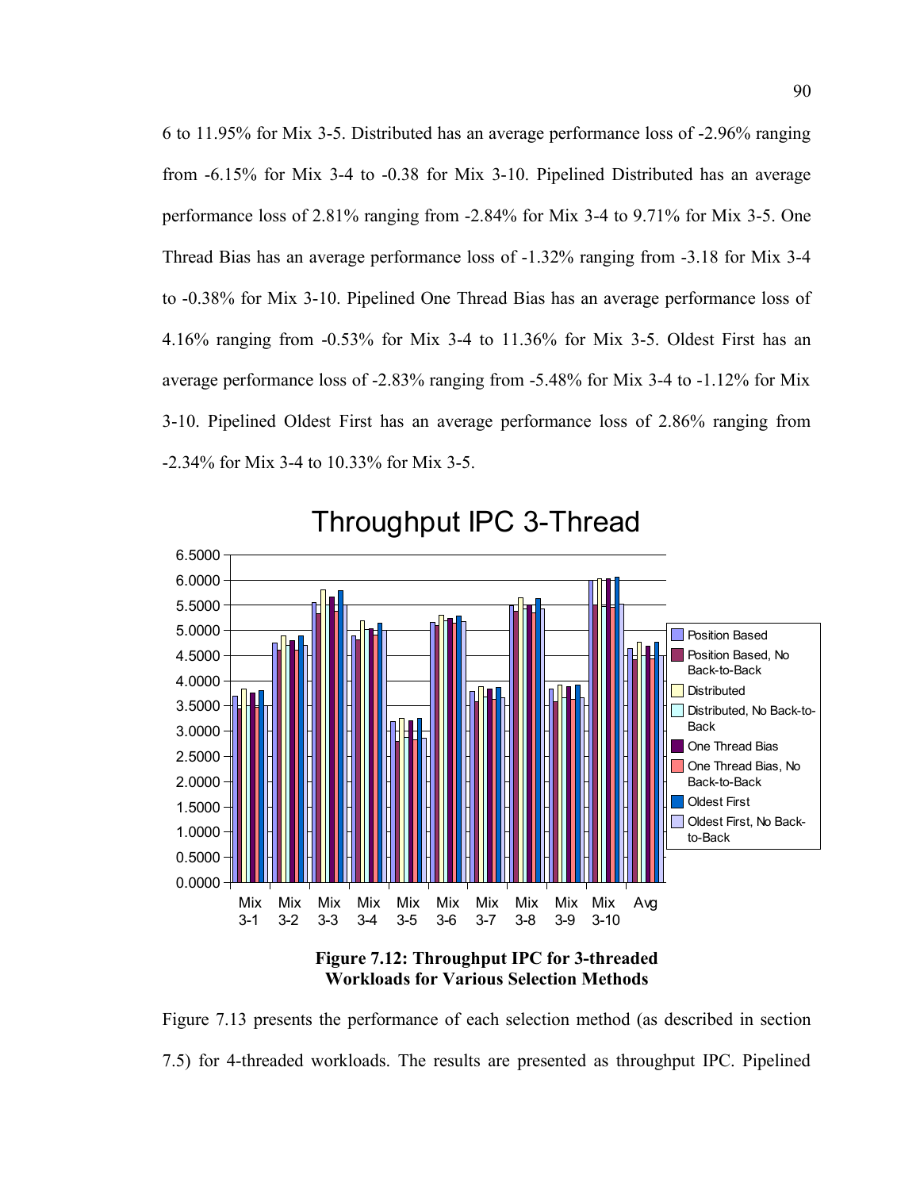6 to 11.95% for Mix 3-5. Distributed has an average performance loss of -2.96% ranging from -6.15% for Mix 3-4 to -0.38 for Mix 3-10. Pipelined Distributed has an average performance loss of 2.81% ranging from -2.84% for Mix 3-4 to 9.71% for Mix 3-5. One Thread Bias has an average performance loss of -1.32% ranging from -3.18 for Mix 3-4 to -0.38% for Mix 3-10. Pipelined One Thread Bias has an average performance loss of 4.16% ranging from -0.53% for Mix 3-4 to 11.36% for Mix 3-5. Oldest First has an average performance loss of -2.83% ranging from -5.48% for Mix 3-4 to -1.12% for Mix 3-10. Pipelined Oldest First has an average performance loss of 2.86% ranging from -2.34% for Mix 3-4 to 10.33% for Mix 3-5.

**Figure 7.12: Throughput IPC for 3-threaded Workloads for Various Selection Methods**

Figure 7.13 presents the performance of each selection method (as described in section 7.5) for 4-threaded workloads. The results are presented as throughput IPC. Pipelined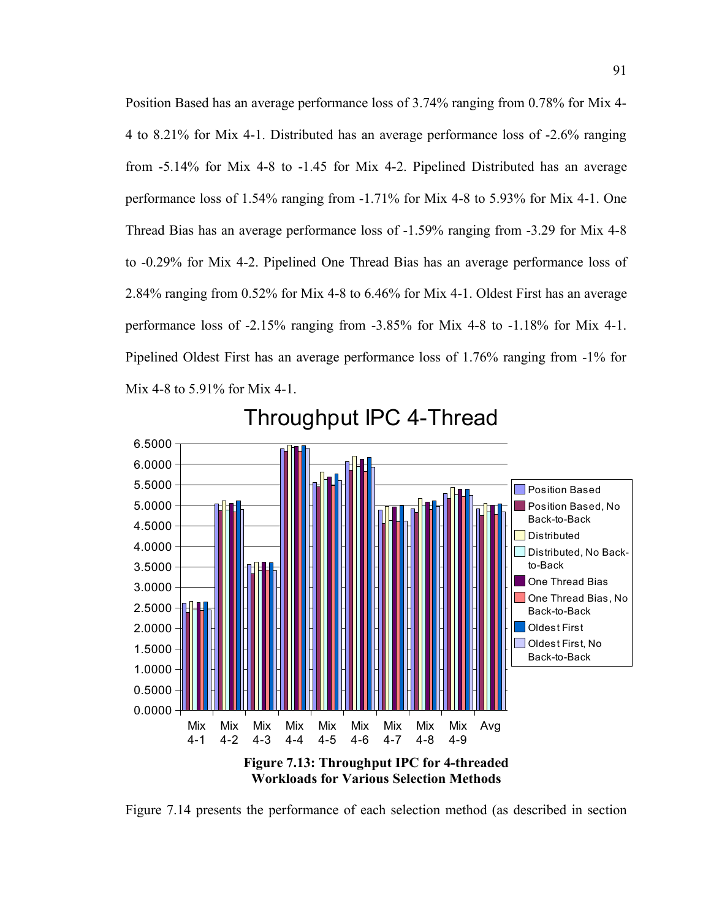Position Based has an average performance loss of 3.74% ranging from 0.78% for Mix 4-4 to 8.21% for Mix 4-1. Distributed has an average performance loss of -2.6% ranging from -5.14% for Mix 4-8 to -1.45 for Mix 4-2. Pipelined Distributed has an average performance loss of 1.54% ranging from -1.71% for Mix 4-8 to 5.93% for Mix 4-1. One Thread Bias has an average performance loss of -1.59% ranging from -3.29 for Mix 4-8 to -0.29% for Mix 4-2. Pipelined One Thread Bias has an average performance loss of 2.84% ranging from 0.52% for Mix 4-8 to 6.46% for Mix 4-1. Oldest First has an average performance loss of -2.15% ranging from -3.85% for Mix 4-8 to -1.18% for Mix 4-1. Pipelined Oldest First has an average performance loss of 1.76% ranging from -1% for Mix 4-8 to 5.91% for Mix 4-1.

**Figure 7.13: Throughput IPC for 4-threaded Workloads for Various Selection Methods**

Figure 7.14 presents the performance of each selection method (as described in section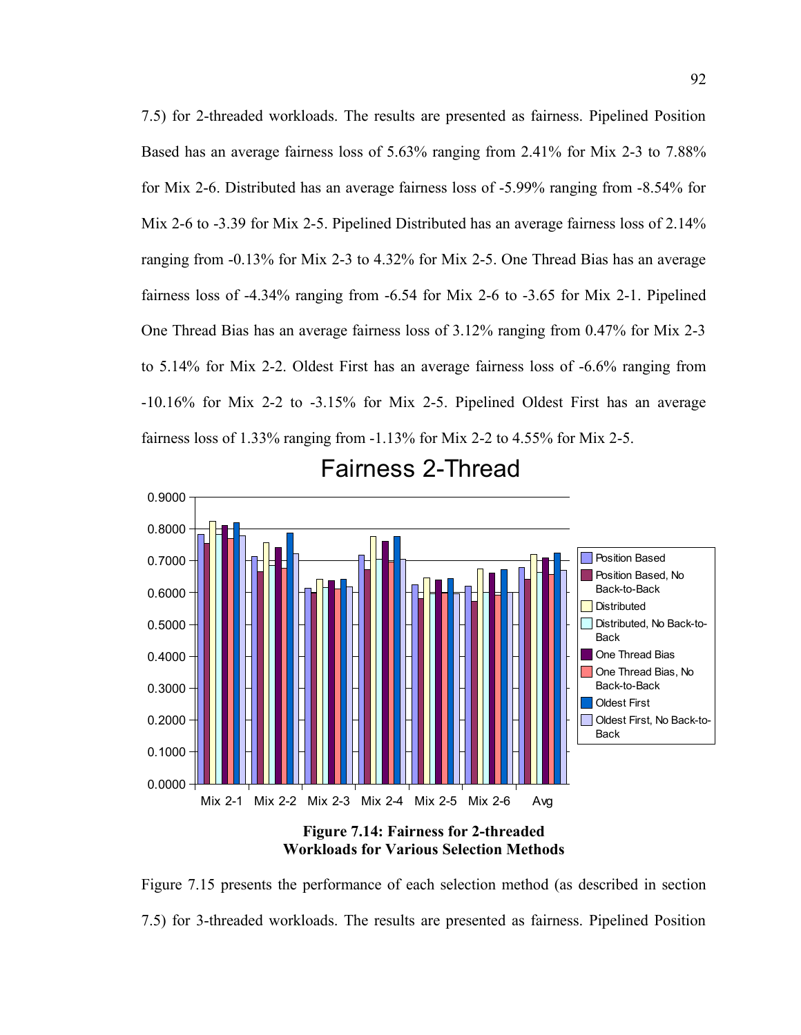7.5) for 2-threaded workloads. The results are presented as fairness. Pipelined Position Based has an average fairness loss of 5.63% ranging from 2.41% for Mix 2-3 to 7.88% for Mix 2-6. Distributed has an average fairness loss of -5.99% ranging from -8.54% for Mix 2-6 to -3.39 for Mix 2-5. Pipelined Distributed has an average fairness loss of 2.14% ranging from -0.13% for Mix 2-3 to 4.32% for Mix 2-5. One Thread Bias has an average fairness loss of -4.34% ranging from -6.54 for Mix 2-6 to -3.65 for Mix 2-1. Pipelined One Thread Bias has an average fairness loss of 3.12% ranging from 0.47% for Mix 2-3 to 5.14% for Mix 2-2. Oldest First has an average fairness loss of -6.6% ranging from -10.16% for Mix 2-2 to -3.15% for Mix 2-5. Pipelined Oldest First has an average fairness loss of 1.33% ranging from -1.13% for Mix 2-2 to 4.55% for Mix 2-5.

**Figure 7.14: Fairness for 2-threaded Workloads for Various Selection Methods**

Figure 7.15 presents the performance of each selection method (as described in section 7.5) for 3-threaded workloads. The results are presented as fairness. Pipelined Position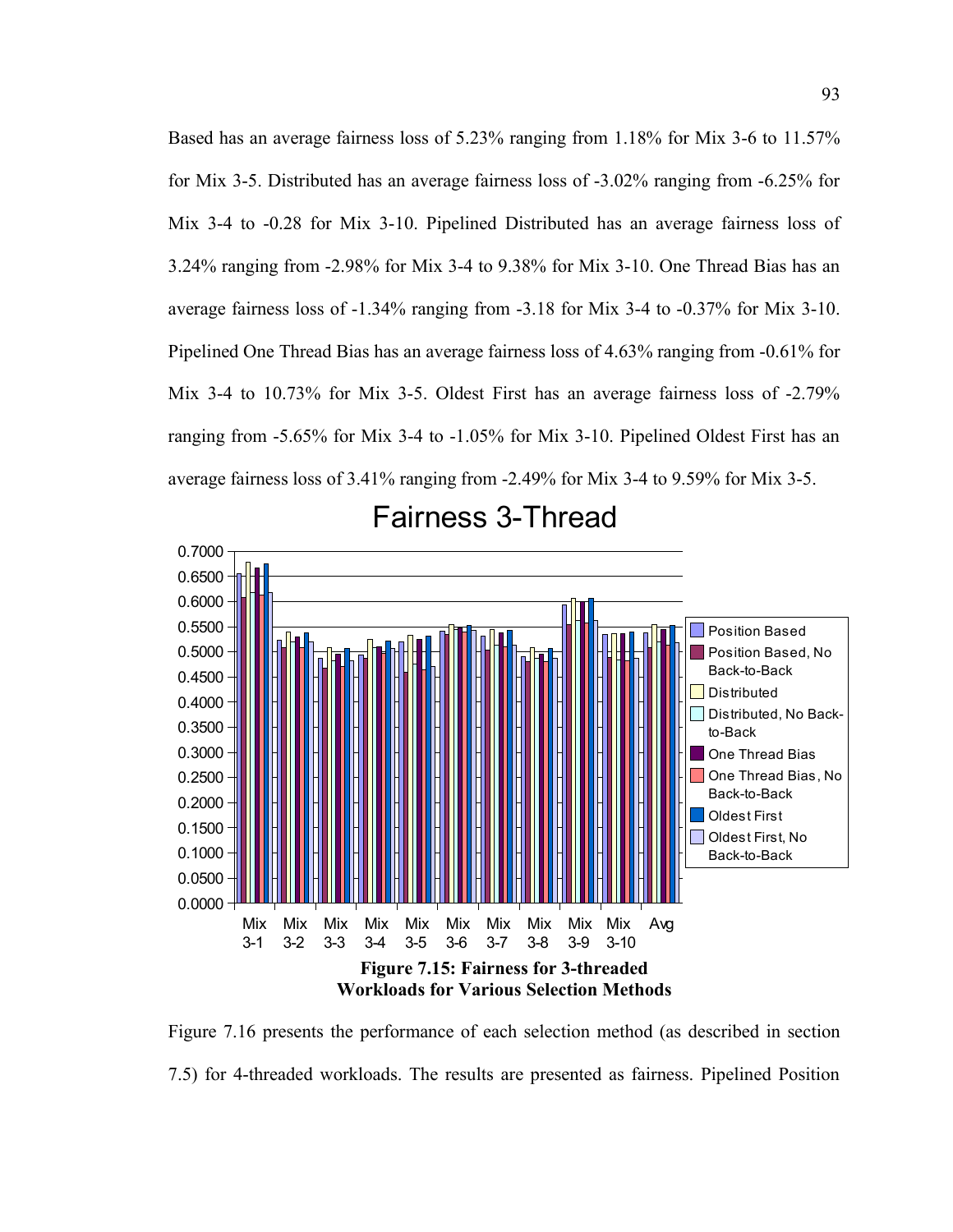Based has an average fairness loss of 5.23% ranging from 1.18% for Mix 3-6 to 11.57% for Mix 3-5. Distributed has an average fairness loss of -3.02% ranging from -6.25% for Mix 3-4 to -0.28 for Mix 3-10. Pipelined Distributed has an average fairness loss of 3.24% ranging from -2.98% for Mix 3-4 to 9.38% for Mix 3-10. One Thread Bias has an average fairness loss of -1.34% ranging from -3.18 for Mix 3-4 to -0.37% for Mix 3-10. Pipelined One Thread Bias has an average fairness loss of 4.63% ranging from -0.61% for Mix 3-4 to 10.73% for Mix 3-5. Oldest First has an average fairness loss of -2.79% ranging from -5.65% for Mix 3-4 to -1.05% for Mix 3-10. Pipelined Oldest First has an average fairness loss of 3.41% ranging from -2.49% for Mix 3-4 to 9.59% for Mix 3-5.

**Figure 7.15: Fairness for 3-threaded Workloads for Various Selection Methods**

Figure 7.16 presents the performance of each selection method (as described in section 7.5) for 4-threaded workloads. The results are presented as fairness. Pipelined Position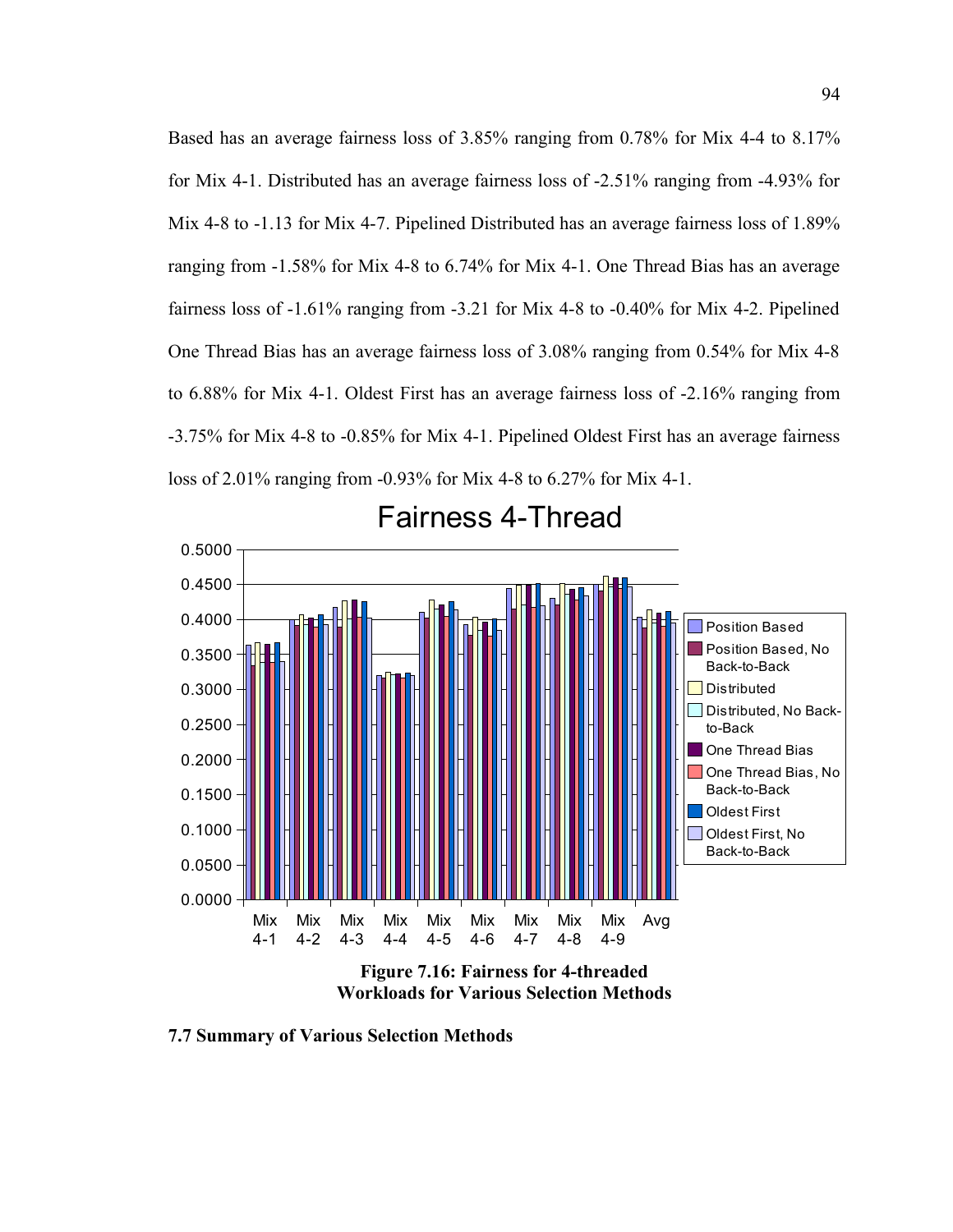Based has an average fairness loss of 3.85% ranging from 0.78% for Mix 4-4 to 8.17% for Mix 4-1. Distributed has an average fairness loss of -2.51% ranging from -4.93% for Mix 4-8 to -1.13 for Mix 4-7. Pipelined Distributed has an average fairness loss of 1.89% ranging from -1.58% for Mix 4-8 to 6.74% for Mix 4-1. One Thread Bias has an average fairness loss of -1.61% ranging from -3.21 for Mix 4-8 to -0.40% for Mix 4-2. Pipelined One Thread Bias has an average fairness loss of 3.08% ranging from 0.54% for Mix 4-8 to 6.88% for Mix 4-1. Oldest First has an average fairness loss of -2.16% ranging from -3.75% for Mix 4-8 to -0.85% for Mix 4-1. Pipelined Oldest First has an average fairness loss of 2.01% ranging from -0.93% for Mix 4-8 to 6.27% for Mix 4-1.

**Figure 7.16: Fairness for 4-threaded Workloads for Various Selection Methods**

## 7.7 Summary of Various Selection Methods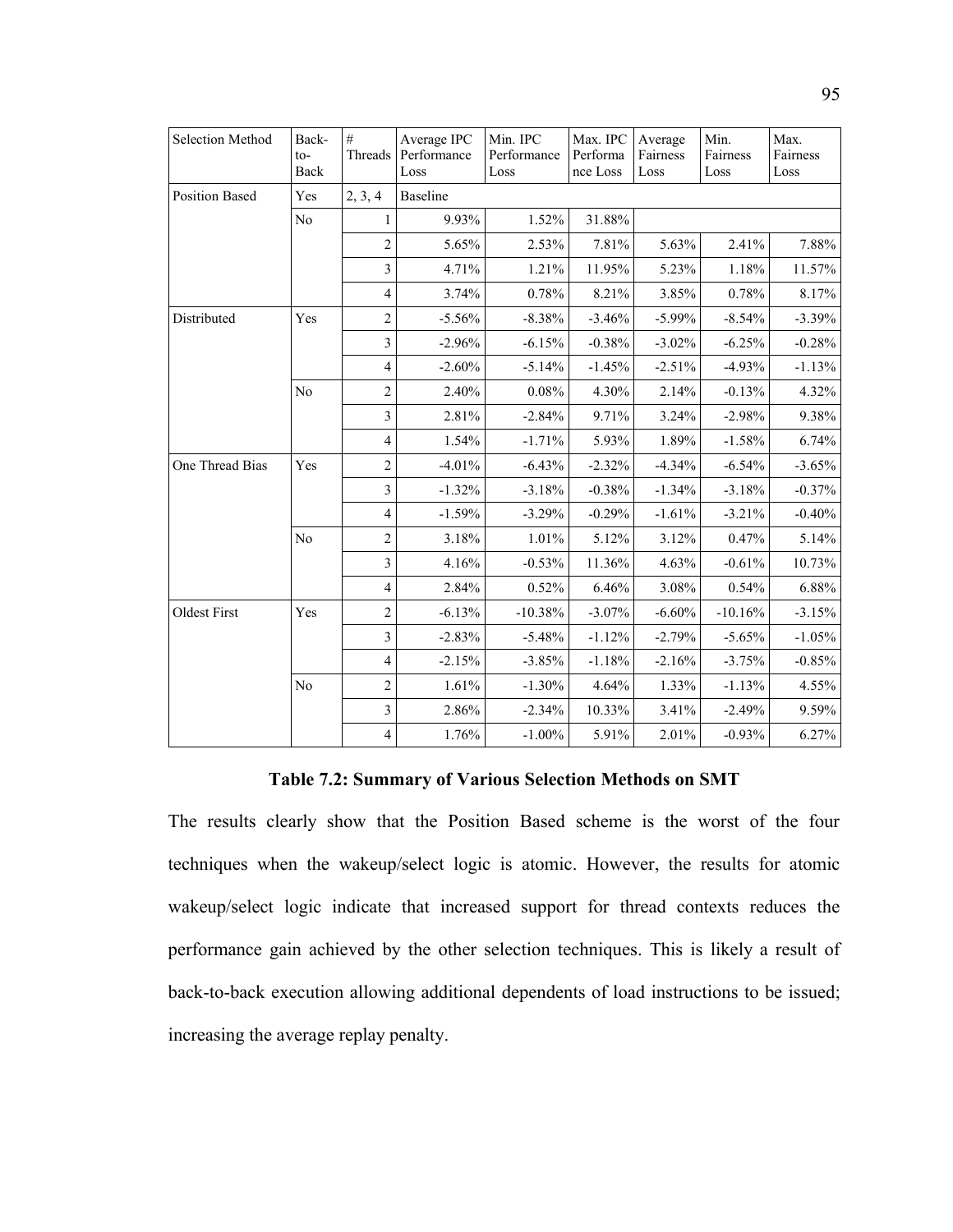| Selection Method | Back-to-Back | # Threads | Average IPC Performance Loss | Min. IPC Performance Loss | Max. IPC Performance Loss | Average Fairness Loss | Min. Fairness Loss | Max. Fairness Loss |
|---|---|---|---|---|---|---|---|---|
| Position Based | Yes | 2, 3, 4 | Baseline | | | | | |
| | No | 1 | 9.93% | 1.52% | 31.88% | | | |
| | | 2 | 5.65% | 2.53% | 7.81% | 5.63% | 2.41% | 7.88% |
| | | 3 | 4.71% | 1.21% | 11.95% | 5.23% | 1.18% | 11.57% |
| | | 4 | 3.74% | 0.78% | 8.21% | 3.85% | 0.78% | 8.17% |
| Distributed | Yes | 2 | -5.56% | -8.38% | -3.46% | -5.99% | -8.54% | -3.39% |
| | | 3 | -2.96% | -6.15% | -0.38% | -3.02% | -6.25% | -0.28% |
| | | 4 | -2.60% | -5.14% | -1.45% | -2.51% | -4.93% | -1.13% |
| | No | 2 | 2.40% | 0.08% | 4.30% | 2.14% | -0.13% | 4.32% |
| | | 3 | 2.81% | -2.84% | 9.71% | 3.24% | -2.98% | 9.38% |
| | | 4 | 1.54% | -1.71% | 5.93% | 1.89% | -1.58% | 6.74% |
| One Thread Bias | Yes | 2 | -4.01% | -6.43% | -2.32% | -4.34% | -6.54% | -3.65% |
| | | 3 | -1.32% | -3.18% | -0.38% | -1.34% | -3.18% | -0.37% |
| | | 4 | -1.59% | -3.29% | -0.29% | -1.61% | -3.21% | -0.40% |
| | No | 2 | 3.18% | 1.01% | 5.12% | 3.12% | 0.47% | 5.14% |
| | | 3 | 4.16% | -0.53% | 11.36% | 4.63% | -0.61% | 10.73% |
| | | 4 | 2.84% | 0.52% | 6.46% | 3.08% | 0.54% | 6.88% |
| Oldest First | Yes | 2 | -6.13% | -10.38% | -3.07% | -6.60% | -10.16% | -3.15% |
| | | 3 | -2.83% | -5.48% | -1.12% | -2.79% | -5.65% | -1.05% |
| | | 4 | -2.15% | -3.85% | -1.18% | -2.16% | -3.75% | -0.85% |
| | No | 2 | 1.61% | -1.30% | 4.64% | 1.33% | -1.13% | 4.55% |
| | | 3 | 2.86% | -2.34% | 10.33% | 3.41% | -2.49% | 9.59% |
| | | 4 | 1.76% | -1.00% | 5.91% | 2.01% | -0.93% | 6.27% |

**Table 7.2: Summary of Various Selection Methods on SMT**

The results clearly show that the Position Based scheme is the worst of the four techniques when the wakeup/select logic is atomic. However, the results for atomic wakeup/select logic indicate that increased support for thread contexts reduces the performance gain achieved by the other selection techniques. This is likely a result of back-to-back execution allowing additional dependents of load instructions to be issued; increasing the average replay penalty.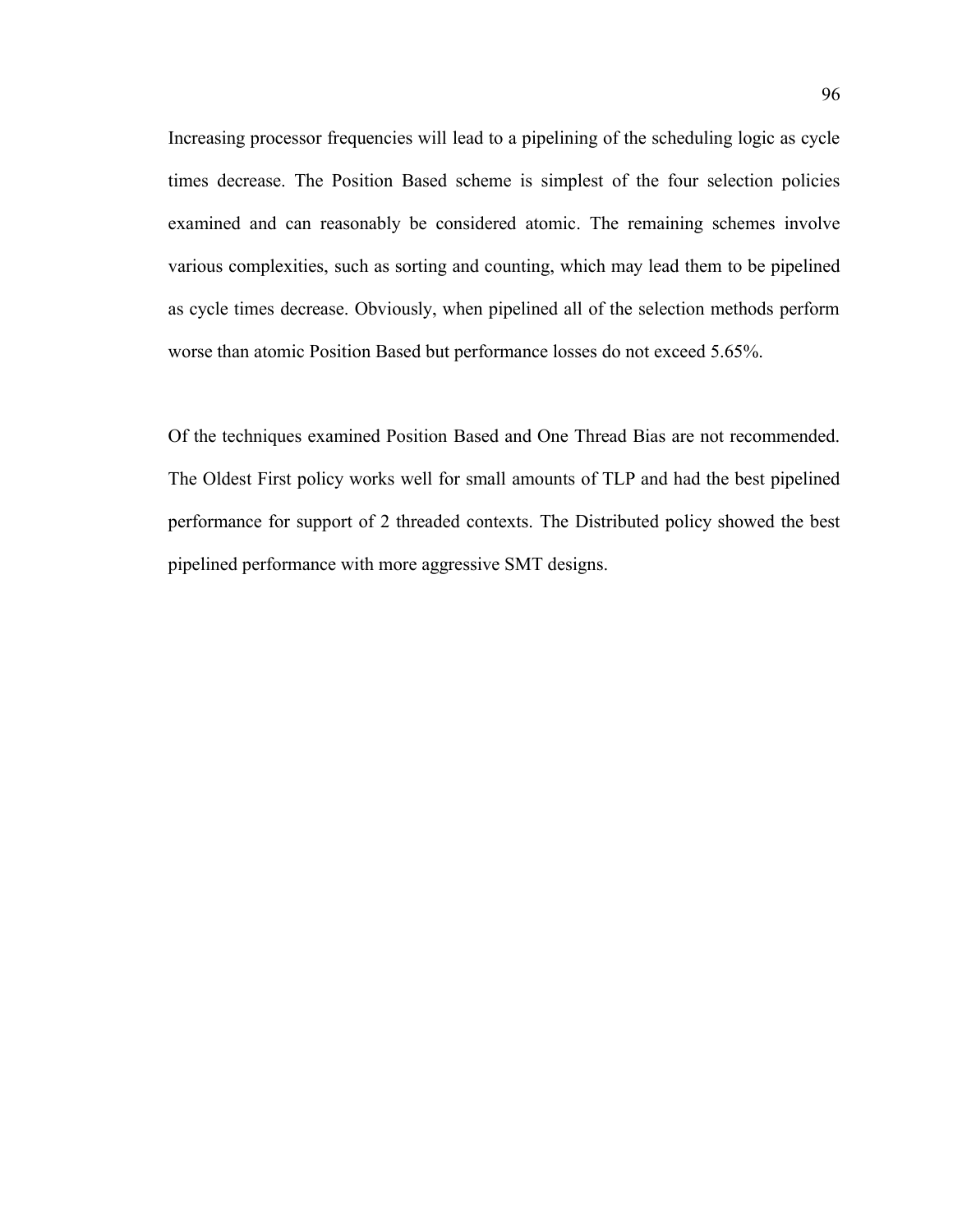Increasing processor frequencies will lead to a pipelining of the scheduling logic as cycle times decrease. The Position Based scheme is simplest of the four selection policies examined and can reasonably be considered atomic. The remaining schemes involve various complexities, such as sorting and counting, which may lead them to be pipelined as cycle times decrease. Obviously, when pipelined all of the selection methods perform worse than atomic Position Based but performance losses do not exceed 5.65%.

Of the techniques examined Position Based and One Thread Bias are not recommended. The Oldest First policy works well for small amounts of TLP and had the best pipelined performance for support of 2 threaded contexts. The Distributed policy showed the best pipelined performance with more aggressive SMT designs.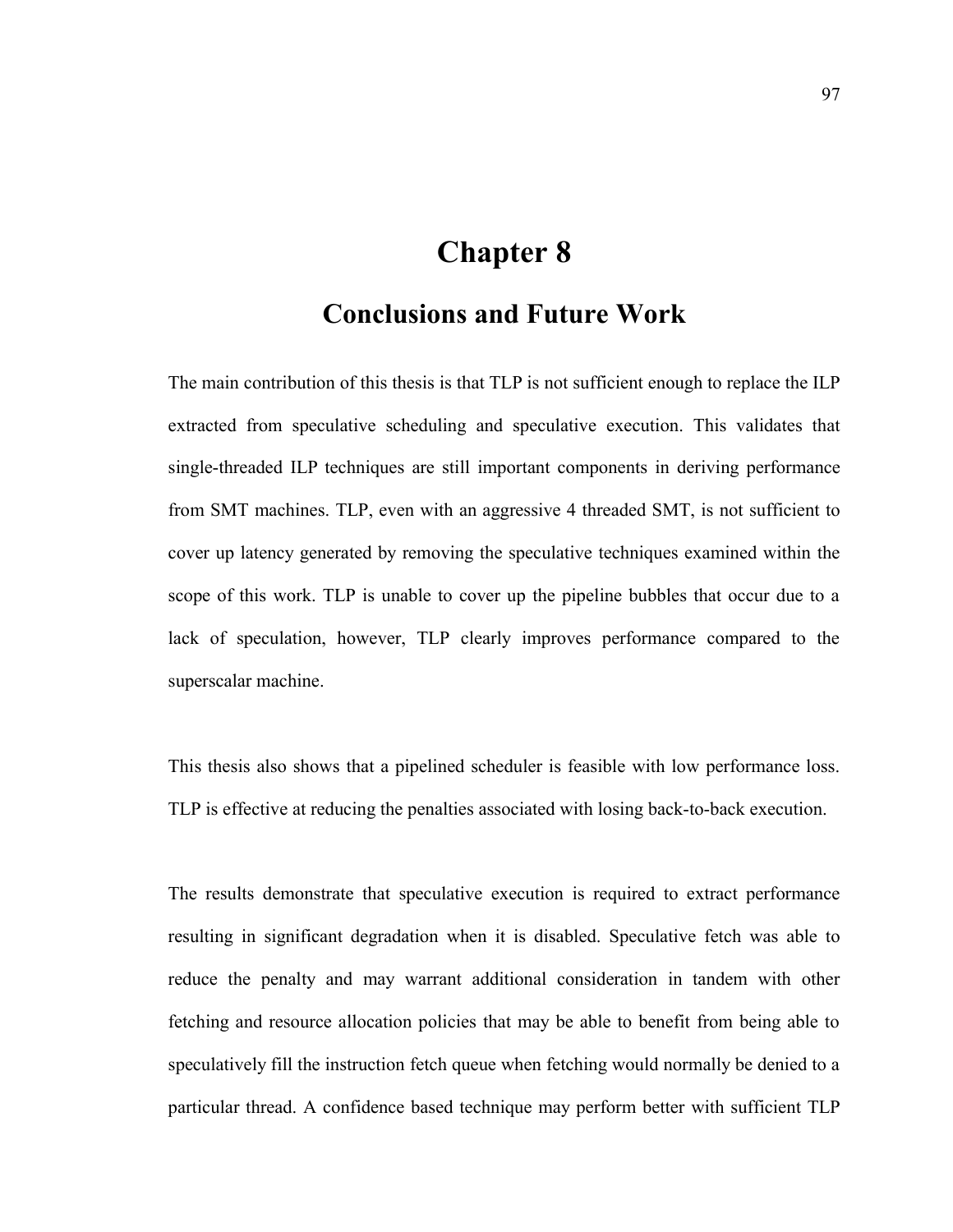# Chapter 8

## Conclusions and Future Work

The main contribution of this thesis is that TLP is not sufficient enough to replace the ILP extracted from speculative scheduling and speculative execution. This validates that single-threaded ILP techniques are still important components in deriving performance from SMT machines. TLP, even with an aggressive 4 threaded SMT, is not sufficient to cover up latency generated by removing the speculative techniques examined within the scope of this work. TLP is unable to cover up the pipeline bubbles that occur due to a lack of speculation, however, TLP clearly improves performance compared to the superscalar machine.

This thesis also shows that a pipelined scheduler is feasible with low performance loss. TLP is effective at reducing the penalties associated with losing back-to-back execution.

The results demonstrate that speculative execution is required to extract performance resulting in significant degradation when it is disabled. Speculative fetch was able to reduce the penalty and may warrant additional consideration in tandem with other fetching and resource allocation policies that may be able to benefit from being able to speculatively fill the instruction fetch queue when fetching would normally be denied to a particular thread. A confidence based technique may perform better with sufficient TLP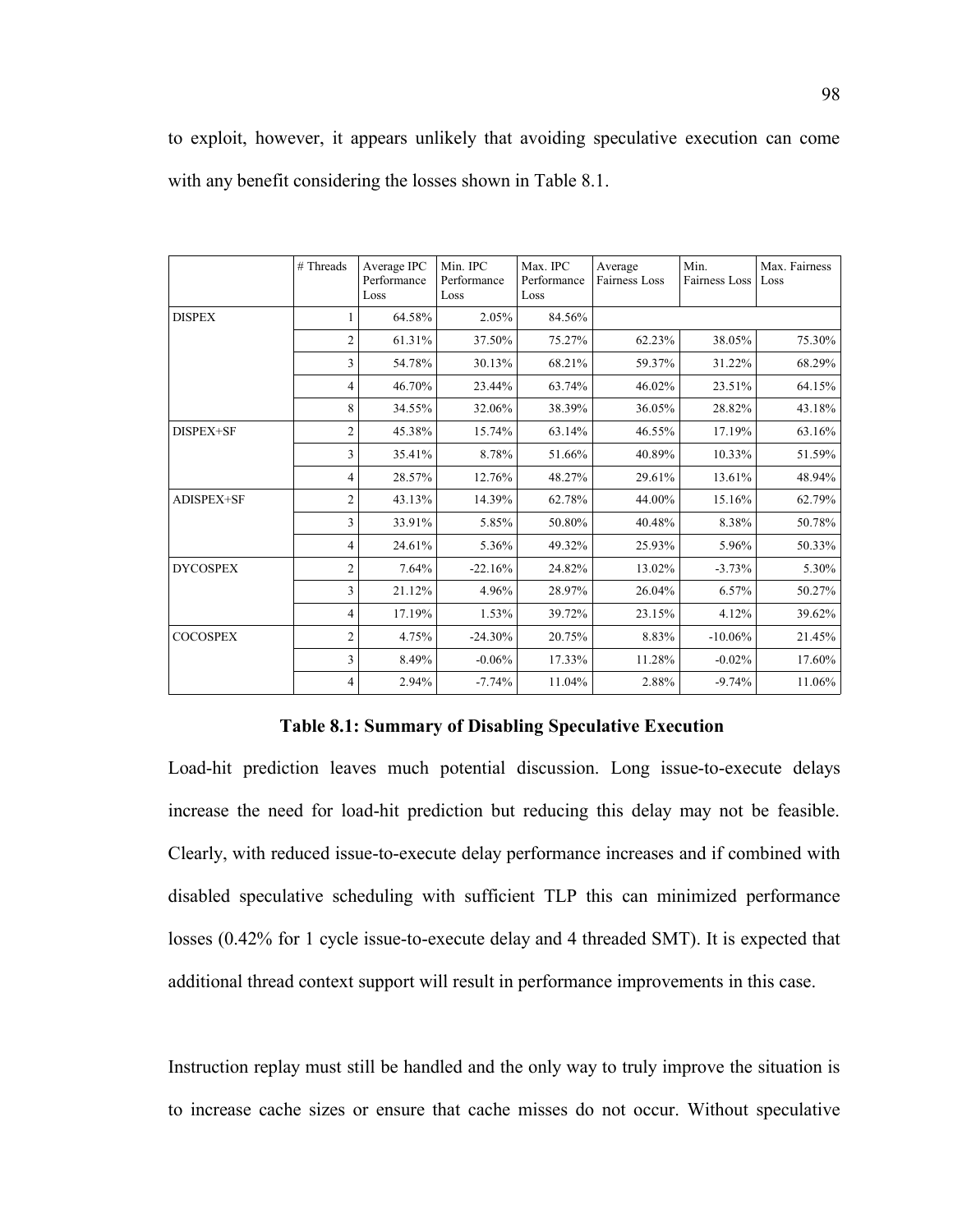to exploit, however, it appears unlikely that avoiding speculative execution can come with any benefit considering the losses shown in Table 8.1.

| | # Threads | Average IPC Performance Loss | Min. IPC Performance Loss | Max. IPC Performance Loss | Average Fairness Loss | Min. Fairness Loss | Max. Fairness Loss |
|---|---|---|---|---|---|---|---|
| DISPEX | 1 | 64.58% | 2.05% | 84.56% | | | |
| | 2 | 61.31% | 37.50% | 75.27% | 62.23% | 38.05% | 75.30% |
| | 3 | 54.78% | 30.13% | 68.21% | 59.37% | 31.22% | 68.29% |
| | 4 | 46.70% | 23.44% | 63.74% | 46.02% | 23.51% | 64.15% |
| | 8 | 34.55% | 32.06% | 38.39% | 36.05% | 28.82% | 43.18% |
| DISPEX+SF | 2 | 45.38% | 15.74% | 63.14% | 46.55% | 17.19% | 63.16% |
| | 3 | 35.41% | 8.78% | 51.66% | 40.89% | 10.33% | 51.59% |
| | 4 | 28.57% | 12.76% | 48.27% | 29.61% | 13.61% | 48.94% |
| ADISPEX+SF | 2 | 43.13% | 14.39% | 62.78% | 44.00% | 15.16% | 62.79% |
| | 3 | 33.91% | 5.85% | 50.80% | 40.48% | 8.38% | 50.78% |
| | 4 | 24.61% | 5.36% | 49.32% | 25.93% | 5.96% | 50.33% |
| DYCOSPEX | 2 | 7.64% | -22.16% | 24.82% | 13.02% | -3.73% | 5.30% |
| | 3 | 21.12% | 4.96% | 28.97% | 26.04% | 6.57% | 50.27% |
| | 4 | 17.19% | 1.53% | 39.72% | 23.15% | 4.12% | 39.62% |
| COCOSPEX | 2 | 4.75% | -24.30% | 20.75% | 8.83% | -10.06% | 21.45% |
| | 3 | 8.49% | -0.06% | 17.33% | 11.28% | -0.02% | 17.60% |
| | 4 | 2.94% | -7.74% | 11.04% | 2.88% | -9.74% | 11.06% |

**Table 8.1: Summary of Disabling Speculative Execution**

Load-hit prediction leaves much potential discussion. Long issue-to-execute delays increase the need for load-hit prediction but reducing this delay may not be feasible. Clearly, with reduced issue-to-execute delay performance increases and if combined with disabled speculative scheduling with sufficient TLP this can minimized performance losses (0.42% for 1 cycle issue-to-execute delay and 4 threaded SMT). It is expected that additional thread context support will result in performance improvements in this case.

Instruction replay must still be handled and the only way to truly improve the situation is to increase cache sizes or ensure that cache misses do not occur. Without speculative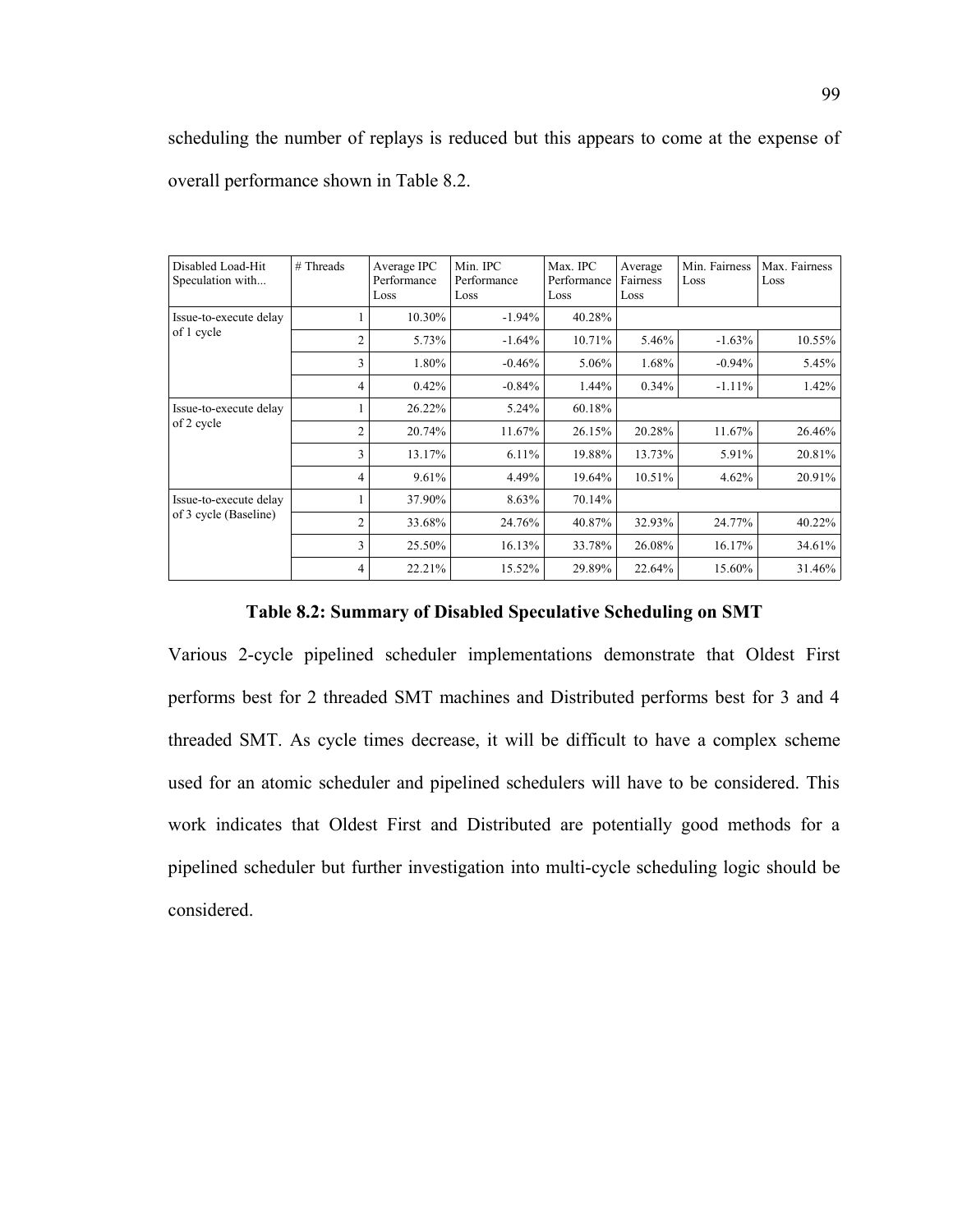scheduling the number of replays is reduced but this appears to come at the expense of overall performance shown in Table 8.2.

| Disabled Load-Hit Speculation with... | # Threads | Average IPC Performance Loss | Min. IPC Performance Loss | Max. IPC Performance Loss | Average Fairness Loss | Min. Fairness Loss | Max. Fairness Loss |
|---|---|---|---|---|---|---|---|
| Issue-to-execute delay of 1 cycle | 1 | 10.30% | -1.94% | 40.28% | | | |
| | 2 | 5.73% | -1.64% | 10.71% | 5.46% | -1.63% | 10.55% |
| | 3 | 1.80% | -0.46% | 5.06% | 1.68% | -0.94% | 5.45% |
| | 4 | 0.42% | -0.84% | 1.44% | 0.34% | -1.11% | 1.42% |
| Issue-to-execute delay of 2 cycle | 1 | 26.22% | 5.24% | 60.18% | | | |
| | 2 | 20.74% | 11.67% | 26.15% | 20.28% | 11.67% | 26.46% |
| | 3 | 13.17% | 6.11% | 19.88% | 13.73% | 5.91% | 20.81% |
| | 4 | 9.61% | 4.49% | 19.64% | 10.51% | 4.62% | 20.91% |
| Issue-to-execute delay of 3 cycle (Baseline) | 1 | 37.90% | 8.63% | 70.14% | | | |
| | 2 | 33.68% | 24.76% | 40.87% | 32.93% | 24.77% | 40.22% |
| | 3 | 25.50% | 16.13% | 33.78% | 26.08% | 16.17% | 34.61% |
| | 4 | 22.21% | 15.52% | 29.89% | 22.64% | 15.60% | 31.46% |

**Table 8.2: Summary of Disabled Speculative Scheduling on SMT**

Various 2-cycle pipelined scheduler implementations demonstrate that Oldest First performs best for 2 threaded SMT machines and Distributed performs best for 3 and 4 threaded SMT. As cycle times decrease, it will be difficult to have a complex scheme used for an atomic scheduler and pipelined schedulers will have to be considered. This work indicates that Oldest First and Distributed are potentially good methods for a pipelined scheduler but further investigation into multi-cycle scheduling logic should be considered.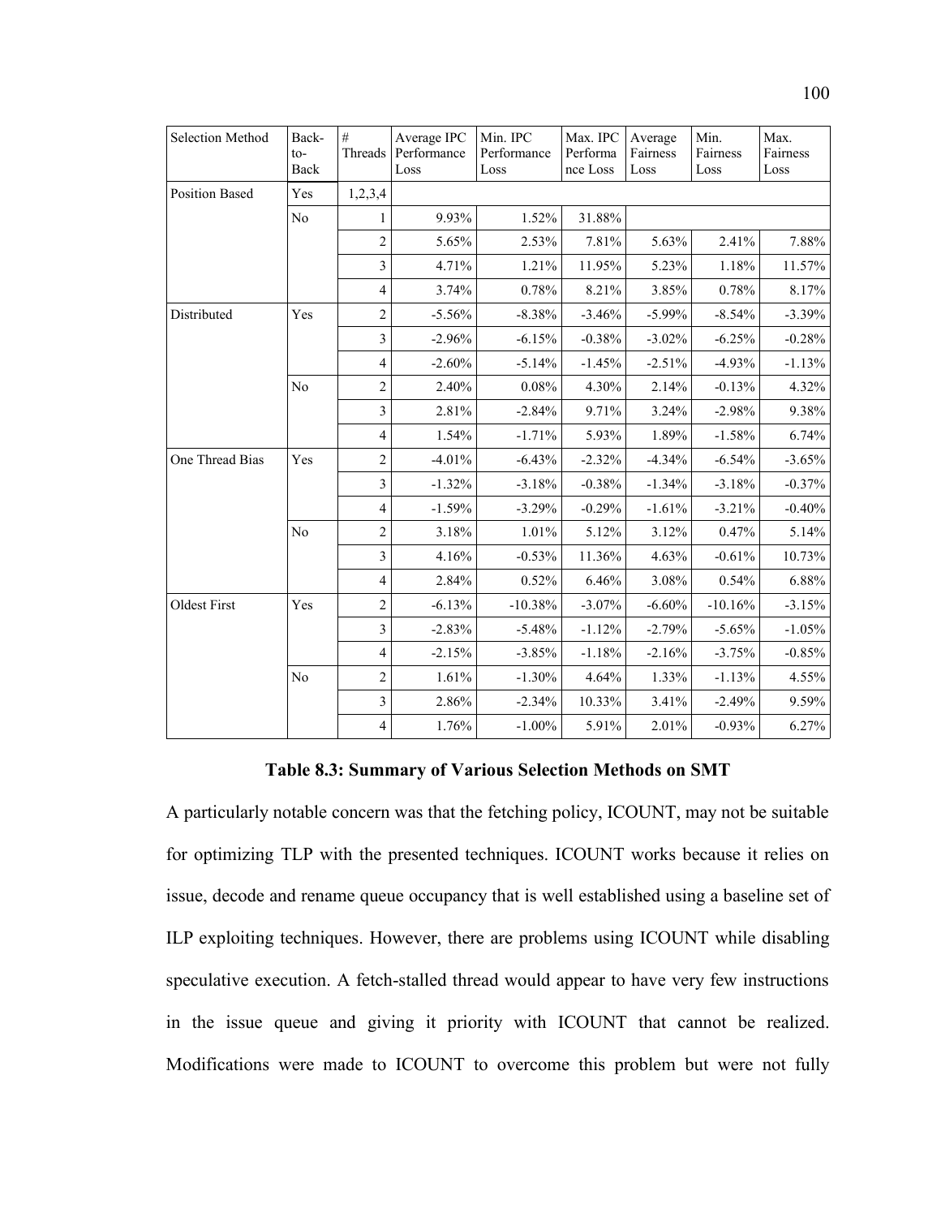| Selection Method | Back-to-Back | # Threads | Average IPC Performance Loss | Min. IPC Performance Loss | Max. IPC Performance Loss | Average Fairness Loss | Min. Fairness Loss | Max. Fairness Loss |
|---|---|---|---|---|---|---|---|---|
| Position Based | Yes | 1,2,3,4 | | | | | | |
| | No | 1 | 9.93% | 1.52% | 31.88% | | | |
| | | 2 | 5.65% | 2.53% | 7.81% | 5.63% | 2.41% | 7.88% |
| | | 3 | 4.71% | 1.21% | 11.95% | 5.23% | 1.18% | 11.57% |
| | | 4 | 3.74% | 0.78% | 8.21% | 3.85% | 0.78% | 8.17% |
| Distributed | Yes | 2 | -5.56% | -8.38% | -3.46% | -5.99% | -8.54% | -3.39% |
| | | 3 | -2.96% | -6.15% | -0.38% | -3.02% | -6.25% | -0.28% |
| | | 4 | -2.60% | -5.14% | -1.45% | -2.51% | -4.93% | -1.13% |
| | No | 2 | 2.40% | 0.08% | 4.30% | 2.14% | -0.13% | 4.32% |
| | | 3 | 2.81% | -2.84% | 9.71% | 3.24% | -2.98% | 9.38% |
| | | 4 | 1.54% | -1.71% | 5.93% | 1.89% | -1.58% | 6.74% |
| One Thread Bias | Yes | 2 | -4.01% | -6.43% | -2.32% | -4.34% | -6.54% | -3.65% |
| | | 3 | -1.32% | -3.18% | -0.38% | -1.34% | -3.18% | -0.37% |
| | | 4 | -1.59% | -3.29% | -0.29% | -1.61% | -3.21% | -0.40% |
| | No | 2 | 3.18% | 1.01% | 5.12% | 3.12% | 0.47% | 5.14% |
| | | 3 | 4.16% | -0.53% | 11.36% | 4.63% | -0.61% | 10.73% |
| | | 4 | 2.84% | 0.52% | 6.46% | 3.08% | 0.54% | 6.88% |
| Oldest First | Yes | 2 | -6.13% | -10.38% | -3.07% | -6.60% | -10.16% | -3.15% |
| | | 3 | -2.83% | -5.48% | -1.12% | -2.79% | -5.65% | -1.05% |
| | | 4 | -2.15% | -3.85% | -1.18% | -2.16% | -3.75% | -0.85% |
| | No | 2 | 1.61% | -1.30% | 4.64% | 1.33% | -1.13% | 4.55% |
| | | 3 | 2.86% | -2.34% | 10.33% | 3.41% | -2.49% | 9.59% |
| | | 4 | 1.76% | -1.00% | 5.91% | 2.01% | -0.93% | 6.27% |

**Table 8.3: Summary of Various Selection Methods on SMT**

A particularly notable concern was that the fetching policy, ICOUNT, may not be suitable for optimizing TLP with the presented techniques. ICOUNT works because it relies on issue, decode and rename queue occupancy that is well established using a baseline set of ILP exploiting techniques. However, there are problems using ICOUNT while disabling speculative execution. A fetch-stalled thread would appear to have very few instructions in the issue queue and giving it priority with ICOUNT that cannot be realized. Modifications were made to ICOUNT to overcome this problem but were not fully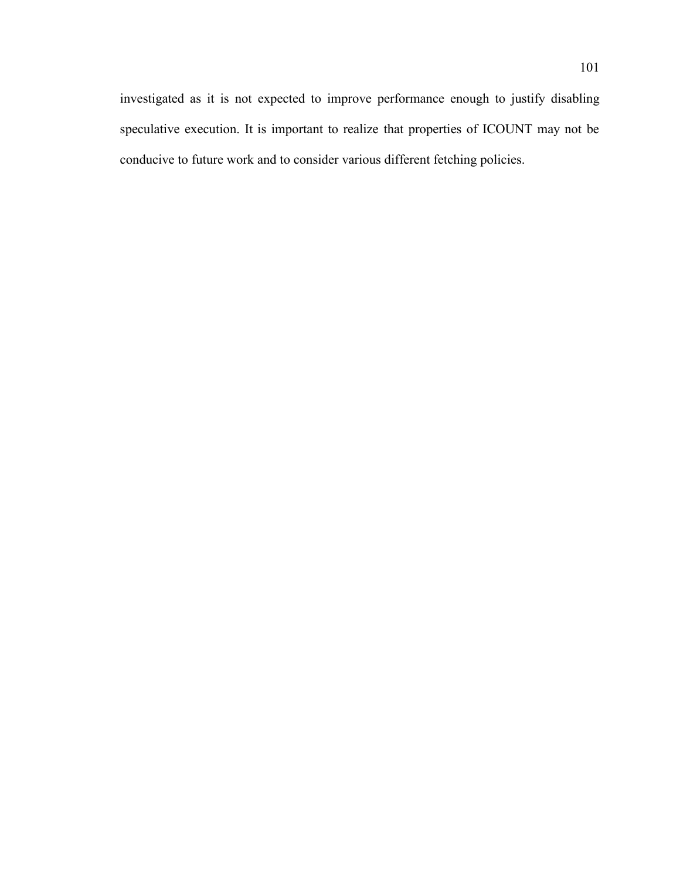investigated as it is not expected to improve performance enough to justify disabling speculative execution. It is important to realize that properties of ICOUNT may not be conducive to future work and to consider various different fetching policies.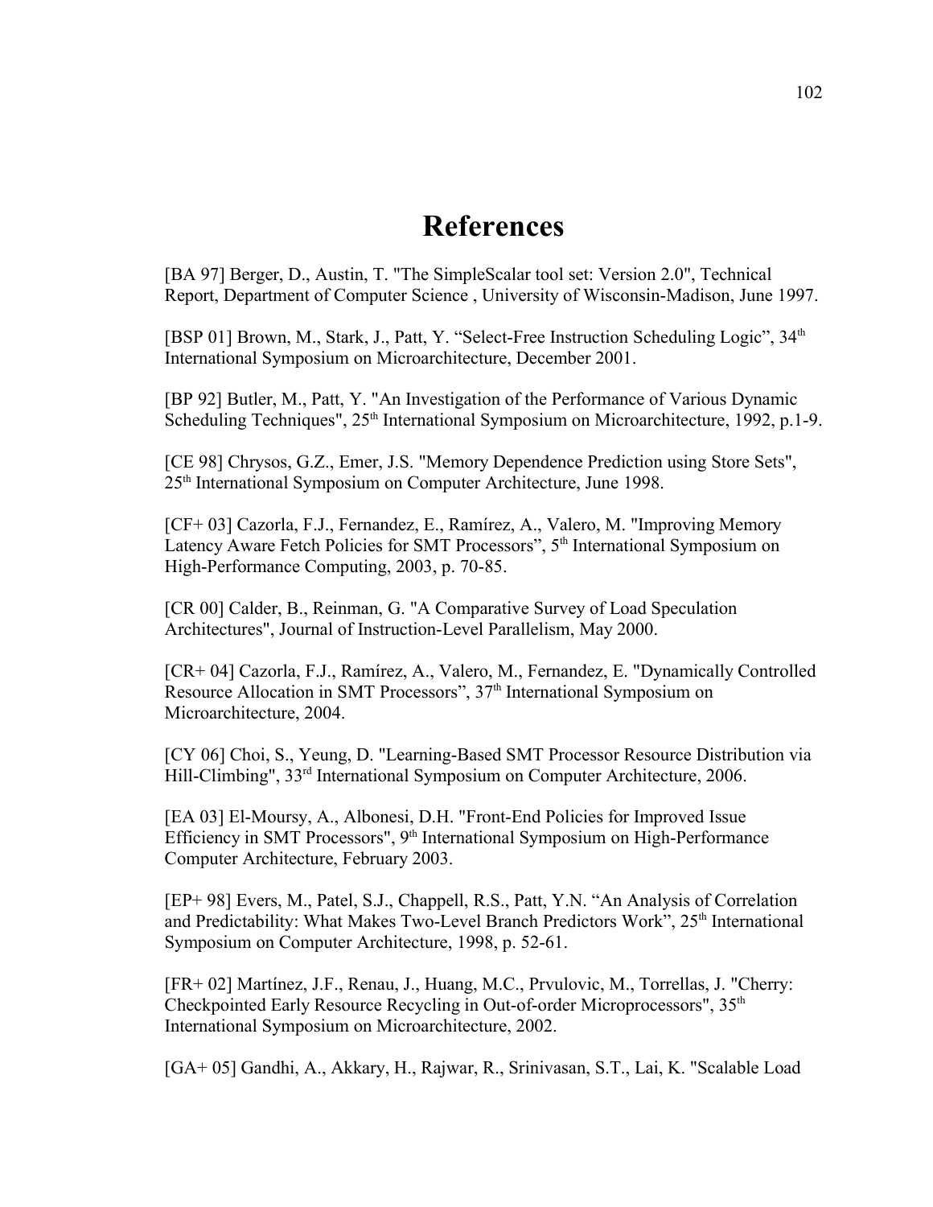# References

[BA 97] Berger, D., Austin, T. "The SimpleScalar tool set: Version 2.0", Technical Report, Department of Computer Science , University of Wisconsin-Madison, June 1997.

[BSP 01] Brown, M., Stark, J., Patt, Y. "Select-Free Instruction Scheduling Logic", 34th International Symposium on Microarchitecture, December 2001.

[BP 92] Butler, M., Patt, Y. "An Investigation of the Performance of Various Dynamic Scheduling Techniques", 25th International Symposium on Microarchitecture, 1992, p.1-9.

[CE 98] Chrysos, G.Z., Emer, J.S. "Memory Dependence Prediction using Store Sets", 25th International Symposium on Computer Architecture, June 1998.

[CF+ 03] Cazorla, F.J., Fernandez, E., Ramírez, A., Valero, M. "Improving Memory Latency Aware Fetch Policies for SMT Processors", 5th International Symposium on High-Performance Computing, 2003, p. 70-85.

[CR 00] Calder, B., Reinman, G. "A Comparative Survey of Load Speculation Architectures", Journal of Instruction-Level Parallelism, May 2000.

[CR+ 04] Cazorla, F.J., Ramírez, A., Valero, M., Fernandez, E. "Dynamically Controlled Resource Allocation in SMT Processors", 37th International Symposium on Microarchitecture, 2004.

[CY 06] Choi, S., Yeung, D. "Learning-Based SMT Processor Resource Distribution via Hill-Climbing", 33rd International Symposium on Computer Architecture, 2006.

[EA 03] El-Moursy, A., Albonesi, D.H. "Front-End Policies for Improved Issue Efficiency in SMT Processors", 9th International Symposium on High-Performance Computer Architecture, February 2003.

[EP+ 98] Evers, M., Patel, S.J., Chappell, R.S., Patt, Y.N. "An Analysis of Correlation and Predictability: What Makes Two-Level Branch Predictors Work", 25th International Symposium on Computer Architecture, 1998, p. 52-61.

[FR+ 02] Martínez, J.F., Renau, J., Huang, M.C., Prvulovic, M., Torrellas, J. "Cherry: Checkpointed Early Resource Recycling in Out-of-order Microprocessors", 35th International Symposium on Microarchitecture, 2002.

[GA+ 05] Gandhi, A., Akkary, H., Rajwar, R., Srinivasan, S.T., Lai, K. "Scalable Load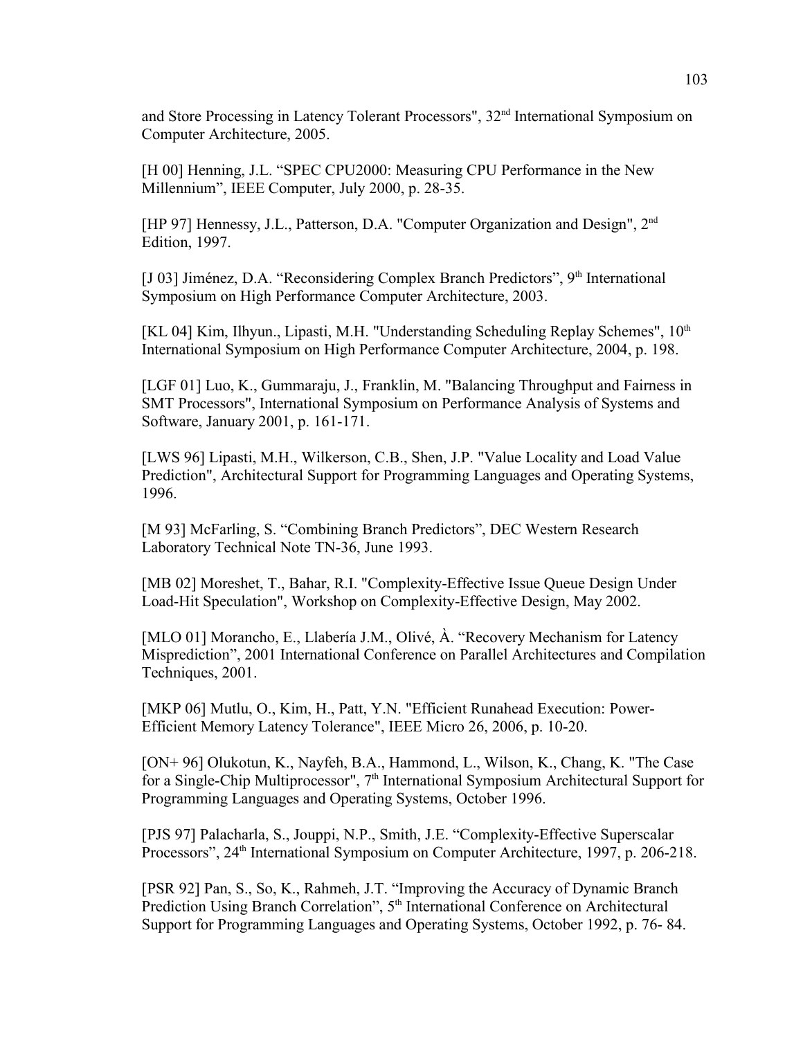and Store Processing in Latency Tolerant Processors", 32nd International Symposium on Computer Architecture, 2005.

[H 00] Henning, J.L. “SPEC CPU2000: Measuring CPU Performance in the New Millennium”, IEEE Computer, July 2000, p. 28-35.

[HP 97] Hennessy, J.L., Patterson, D.A. "Computer Organization and Design", 2nd Edition, 1997.

[J 03] Jiménez, D.A. “Reconsidering Complex Branch Predictors”, 9th International Symposium on High Performance Computer Architecture, 2003.

[KL 04] Kim, Ilhyun., Lipasti, M.H. "Understanding Scheduling Replay Schemes", 10th International Symposium on High Performance Computer Architecture, 2004, p. 198.

[LGF 01] Luo, K., Gummaraju, J., Franklin, M. "Balancing Throughput and Fairness in SMT Processors", International Symposium on Performance Analysis of Systems and Software, January 2001, p. 161-171.

[LWS 96] Lipasti, M.H., Wilkerson, C.B., Shen, J.P. "Value Locality and Load Value Prediction", Architectural Support for Programming Languages and Operating Systems, 1996.

[M 93] McFarling, S. “Combining Branch Predictors”, DEC Western Research Laboratory Technical Note TN-36, June 1993.

[MB 02] Moreshet, T., Bahar, R.I. "Complexity-Effective Issue Queue Design Under Load-Hit Speculation", Workshop on Complexity-Effective Design, May 2002.

[MLO 01] Morancho, E., Llabería J.M., Olivé, À. “Recovery Mechanism for Latency Misprediction”, 2001 International Conference on Parallel Architectures and Compilation Techniques, 2001.

[MKP 06] Mutlu, O., Kim, H., Patt, Y.N. "Efficient Runahead Execution: Power-Efficient Memory Latency Tolerance", IEEE Micro 26, 2006, p. 10-20.

[ON+ 96] Olukotun, K., Nayfeh, B.A., Hammond, L., Wilson, K., Chang, K. "The Case for a Single-Chip Multiprocessor", 7th International Symposium Architectural Support for Programming Languages and Operating Systems, October 1996.

[PJS 97] Palacharla, S., Jouppi, N.P., Smith, J.E. “Complexity-Effective Superscalar Processors”, 24th International Symposium on Computer Architecture, 1997, p. 206-218.

[PSR 92] Pan, S., So, K., Rahmeh, J.T. “Improving the Accuracy of Dynamic Branch Prediction Using Branch Correlation”, 5th International Conference on Architectural Support for Programming Languages and Operating Systems, October 1992, p. 76- 84.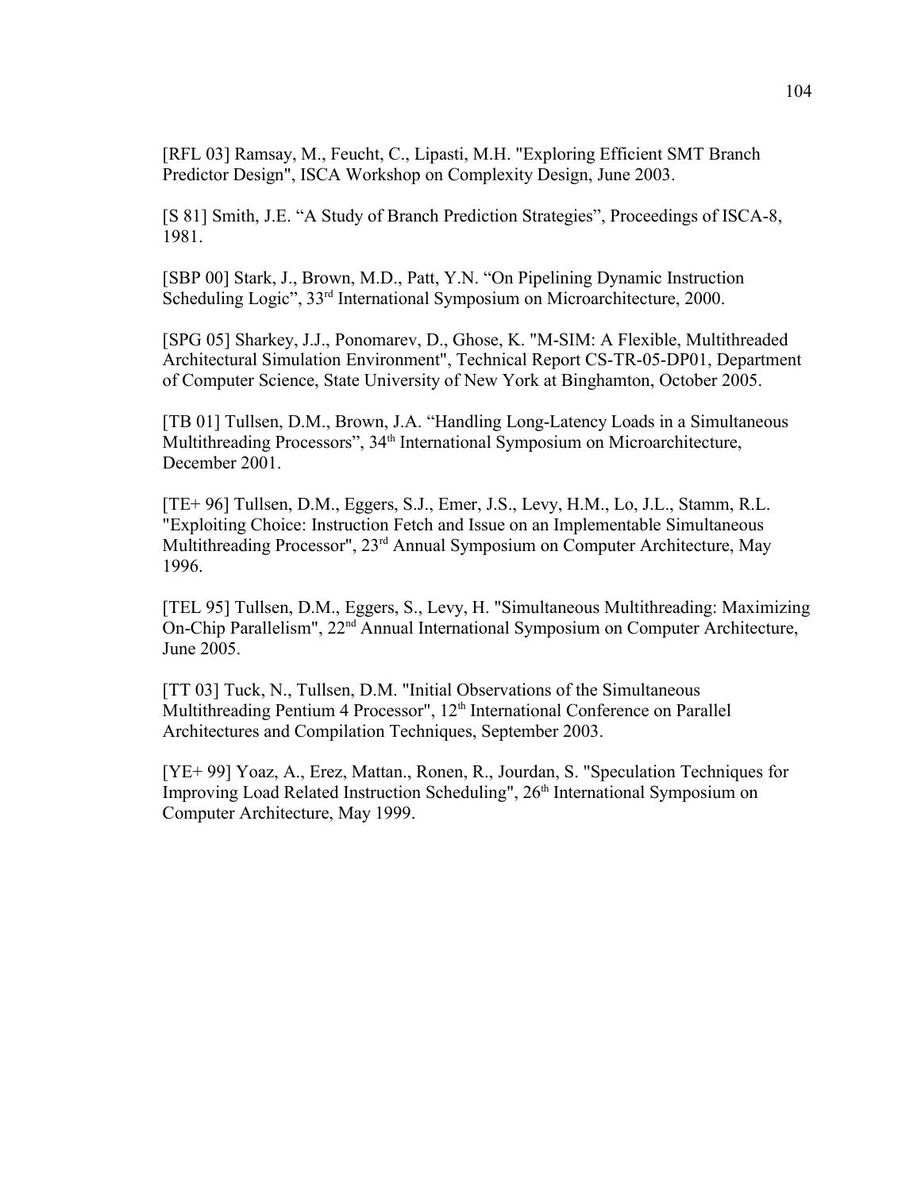[RFL 03] Ramsay, M., Feucht, C., Lipasti, M.H. "Exploring Efficient SMT Branch Predictor Design", ISCA Workshop on Complexity Design, June 2003.

[S 81] Smith, J.E. "A Study of Branch Prediction Strategies", Proceedings of ISCA-8, 1981.

[SBP 00] Stark, J., Brown, M.D., Patt, Y.N. "On Pipelining Dynamic Instruction Scheduling Logic", 33rd International Symposium on Microarchitecture, 2000.

[SPG 05] Sharkey, J.J., Ponomarev, D., Ghose, K. "M-SIM: A Flexible, Multithreaded Architectural Simulation Environment", Technical Report CS-TR-05-DP01, Department of Computer Science, State University of New York at Binghamton, October 2005.

[TB 01] Tullsen, D.M., Brown, J.A. "Handling Long-Latency Loads in a Simultaneous Multithreading Processors", 34th International Symposium on Microarchitecture, December 2001.

[TE+ 96] Tullsen, D.M., Eggers, S.J., Emer, J.S., Levy, H.M., Lo, J.L., Stamm, R.L. "Exploiting Choice: Instruction Fetch and Issue on an Implementable Simultaneous Multithreading Processor", 23rd Annual Symposium on Computer Architecture, May 1996.

[TEL 95] Tullsen, D.M., Eggers, S., Levy, H. "Simultaneous Multithreading: Maximizing On-Chip Parallelism", 22nd Annual International Symposium on Computer Architecture, June 2005.

[TT 03] Tuck, N., Tullsen, D.M. "Initial Observations of the Simultaneous Multithreading Pentium 4 Processor", 12th International Conference on Parallel Architectures and Compilation Techniques, September 2003.

[YE+ 99] Yoaz, A., Erez, Mattan., Ronen, R., Jourdan, S. "Speculation Techniques for Improving Load Related Instruction Scheduling", 26th International Symposium on Computer Architecture, May 1999.